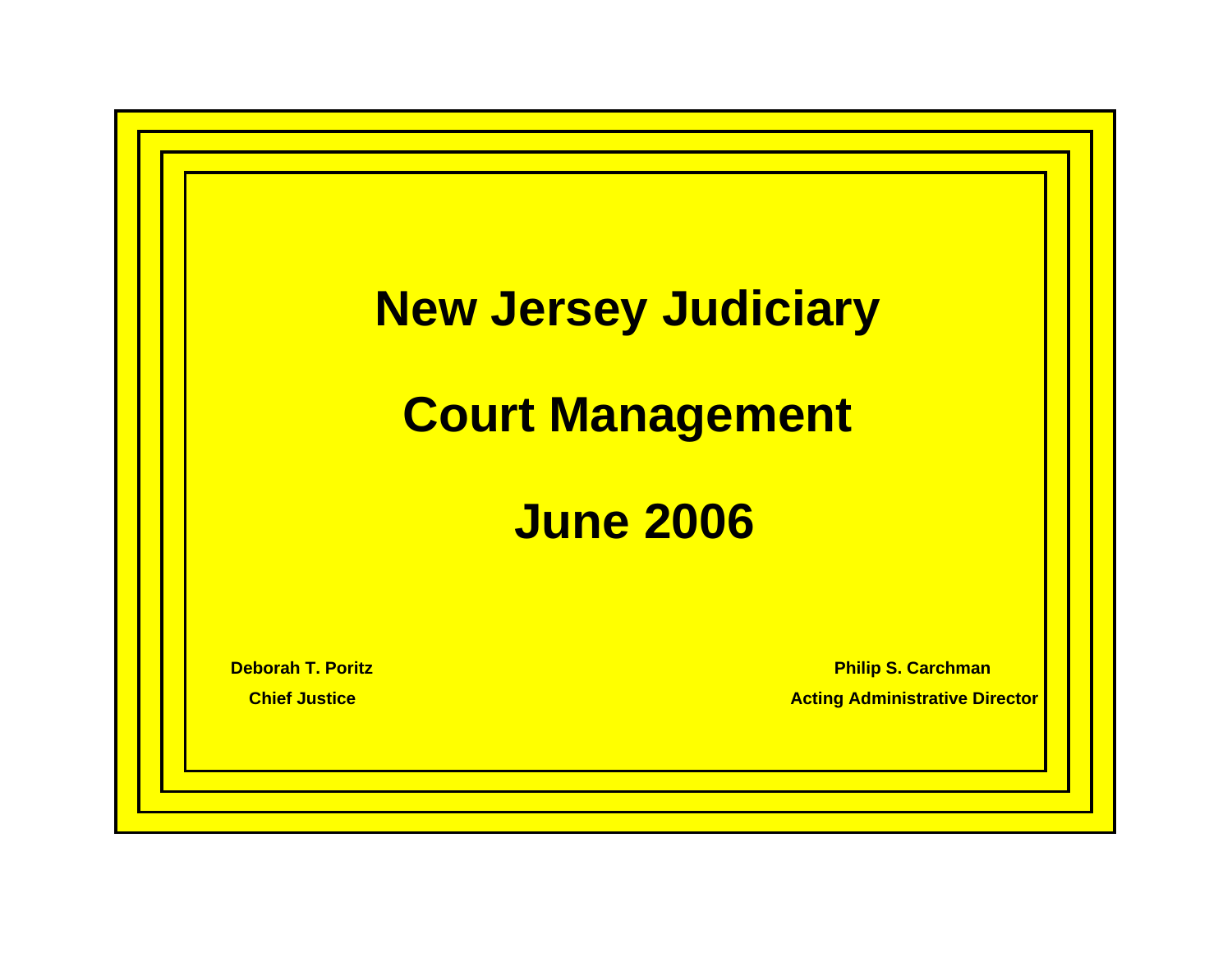# New Jersey Judiciary

# Court Management

# June 2006

**Deborah T. Poritz**
**Chief Justice**

**Philip S. Carchman**
**Acting Administrative Director**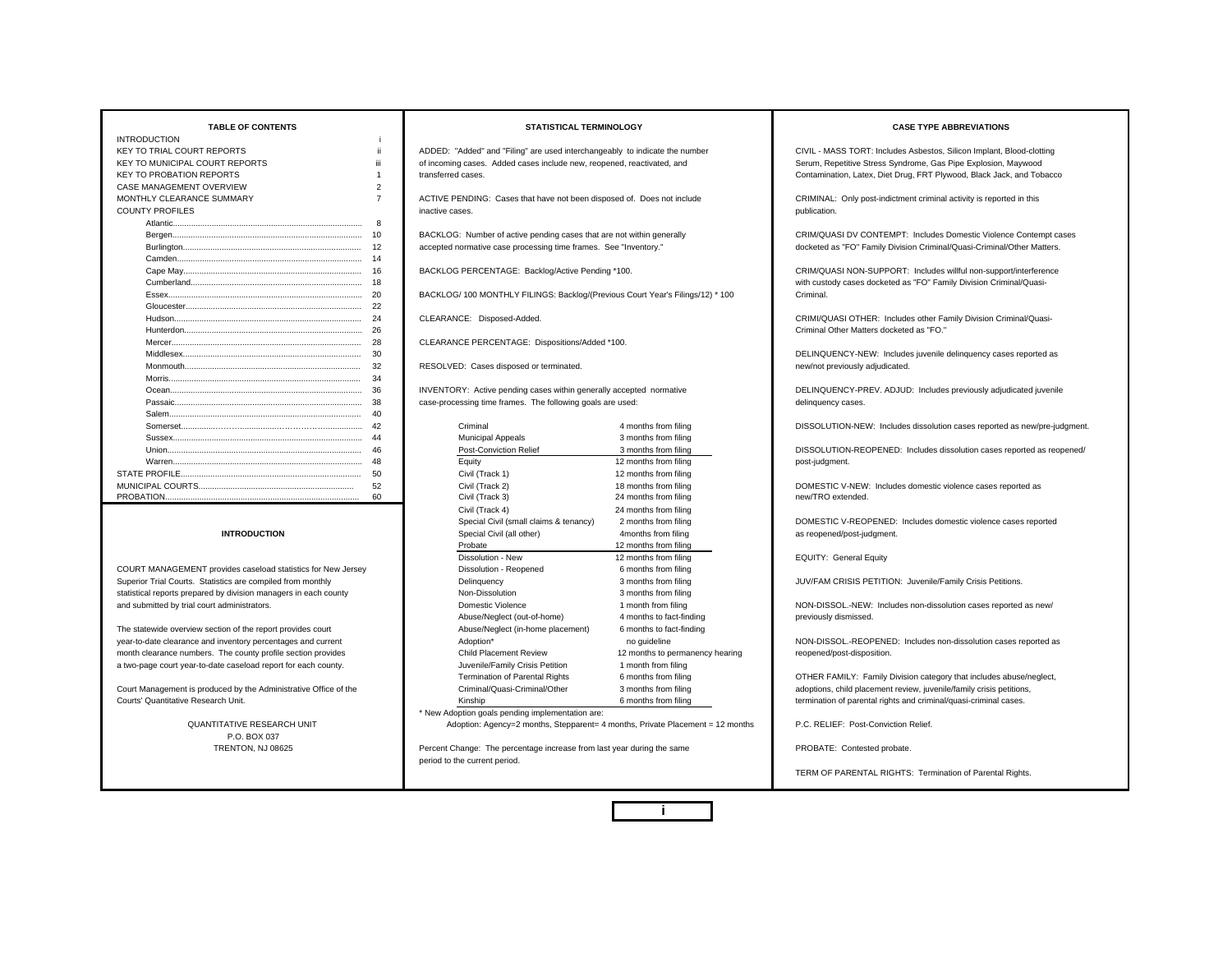## TABLE OF CONTENTS

| | |
|---|---|
| INTRODUCTION | i |
| KEY TO TRIAL COURT REPORTS | ii |
| KEY TO MUNICIPAL COURT REPORTS | iii |
| KEY TO PROBATION REPORTS | 1 |
| CASE MANAGEMENT OVERVIEW | 2 |
| MONTHLY CLEARANCE SUMMARY | 7 |
| COUNTY PROFILES | |
| Atlantic | 8 |
| Bergen | 10 |
| Burlington | 12 |
| Camden | 14 |
| Cape May | 16 |
| Cumberland | 18 |
| Essex | 20 |
| Gloucester | 22 |
| Hudson | 24 |
| Hunterdon | 26 |
| Mercer | 28 |
| Middlesex | 30 |
| Monmouth | 32 |
| Morris | 34 |
| Ocean | 36 |
| Passaic | 38 |
| Salem | 40 |
| Somerset | 42 |
| Sussex | 44 |
| Union | 46 |
| Warren | 48 |
| STATE PROFILE | 50 |
| MUNICIPAL COURTS | 52 |
| PROBATION | 60 |

## INTRODUCTION

COURT MANAGEMENT provides caseload statistics for New Jersey Superior Trial Courts. Statistics are compiled from monthly statistical reports prepared by division managers in each county and submitted by trial court administrators.

The statewide overview section of the report provides court year-to-date clearance and inventory percentages and current month clearance numbers. The county profile section provides a two-page court year-to-date caseload report for each county.

Court Management is produced by the Administrative Office of the Courts' Quantitative Research Unit.

QUANTITATIVE RESEARCH UNIT
P.O. BOX 037
TRENTON, NJ 08625

## STATISTICAL TERMINOLOGY

ADDED: "Added" and "Filing" are used interchangeably to indicate the number of incoming cases. Added cases include new, reopened, reactivated, and transferred cases.

ACTIVE PENDING: Cases that have not been disposed of. Does not include inactive cases.

BACKLOG: Number of active pending cases that are not within generally accepted normative case processing time frames. See "Inventory."

BACKLOG PERCENTAGE: Backlog/Active Pending *100.

BACKLOG/ 100 MONTHLY FILINGS: Backlog/(Previous Court Year's Filings/12) * 100

CLEARANCE: Disposed-Added.

CLEARANCE PERCENTAGE: Dispositions/Added *100.

RESOLVED: Cases disposed or terminated.

INVENTORY: Active pending cases within generally accepted normative case-processing time frames. The following goals are used:

| Case Type | Goal |
|---|---|
| Criminal | 4 months from filing |
| Municipal Appeals | 3 months from filing |
| Post-Conviction Relief | 3 months from filing |
| Equity | 12 months from filing |
| Civil (Track 1) | 12 months from filing |
| Civil (Track 2) | 18 months from filing |
| Civil (Track 3) | 24 months from filing |
| Civil (Track 4) | 24 months from filing |
| Special Civil (small claims & tenancy) | 2 months from filing |
| Special Civil (all other) | 4months from filing |
| Probate | 12 months from filing |
| Dissolution - New | 12 months from filing |
| Dissolution - Reopened | 6 months from filing |
| Delinquency | 3 months from filing |
| Non-Dissolution | 3 months from filing |
| Domestic Violence | 1 month from filing |
| Abuse/Neglect (out-of-home) | 4 months to fact-finding |
| Abuse/Neglect (in-home placement) | 6 months to fact-finding |
| Adoption* | no guideline |
| Child Placement Review | 12 months to permanency hearing |
| Juvenile/Family Crisis Petition | 1 month from filing |
| Termination of Parental Rights | 6 months from filing |
| Criminal/Quasi-Criminal/Other | 3 months from filing |
| Kinship | 6 months from filing |

\* New Adoption goals pending implementation are:
Adoption: Agency=2 months, Stepparent= 4 months, Private Placement = 12 months

Percent Change: The percentage increase from last year during the same period to the current period.

## CASE TYPE ABBREVIATIONS

CIVIL - MASS TORT: Includes Asbestos, Silicon Implant, Blood-clotting Serum, Repetitive Stress Syndrome, Gas Pipe Explosion, Maywood Contamination, Latex, Diet Drug, FRT Plywood, Black Jack, and Tobacco

CRIMINAL: Only post-indictment criminal activity is reported in this publication.

CRIM/QUASI DV CONTEMPT: Includes Domestic Violence Contempt cases docketed as "FO" Family Division Criminal/Quasi-Criminal/Other Matters.

CRIM/QUASI NON-SUPPORT: Includes willful non-support/interference with custody cases docketed as "FO" Family Division Criminal/Quasi-Criminal.

CRIM/QUASI OTHER: Includes other Family Division Criminal/Quasi-Criminal Other Matters docketed as "FO."

DELINQUENCY-NEW: Includes juvenile delinquency cases reported as new/not previously adjudicated.

DELINQUENCY-PREV. ADJUD: Includes previously adjudicated juvenile delinquency cases.

DISSOLUTION-NEW: Includes dissolution cases reported as new/pre-judgment.

DISSOLUTION-REOPENED: Includes dissolution cases reported as reopened/post-judgment.

DOMESTIC V-NEW: Includes domestic violence cases reported as new/TRO extended.

DOMESTIC V-REOPENED: Includes domestic violence cases reported as reopened/post-judgment.

EQUITY: General Equity

JUV/FAM CRISIS PETITION: Juvenile/Family Crisis Petitions.

NON-DISSOL.-NEW: Includes non-dissolution cases reported as new/ previously dismissed.

NON-DISSOL.-REOPENED: Includes non-dissolution cases reported as reopened/post-disposition.

OTHER FAMILY: Family Division category that includes abuse/neglect, adoptions, child placement review, juvenile/family crisis petitions, termination of parental rights and criminal/quasi-criminal cases.

P.C. RELIEF: Post-Conviction Relief.

PROBATE: Contested probate.

TERM OF PARENTAL RIGHTS: Termination of Parental Rights.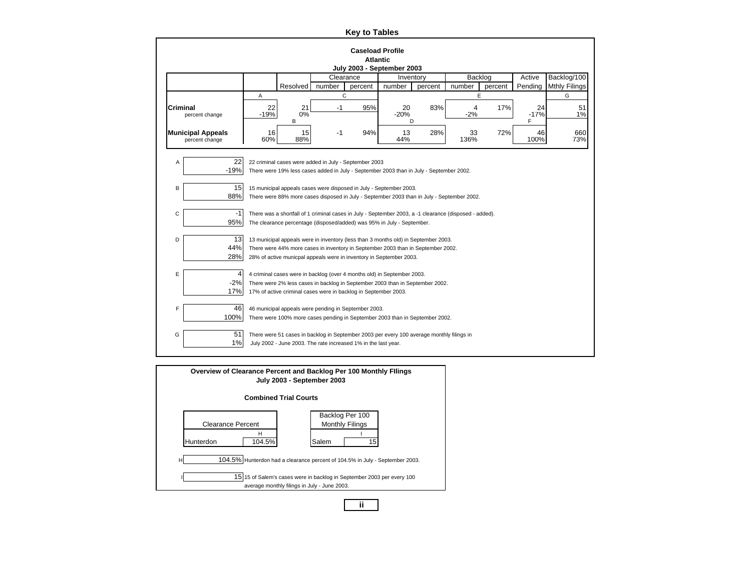# Key to Tables

## Caseload Profile
### Atlantic
### July 2003 - September 2003

| | | Resolved | Clearance number | Clearance percent | Inventory number | Inventory percent | Backlog number | Backlog percent | Active Pending | Backlog/100 Mthly Filings |
|---|---|---|---|---|---|---|---|---|---|---|
| | A | | C | | | | E | | | G |
| **Criminal** | 22 | 21 | -1 | 95% | 20 | 83% | 4 | 17% | 24 | 51 |
| percent change | -19% | 0% | | | -20% | | -2% | | -17% | 1% |
| | | B | | | D | | | | F | |
| **Municipal Appeals** | 16 | 15 | -1 | 94% | 13 | 28% | 33 | 72% | 46 | 660 |
| percent change | 60% | 88% | | | 44% | | 136% | | 100% | 73% |

A — 22 / -19%
22 criminal cases were added in July - September 2003
There were 19% less cases added in July - September 2003 than in July - September 2002.

B — 15 / 88%
15 municipal appeals cases were disposed in July - September 2003.
There were 88% more cases disposed in July - September 2003 than in July - September 2002.

C — -1 / 95%
There was a shortfall of 1 criminal cases in July - September 2003, a -1 clearance (disposed - added).
The clearance percentage (disposed/added) was 95% in July - September.

D — 13 / 44% / 28%
13 municipal appeals were in inventory (less than 3 months old) in September 2003.
There were 44% more cases in inventory in September 2003 than in September 2002.
28% of active municpal appeals were in inventory in September 2003.

E — 4 / -2% / 17%
4 criminal cases were in backlog (over 4 months old) in September 2003.
There were 2% less cases in backlog in September 2003 than in September 2002.
17% of active criminal cases were in backlog in September 2003.

F — 46 / 100%
46 municipal appeals were pending in September 2003.
There were 100% more cases pending in September 2003 than in September 2002.

G — 51 / 1%
There were 51 cases in backlog in September 2003 per every 100 average monthly filings in July 2002 - June 2003. The rate increased 1% in the last year.

## Overview of Clearance Percent and Backlog Per 100 Monthly FIlings
### July 2003 - September 2003

**Combined Trial Courts**

| Clearance Percent | |
|---|---|
| | H |
| Hunterdon | 104.5% |

| Backlog Per 100 Monthly Filings | |
|---|---|
| | I |
| Salem | 15 |

H — 104.5% Hunterdon had a clearance percent of 104.5% in July - September 2003.

I — 15 15 of Salem's cases were in backlog in September 2003 per every 100 average monthly filings in July - June 2003.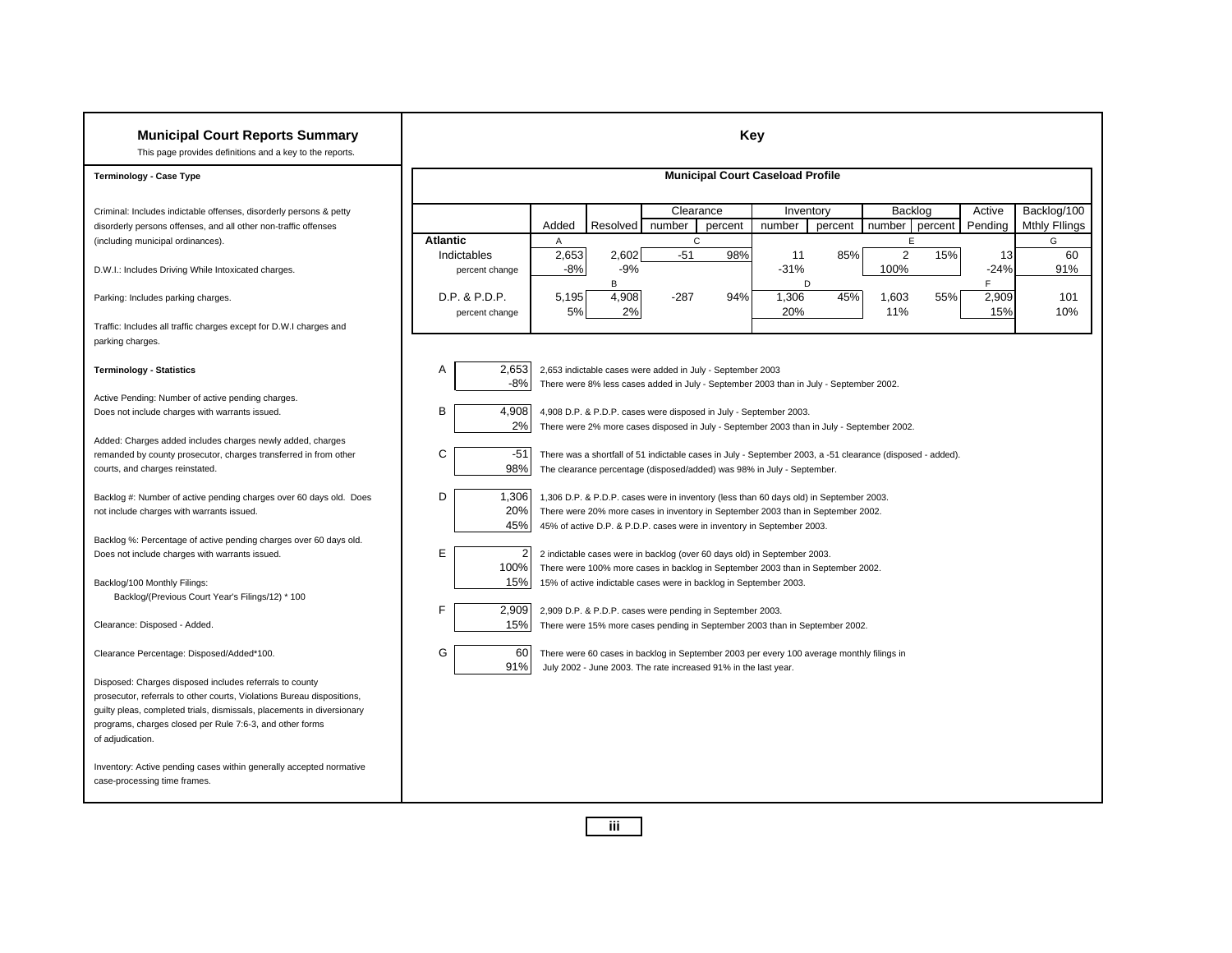# Municipal Court Reports Summary

This page provides definitions and a key to the reports.

**Terminology - Case Type**

Criminal: Includes indictable offenses, disorderly persons & petty disorderly persons offenses, and all other non-traffic offenses (including municipal ordinances).

D.W.I.: Includes Driving While Intoxicated charges.

Parking: Includes parking charges.

Traffic: Includes all traffic charges except for D.W.I charges and parking charges.

**Terminology - Statistics**

Active Pending: Number of active pending charges. Does not include charges with warrants issued.

Added: Charges added includes charges newly added, charges remanded by county prosecutor, charges transferred in from other courts, and charges reinstated.

Backlog #: Number of active pending charges over 60 days old. Does not include charges with warrants issued.

Backlog %: Percentage of active pending charges over 60 days old. Does not include charges with warrants issued.

Backlog/100 Monthly Filings:
Backlog/(Previous Court Year's Filings/12) * 100

Clearance: Disposed - Added.

Clearance Percentage: Disposed/Added*100.

Disposed: Charges disposed includes referrals to county prosecutor, referrals to other courts, Violations Bureau dispositions, guilty pleas, completed trials, dismissals, placements in diversionary programs, charges closed per Rule 7:6-3, and other forms of adjudication.

Inventory: Active pending cases within generally accepted normative case-processing time frames.

## Key

### Municipal Court Caseload Profile

| | Added | Resolved | Clearance number | Clearance percent | Inventory number | Inventory percent | Backlog number | Backlog percent | Active Pending | Backlog/100 Mthly FIlings |
|---|---|---|---|---|---|---|---|---|---|---|
| **Atlantic** | A | | C | | | | E | | | G |
| Indictables | 2,653 | 2,602 | -51 | 98% | 11 | 85% | 2 | 15% | 13 | 60 |
| percent change | -8% | -9% | | | -31% | | 100% | | -24% | 91% |
| | | B | | | D | | | | F | |
| D.P. & P.D.P. | 5,195 | 4,908 | -287 | 94% | 1,306 | 45% | 1,603 | 55% | 2,909 | 101 |
| percent change | 5% | 2% | | | 20% | | 11% | | 15% | 10% |

A — 2,653: 2,653 indictable cases were added in July - September 2003
-8%: There were 8% less cases added in July - September 2003 than in July - September 2002.

B — 4,908: 4,908 D.P. & P.D.P. cases were disposed in July - September 2003.
2%: There were 2% more cases disposed in July - September 2003 than in July - September 2002.

C — -51: There was a shortfall of 51 indictable cases in July - September 2003, a -51 clearance (disposed - added).
98%: The clearance percentage (disposed/added) was 98% in July - September.

D — 1,306: 1,306 D.P. & P.D.P. cases were in inventory (less than 60 days old) in September 2003.
20%: There were 20% more cases in inventory in September 2003 than in September 2002.
45%: 45% of active D.P. & P.D.P. cases were in inventory in September 2003.

E — 2: 2 indictable cases were in backlog (over 60 days old) in September 2003.
100%: There were 100% more cases in backlog in September 2003 than in September 2002.
15%: 15% of active indictable cases were in backlog in September 2003.

F — 2,909: 2,909 D.P. & P.D.P. cases were pending in September 2003.
15%: There were 15% more cases pending in September 2003 than in September 2002.

G — 60: There were 60 cases in backlog in September 2003 per every 100 average monthly filings in
91%: July 2002 - June 2003. The rate increased 91% in the last year.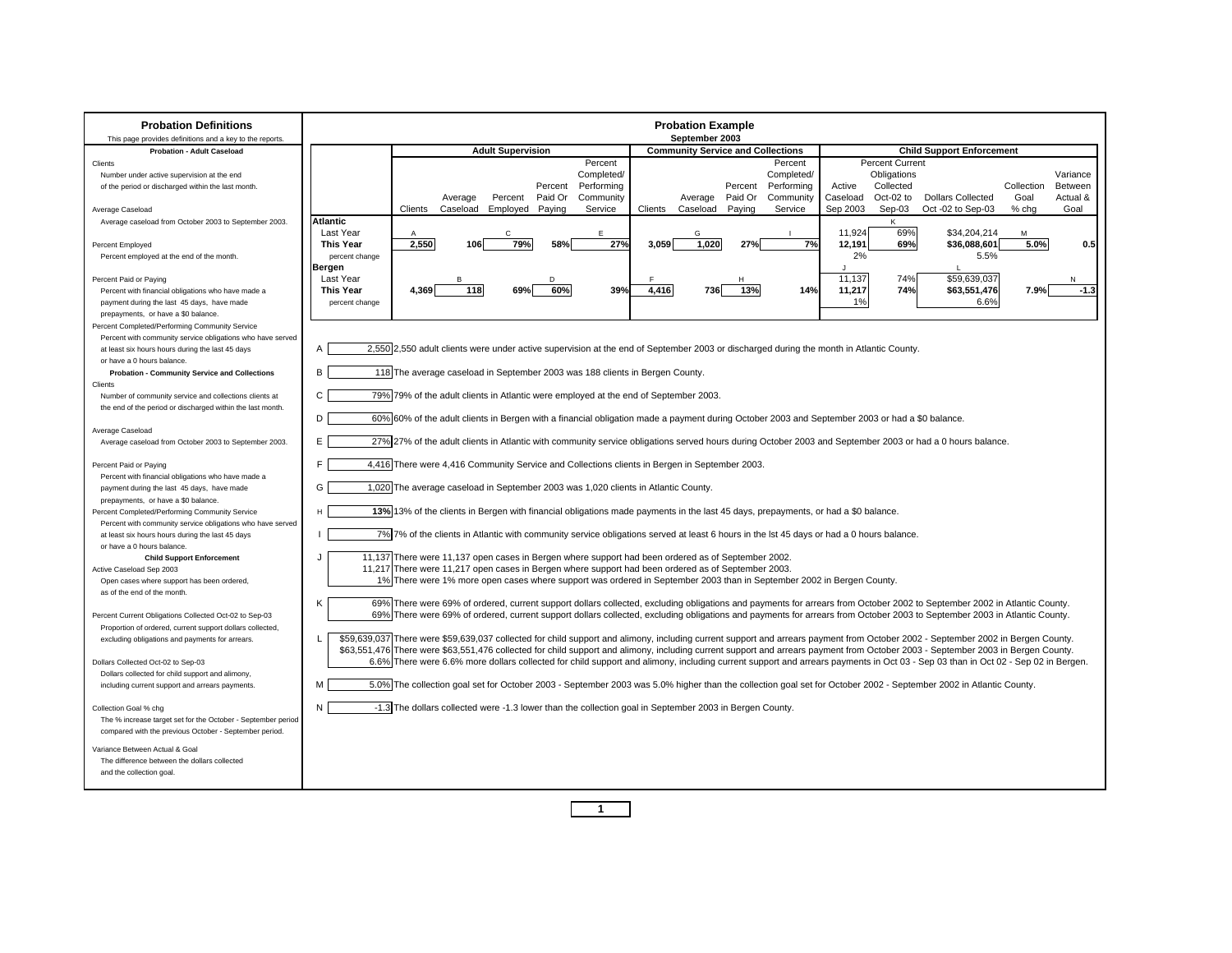## Probation Definitions

This page provides definitions and a key to the reports.

**Probation - Adult Caseload**

Clients
Number under active supervision at the end of the period or discharged within the last month.

Average Caseload
Average caseload from October 2003 to September 2003.

Percent Employed
Percent employed at the end of the month.

Percent Paid or Paying
Percent with financial obligations who have made a payment during the last 45 days, have made prepayments, or have a $0 balance.

Percent Completed/Performing Community Service
Percent with community service obligations who have served at least six hours hours during the last 45 days or have a 0 hours balance.

**Probation - Community Service and Collections**

Clients
Number of community service and collections clients at the end of the period or discharged within the last month.

Average Caseload
Average caseload from October 2003 to September 2003.

Percent Paid or Paying
Percent with financial obligations who have made a payment during the last 45 days, have made prepayments, or have a $0 balance.

Percent Completed/Performing Community Service
Percent with community service obligations who have served at least six hours hours during the last 45 days or have a 0 hours balance.

**Child Support Enforcement**

Active Caseload Sep 2003
Open cases where support has been ordered, as of the end of the month.

Percent Current Obligations Collected Oct-02 to Sep-03
Proportion of ordered, current support dollars collected, excluding obligations and payments for arrears.

Dollars Collected Oct-02 to Sep-03
Dollars collected for child support and alimony, including current support and arrears payments.

Collection Goal % chg
The % increase target set for the October - September period compared with the previous October - September period.

Variance Between Actual & Goal
The difference between the dollars collected and the collection goal.

## Probation Example

### September 2003

| | Adult Supervision | | | | | Community Service and Collections | | | | Child Support Enforcement | | | | |
|---|---|---|---|---|---|---|---|---|---|---|---|---|---|---|
| | Clients | Average Caseload | Percent Employed | Percent Paid Or Paying | Percent Completed/ Performing Community Service | Clients | Average Caseload | Percent Paid Or Paying | Percent Completed/ Performing Community Service | Active Caseload Sep 2003 | Percent Current Obligations Collected Oct-02 to Sep-03 | Dollars Collected Oct -02 to Sep-03 | Collection Goal % chg | Variance Between Actual & Goal |
| **Atlantic** | | | | | | | | | | | | | | |
| Last Year | A | | C | | E | | G | | I | 11,924 | K 69% | $34,204,214 | M | |
| **This Year** | **2,550** | **106** | **79%** | **58%** | **27%** | **3,059** | **1,020** | **27%** | **7%** | **12,191** | **69%** | **$36,088,601** | **5.0%** | **0.5** |
| percent change | | | | | | | | | | 2% | | 5.5% | | |
| **Bergen** | | | | | | | | | | | | | | |
| Last Year | | B | | D | | F | | H | | J 11,137 | 74% | L $59,639,037 | | N |
| **This Year** | **4,369** | **118** | **69%** | **60%** | **39%** | **4,416** | **736** | **13%** | **14%** | **11,217** | **74%** | **$63,551,476** | **7.9%** | **-1.3** |
| percent change | | | | | | | | | | 1% | | 6.6% | | |

A — 2,550 — 2,550 adult clients were under active supervision at the end of September 2003 or discharged during the month in Atlantic County.

B — 118 — The average caseload in September 2003 was 188 clients in Bergen County.

C — 79% — 79% of the adult clients in Atlantic were employed at the end of September 2003.

D — 60% — 60% of the adult clients in Bergen with a financial obligation made a payment during October 2003 and September 2003 or had a $0 balance.

E — 27% — 27% of the adult clients in Atlantic with community service obligations served hours during October 2003 and September 2003 or had a 0 hours balance.

F — 4,416 — There were 4,416 Community Service and Collections clients in Bergen in September 2003.

G — 1,020 — The average caseload in September 2003 was 1,020 clients in Atlantic County.

H — **13%** — 13% of the clients in Bergen with financial obligations made payments in the last 45 days, prepayments, or had a $0 balance.

I — 7% — 7% of the clients in Atlantic with community service obligations served at least 6 hours in the lst 45 days or had a 0 hours balance.

J — 11,137 — There were 11,137 open cases in Bergen where support had been ordered as of September 2002.
11,217 — There were 11,217 open cases in Bergen where support had been ordered as of September 2003.
1% — There were 1% more open cases where support was ordered in September 2003 than in September 2002 in Bergen County.

K — 69% — There were 69% of ordered, current support dollars collected, excluding obligations and payments for arrears from October 2002 to September 2002 in Atlantic County.
69% — There were 69% of ordered, current support dollars collected, excluding obligations and payments for arrears from October 2003 to September 2003 in Atlantic County.

L — $59,639,037 — There were $59,639,037 collected for child support and alimony, including current support and arrears payment from October 2002 - September 2002 in Bergen County.
$63,551,476 — There were $63,551,476 collected for child support and alimony, including current support and arrears payment from October 2003 - September 2003 in Bergen County.
6.6% — There were 6.6% more dollars collected for child support and alimony, including current support and arrears payments in Oct 03 - Sep 03 than in Oct 02 - Sep 02 in Bergen.

M — 5.0% — The collection goal set for October 2003 - September 2003 was 5.0% higher than the collection goal set for October 2002 - September 2002 in Atlantic County.

N — -1.3 — The dollars collected were -1.3 lower than the collection goal in September 2003 in Bergen County.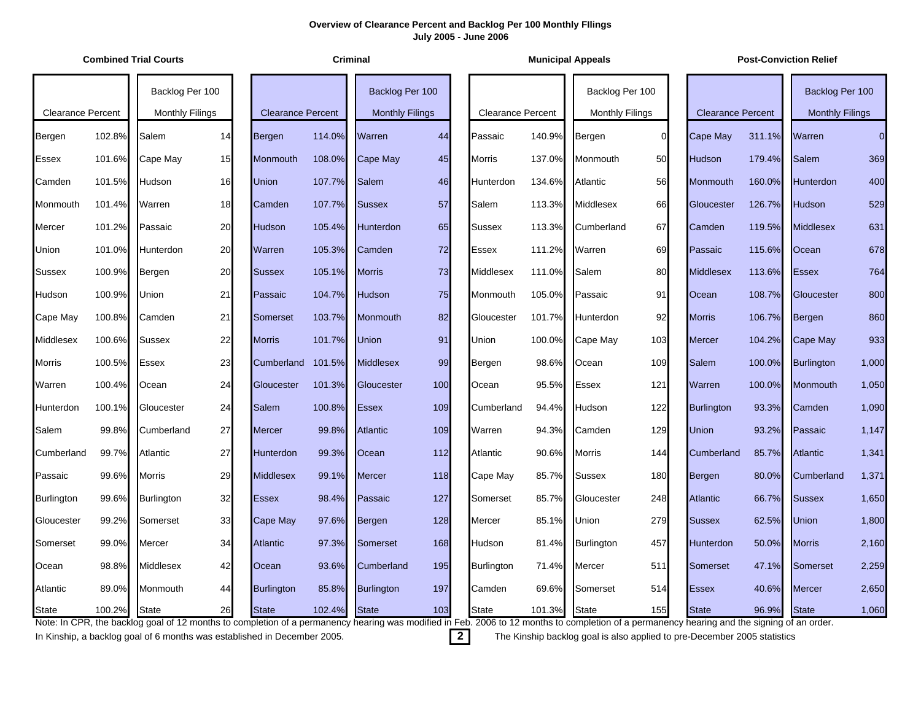# Overview of Clearance Percent and Backlog Per 100 Monthly FIlings

## July 2005 - June 2006

### Combined Trial Courts

| Clearance Percent | | Backlog Per 100 Monthly Filings | |
|---|---|---|---|
| Bergen | 102.8% | Salem | 14 |
| Essex | 101.6% | Cape May | 15 |
| Camden | 101.5% | Hudson | 16 |
| Monmouth | 101.4% | Warren | 18 |
| Mercer | 101.2% | Passaic | 20 |
| Union | 101.0% | Hunterdon | 20 |
| Sussex | 100.9% | Bergen | 20 |
| Hudson | 100.9% | Union | 21 |
| Cape May | 100.8% | Camden | 21 |
| Middlesex | 100.6% | Sussex | 22 |
| Morris | 100.5% | Essex | 23 |
| Warren | 100.4% | Ocean | 24 |
| Hunterdon | 100.1% | Gloucester | 24 |
| Salem | 99.8% | Cumberland | 27 |
| Cumberland | 99.7% | Atlantic | 27 |
| Passaic | 99.6% | Morris | 29 |
| Burlington | 99.6% | Burlington | 32 |
| Gloucester | 99.2% | Somerset | 33 |
| Somerset | 99.0% | Mercer | 34 |
| Ocean | 98.8% | Middlesex | 42 |
| Atlantic | 89.0% | Monmouth | 44 |
| State | 100.2% | State | 26 |

### Criminal

| Clearance Percent | | Backlog Per 100 Monthly Filings | |
|---|---|---|---|
| Bergen | 114.0% | Warren | 44 |
| Monmouth | 108.0% | Cape May | 45 |
| Union | 107.7% | Salem | 46 |
| Camden | 107.7% | Sussex | 57 |
| Hudson | 105.4% | Hunterdon | 65 |
| Warren | 105.3% | Camden | 72 |
| Sussex | 105.1% | Morris | 73 |
| Passaic | 104.7% | Hudson | 75 |
| Somerset | 103.7% | Monmouth | 82 |
| Morris | 101.7% | Union | 91 |
| Cumberland | 101.5% | Middlesex | 99 |
| Gloucester | 101.3% | Gloucester | 100 |
| Salem | 100.8% | Essex | 109 |
| Mercer | 99.8% | Atlantic | 109 |
| Hunterdon | 99.3% | Ocean | 112 |
| Middlesex | 99.1% | Mercer | 118 |
| Essex | 98.4% | Passaic | 127 |
| Cape May | 97.6% | Bergen | 128 |
| Atlantic | 97.3% | Somerset | 168 |
| Ocean | 93.6% | Cumberland | 195 |
| Burlington | 85.8% | Burlington | 197 |
| State | 102.4% | State | 103 |

### Municipal Appeals

| Clearance Percent | | Backlog Per 100 Monthly Filings | |
|---|---|---|---|
| Passaic | 140.9% | Bergen | 0 |
| Morris | 137.0% | Monmouth | 50 |
| Hunterdon | 134.6% | Atlantic | 56 |
| Salem | 113.3% | Middlesex | 66 |
| Sussex | 113.3% | Cumberland | 67 |
| Essex | 111.2% | Warren | 69 |
| Middlesex | 111.0% | Salem | 80 |
| Monmouth | 105.0% | Passaic | 91 |
| Gloucester | 101.7% | Hunterdon | 92 |
| Union | 100.0% | Cape May | 103 |
| Bergen | 98.6% | Ocean | 109 |
| Ocean | 95.5% | Essex | 121 |
| Cumberland | 94.4% | Hudson | 122 |
| Warren | 94.3% | Camden | 129 |
| Atlantic | 90.6% | Morris | 144 |
| Cape May | 85.7% | Sussex | 180 |
| Somerset | 85.7% | Gloucester | 248 |
| Mercer | 85.1% | Union | 279 |
| Hudson | 81.4% | Burlington | 457 |
| Burlington | 71.4% | Mercer | 511 |
| Camden | 69.6% | Somerset | 514 |
| State | 101.3% | State | 155 |

### Post-Conviction Relief

| Clearance Percent | | Backlog Per 100 Monthly Filings | |
|---|---|---|---|
| Cape May | 311.1% | Warren | 0 |
| Hudson | 179.4% | Salem | 369 |
| Monmouth | 160.0% | Hunterdon | 400 |
| Gloucester | 126.7% | Hudson | 529 |
| Camden | 119.5% | Middlesex | 631 |
| Passaic | 115.6% | Ocean | 678 |
| Middlesex | 113.6% | Essex | 764 |
| Ocean | 108.7% | Gloucester | 800 |
| Morris | 106.7% | Bergen | 860 |
| Mercer | 104.2% | Cape May | 933 |
| Salem | 100.0% | Burlington | 1,000 |
| Warren | 100.0% | Monmouth | 1,050 |
| Burlington | 93.3% | Camden | 1,090 |
| Union | 93.2% | Passaic | 1,147 |
| Cumberland | 85.7% | Atlantic | 1,341 |
| Bergen | 80.0% | Cumberland | 1,371 |
| Atlantic | 66.7% | Sussex | 1,650 |
| Sussex | 62.5% | Union | 1,800 |
| Hunterdon | 50.0% | Morris | 2,160 |
| Somerset | 47.1% | Somerset | 2,259 |
| Essex | 40.6% | Mercer | 2,650 |
| State | 96.9% | State | 1,060 |

Note: In CPR, the backlog goal of 12 months to completion of a permanency hearing was modified in Feb. 2006 to 12 months to completion of a permanency hearing and the signing of an order.

In Kinship, a backlog goal of 6 months was established in December 2005. The Kinship backlog goal is also applied to pre-December 2005 statistics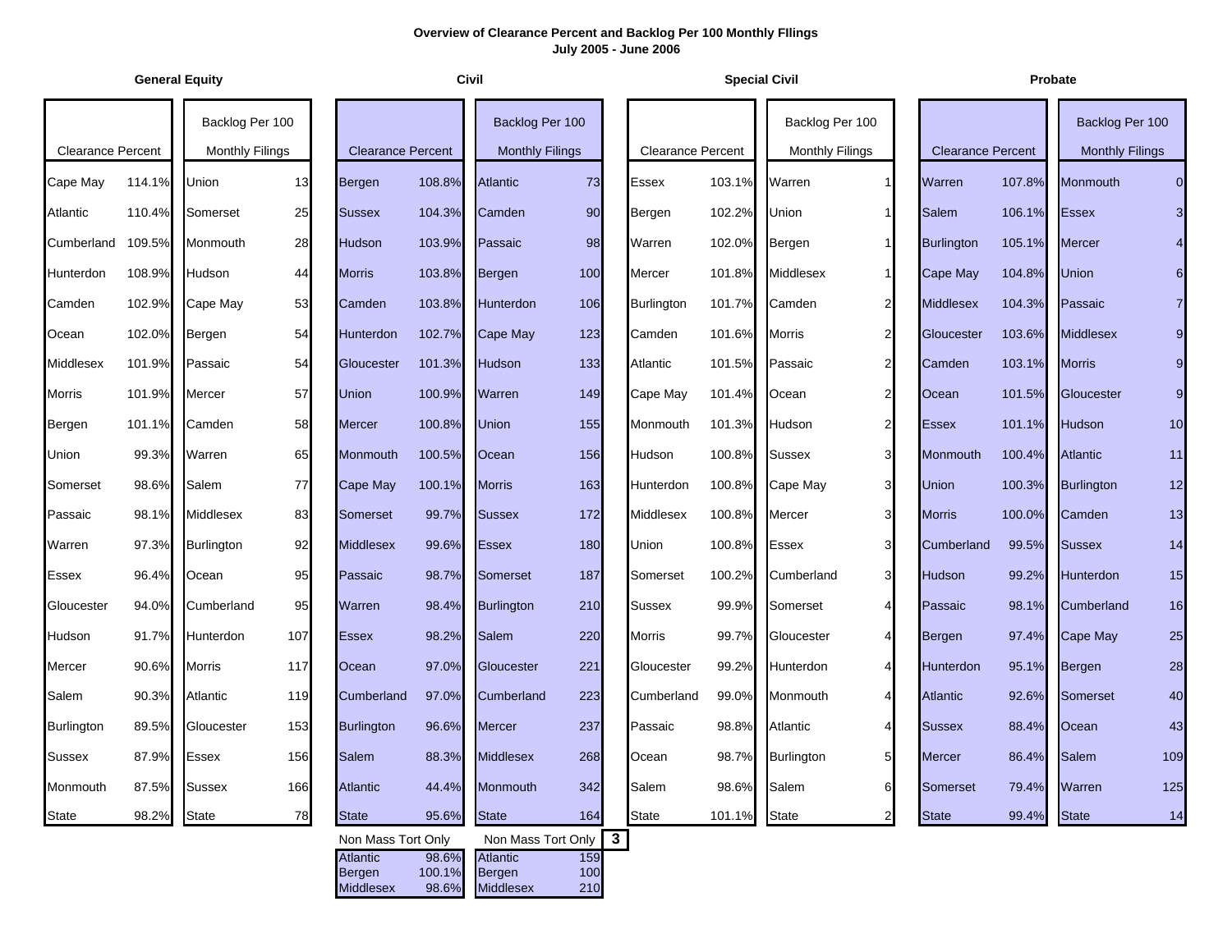**Overview of Clearance Percent and Backlog Per 100 Monthly FIlings**
**July 2005 - June 2006**

## General Equity

| Clearance Percent | | Backlog Per 100 Monthly Filings | |
|---|---|---|---|
| Cape May | 114.1% | Union | 13 |
| Atlantic | 110.4% | Somerset | 25 |
| Cumberland | 109.5% | Monmouth | 28 |
| Hunterdon | 108.9% | Hudson | 44 |
| Camden | 102.9% | Cape May | 53 |
| Ocean | 102.0% | Bergen | 54 |
| Middlesex | 101.9% | Passaic | 54 |
| Morris | 101.9% | Mercer | 57 |
| Bergen | 101.1% | Camden | 58 |
| Union | 99.3% | Warren | 65 |
| Somerset | 98.6% | Salem | 77 |
| Passaic | 98.1% | Middlesex | 83 |
| Warren | 97.3% | Burlington | 92 |
| Essex | 96.4% | Ocean | 95 |
| Gloucester | 94.0% | Cumberland | 95 |
| Hudson | 91.7% | Hunterdon | 107 |
| Mercer | 90.6% | Morris | 117 |
| Salem | 90.3% | Atlantic | 119 |
| Burlington | 89.5% | Gloucester | 153 |
| Sussex | 87.9% | Essex | 156 |
| Monmouth | 87.5% | Sussex | 166 |
| State | 98.2% | State | 78 |

## Civil

| Clearance Percent | | Backlog Per 100 Monthly Filings | |
|---|---|---|---|
| Bergen | 108.8% | Atlantic | 73 |
| Sussex | 104.3% | Camden | 90 |
| Hudson | 103.9% | Passaic | 98 |
| Morris | 103.8% | Bergen | 100 |
| Camden | 103.8% | Hunterdon | 106 |
| Hunterdon | 102.7% | Cape May | 123 |
| Gloucester | 101.3% | Hudson | 133 |
| Union | 100.9% | Warren | 149 |
| Mercer | 100.8% | Union | 155 |
| Monmouth | 100.5% | Ocean | 156 |
| Cape May | 100.1% | Morris | 163 |
| Somerset | 99.7% | Sussex | 172 |
| Middlesex | 99.6% | Essex | 180 |
| Passaic | 98.7% | Somerset | 187 |
| Warren | 98.4% | Burlington | 210 |
| Essex | 98.2% | Salem | 220 |
| Ocean | 97.0% | Gloucester | 221 |
| Cumberland | 97.0% | Cumberland | 223 |
| Burlington | 96.6% | Mercer | 237 |
| Salem | 88.3% | Middlesex | 268 |
| Atlantic | 44.4% | Monmouth | 342 |
| State | 95.6% | State | 164 |

| Non Mass Tort Only | | Non Mass Tort Only [3] | |
|---|---|---|---|
| Atlantic | 98.6% | Atlantic | 159 |
| Bergen | 100.1% | Bergen | 100 |
| Middlesex | 98.6% | Middlesex | 210 |

## Special Civil

| Clearance Percent | | Backlog Per 100 Monthly Filings | |
|---|---|---|---|
| Essex | 103.1% | Warren | 1 |
| Bergen | 102.2% | Union | 1 |
| Warren | 102.0% | Bergen | 1 |
| Mercer | 101.8% | Middlesex | 1 |
| Burlington | 101.7% | Camden | 2 |
| Camden | 101.6% | Morris | 2 |
| Atlantic | 101.5% | Passaic | 2 |
| Cape May | 101.4% | Ocean | 2 |
| Monmouth | 101.3% | Hudson | 2 |
| Hudson | 100.8% | Sussex | 3 |
| Hunterdon | 100.8% | Cape May | 3 |
| Middlesex | 100.8% | Mercer | 3 |
| Union | 100.8% | Essex | 3 |
| Somerset | 100.2% | Cumberland | 3 |
| Sussex | 99.9% | Somerset | 4 |
| Morris | 99.7% | Gloucester | 4 |
| Gloucester | 99.2% | Hunterdon | 4 |
| Cumberland | 99.0% | Monmouth | 4 |
| Passaic | 98.8% | Atlantic | 4 |
| Ocean | 98.7% | Burlington | 5 |
| Salem | 98.6% | Salem | 6 |
| State | 101.1% | State | 2 |

## Probate

| Clearance Percent | | Backlog Per 100 Monthly Filings | |
|---|---|---|---|
| Warren | 107.8% | Monmouth | 0 |
| Salem | 106.1% | Essex | 3 |
| Burlington | 105.1% | Mercer | 4 |
| Cape May | 104.8% | Union | 6 |
| Middlesex | 104.3% | Passaic | 7 |
| Gloucester | 103.6% | Middlesex | 9 |
| Camden | 103.1% | Morris | 9 |
| Ocean | 101.5% | Gloucester | 9 |
| Essex | 101.1% | Hudson | 10 |
| Monmouth | 100.4% | Atlantic | 11 |
| Union | 100.3% | Burlington | 12 |
| Morris | 100.0% | Camden | 13 |
| Cumberland | 99.5% | Sussex | 14 |
| Hudson | 99.2% | Hunterdon | 15 |
| Passaic | 98.1% | Cumberland | 16 |
| Bergen | 97.4% | Cape May | 25 |
| Hunterdon | 95.1% | Bergen | 28 |
| Atlantic | 92.6% | Somerset | 40 |
| Sussex | 88.4% | Ocean | 43 |
| Mercer | 86.4% | Salem | 109 |
| Somerset | 79.4% | Warren | 125 |
| State | 99.4% | State | 14 |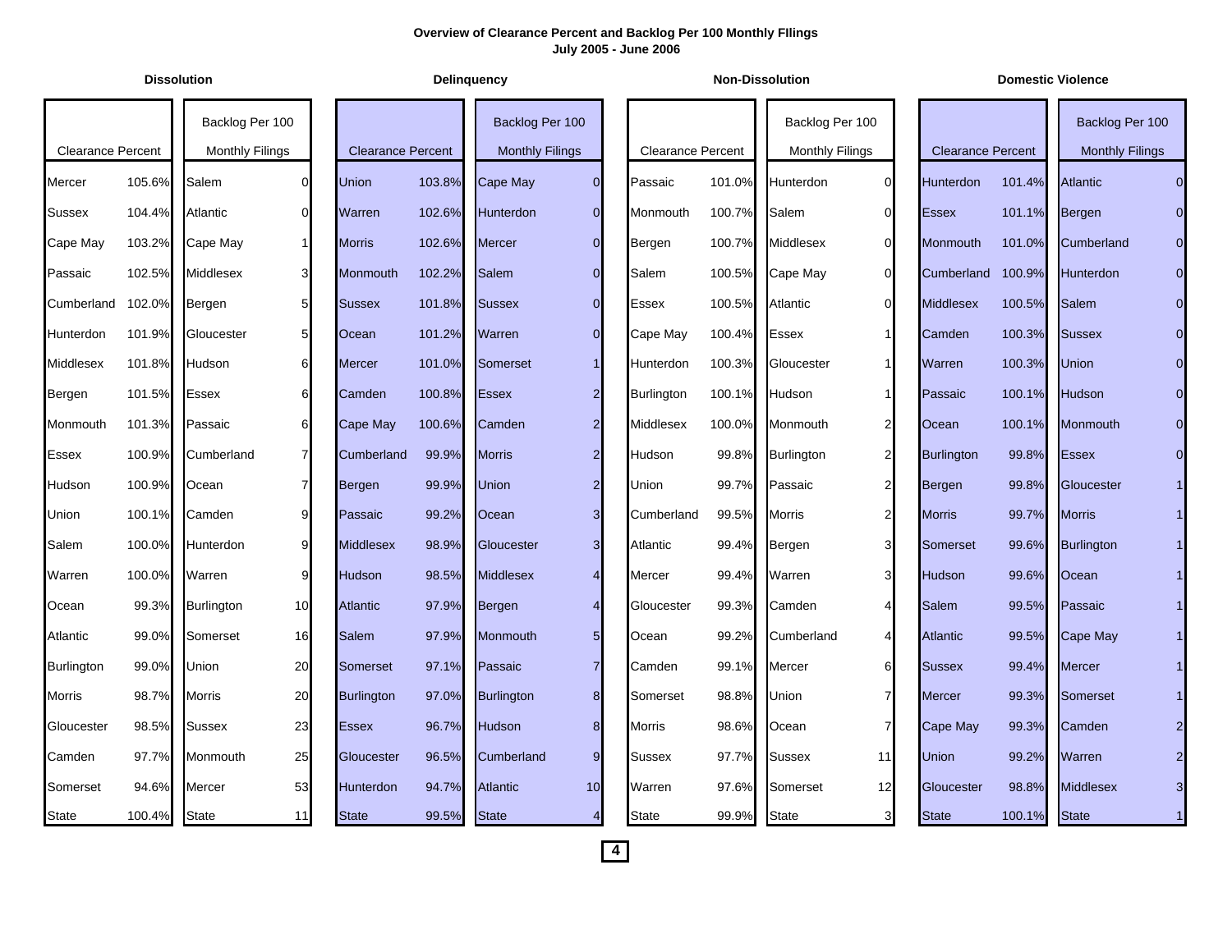**Overview of Clearance Percent and Backlog Per 100 Monthly FIlings**
**July 2005 - June 2006**

### Dissolution

| Clearance Percent | | Backlog Per 100 Monthly Filings | |
|---|---|---|---|
| Mercer | 105.6% | Salem | 0 |
| Sussex | 104.4% | Atlantic | 0 |
| Cape May | 103.2% | Cape May | 1 |
| Passaic | 102.5% | Middlesex | 3 |
| Cumberland | 102.0% | Bergen | 5 |
| Hunterdon | 101.9% | Gloucester | 5 |
| Middlesex | 101.8% | Hudson | 6 |
| Bergen | 101.5% | Essex | 6 |
| Monmouth | 101.3% | Passaic | 6 |
| Essex | 100.9% | Cumberland | 7 |
| Hudson | 100.9% | Ocean | 7 |
| Union | 100.1% | Camden | 9 |
| Salem | 100.0% | Hunterdon | 9 |
| Warren | 100.0% | Warren | 9 |
| Ocean | 99.3% | Burlington | 10 |
| Atlantic | 99.0% | Somerset | 16 |
| Burlington | 99.0% | Union | 20 |
| Morris | 98.7% | Morris | 20 |
| Gloucester | 98.5% | Sussex | 23 |
| Camden | 97.7% | Monmouth | 25 |
| Somerset | 94.6% | Mercer | 53 |
| State | 100.4% | State | 11 |

### Delinquency

| Clearance Percent | | Backlog Per 100 Monthly Filings | |
|---|---|---|---|
| Union | 103.8% | Cape May | 0 |
| Warren | 102.6% | Hunterdon | 0 |
| Morris | 102.6% | Mercer | 0 |
| Monmouth | 102.2% | Salem | 0 |
| Sussex | 101.8% | Sussex | 0 |
| Ocean | 101.2% | Warren | 0 |
| Mercer | 101.0% | Somerset | 1 |
| Camden | 100.8% | Essex | 2 |
| Cape May | 100.6% | Camden | 2 |
| Cumberland | 99.9% | Morris | 2 |
| Bergen | 99.9% | Union | 2 |
| Passaic | 99.2% | Ocean | 3 |
| Middlesex | 98.9% | Gloucester | 3 |
| Hudson | 98.5% | Middlesex | 4 |
| Atlantic | 97.9% | Bergen | 4 |
| Salem | 97.9% | Monmouth | 5 |
| Somerset | 97.1% | Passaic | 7 |
| Burlington | 97.0% | Burlington | 8 |
| Essex | 96.7% | Hudson | 8 |
| Gloucester | 96.5% | Cumberland | 9 |
| Hunterdon | 94.7% | Atlantic | 10 |
| State | 99.5% | State | 4 |

### Non-Dissolution

| Clearance Percent | | Backlog Per 100 Monthly Filings | |
|---|---|---|---|
| Passaic | 101.0% | Hunterdon | 0 |
| Monmouth | 100.7% | Salem | 0 |
| Bergen | 100.7% | Middlesex | 0 |
| Salem | 100.5% | Cape May | 0 |
| Essex | 100.5% | Atlantic | 0 |
| Cape May | 100.4% | Essex | 1 |
| Hunterdon | 100.3% | Gloucester | 1 |
| Burlington | 100.1% | Hudson | 1 |
| Middlesex | 100.0% | Monmouth | 2 |
| Hudson | 99.8% | Burlington | 2 |
| Union | 99.7% | Passaic | 2 |
| Cumberland | 99.5% | Morris | 2 |
| Atlantic | 99.4% | Bergen | 3 |
| Mercer | 99.4% | Warren | 3 |
| Gloucester | 99.3% | Camden | 4 |
| Ocean | 99.2% | Cumberland | 4 |
| Camden | 99.1% | Mercer | 6 |
| Somerset | 98.8% | Union | 7 |
| Morris | 98.6% | Ocean | 7 |
| Sussex | 97.7% | Sussex | 11 |
| Warren | 97.6% | Somerset | 12 |
| State | 99.9% | State | 3 |

### Domestic Violence

| Clearance Percent | | Backlog Per 100 Monthly Filings | |
|---|---|---|---|
| Hunterdon | 101.4% | Atlantic | 0 |
| Essex | 101.1% | Bergen | 0 |
| Monmouth | 101.0% | Cumberland | 0 |
| Cumberland | 100.9% | Hunterdon | 0 |
| Middlesex | 100.5% | Salem | 0 |
| Camden | 100.3% | Sussex | 0 |
| Warren | 100.3% | Union | 0 |
| Passaic | 100.1% | Hudson | 0 |
| Ocean | 100.1% | Monmouth | 0 |
| Burlington | 99.8% | Essex | 0 |
| Bergen | 99.8% | Gloucester | 1 |
| Morris | 99.7% | Morris | 1 |
| Somerset | 99.6% | Burlington | 1 |
| Hudson | 99.6% | Ocean | 1 |
| Salem | 99.5% | Passaic | 1 |
| Atlantic | 99.5% | Cape May | 1 |
| Sussex | 99.4% | Mercer | 1 |
| Mercer | 99.3% | Somerset | 1 |
| Cape May | 99.3% | Camden | 2 |
| Union | 99.2% | Warren | 2 |
| Gloucester | 98.8% | Middlesex | 3 |
| State | 100.1% | State | 1 |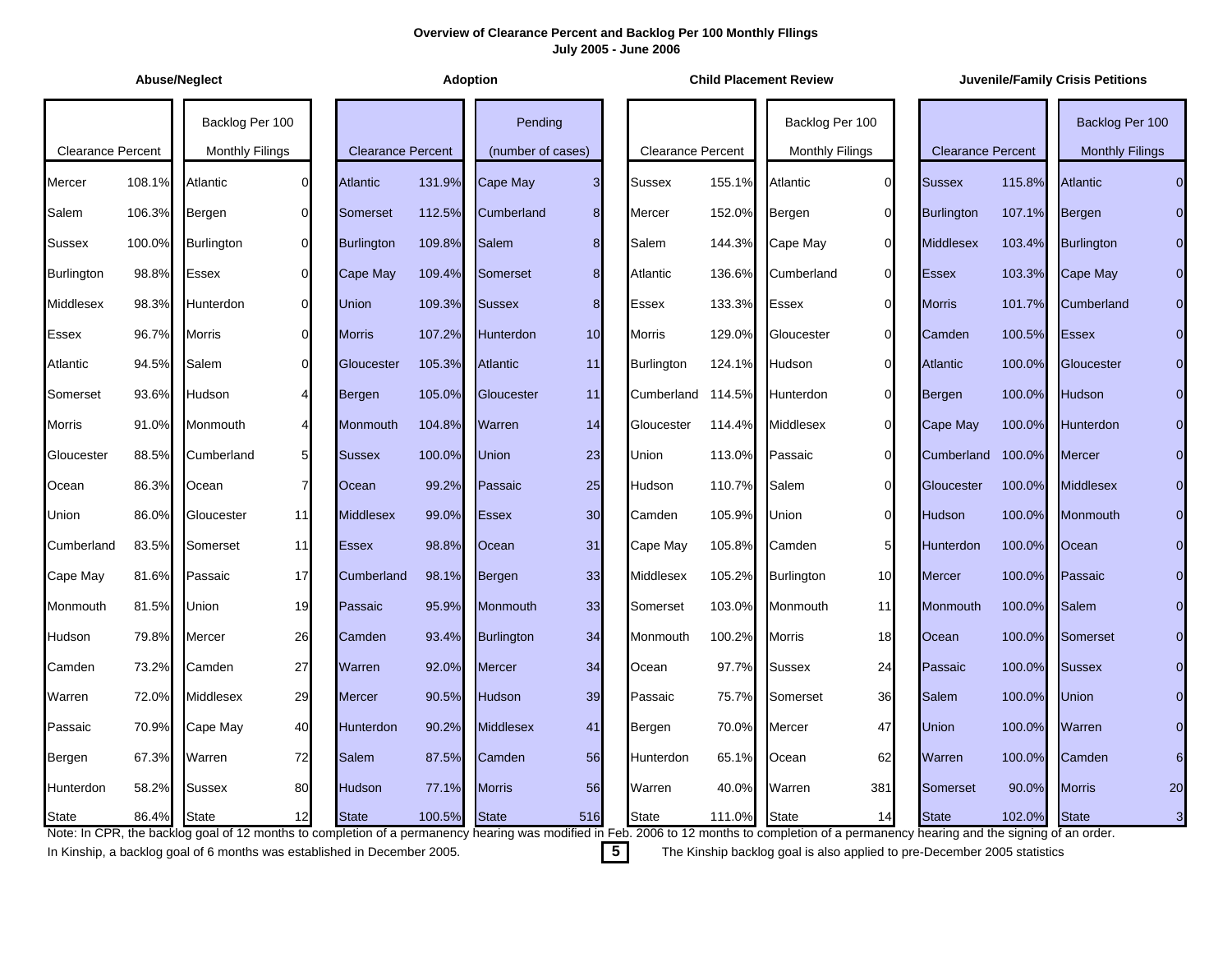## Overview of Clearance Percent and Backlog Per 100 Monthly FIlings
### July 2005 - June 2006

| Abuse/Neglect | | | | Adoption | | | | Child Placement Review | | | | Juvenile/Family Crisis Petitions | | | |
|---|---|---|---|---|---|---|---|---|---|---|---|---|---|---|---|
| Clearance Percent | | Backlog Per 100 Monthly Filings | | Clearance Percent | | Pending (number of cases) | | Clearance Percent | | Backlog Per 100 Monthly Filings | | Clearance Percent | | Backlog Per 100 Monthly Filings | |
| Mercer | 108.1% | Atlantic | 0 | Atlantic | 131.9% | Cape May | 3 | Sussex | 155.1% | Atlantic | 0 | Sussex | 115.8% | Atlantic | 0 |
| Salem | 106.3% | Bergen | 0 | Somerset | 112.5% | Cumberland | 8 | Mercer | 152.0% | Bergen | 0 | Burlington | 107.1% | Bergen | 0 |
| Sussex | 100.0% | Burlington | 0 | Burlington | 109.8% | Salem | 8 | Salem | 144.3% | Cape May | 0 | Middlesex | 103.4% | Burlington | 0 |
| Burlington | 98.8% | Essex | 0 | Cape May | 109.4% | Somerset | 8 | Atlantic | 136.6% | Cumberland | 0 | Essex | 103.3% | Cape May | 0 |
| Middlesex | 98.3% | Hunterdon | 0 | Union | 109.3% | Sussex | 8 | Essex | 133.3% | Essex | 0 | Morris | 101.7% | Cumberland | 0 |
| Essex | 96.7% | Morris | 0 | Morris | 107.2% | Hunterdon | 10 | Morris | 129.0% | Gloucester | 0 | Camden | 100.5% | Essex | 0 |
| Atlantic | 94.5% | Salem | 0 | Gloucester | 105.3% | Atlantic | 11 | Burlington | 124.1% | Hudson | 0 | Atlantic | 100.0% | Gloucester | 0 |
| Somerset | 93.6% | Hudson | 4 | Bergen | 105.0% | Gloucester | 11 | Cumberland | 114.5% | Hunterdon | 0 | Bergen | 100.0% | Hudson | 0 |
| Morris | 91.0% | Monmouth | 4 | Monmouth | 104.8% | Warren | 14 | Gloucester | 114.4% | Middlesex | 0 | Cape May | 100.0% | Hunterdon | 0 |
| Gloucester | 88.5% | Cumberland | 5 | Sussex | 100.0% | Union | 23 | Union | 113.0% | Passaic | 0 | Cumberland | 100.0% | Mercer | 0 |
| Ocean | 86.3% | Ocean | 7 | Ocean | 99.2% | Passaic | 25 | Hudson | 110.7% | Salem | 0 | Gloucester | 100.0% | Middlesex | 0 |
| Union | 86.0% | Gloucester | 11 | Middlesex | 99.0% | Essex | 30 | Camden | 105.9% | Union | 0 | Hudson | 100.0% | Monmouth | 0 |
| Cumberland | 83.5% | Somerset | 11 | Essex | 98.8% | Ocean | 31 | Cape May | 105.8% | Camden | 5 | Hunterdon | 100.0% | Ocean | 0 |
| Cape May | 81.6% | Passaic | 17 | Cumberland | 98.1% | Bergen | 33 | Middlesex | 105.2% | Burlington | 10 | Mercer | 100.0% | Passaic | 0 |
| Monmouth | 81.5% | Union | 19 | Passaic | 95.9% | Monmouth | 33 | Somerset | 103.0% | Monmouth | 11 | Monmouth | 100.0% | Salem | 0 |
| Hudson | 79.8% | Mercer | 26 | Camden | 93.4% | Burlington | 34 | Monmouth | 100.2% | Morris | 18 | Ocean | 100.0% | Somerset | 0 |
| Camden | 73.2% | Camden | 27 | Warren | 92.0% | Mercer | 34 | Ocean | 97.7% | Sussex | 24 | Passaic | 100.0% | Sussex | 0 |
| Warren | 72.0% | Middlesex | 29 | Mercer | 90.5% | Hudson | 39 | Passaic | 75.7% | Somerset | 36 | Salem | 100.0% | Union | 0 |
| Passaic | 70.9% | Cape May | 40 | Hunterdon | 90.2% | Middlesex | 41 | Bergen | 70.0% | Mercer | 47 | Union | 100.0% | Warren | 0 |
| Bergen | 67.3% | Warren | 72 | Salem | 87.5% | Camden | 56 | Hunterdon | 65.1% | Ocean | 62 | Warren | 100.0% | Camden | 6 |
| Hunterdon | 58.2% | Sussex | 80 | Hudson | 77.1% | Morris | 56 | Warren | 40.0% | Warren | 381 | Somerset | 90.0% | Morris | 20 |
| State | 86.4% | State | 12 | State | 100.5% | State | 516 | State | 111.0% | State | 14 | State | 102.0% | State | 3 |

Note: In CPR, the backlog goal of 12 months to completion of a permanency hearing was modified in Feb. 2006 to 12 months to completion of a permanency hearing and the signing of an order.

In Kinship, a backlog goal of 6 months was established in December 2005. The Kinship backlog goal is also applied to pre-December 2005 statistics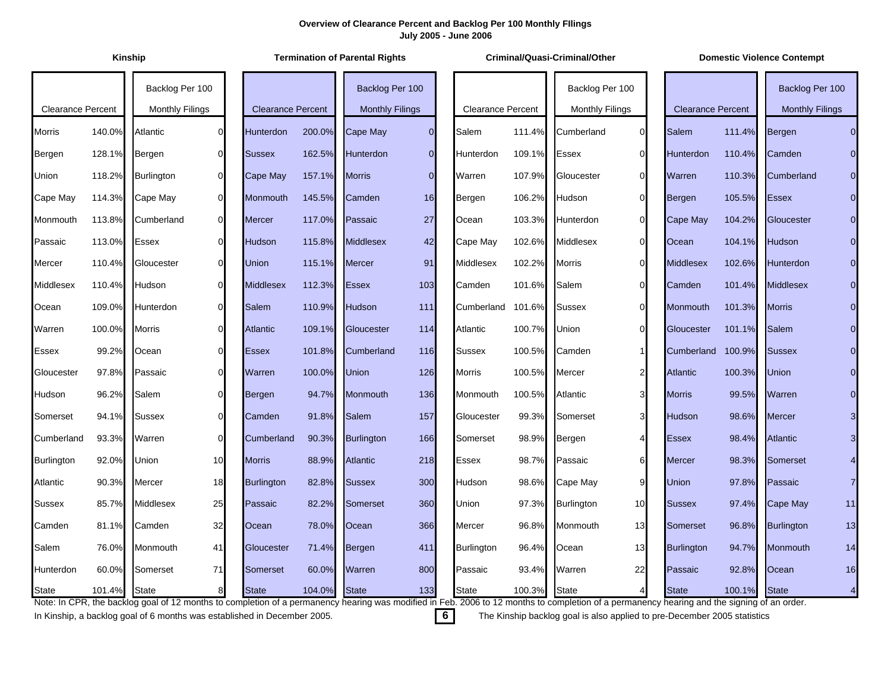**Overview of Clearance Percent and Backlog Per 100 Monthly FIlings**
**July 2005 - June 2006**

| Kinship | | | | Termination of Parental Rights | | | | Criminal/Quasi-Criminal/Other | | | | Domestic Violence Contempt | | | |
|---|---|---|---|---|---|---|---|---|---|---|---|---|---|---|---|
| Clearance Percent | | Backlog Per 100 Monthly Filings | | Clearance Percent | | Backlog Per 100 Monthly Filings | | Clearance Percent | | Backlog Per 100 Monthly Filings | | Clearance Percent | | Backlog Per 100 Monthly Filings | |
| Morris | 140.0% | Atlantic | 0 | Hunterdon | 200.0% | Cape May | 0 | Salem | 111.4% | Cumberland | 0 | Salem | 111.4% | Bergen | 0 |
| Bergen | 128.1% | Bergen | 0 | Sussex | 162.5% | Hunterdon | 0 | Hunterdon | 109.1% | Essex | 0 | Hunterdon | 110.4% | Camden | 0 |
| Union | 118.2% | Burlington | 0 | Cape May | 157.1% | Morris | 0 | Warren | 107.9% | Gloucester | 0 | Warren | 110.3% | Cumberland | 0 |
| Cape May | 114.3% | Cape May | 0 | Monmouth | 145.5% | Camden | 16 | Bergen | 106.2% | Hudson | 0 | Bergen | 105.5% | Essex | 0 |
| Monmouth | 113.8% | Cumberland | 0 | Mercer | 117.0% | Passaic | 27 | Ocean | 103.3% | Hunterdon | 0 | Cape May | 104.2% | Gloucester | 0 |
| Passaic | 113.0% | Essex | 0 | Hudson | 115.8% | Middlesex | 42 | Cape May | 102.6% | Middlesex | 0 | Ocean | 104.1% | Hudson | 0 |
| Mercer | 110.4% | Gloucester | 0 | Union | 115.1% | Mercer | 91 | Middlesex | 102.2% | Morris | 0 | Middlesex | 102.6% | Hunterdon | 0 |
| Middlesex | 110.4% | Hudson | 0 | Middlesex | 112.3% | Essex | 103 | Camden | 101.6% | Salem | 0 | Camden | 101.4% | Middlesex | 0 |
| Ocean | 109.0% | Hunterdon | 0 | Salem | 110.9% | Hudson | 111 | Cumberland | 101.6% | Sussex | 0 | Monmouth | 101.3% | Morris | 0 |
| Warren | 100.0% | Morris | 0 | Atlantic | 109.1% | Gloucester | 114 | Atlantic | 100.7% | Union | 0 | Gloucester | 101.1% | Salem | 0 |
| Essex | 99.2% | Ocean | 0 | Essex | 101.8% | Cumberland | 116 | Sussex | 100.5% | Camden | 1 | Cumberland | 100.9% | Sussex | 0 |
| Gloucester | 97.8% | Passaic | 0 | Warren | 100.0% | Union | 126 | Morris | 100.5% | Mercer | 2 | Atlantic | 100.3% | Union | 0 |
| Hudson | 96.2% | Salem | 0 | Bergen | 94.7% | Monmouth | 136 | Monmouth | 100.5% | Atlantic | 3 | Morris | 99.5% | Warren | 0 |
| Somerset | 94.1% | Sussex | 0 | Camden | 91.8% | Salem | 157 | Gloucester | 99.3% | Somerset | 3 | Hudson | 98.6% | Mercer | 3 |
| Cumberland | 93.3% | Warren | 0 | Cumberland | 90.3% | Burlington | 166 | Somerset | 98.9% | Bergen | 4 | Essex | 98.4% | Atlantic | 3 |
| Burlington | 92.0% | Union | 10 | Morris | 88.9% | Atlantic | 218 | Essex | 98.7% | Passaic | 6 | Mercer | 98.3% | Somerset | 4 |
| Atlantic | 90.3% | Mercer | 18 | Burlington | 82.8% | Sussex | 300 | Hudson | 98.6% | Cape May | 9 | Union | 97.8% | Passaic | 7 |
| Sussex | 85.7% | Middlesex | 25 | Passaic | 82.2% | Somerset | 360 | Union | 97.3% | Burlington | 10 | Sussex | 97.4% | Cape May | 11 |
| Camden | 81.1% | Camden | 32 | Ocean | 78.0% | Ocean | 366 | Mercer | 96.8% | Monmouth | 13 | Somerset | 96.8% | Burlington | 13 |
| Salem | 76.0% | Monmouth | 41 | Gloucester | 71.4% | Bergen | 411 | Burlington | 96.4% | Ocean | 13 | Burlington | 94.7% | Monmouth | 14 |
| Hunterdon | 60.0% | Somerset | 71 | Somerset | 60.0% | Warren | 800 | Passaic | 93.4% | Warren | 22 | Passaic | 92.8% | Ocean | 16 |
| State | 101.4% | State | 8 | State | 104.0% | State | 133 | State | 100.3% | State | 4 | State | 100.1% | State | 4 |

Note: In CPR, the backlog goal of 12 months to completion of a permanency hearing was modified in Feb. 2006 to 12 months to completion of a permanency hearing and the signing of an order.

In Kinship, a backlog goal of 6 months was established in December 2005. The Kinship backlog goal is also applied to pre-December 2005 statistics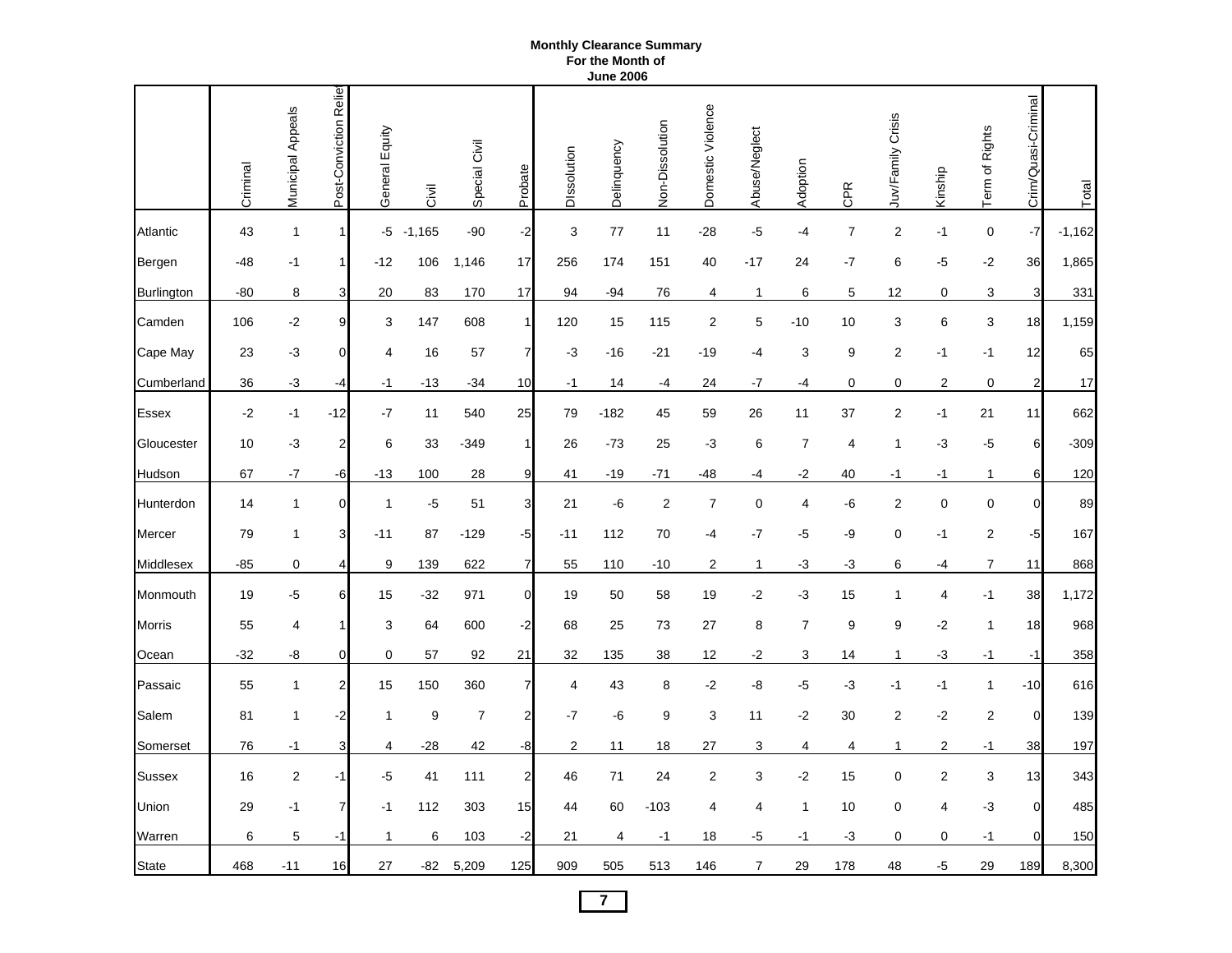**Monthly Clearance Summary**
**For the Month of**
**June 2006**

| | Criminal | Municipal Appeals | Post-Conviction Relief | General Equity | Civil | Special Civil | Probate | Dissolution | Delinquency | Non-Dissolution | Domestic Violence | Abuse/Neglect | Adoption | CPR | Juv/Family Crisis | Kinship | Term of Rights | Crim/Quasi-Criminal | Total |
|---|---|---|---|---|---|---|---|---|---|---|---|---|---|---|---|---|---|---|---|
| Atlantic | 43 | 1 | 1 | -5 | -1,165 | -90 | -2 | 3 | 77 | 11 | -28 | -5 | -4 | 7 | 2 | -1 | 0 | -7 | -1,162 |
| Bergen | -48 | -1 | 1 | -12 | 106 | 1,146 | 17 | 256 | 174 | 151 | 40 | -17 | 24 | -7 | 6 | -5 | -2 | 36 | 1,865 |
| Burlington | -80 | 8 | 3 | 20 | 83 | 170 | 17 | 94 | -94 | 76 | 4 | 1 | 6 | 5 | 12 | 0 | 3 | 3 | 331 |
| Camden | 106 | -2 | 9 | 3 | 147 | 608 | 1 | 120 | 15 | 115 | 2 | 5 | -10 | 10 | 3 | 6 | 3 | 18 | 1,159 |
| Cape May | 23 | -3 | 0 | 4 | 16 | 57 | 7 | -3 | -16 | -21 | -19 | -4 | 3 | 9 | 2 | -1 | -1 | 12 | 65 |
| Cumberland | 36 | -3 | -4 | -1 | -13 | -34 | 10 | -1 | 14 | -4 | 24 | -7 | -4 | 0 | 0 | 2 | 0 | 2 | 17 |
| Essex | -2 | -1 | -12 | -7 | 11 | 540 | 25 | 79 | -182 | 45 | 59 | 26 | 11 | 37 | 2 | -1 | 21 | 11 | 662 |
| Gloucester | 10 | -3 | 2 | 6 | 33 | -349 | 1 | 26 | -73 | 25 | -3 | 6 | 7 | 4 | 1 | -3 | -5 | 6 | -309 |
| Hudson | 67 | -7 | -6 | -13 | 100 | 28 | 9 | 41 | -19 | -71 | -48 | -4 | -2 | 40 | -1 | -1 | 1 | 6 | 120 |
| Hunterdon | 14 | 1 | 0 | 1 | -5 | 51 | 3 | 21 | -6 | 2 | 7 | 0 | 4 | -6 | 2 | 0 | 0 | 0 | 89 |
| Mercer | 79 | 1 | 3 | -11 | 87 | -129 | -5 | -11 | 112 | 70 | -4 | -7 | -5 | -9 | 0 | -1 | 2 | -5 | 167 |
| Middlesex | -85 | 0 | 4 | 9 | 139 | 622 | 7 | 55 | 110 | -10 | 2 | 1 | -3 | -3 | 6 | -4 | 7 | 11 | 868 |
| Monmouth | 19 | -5 | 6 | 15 | -32 | 971 | 0 | 19 | 50 | 58 | 19 | -2 | -3 | 15 | 1 | 4 | -1 | 38 | 1,172 |
| Morris | 55 | 4 | 1 | 3 | 64 | 600 | -2 | 68 | 25 | 73 | 27 | 8 | 7 | 9 | 9 | -2 | 1 | 18 | 968 |
| Ocean | -32 | -8 | 0 | 0 | 57 | 92 | 21 | 32 | 135 | 38 | 12 | -2 | 3 | 14 | 1 | -3 | -1 | -1 | 358 |
| Passaic | 55 | 1 | 2 | 15 | 150 | 360 | 7 | 4 | 43 | 8 | -2 | -8 | -5 | -3 | -1 | -1 | 1 | -10 | 616 |
| Salem | 81 | 1 | -2 | 1 | 9 | 7 | 2 | -7 | -6 | 9 | 3 | 11 | -2 | 30 | 2 | -2 | 2 | 0 | 139 |
| Somerset | 76 | -1 | 3 | 4 | -28 | 42 | -8 | 2 | 11 | 18 | 27 | 3 | 4 | 4 | 1 | 2 | -1 | 38 | 197 |
| Sussex | 16 | 2 | -1 | -5 | 41 | 111 | 2 | 46 | 71 | 24 | 2 | 3 | -2 | 15 | 0 | 2 | 3 | 13 | 343 |
| Union | 29 | -1 | 7 | -1 | 112 | 303 | 15 | 44 | 60 | -103 | 4 | 4 | 1 | 10 | 0 | 4 | -3 | 0 | 485 |
| Warren | 6 | 5 | -1 | 1 | 6 | 103 | -2 | 21 | 4 | -1 | 18 | -5 | -1 | -3 | 0 | 0 | -1 | 0 | 150 |
| State | 468 | -11 | 16 | 27 | -82 | 5,209 | 125 | 909 | 505 | 513 | 146 | 7 | 29 | 178 | 48 | -5 | 29 | 189 | 8,300 |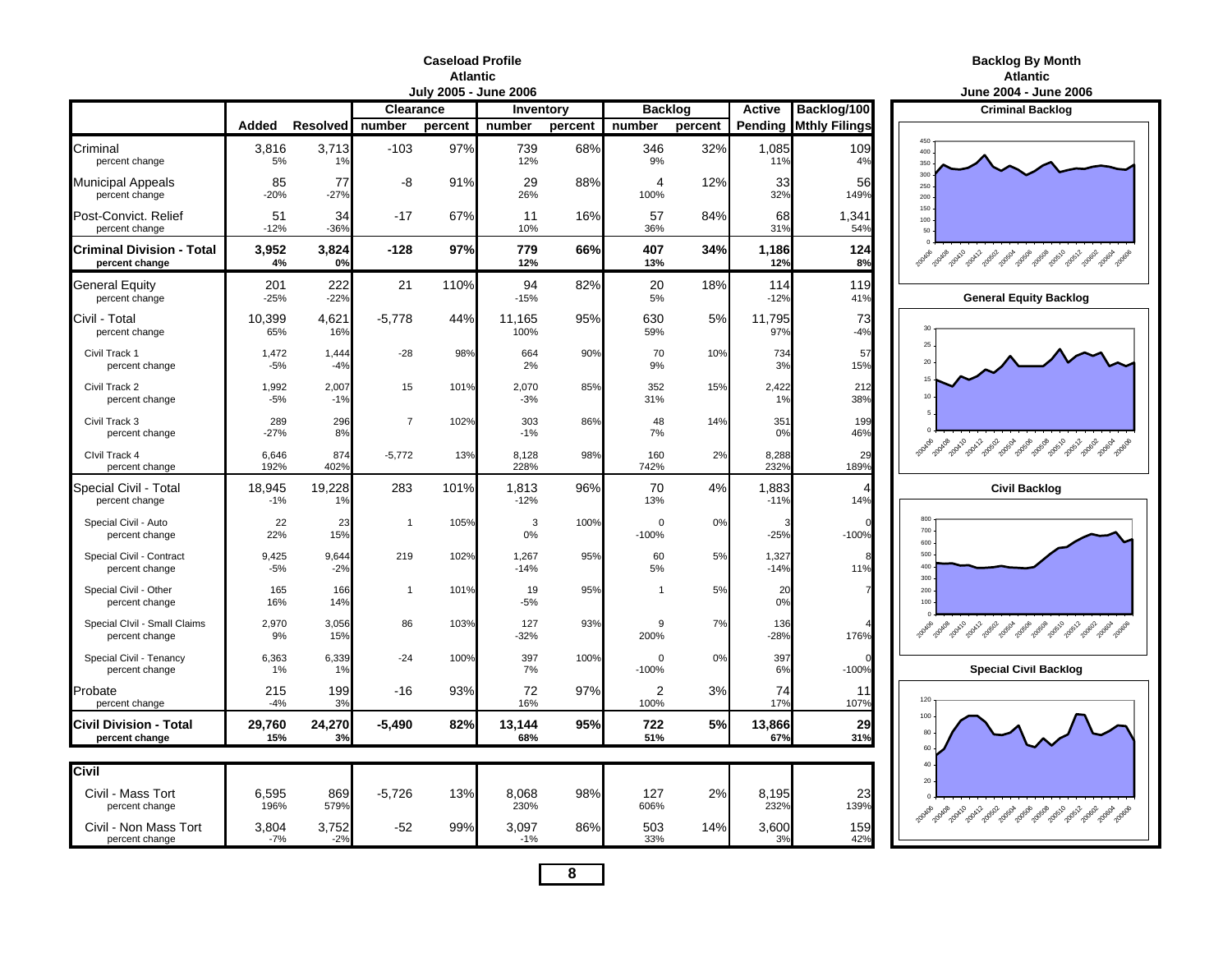# Caseload Profile
## Atlantic
### July 2005 - June 2006

| | Added | Resolved | Clearance number | Clearance percent | Inventory number | Inventory percent | Backlog number | Backlog percent | Active Pending | Backlog/100 Mthly Filings |
|---|---|---|---|---|---|---|---|---|---|---|
| Criminal | 3,816 | 3,713 | -103 | 97% | 739 | 68% | 346 | 32% | 1,085 | 109 |
| percent change | 5% | 1% | | | 12% | | 9% | | 11% | 4% |
| Municipal Appeals | 85 | 77 | -8 | 91% | 29 | 88% | 4 | 12% | 33 | 56 |
| percent change | -20% | -27% | | | 26% | | 100% | | 32% | 149% |
| Post-Convict. Relief | 51 | 34 | -17 | 67% | 11 | 16% | 57 | 84% | 68 | 1,341 |
| percent change | -12% | -36% | | | 10% | | 36% | | 31% | 54% |
| **Criminal Division - Total** | **3,952** | **3,824** | **-128** | **97%** | **779** | **66%** | **407** | **34%** | **1,186** | **124** |
| **percent change** | **4%** | **0%** | | | **12%** | | **13%** | | **12%** | **8%** |
| General Equity | 201 | 222 | 21 | 110% | 94 | 82% | 20 | 18% | 114 | 119 |
| percent change | -25% | -22% | | | -15% | | 5% | | -12% | 41% |
| Civil - Total | 10,399 | 4,621 | -5,778 | 44% | 11,165 | 95% | 630 | 5% | 11,795 | 73 |
| percent change | 65% | 16% | | | 100% | | 59% | | 97% | -4% |
| Civil Track 1 | 1,472 | 1,444 | -28 | 98% | 664 | 90% | 70 | 10% | 734 | 57 |
| percent change | -5% | -4% | | | 2% | | 9% | | 3% | 15% |
| Civil Track 2 | 1,992 | 2,007 | 15 | 101% | 2,070 | 85% | 352 | 15% | 2,422 | 212 |
| percent change | -5% | -1% | | | -3% | | 31% | | 1% | 38% |
| Civil Track 3 | 289 | 296 | 7 | 102% | 303 | 86% | 48 | 14% | 351 | 199 |
| percent change | -27% | 8% | | | -1% | | 7% | | 0% | 46% |
| CIvil Track 4 | 6,646 | 874 | -5,772 | 13% | 8,128 | 98% | 160 | 2% | 8,288 | 29 |
| percent change | 192% | 402% | | | 228% | | 742% | | 232% | 189% |
| Special Civil - Total | 18,945 | 19,228 | 283 | 101% | 1,813 | 96% | 70 | 4% | 1,883 | 4 |
| percent change | -1% | 1% | | | -12% | | 13% | | -11% | 14% |
| Special Civil - Auto | 22 | 23 | 1 | 105% | 3 | 100% | 0 | 0% | 3 | 0 |
| percent change | 22% | 15% | | | 0% | | -100% | | -25% | -100% |
| Special Civil - Contract | 9,425 | 9,644 | 219 | 102% | 1,267 | 95% | 60 | 5% | 1,327 | 8 |
| percent change | -5% | -2% | | | -14% | | 5% | | -14% | 11% |
| Special Civil - Other | 165 | 166 | 1 | 101% | 19 | 95% | 1 | 5% | 20 | 7 |
| percent change | 16% | 14% | | | -5% | | | | 0% | |
| Special CIvil - Small Claims | 2,970 | 3,056 | 86 | 103% | 127 | 93% | 9 | 7% | 136 | 4 |
| percent change | 9% | 15% | | | -32% | | 200% | | -28% | 176% |
| Special Civil - Tenancy | 6,363 | 6,339 | -24 | 100% | 397 | 100% | 0 | 0% | 397 | 0 |
| percent change | 1% | 1% | | | 7% | | -100% | | 6% | -100% |
| Probate | 215 | 199 | -16 | 93% | 72 | 97% | 2 | 3% | 74 | 11 |
| percent change | -4% | 3% | | | 16% | | 100% | | 17% | 107% |
| **Civil Division - Total** | **29,760** | **24,270** | **-5,490** | **82%** | **13,144** | **95%** | **722** | **5%** | **13,866** | **29** |
| **percent change** | **15%** | **3%** | | | **68%** | | **51%** | | **67%** | **31%** |

| **Civil** | Added | Resolved | Clearance number | Clearance percent | Inventory number | Inventory percent | Backlog number | Backlog percent | Active Pending | Backlog/100 Mthly Filings |
|---|---|---|---|---|---|---|---|---|---|---|
| Civil - Mass Tort | 6,595 | 869 | -5,726 | 13% | 8,068 | 98% | 127 | 2% | 8,195 | 23 |
| percent change | 196% | 579% | | | 230% | | 606% | | 232% | 139% |
| Civil - Non Mass Tort | 3,804 | 3,752 | -52 | 99% | 3,097 | 86% | 503 | 14% | 3,600 | 159 |
| percent change | -7% | -2% | | | -1% | | 33% | | 3% | 42% |

# Backlog By Month
## Atlantic
### June 2004 - June 2006

**Criminal Backlog**

**General Equity Backlog**

**Civil Backlog**

**Special Civil Backlog**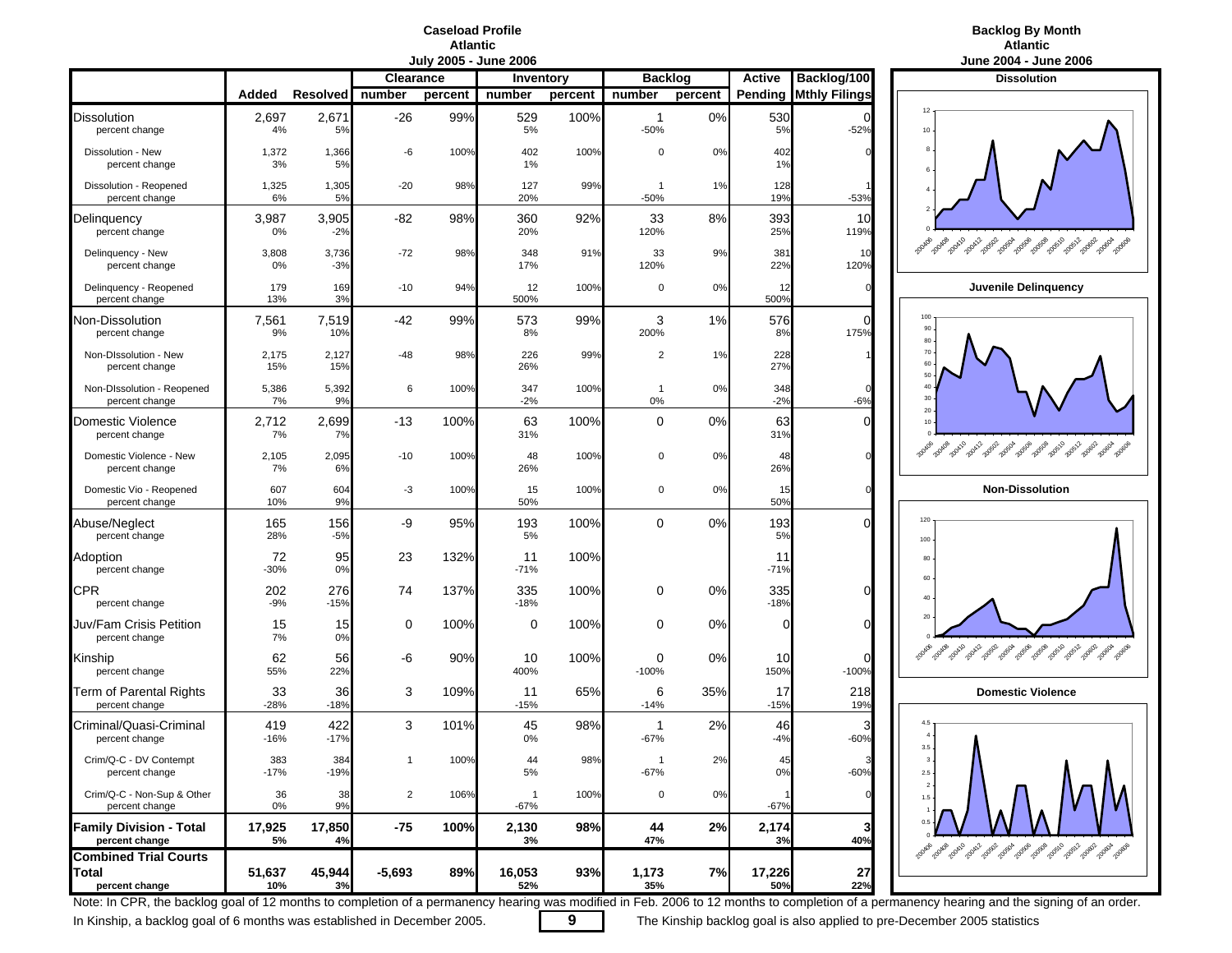# Caseload Profile
## Atlantic
### July 2005 - June 2006

| | Added | Resolved | Clearance | | Inventory | | Backlog | | Active | Backlog/100 |
|---|---|---|---|---|---|---|---|---|---|---|
| | | | number | percent | number | percent | number | percent | Pending | Mthly Filings |
| Dissolution | 2,697 | 2,671 | -26 | 99% | 529 | 100% | 1 | 0% | 530 | 0 |
| percent change | 4% | 5% | | | 5% | | -50% | | 5% | -52% |
| Dissolution - New | 1,372 | 1,366 | -6 | 100% | 402 | 100% | 0 | 0% | 402 | 0 |
| percent change | 3% | 5% | | | 1% | | | | 1% | |
| Dissolution - Reopened | 1,325 | 1,305 | -20 | 98% | 127 | 99% | 1 | 1% | 128 | 1 |
| percent change | 6% | 5% | | | 20% | | -50% | | 19% | -53% |
| Delinquency | 3,987 | 3,905 | -82 | 98% | 360 | 92% | 33 | 8% | 393 | 10 |
| percent change | 0% | -2% | | | 20% | | 120% | | 25% | 119% |
| Delinquency - New | 3,808 | 3,736 | -72 | 98% | 348 | 91% | 33 | 9% | 381 | 10 |
| percent change | 0% | -3% | | | 17% | | 120% | | 22% | 120% |
| Delinquency - Reopened | 179 | 169 | -10 | 94% | 12 | 100% | 0 | 0% | 12 | 0 |
| percent change | 13% | 3% | | | 500% | | | | 500% | |
| Non-Dissolution | 7,561 | 7,519 | -42 | 99% | 573 | 99% | 3 | 1% | 576 | 0 |
| percent change | 9% | 10% | | | 8% | | 200% | | 8% | 175% |
| Non-DIssolution - New | 2,175 | 2,127 | -48 | 98% | 226 | 99% | 2 | 1% | 228 | 1 |
| percent change | 15% | 15% | | | 26% | | | | 27% | |
| Non-DIssolution - Reopened | 5,386 | 5,392 | 6 | 100% | 347 | 100% | 1 | 0% | 348 | 0 |
| percent change | 7% | 9% | | | -2% | | 0% | | -2% | -6% |
| Domestic Violence | 2,712 | 2,699 | -13 | 100% | 63 | 100% | 0 | 0% | 63 | 0 |
| percent change | 7% | 7% | | | 31% | | | | 31% | |
| Domestic Violence - New | 2,105 | 2,095 | -10 | 100% | 48 | 100% | 0 | 0% | 48 | 0 |
| percent change | 7% | 6% | | | 26% | | | | 26% | |
| Domestic Vio - Reopened | 607 | 604 | -3 | 100% | 15 | 100% | 0 | 0% | 15 | 0 |
| percent change | 10% | 9% | | | 50% | | | | 50% | |
| Abuse/Neglect | 165 | 156 | -9 | 95% | 193 | 100% | 0 | 0% | 193 | 0 |
| percent change | 28% | -5% | | | 5% | | | | 5% | |
| Adoption | 72 | 95 | 23 | 132% | 11 | 100% | | | 11 | |
| percent change | -30% | 0% | | | -71% | | | | -71% | |
| CPR | 202 | 276 | 74 | 137% | 335 | 100% | 0 | 0% | 335 | 0 |
| percent change | -9% | -15% | | | -18% | | | | -18% | |
| Juv/Fam Crisis Petition | 15 | 15 | 0 | 100% | 0 | 100% | 0 | 0% | 0 | 0 |
| percent change | 7% | 0% | | | | | | | | |
| Kinship | 62 | 56 | -6 | 90% | 10 | 100% | 0 | 0% | 10 | 0 |
| percent change | 55% | 22% | | | 400% | | -100% | | 150% | -100% |
| Term of Parental Rights | 33 | 36 | 3 | 109% | 11 | 65% | 6 | 35% | 17 | 218 |
| percent change | -28% | -18% | | | -15% | | -14% | | -15% | 19% |
| Criminal/Quasi-Criminal | 419 | 422 | 3 | 101% | 45 | 98% | 1 | 2% | 46 | 3 |
| percent change | -16% | -17% | | | 0% | | -67% | | -4% | -60% |
| Crim/Q-C - DV Contempt | 383 | 384 | 1 | 100% | 44 | 98% | 1 | 2% | 45 | 3 |
| percent change | -17% | -19% | | | 5% | | -67% | | 0% | -60% |
| Crim/Q-C - Non-Sup & Other | 36 | 38 | 2 | 106% | 1 | 100% | 0 | 0% | 1 | 0 |
| percent change | 0% | 9% | | | -67% | | | | -67% | |
| **Family Division - Total** | **17,925** | **17,850** | **-75** | **100%** | **2,130** | **98%** | **44** | **2%** | **2,174** | **3** |
| **percent change** | **5%** | **4%** | | | **3%** | | **47%** | | **3%** | **40%** |
| **Combined Trial Courts Total** | **51,637** | **45,944** | **-5,693** | **89%** | **16,053** | **93%** | **1,173** | **7%** | **17,226** | **27** |
| **percent change** | **10%** | **3%** | | | **52%** | | **35%** | | **50%** | **22%** |

# Backlog By Month
## Atlantic
### June 2004 - June 2006

Dissolution

Juvenile Delinquency

Non-Dissolution

Domestic Violence

Note: In CPR, the backlog goal of 12 months to completion of a permanency hearing was modified in Feb. 2006 to 12 months to completion of a permanency hearing and the signing of an order.

In Kinship, a backlog goal of 6 months was established in December 2005. The Kinship backlog goal is also applied to pre-December 2005 statistics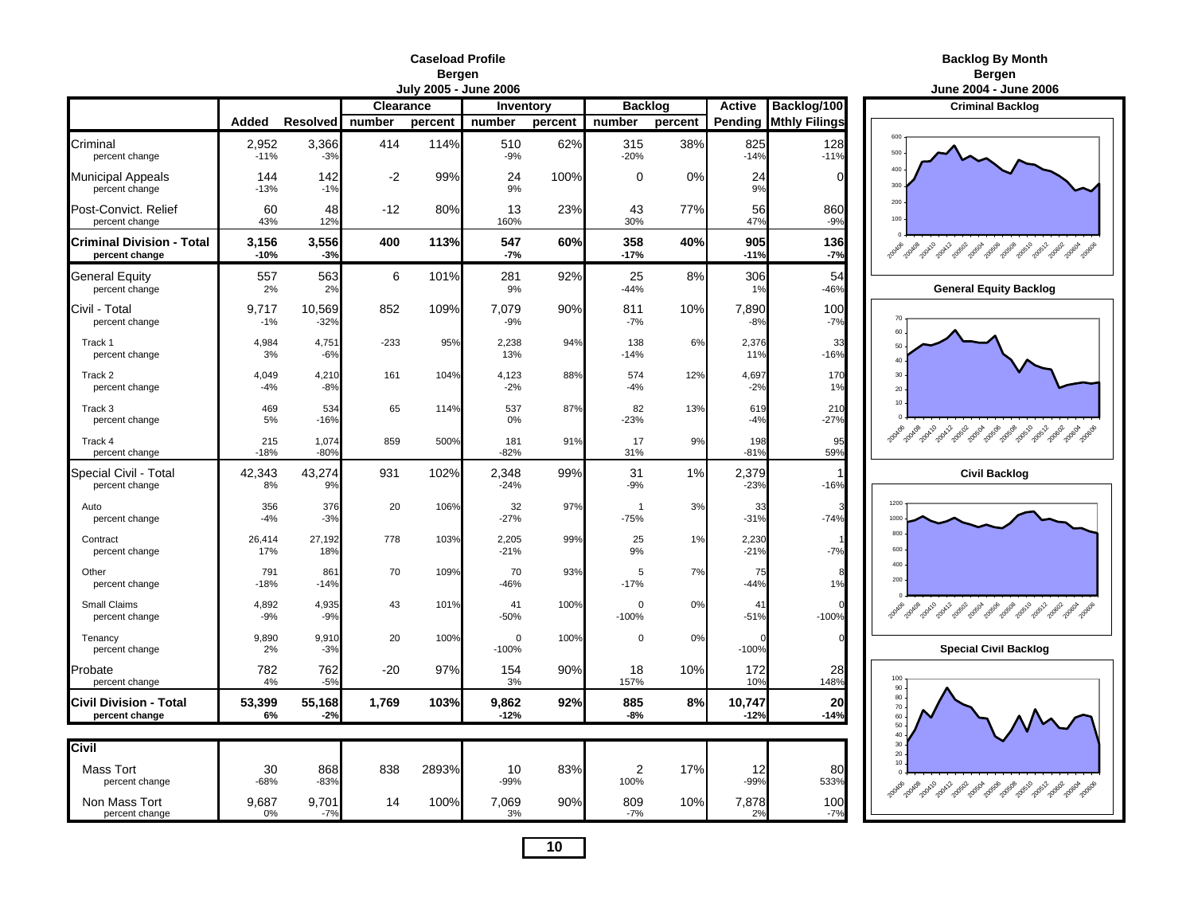# Caseload Profile
## Bergen
### July 2005 - June 2006

| | Added | Resolved | Clearance number | Clearance percent | Inventory number | Inventory percent | Backlog number | Backlog percent | Active Pending | Backlog/100 Mthly Filings |
|---|---|---|---|---|---|---|---|---|---|---|
| Criminal | 2,952 | 3,366 | 414 | 114% | 510 | 62% | 315 | 38% | 825 | 128 |
| percent change | -11% | -3% | | | -9% | | -20% | | -14% | -11% |
| Municipal Appeals | 144 | 142 | -2 | 99% | 24 | 100% | 0 | 0% | 24 | 0 |
| percent change | -13% | -1% | | | 9% | | | | 9% | |
| Post-Convict. Relief | 60 | 48 | -12 | 80% | 13 | 23% | 43 | 77% | 56 | 860 |
| percent change | 43% | 12% | | | 160% | | 30% | | 47% | -9% |
| **Criminal Division - Total** | **3,156** | **3,556** | **400** | **113%** | **547** | **60%** | **358** | **40%** | **905** | **136** |
| **percent change** | **-10%** | **-3%** | | | **-7%** | | **-17%** | | **-11%** | **-7%** |
| General Equity | 557 | 563 | 6 | 101% | 281 | 92% | 25 | 8% | 306 | 54 |
| percent change | 2% | 2% | | | 9% | | -44% | | 1% | -46% |
| Civil - Total | 9,717 | 10,569 | 852 | 109% | 7,079 | 90% | 811 | 10% | 7,890 | 100 |
| percent change | -1% | -32% | | | -9% | | -7% | | -8% | -7% |
| Track 1 | 4,984 | 4,751 | -233 | 95% | 2,238 | 94% | 138 | 6% | 2,376 | 33 |
| percent change | 3% | -6% | | | 13% | | -14% | | 11% | -16% |
| Track 2 | 4,049 | 4,210 | 161 | 104% | 4,123 | 88% | 574 | 12% | 4,697 | 170 |
| percent change | -4% | -8% | | | -2% | | -4% | | -2% | 1% |
| Track 3 | 469 | 534 | 65 | 114% | 537 | 87% | 82 | 13% | 619 | 210 |
| percent change | 5% | -16% | | | 0% | | -23% | | -4% | -27% |
| Track 4 | 215 | 1,074 | 859 | 500% | 181 | 91% | 17 | 9% | 198 | 95 |
| percent change | -18% | -80% | | | -82% | | 31% | | -81% | 59% |
| Special Civil - Total | 42,343 | 43,274 | 931 | 102% | 2,348 | 99% | 31 | 1% | 2,379 | 1 |
| percent change | 8% | 9% | | | -24% | | -9% | | -23% | -16% |
| Auto | 356 | 376 | 20 | 106% | 32 | 97% | 1 | 3% | 33 | 3 |
| percent change | -4% | -3% | | | -27% | | -75% | | -31% | -74% |
| Contract | 26,414 | 27,192 | 778 | 103% | 2,205 | 99% | 25 | 1% | 2,230 | 1 |
| percent change | 17% | 18% | | | -21% | | 9% | | -21% | -7% |
| Other | 791 | 861 | 70 | 109% | 70 | 93% | 5 | 7% | 75 | 8 |
| percent change | -18% | -14% | | | -46% | | -17% | | -44% | 1% |
| Small Claims | 4,892 | 4,935 | 43 | 101% | 41 | 100% | 0 | 0% | 41 | 0 |
| percent change | -9% | -9% | | | -50% | | -100% | | -51% | -100% |
| Tenancy | 9,890 | 9,910 | 20 | 100% | 0 | 100% | 0 | 0% | 0 | 0 |
| percent change | 2% | -3% | | | -100% | | | | -100% | |
| Probate | 782 | 762 | -20 | 97% | 154 | 90% | 18 | 10% | 172 | 28 |
| percent change | 4% | -5% | | | 3% | | 157% | | 10% | 148% |
| **Civil Division - Total** | **53,399** | **55,168** | **1,769** | **103%** | **9,862** | **92%** | **885** | **8%** | **10,747** | **20** |
| **percent change** | **6%** | **-2%** | | | **-12%** | | **-8%** | | **-12%** | **-14%** |

| **Civil** | Added | Resolved | Clearance number | Clearance percent | Inventory number | Inventory percent | Backlog number | Backlog percent | Active Pending | Backlog/100 Mthly Filings |
|---|---|---|---|---|---|---|---|---|---|---|
| Mass Tort | 30 | 868 | 838 | 2893% | 10 | 83% | 2 | 17% | 12 | 80 |
| percent change | -68% | -83% | | | -99% | | 100% | | -99% | 533% |
| Non Mass Tort | 9,687 | 9,701 | 14 | 100% | 7,069 | 90% | 809 | 10% | 7,878 | 100 |
| percent change | 0% | -7% | | | 3% | | -7% | | 2% | -7% |

# Backlog By Month
## Bergen
### June 2004 - June 2006

**Criminal Backlog**

**General Equity Backlog**

**Civil Backlog**

**Special Civil Backlog**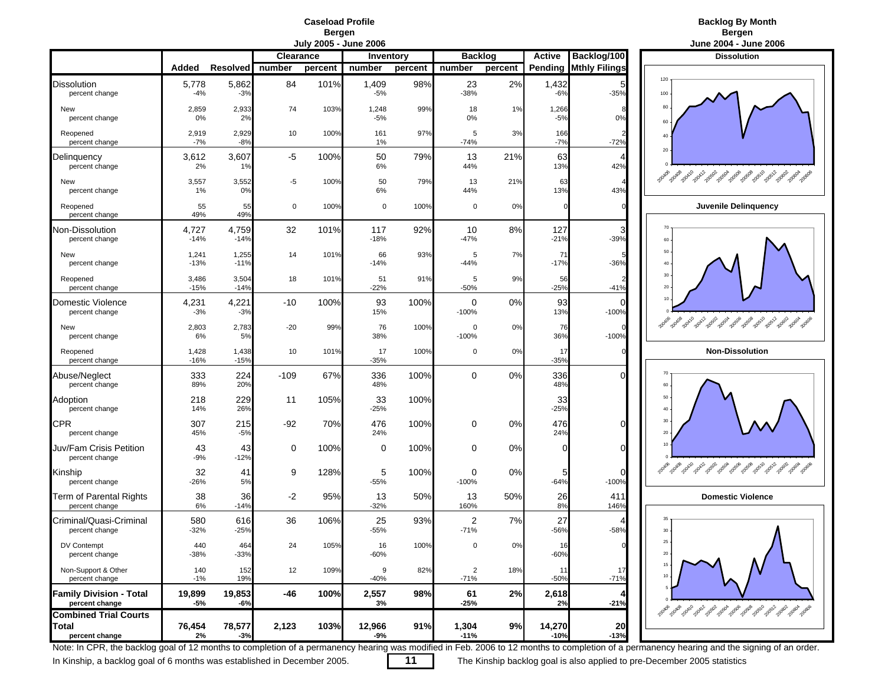# Caseload Profile
## Bergen
### July 2005 - June 2006

| | Added | Resolved | Clearance | | Inventory | | Backlog | | Active | Backlog/100 |
|---|---|---|---|---|---|---|---|---|---|---|
| | | | number | percent | number | percent | number | percent | Pending | Mthly Filings |
| **Dissolution** | 5,778 | 5,862 | 84 | 101% | 1,409 | 98% | 23 | 2% | 1,432 | 5 |
| percent change | -4% | -3% | | | -5% | | -38% | | -6% | -35% |
| New | 2,859 | 2,933 | 74 | 103% | 1,248 | 99% | 18 | 1% | 1,266 | 8 |
| percent change | 0% | 2% | | | -5% | | 0% | | -5% | 0% |
| Reopened | 2,919 | 2,929 | 10 | 100% | 161 | 97% | 5 | 3% | 166 | 2 |
| percent change | -7% | -8% | | | 1% | | -74% | | -7% | -72% |
| **Delinquency** | 3,612 | 3,607 | -5 | 100% | 50 | 79% | 13 | 21% | 63 | 4 |
| percent change | 2% | 1% | | | 6% | | 44% | | 13% | 42% |
| New | 3,557 | 3,552 | -5 | 100% | 50 | 79% | 13 | 21% | 63 | 4 |
| percent change | 1% | 0% | | | 6% | | 44% | | 13% | 43% |
| Reopened | 55 | 55 | 0 | 100% | 0 | 100% | 0 | 0% | 0 | 0 |
| percent change | 49% | 49% | | | | | | | | |
| **Non-Dissolution** | 4,727 | 4,759 | 32 | 101% | 117 | 92% | 10 | 8% | 127 | 3 |
| percent change | -14% | -14% | | | -18% | | -47% | | -21% | -39% |
| New | 1,241 | 1,255 | 14 | 101% | 66 | 93% | 5 | 7% | 71 | 5 |
| percent change | -13% | -11% | | | -14% | | -44% | | -17% | -36% |
| Reopened | 3,486 | 3,504 | 18 | 101% | 51 | 91% | 5 | 9% | 56 | 2 |
| percent change | -15% | -14% | | | -22% | | -50% | | -25% | -41% |
| **Domestic Violence** | 4,231 | 4,221 | -10 | 100% | 93 | 100% | 0 | 0% | 93 | 0 |
| percent change | -3% | -3% | | | 15% | | -100% | | 13% | -100% |
| New | 2,803 | 2,783 | -20 | 99% | 76 | 100% | 0 | 0% | 76 | 0 |
| percent change | 6% | 5% | | | 38% | | -100% | | 36% | -100% |
| Reopened | 1,428 | 1,438 | 10 | 101% | 17 | 100% | 0 | 0% | 17 | 0 |
| percent change | -16% | -15% | | | -35% | | | | -35% | |
| **Abuse/Neglect** | 333 | 224 | -109 | 67% | 336 | 100% | 0 | 0% | 336 | 0 |
| percent change | 89% | 20% | | | 48% | | | | 48% | |
| **Adoption** | 218 | 229 | 11 | 105% | 33 | 100% | | | 33 | |
| percent change | 14% | 26% | | | -25% | | | | -25% | |
| **CPR** | 307 | 215 | -92 | 70% | 476 | 100% | 0 | 0% | 476 | 0 |
| percent change | 45% | -5% | | | 24% | | | | 24% | |
| **Juv/Fam Crisis Petition** | 43 | 43 | 0 | 100% | 0 | 100% | 0 | 0% | 0 | 0 |
| percent change | -9% | -12% | | | | | | | | |
| **Kinship** | 32 | 41 | 9 | 128% | 5 | 100% | 0 | 0% | 5 | 0 |
| percent change | -26% | 5% | | | -55% | | -100% | | -64% | -100% |
| **Term of Parental Rights** | 38 | 36 | -2 | 95% | 13 | 50% | 13 | 50% | 26 | 411 |
| percent change | 6% | -14% | | | -32% | | 160% | | 8% | 146% |
| **Criminal/Quasi-Criminal** | 580 | 616 | 36 | 106% | 25 | 93% | 2 | 7% | 27 | 4 |
| percent change | -32% | -25% | | | -55% | | -71% | | -56% | -58% |
| DV Contempt | 440 | 464 | 24 | 105% | 16 | 100% | 0 | 0% | 16 | 0 |
| percent change | -38% | -33% | | | -60% | | | | -60% | |
| Non-Support & Other | 140 | 152 | 12 | 109% | 9 | 82% | 2 | 18% | 11 | 17 |
| percent change | -1% | 19% | | | -40% | | -71% | | -50% | -71% |
| **Family Division - Total** | **19,899** | **19,853** | **-46** | **100%** | **2,557** | **98%** | **61** | **2%** | **2,618** | **4** |
| **percent change** | **-5%** | **-6%** | | | **3%** | | **-25%** | | **2%** | **-21%** |
| **Combined Trial Courts Total** | **76,454** | **78,577** | **2,123** | **103%** | **12,966** | **91%** | **1,304** | **9%** | **14,270** | **20** |
| **percent change** | **2%** | **-3%** | | | **-9%** | | **-11%** | | **-10%** | **-13%** |

# Backlog By Month
## Bergen
### June 2004 - June 2006

**Dissolution**

**Juvenile Delinquency**

**Non-Dissolution**

**Domestic Violence**

Note: In CPR, the backlog goal of 12 months to completion of a permanency hearing was modified in Feb. 2006 to 12 months to completion of a permanency hearing and the signing of an order.

In Kinship, a backlog goal of 6 months was established in December 2005. The Kinship backlog goal is also applied to pre-December 2005 statistics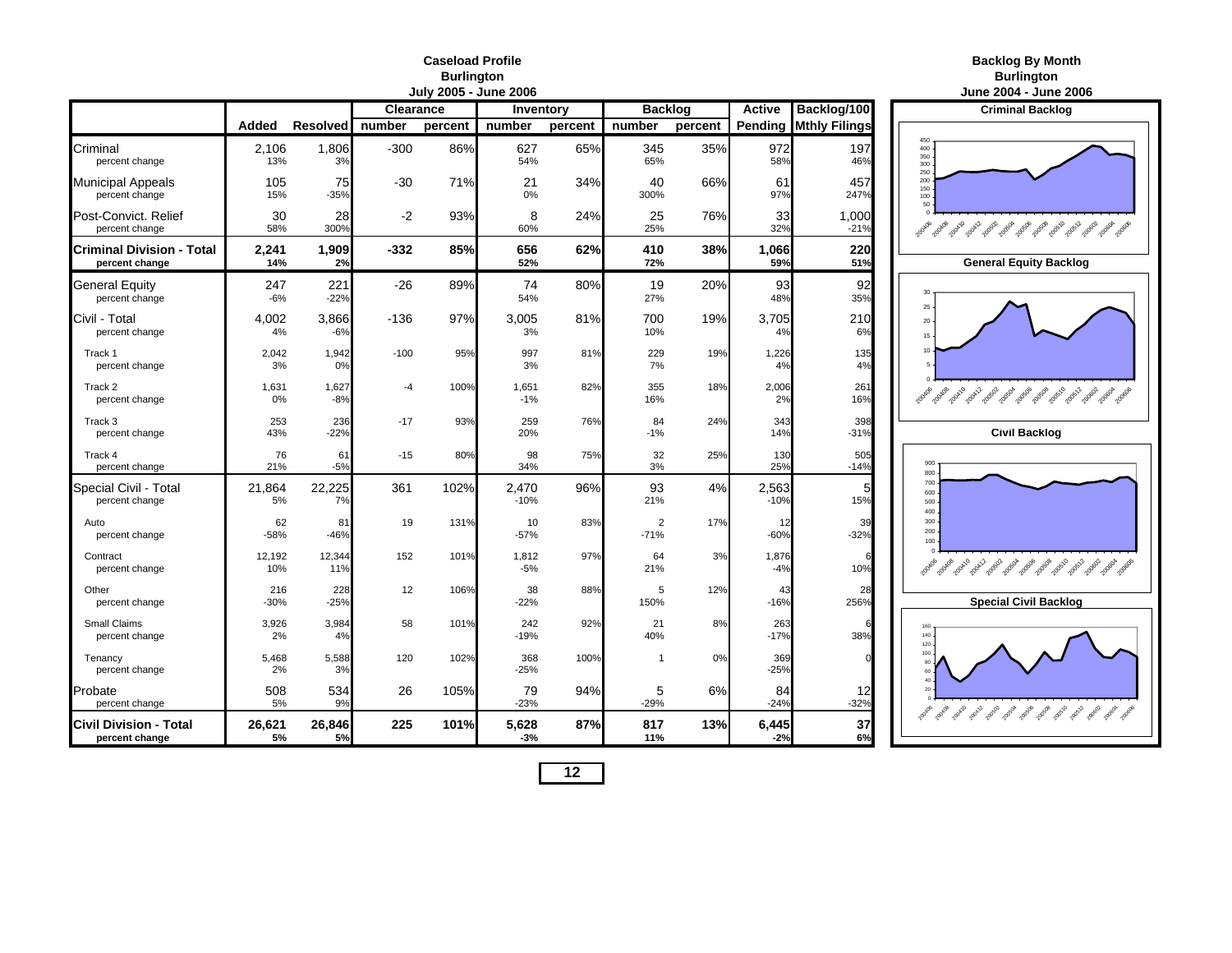# Caseload Profile
## Burlington
### July 2005 - June 2006

| | Added | Resolved | Clearance number | Clearance percent | Inventory number | Inventory percent | Backlog number | Backlog percent | Active Pending | Backlog/100 Mthly Filings |
|---|---|---|---|---|---|---|---|---|---|---|
| Criminal | 2,106 | 1,806 | -300 | 86% | 627 | 65% | 345 | 35% | 972 | 197 |
| percent change | 13% | 3% | | | 54% | | 65% | | 58% | 46% |
| Municipal Appeals | 105 | 75 | -30 | 71% | 21 | 34% | 40 | 66% | 61 | 457 |
| percent change | 15% | -35% | | | 0% | | 300% | | 97% | 247% |
| Post-Convict. Relief | 30 | 28 | -2 | 93% | 8 | 24% | 25 | 76% | 33 | 1,000 |
| percent change | 58% | 300% | | | 60% | | 25% | | 32% | -21% |
| **Criminal Division - Total** | **2,241** | **1,909** | **-332** | **85%** | **656** | **62%** | **410** | **38%** | **1,066** | **220** |
| **percent change** | **14%** | **2%** | | | **52%** | | **72%** | | **59%** | **51%** |
| General Equity | 247 | 221 | -26 | 89% | 74 | 80% | 19 | 20% | 93 | 92 |
| percent change | -6% | -22% | | | 54% | | 27% | | 48% | 35% |
| Civil - Total | 4,002 | 3,866 | -136 | 97% | 3,005 | 81% | 700 | 19% | 3,705 | 210 |
| percent change | 4% | -6% | | | 3% | | 10% | | 4% | 6% |
| Track 1 | 2,042 | 1,942 | -100 | 95% | 997 | 81% | 229 | 19% | 1,226 | 135 |
| percent change | 3% | 0% | | | 3% | | 7% | | 4% | 4% |
| Track 2 | 1,631 | 1,627 | -4 | 100% | 1,651 | 82% | 355 | 18% | 2,006 | 261 |
| percent change | 0% | -8% | | | -1% | | 16% | | 2% | 16% |
| Track 3 | 253 | 236 | -17 | 93% | 259 | 76% | 84 | 24% | 343 | 398 |
| percent change | 43% | -22% | | | 20% | | -1% | | 14% | -31% |
| Track 4 | 76 | 61 | -15 | 80% | 98 | 75% | 32 | 25% | 130 | 505 |
| percent change | 21% | -5% | | | 34% | | 3% | | 25% | -14% |
| Special Civil - Total | 21,864 | 22,225 | 361 | 102% | 2,470 | 96% | 93 | 4% | 2,563 | 5 |
| percent change | 5% | 7% | | | -10% | | 21% | | -10% | 15% |
| Auto | 62 | 81 | 19 | 131% | 10 | 83% | 2 | 17% | 12 | 39 |
| percent change | -58% | -46% | | | -57% | | -71% | | -60% | -32% |
| Contract | 12,192 | 12,344 | 152 | 101% | 1,812 | 97% | 64 | 3% | 1,876 | 6 |
| percent change | 10% | 11% | | | -5% | | 21% | | -4% | 10% |
| Other | 216 | 228 | 12 | 106% | 38 | 88% | 5 | 12% | 43 | 28 |
| percent change | -30% | -25% | | | -22% | | 150% | | -16% | 256% |
| Small Claims | 3,926 | 3,984 | 58 | 101% | 242 | 92% | 21 | 8% | 263 | 6 |
| percent change | 2% | 4% | | | -19% | | 40% | | -17% | 38% |
| Tenancy | 5,468 | 5,588 | 120 | 102% | 368 | 100% | 1 | 0% | 369 | 0 |
| percent change | 2% | 3% | | | -25% | | | | -25% | |
| Probate | 508 | 534 | 26 | 105% | 79 | 94% | 5 | 6% | 84 | 12 |
| percent change | 5% | 9% | | | -23% | | -29% | | -24% | -32% |
| **Civil Division - Total** | **26,621** | **26,846** | **225** | **101%** | **5,628** | **87%** | **817** | **13%** | **6,445** | **37** |
| **percent change** | **5%** | **5%** | | | **-3%** | | **11%** | | **-2%** | **6%** |

# Backlog By Month
## Burlington
### June 2004 - June 2006

Criminal Backlog

General Equity Backlog

Civil Backlog

Special Civil Backlog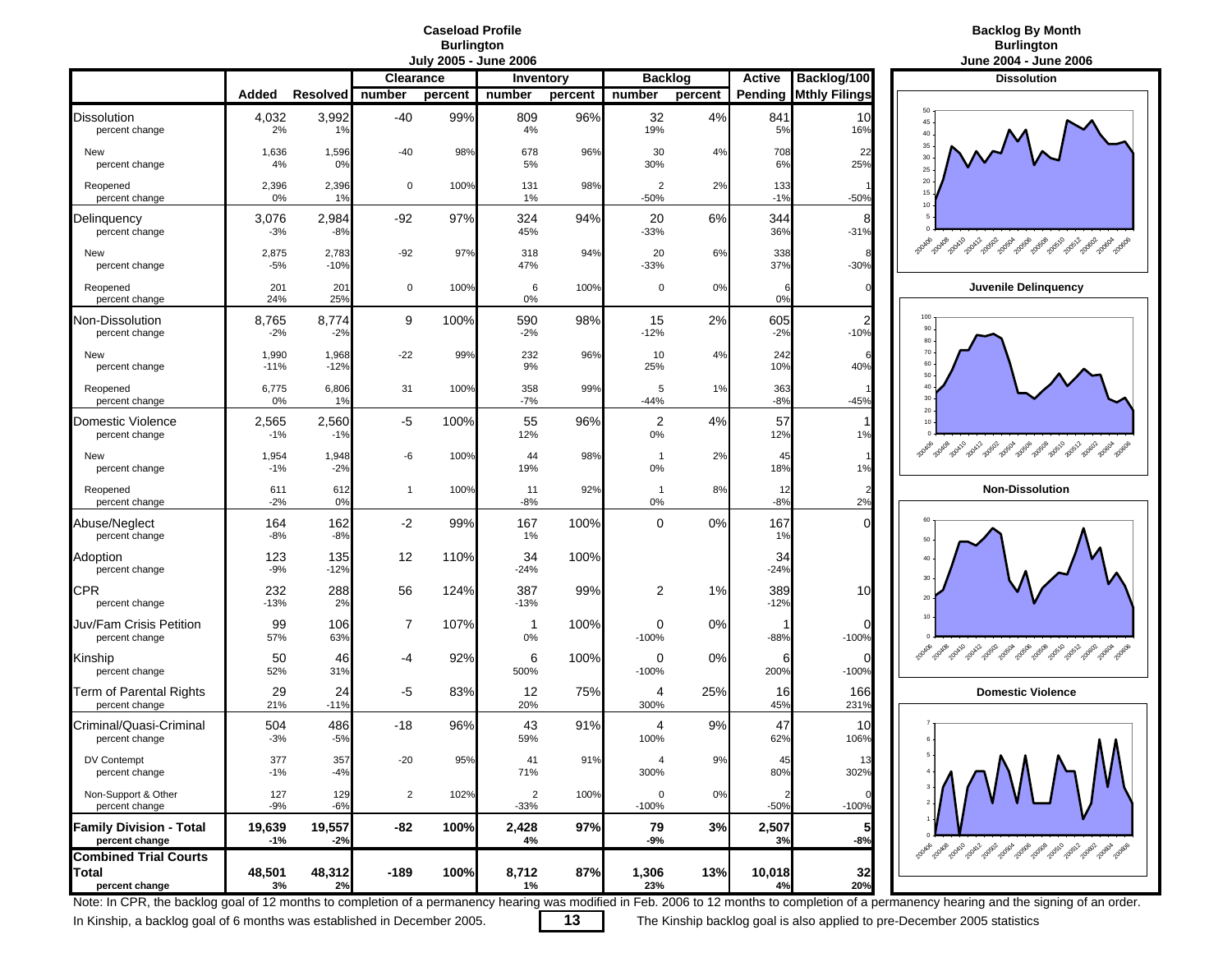# Caseload Profile
## Burlington
### July 2005 - June 2006

| | Added | Resolved | Clearance | | Inventory | | Backlog | | Active | Backlog/100 |
|---|---|---|---|---|---|---|---|---|---|---|
| | | | number | percent | number | percent | number | percent | Pending | Mthly Filings |
| Dissolution | 4,032 | 3,992 | -40 | 99% | 809 | 96% | 32 | 4% | 841 | 10 |
| percent change | 2% | 1% | | | 4% | | 19% | | 5% | 16% |
| New | 1,636 | 1,596 | -40 | 98% | 678 | 96% | 30 | 4% | 708 | 22 |
| percent change | 4% | 0% | | | 5% | | 30% | | 6% | 25% |
| Reopened | 2,396 | 2,396 | 0 | 100% | 131 | 98% | 2 | 2% | 133 | 1 |
| percent change | 0% | 1% | | | 1% | | -50% | | -1% | -50% |
| Delinquency | 3,076 | 2,984 | -92 | 97% | 324 | 94% | 20 | 6% | 344 | 8 |
| percent change | -3% | -8% | | | 45% | | -33% | | 36% | -31% |
| New | 2,875 | 2,783 | -92 | 97% | 318 | 94% | 20 | 6% | 338 | 8 |
| percent change | -5% | -10% | | | 47% | | -33% | | 37% | -30% |
| Reopened | 201 | 201 | 0 | 100% | 6 | 100% | 0 | 0% | 6 | 0 |
| percent change | 24% | 25% | | | 0% | | | | 0% | |
| Non-Dissolution | 8,765 | 8,774 | 9 | 100% | 590 | 98% | 15 | 2% | 605 | 2 |
| percent change | -2% | -2% | | | -2% | | -12% | | -2% | -10% |
| New | 1,990 | 1,968 | -22 | 99% | 232 | 96% | 10 | 4% | 242 | 6 |
| percent change | -11% | -12% | | | 9% | | 25% | | 10% | 40% |
| Reopened | 6,775 | 6,806 | 31 | 100% | 358 | 99% | 5 | 1% | 363 | 1 |
| percent change | 0% | 1% | | | -7% | | -44% | | -8% | -45% |
| Domestic Violence | 2,565 | 2,560 | -5 | 100% | 55 | 96% | 2 | 4% | 57 | 1 |
| percent change | -1% | -1% | | | 12% | | 0% | | 12% | 1% |
| New | 1,954 | 1,948 | -6 | 100% | 44 | 98% | 1 | 2% | 45 | 1 |
| percent change | -1% | -2% | | | 19% | | 0% | | 18% | 1% |
| Reopened | 611 | 612 | 1 | 100% | 11 | 92% | 1 | 8% | 12 | 2 |
| percent change | -2% | 0% | | | -8% | | 0% | | -8% | 2% |
| Abuse/Neglect | 164 | 162 | -2 | 99% | 167 | 100% | 0 | 0% | 167 | 0 |
| percent change | -8% | -8% | | | 1% | | | | 1% | |
| Adoption | 123 | 135 | 12 | 110% | 34 | 100% | | | 34 | |
| percent change | -9% | -12% | | | -24% | | | | -24% | |
| CPR | 232 | 288 | 56 | 124% | 387 | 99% | 2 | 1% | 389 | 10 |
| percent change | -13% | 2% | | | -13% | | | | -12% | |
| Juv/Fam Crisis Petition | 99 | 106 | 7 | 107% | 1 | 100% | 0 | 0% | 1 | 0 |
| percent change | 57% | 63% | | | 0% | | -100% | | -88% | -100% |
| Kinship | 50 | 46 | -4 | 92% | 6 | 100% | 0 | 0% | 6 | 0 |
| percent change | 52% | 31% | | | 500% | | -100% | | 200% | -100% |
| Term of Parental Rights | 29 | 24 | -5 | 83% | 12 | 75% | 4 | 25% | 16 | 166 |
| percent change | 21% | -11% | | | 20% | | 300% | | 45% | 231% |
| Criminal/Quasi-Criminal | 504 | 486 | -18 | 96% | 43 | 91% | 4 | 9% | 47 | 10 |
| percent change | -3% | -5% | | | 59% | | 100% | | 62% | 106% |
| DV Contempt | 377 | 357 | -20 | 95% | 41 | 91% | 4 | 9% | 45 | 13 |
| percent change | -1% | -4% | | | 71% | | 300% | | 80% | 302% |
| Non-Support & Other | 127 | 129 | 2 | 102% | 2 | 100% | 0 | 0% | 2 | 0 |
| percent change | -9% | -6% | | | -33% | | -100% | | -50% | -100% |
| **Family Division - Total** | **19,639** | **19,557** | **-82** | **100%** | **2,428** | **97%** | **79** | **3%** | **2,507** | **5** |
| **percent change** | **-1%** | **-2%** | | | **4%** | | **-9%** | | **3%** | **-8%** |
| **Combined Trial Courts Total** | **48,501** | **48,312** | **-189** | **100%** | **8,712** | **87%** | **1,306** | **13%** | **10,018** | **32** |
| **percent change** | **3%** | **2%** | | | **1%** | | **23%** | | **4%** | **20%** |

# Backlog By Month
## Burlington
### June 2004 - June 2006

**Dissolution**

**Juvenile Delinquency**

**Non-Dissolution**

**Domestic Violence**

Note: In CPR, the backlog goal of 12 months to completion of a permanency hearing was modified in Feb. 2006 to 12 months to completion of a permanency hearing and the signing of an order.

In Kinship, a backlog goal of 6 months was established in December 2005. The Kinship backlog goal is also applied to pre-December 2005 statistics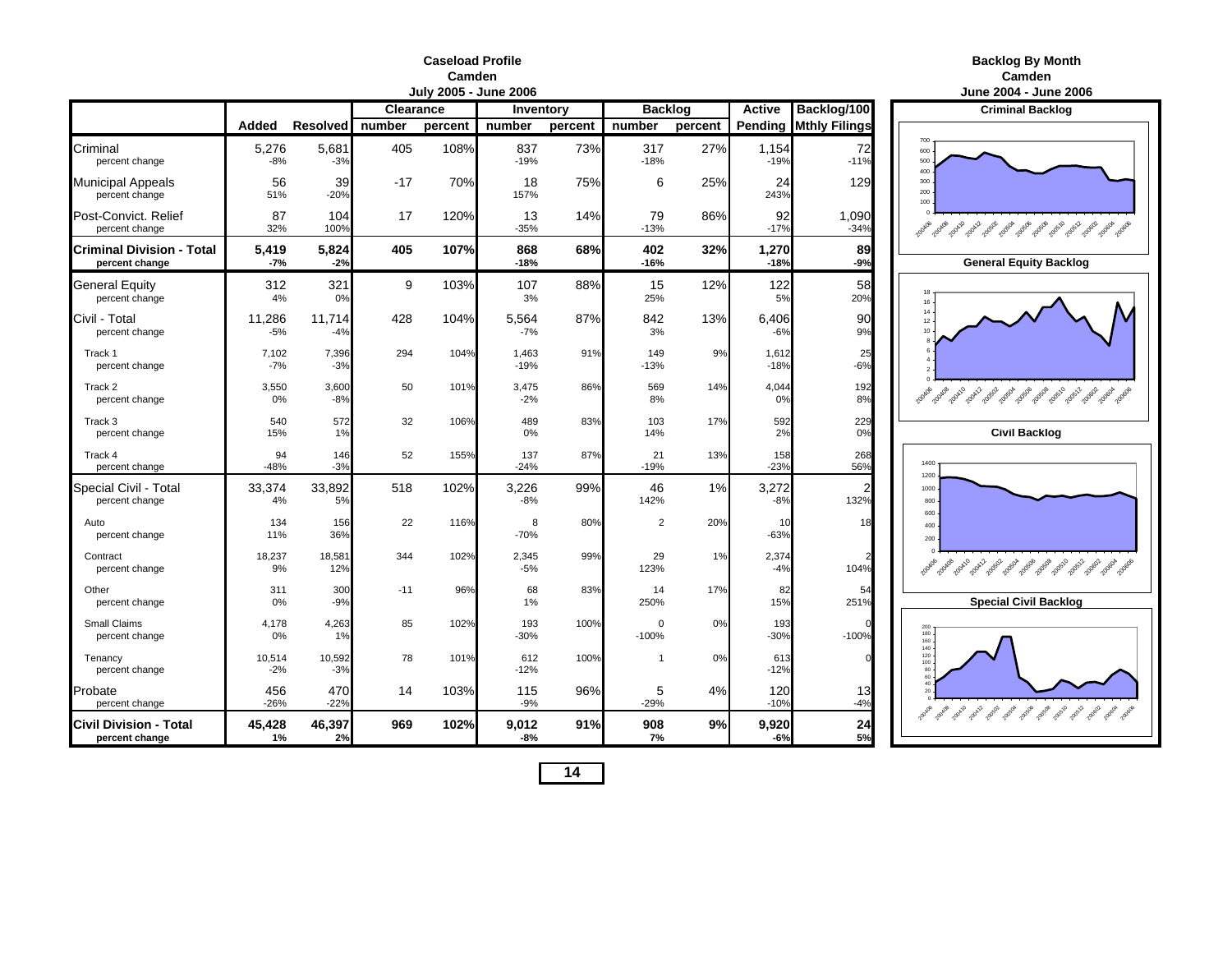## Caseload Profile
## Camden
### July 2005 - June 2006

| | Added | Resolved | Clearance number | Clearance percent | Inventory number | Inventory percent | Backlog number | Backlog percent | Active Pending | Backlog/100 Mthly Filings |
|---|---|---|---|---|---|---|---|---|---|---|
| Criminal | 5,276 | 5,681 | 405 | 108% | 837 | 73% | 317 | 27% | 1,154 | 72 |
| percent change | -8% | -3% | | | -19% | | -18% | | -19% | -11% |
| Municipal Appeals | 56 | 39 | -17 | 70% | 18 | 75% | 6 | 25% | 24 | 129 |
| percent change | 51% | -20% | | | 157% | | | | 243% | |
| Post-Convict. Relief | 87 | 104 | 17 | 120% | 13 | 14% | 79 | 86% | 92 | 1,090 |
| percent change | 32% | 100% | | | -35% | | -13% | | -17% | -34% |
| **Criminal Division - Total** | **5,419** | **5,824** | **405** | **107%** | **868** | **68%** | **402** | **32%** | **1,270** | **89** |
| **percent change** | **-7%** | **-2%** | | | **-18%** | | **-16%** | | **-18%** | **-9%** |
| General Equity | 312 | 321 | 9 | 103% | 107 | 88% | 15 | 12% | 122 | 58 |
| percent change | 4% | 0% | | | 3% | | 25% | | 5% | 20% |
| Civil - Total | 11,286 | 11,714 | 428 | 104% | 5,564 | 87% | 842 | 13% | 6,406 | 90 |
| percent change | -5% | -4% | | | -7% | | 3% | | -6% | 9% |
| Track 1 | 7,102 | 7,396 | 294 | 104% | 1,463 | 91% | 149 | 9% | 1,612 | 25 |
| percent change | -7% | -3% | | | -19% | | -13% | | -18% | -6% |
| Track 2 | 3,550 | 3,600 | 50 | 101% | 3,475 | 86% | 569 | 14% | 4,044 | 192 |
| percent change | 0% | -8% | | | -2% | | 8% | | 0% | 8% |
| Track 3 | 540 | 572 | 32 | 106% | 489 | 83% | 103 | 17% | 592 | 229 |
| percent change | 15% | 1% | | | 0% | | 14% | | 2% | 0% |
| Track 4 | 94 | 146 | 52 | 155% | 137 | 87% | 21 | 13% | 158 | 268 |
| percent change | -48% | -3% | | | -24% | | -19% | | -23% | 56% |
| Special Civil - Total | 33,374 | 33,892 | 518 | 102% | 3,226 | 99% | 46 | 1% | 3,272 | 2 |
| percent change | 4% | 5% | | | -8% | | 142% | | -8% | 132% |
| Auto | 134 | 156 | 22 | 116% | 8 | 80% | 2 | 20% | 10 | 18 |
| percent change | 11% | 36% | | | -70% | | | | -63% | |
| Contract | 18,237 | 18,581 | 344 | 102% | 2,345 | 99% | 29 | 1% | 2,374 | 2 |
| percent change | 9% | 12% | | | -5% | | 123% | | -4% | 104% |
| Other | 311 | 300 | -11 | 96% | 68 | 83% | 14 | 17% | 82 | 54 |
| percent change | 0% | -9% | | | 1% | | 250% | | 15% | 251% |
| Small Claims | 4,178 | 4,263 | 85 | 102% | 193 | 100% | 0 | 0% | 193 | 0 |
| percent change | 0% | 1% | | | -30% | | -100% | | -30% | -100% |
| Tenancy | 10,514 | 10,592 | 78 | 101% | 612 | 100% | 1 | 0% | 613 | 0 |
| percent change | -2% | -3% | | | -12% | | | | -12% | |
| Probate | 456 | 470 | 14 | 103% | 115 | 96% | 5 | 4% | 120 | 13 |
| percent change | -26% | -22% | | | -9% | | -29% | | -10% | -4% |
| **Civil Division - Total** | **45,428** | **46,397** | **969** | **102%** | **9,012** | **91%** | **908** | **9%** | **9,920** | **24** |
| **percent change** | **1%** | **2%** | | | **-8%** | | **7%** | | **-6%** | **5%** |

## Backlog By Month
## Camden
### June 2004 - June 2006

**Criminal Backlog**

**General Equity Backlog**

**Civil Backlog**

**Special Civil Backlog**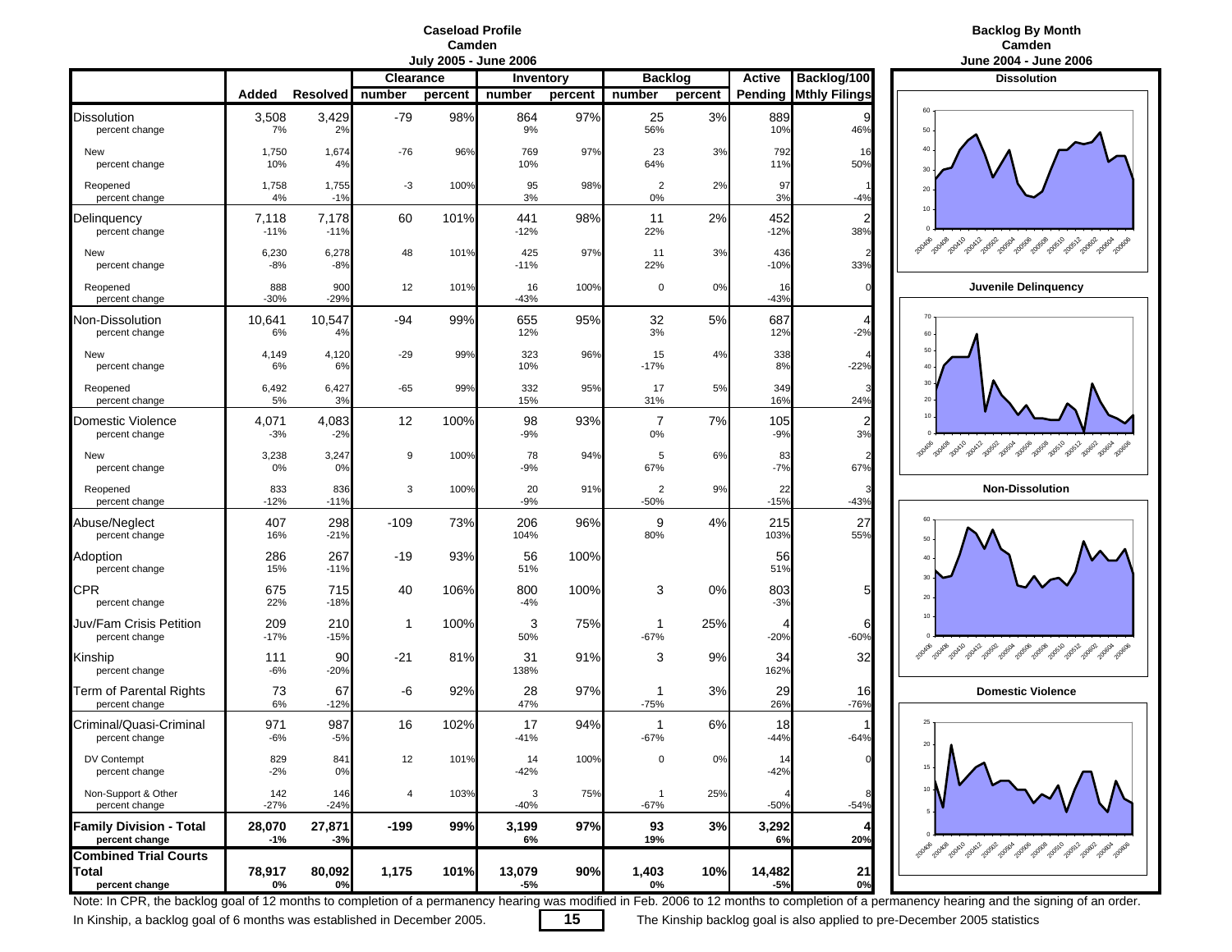# Caseload Profile
## Camden
### July 2005 - June 2006

| | Added | Resolved | Clearance | | Inventory | | Backlog | | Active | Backlog/100 |
|---|---|---|---|---|---|---|---|---|---|---|
| | | | number | percent | number | percent | number | percent | Pending | Mthly Filings |
| Dissolution | 3,508 | 3,429 | -79 | 98% | 864 | 97% | 25 | 3% | 889 | 9 |
| percent change | 7% | 2% | | | 9% | | 56% | | 10% | 46% |
| New | 1,750 | 1,674 | -76 | 96% | 769 | 97% | 23 | 3% | 792 | 16 |
| percent change | 10% | 4% | | | 10% | | 64% | | 11% | 50% |
| Reopened | 1,758 | 1,755 | -3 | 100% | 95 | 98% | 2 | 2% | 97 | 1 |
| percent change | 4% | -1% | | | 3% | | 0% | | 3% | -4% |
| Delinquency | 7,118 | 7,178 | 60 | 101% | 441 | 98% | 11 | 2% | 452 | 2 |
| percent change | -11% | -11% | | | -12% | | 22% | | -12% | 38% |
| New | 6,230 | 6,278 | 48 | 101% | 425 | 97% | 11 | 3% | 436 | 2 |
| percent change | -8% | -8% | | | -11% | | 22% | | -10% | 33% |
| Reopened | 888 | 900 | 12 | 101% | 16 | 100% | 0 | 0% | 16 | 0 |
| percent change | -30% | -29% | | | -43% | | | | -43% | |
| Non-Dissolution | 10,641 | 10,547 | -94 | 99% | 655 | 95% | 32 | 5% | 687 | 4 |
| percent change | 6% | 4% | | | 12% | | 3% | | 12% | -2% |
| New | 4,149 | 4,120 | -29 | 99% | 323 | 96% | 15 | 4% | 338 | 4 |
| percent change | 6% | 6% | | | 10% | | -17% | | 8% | -22% |
| Reopened | 6,492 | 6,427 | -65 | 99% | 332 | 95% | 17 | 5% | 349 | 3 |
| percent change | 5% | 3% | | | 15% | | 31% | | 16% | 24% |
| Domestic Violence | 4,071 | 4,083 | 12 | 100% | 98 | 93% | 7 | 7% | 105 | 2 |
| percent change | -3% | -2% | | | -9% | | 0% | | -9% | 3% |
| New | 3,238 | 3,247 | 9 | 100% | 78 | 94% | 5 | 6% | 83 | 2 |
| percent change | 0% | 0% | | | -9% | | 67% | | -7% | 67% |
| Reopened | 833 | 836 | 3 | 100% | 20 | 91% | 2 | 9% | 22 | 3 |
| percent change | -12% | -11% | | | -9% | | -50% | | -15% | -43% |
| Abuse/Neglect | 407 | 298 | -109 | 73% | 206 | 96% | 9 | 4% | 215 | 27 |
| percent change | 16% | -21% | | | 104% | | 80% | | 103% | 55% |
| Adoption | 286 | 267 | -19 | 93% | 56 | 100% | | | 56 | |
| percent change | 15% | -11% | | | 51% | | | | 51% | |
| CPR | 675 | 715 | 40 | 106% | 800 | 100% | 3 | 0% | 803 | 5 |
| percent change | 22% | -18% | | | -4% | | | | -3% | |
| Juv/Fam Crisis Petition | 209 | 210 | 1 | 100% | 3 | 75% | 1 | 25% | 4 | 6 |
| percent change | -17% | -15% | | | 50% | | -67% | | -20% | -60% |
| Kinship | 111 | 90 | -21 | 81% | 31 | 91% | 3 | 9% | 34 | 32 |
| percent change | -6% | -20% | | | 138% | | | | 162% | |
| Term of Parental Rights | 73 | 67 | -6 | 92% | 28 | 97% | 1 | 3% | 29 | 16 |
| percent change | 6% | -12% | | | 47% | | -75% | | 26% | -76% |
| Criminal/Quasi-Criminal | 971 | 987 | 16 | 102% | 17 | 94% | 1 | 6% | 18 | 1 |
| percent change | -6% | -5% | | | -41% | | -67% | | -44% | -64% |
| DV Contempt | 829 | 841 | 12 | 101% | 14 | 100% | 0 | 0% | 14 | 0 |
| percent change | -2% | 0% | | | -42% | | | | -42% | |
| Non-Support & Other | 142 | 146 | 4 | 103% | 3 | 75% | 1 | 25% | 4 | 8 |
| percent change | -27% | -24% | | | -40% | | -67% | | -50% | -54% |
| **Family Division - Total** | **28,070** | **27,871** | **-199** | **99%** | **3,199** | **97%** | **93** | **3%** | **3,292** | **4** |
| **percent change** | **-1%** | **-3%** | | | **6%** | | **19%** | | **6%** | **20%** |
| **Combined Trial Courts Total** | **78,917** | **80,092** | **1,175** | **101%** | **13,079** | **90%** | **1,403** | **10%** | **14,482** | **21** |
| **percent change** | **0%** | **0%** | | | **-5%** | | **0%** | | **-5%** | **0%** |

# Backlog By Month
## Camden
### June 2004 - June 2006

**Dissolution**

**Juvenile Delinquency**

**Non-Dissolution**

**Domestic Violence**

Note: In CPR, the backlog goal of 12 months to completion of a permanency hearing was modified in Feb. 2006 to 12 months to completion of a permanency hearing and the signing of an order.

In Kinship, a backlog goal of 6 months was established in December 2005. The Kinship backlog goal is also applied to pre-December 2005 statistics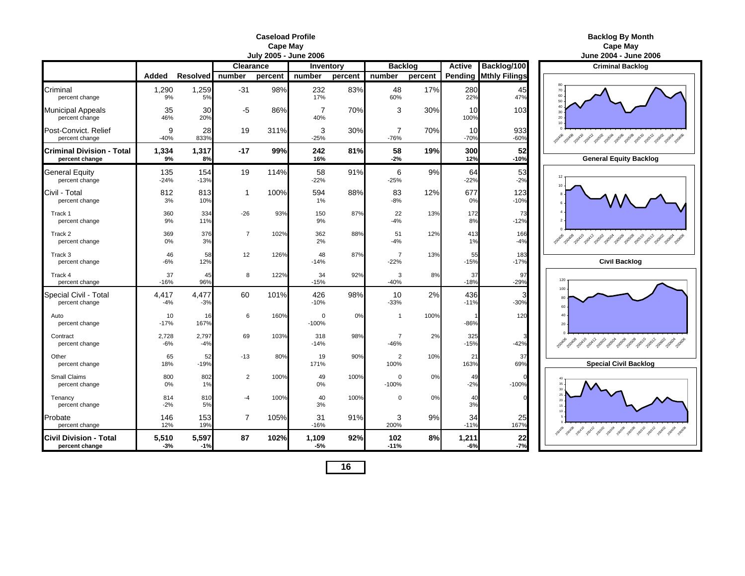## Caseload Profile
## Cape May
## July 2005 - June 2006

| | Added | Resolved | Clearance | | Inventory | | Backlog | | Active | Backlog/100 |
|---|---|---|---|---|---|---|---|---|---|---|
| | | | number | percent | number | percent | number | percent | Pending | Mthly Filings |
| Criminal | 1,290 | 1,259 | -31 | 98% | 232 | 83% | 48 | 17% | 280 | 45 |
| percent change | 9% | 5% | | | 17% | | 60% | | 22% | 47% |
| Municipal Appeals | 35 | 30 | -5 | 86% | 7 | 70% | 3 | 30% | 10 | 103 |
| percent change | 46% | 20% | | | 40% | | | | 100% | |
| Post-Convict. Relief | 9 | 28 | 19 | 311% | 3 | 30% | 7 | 70% | 10 | 933 |
| percent change | -40% | 833% | | | -25% | | -76% | | -70% | -60% |
| **Criminal Division - Total** | **1,334** | **1,317** | **-17** | **99%** | **242** | **81%** | **58** | **19%** | **300** | **52** |
| **percent change** | **9%** | **8%** | | | **16%** | | **-2%** | | **12%** | **-10%** |
| General Equity | 135 | 154 | 19 | 114% | 58 | 91% | 6 | 9% | 64 | 53 |
| percent change | -24% | -13% | | | -22% | | -25% | | -22% | -2% |
| Civil - Total | 812 | 813 | 1 | 100% | 594 | 88% | 83 | 12% | 677 | 123 |
| percent change | 3% | 10% | | | 1% | | -8% | | 0% | -10% |
| Track 1 | 360 | 334 | -26 | 93% | 150 | 87% | 22 | 13% | 172 | 73 |
| percent change | 9% | 11% | | | 9% | | -4% | | 8% | -12% |
| Track 2 | 369 | 376 | 7 | 102% | 362 | 88% | 51 | 12% | 413 | 166 |
| percent change | 0% | 3% | | | 2% | | -4% | | 1% | -4% |
| Track 3 | 46 | 58 | 12 | 126% | 48 | 87% | 7 | 13% | 55 | 183 |
| percent change | -6% | 12% | | | -14% | | -22% | | -15% | -17% |
| Track 4 | 37 | 45 | 8 | 122% | 34 | 92% | 3 | 8% | 37 | 97 |
| percent change | -16% | 96% | | | -15% | | -40% | | -18% | -29% |
| Special Civil - Total | 4,417 | 4,477 | 60 | 101% | 426 | 98% | 10 | 2% | 436 | 3 |
| percent change | -4% | -3% | | | -10% | | -33% | | -11% | -30% |
| Auto | 10 | 16 | 6 | 160% | 0 | 0% | 1 | 100% | 1 | 120 |
| percent change | -17% | 167% | | | -100% | | | | -86% | |
| Contract | 2,728 | 2,797 | 69 | 103% | 318 | 98% | 7 | 2% | 325 | 3 |
| percent change | -6% | -4% | | | -14% | | -46% | | -15% | -42% |
| Other | 65 | 52 | -13 | 80% | 19 | 90% | 2 | 10% | 21 | 37 |
| percent change | 18% | -19% | | | 171% | | 100% | | 163% | 69% |
| Small Claims | 800 | 802 | 2 | 100% | 49 | 100% | 0 | 0% | 49 | 0 |
| percent change | 0% | 1% | | | 0% | | -100% | | -2% | -100% |
| Tenancy | 814 | 810 | -4 | 100% | 40 | 100% | 0 | 0% | 40 | 0 |
| percent change | -2% | 5% | | | 3% | | | | 3% | |
| Probate | 146 | 153 | 7 | 105% | 31 | 91% | 3 | 9% | 34 | 25 |
| percent change | 12% | 19% | | | -16% | | 200% | | -11% | 167% |
| **Civil Division - Total** | **5,510** | **5,597** | **87** | **102%** | **1,109** | **92%** | **102** | **8%** | **1,211** | **22** |
| **percent change** | **-3%** | **-1%** | | | **-5%** | | **-11%** | | **-6%** | **-7%** |

## Backlog By Month
## Cape May
## June 2004 - June 2006

**Criminal Backlog**

**General Equity Backlog**

**Civil Backlog**

**Special Civil Backlog**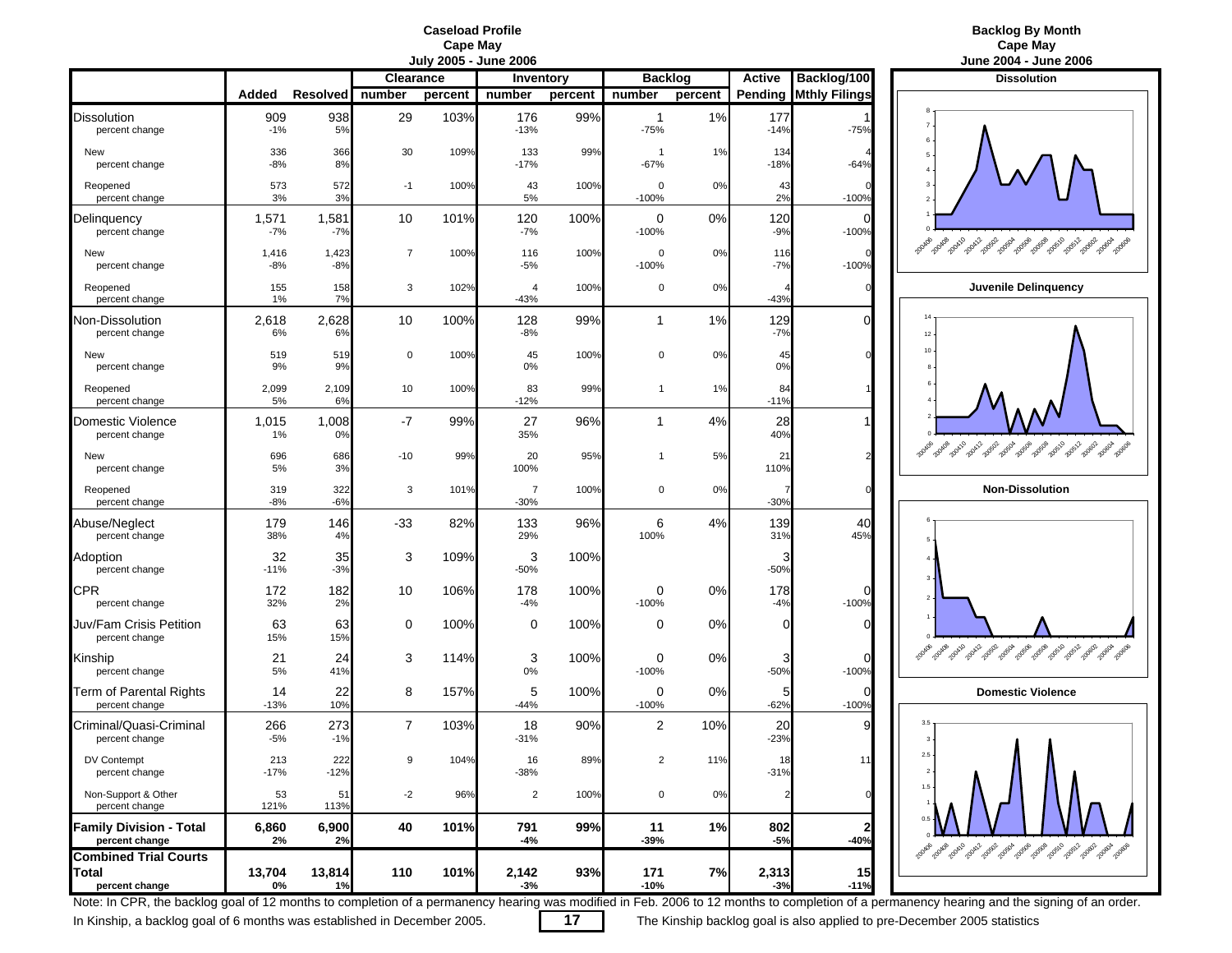## Caseload Profile
### Cape May
### July 2005 - June 2006

| | Added | Resolved | Clearance number | Clearance percent | Inventory number | Inventory percent | Backlog number | Backlog percent | Active Pending | Backlog/100 Mthly Filings |
|---|---|---|---|---|---|---|---|---|---|---|
| Dissolution | 909 | 938 | 29 | 103% | 176 | 99% | 1 | 1% | 177 | 1 |
| percent change | -1% | 5% | | | -13% | | -75% | | -14% | -75% |
| New | 336 | 366 | 30 | 109% | 133 | 99% | 1 | 1% | 134 | 4 |
| percent change | -8% | 8% | | | -17% | | -67% | | -18% | -64% |
| Reopened | 573 | 572 | -1 | 100% | 43 | 100% | 0 | 0% | 43 | 0 |
| percent change | 3% | 3% | | | 5% | | -100% | | 2% | -100% |
| Delinquency | 1,571 | 1,581 | 10 | 101% | 120 | 100% | 0 | 0% | 120 | 0 |
| percent change | -7% | -7% | | | -7% | | -100% | | -9% | -100% |
| New | 1,416 | 1,423 | 7 | 100% | 116 | 100% | 0 | 0% | 116 | 0 |
| percent change | -8% | -8% | | | -5% | | -100% | | -7% | -100% |
| Reopened | 155 | 158 | 3 | 102% | 4 | 100% | 0 | 0% | 4 | 0 |
| percent change | 1% | 7% | | | -43% | | | | -43% | |
| Non-Dissolution | 2,618 | 2,628 | 10 | 100% | 128 | 99% | 1 | 1% | 129 | 0 |
| percent change | 6% | 6% | | | -8% | | | | -7% | |
| New | 519 | 519 | 0 | 100% | 45 | 100% | 0 | 0% | 45 | 0 |
| percent change | 9% | 9% | | | 0% | | | | 0% | |
| Reopened | 2,099 | 2,109 | 10 | 100% | 83 | 99% | 1 | 1% | 84 | 1 |
| percent change | 5% | 6% | | | -12% | | | | -11% | |
| Domestic Violence | 1,015 | 1,008 | -7 | 99% | 27 | 96% | 1 | 4% | 28 | 1 |
| percent change | 1% | 0% | | | 35% | | | | 40% | |
| New | 696 | 686 | -10 | 99% | 20 | 95% | 1 | 5% | 21 | 2 |
| percent change | 5% | 3% | | | 100% | | | | 110% | |
| Reopened | 319 | 322 | 3 | 101% | 7 | 100% | 0 | 0% | 7 | 0 |
| percent change | -8% | -6% | | | -30% | | | | -30% | |
| Abuse/Neglect | 179 | 146 | -33 | 82% | 133 | 96% | 6 | 4% | 139 | 40 |
| percent change | 38% | 4% | | | 29% | | 100% | | 31% | 45% |
| Adoption | 32 | 35 | 3 | 109% | 3 | 100% | | | 3 | |
| percent change | -11% | -3% | | | -50% | | | | -50% | |
| CPR | 172 | 182 | 10 | 106% | 178 | 100% | 0 | 0% | 178 | 0 |
| percent change | 32% | 2% | | | -4% | | -100% | | -4% | -100% |
| Juv/Fam Crisis Petition | 63 | 63 | 0 | 100% | 0 | 100% | 0 | 0% | 0 | 0 |
| percent change | 15% | 15% | | | | | | | | |
| Kinship | 21 | 24 | 3 | 114% | 3 | 100% | 0 | 0% | 3 | 0 |
| percent change | 5% | 41% | | | 0% | | -100% | | -50% | -100% |
| Term of Parental Rights | 14 | 22 | 8 | 157% | 5 | 100% | 0 | 0% | 5 | 0 |
| percent change | -13% | 10% | | | -44% | | -100% | | -62% | -100% |
| Criminal/Quasi-Criminal | 266 | 273 | 7 | 103% | 18 | 90% | 2 | 10% | 20 | 9 |
| percent change | -5% | -1% | | | -31% | | | | -23% | |
| DV Contempt | 213 | 222 | 9 | 104% | 16 | 89% | 2 | 11% | 18 | 11 |
| percent change | -17% | -12% | | | -38% | | | | -31% | |
| Non-Support & Other | 53 | 51 | -2 | 96% | 2 | 100% | 0 | 0% | 2 | 0 |
| percent change | 121% | 113% | | | | | | | | |
| **Family Division - Total** | **6,860** | **6,900** | **40** | **101%** | **791** | **99%** | **11** | **1%** | **802** | **2** |
| **percent change** | **2%** | **2%** | | | **-4%** | | **-39%** | | **-5%** | **-40%** |
| **Combined Trial Courts Total** | **13,704** | **13,814** | **110** | **101%** | **2,142** | **93%** | **171** | **7%** | **2,313** | **15** |
| **percent change** | **0%** | **1%** | | | **-3%** | | **-10%** | | **-3%** | **-11%** |

## Backlog By Month
### Cape May
### June 2004 - June 2006

Dissolution

Juvenile Delinquency

Non-Dissolution

Domestic Violence

Note: In CPR, the backlog goal of 12 months to completion of a permanency hearing was modified in Feb. 2006 to 12 months to completion of a permanency hearing and the signing of an order.

In Kinship, a backlog goal of 6 months was established in December 2005. The Kinship backlog goal is also applied to pre-December 2005 statistics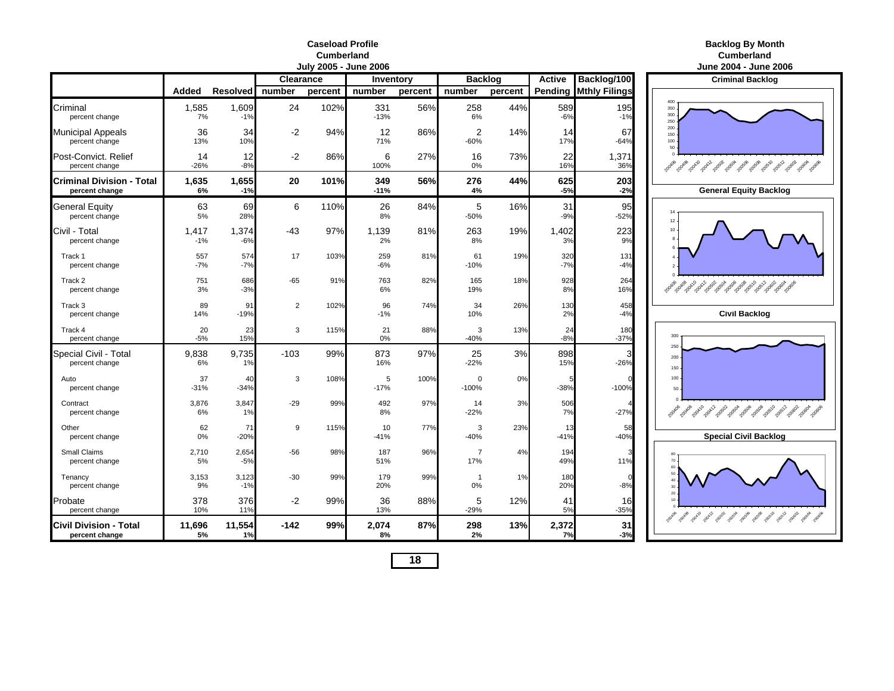## Caseload Profile
## Cumberland
## July 2005 - June 2006

| | Added | Resolved | Clearance number | Clearance percent | Inventory number | Inventory percent | Backlog number | Backlog percent | Active Pending | Backlog/100 Mthly Filings |
|---|---|---|---|---|---|---|---|---|---|---|
| Criminal | 1,585 | 1,609 | 24 | 102% | 331 | 56% | 258 | 44% | 589 | 195 |
| percent change | 7% | -1% | | | -13% | | 6% | | -6% | -1% |
| Municipal Appeals | 36 | 34 | -2 | 94% | 12 | 86% | 2 | 14% | 14 | 67 |
| percent change | 13% | 10% | | | 71% | | -60% | | 17% | -64% |
| Post-Convict. Relief | 14 | 12 | -2 | 86% | 6 | 27% | 16 | 73% | 22 | 1,371 |
| percent change | -26% | -8% | | | 100% | | 0% | | 16% | 36% |
| **Criminal Division - Total** | **1,635** | **1,655** | **20** | **101%** | **349** | **56%** | **276** | **44%** | **625** | **203** |
| **percent change** | **6%** | **-1%** | | | **-11%** | | **4%** | | **-5%** | **-2%** |
| General Equity | 63 | 69 | 6 | 110% | 26 | 84% | 5 | 16% | 31 | 95 |
| percent change | 5% | 28% | | | 8% | | -50% | | -9% | -52% |
| Civil - Total | 1,417 | 1,374 | -43 | 97% | 1,139 | 81% | 263 | 19% | 1,402 | 223 |
| percent change | -1% | -6% | | | 2% | | 8% | | 3% | 9% |
| Track 1 | 557 | 574 | 17 | 103% | 259 | 81% | 61 | 19% | 320 | 131 |
| percent change | -7% | -7% | | | -6% | | -10% | | -7% | -4% |
| Track 2 | 751 | 686 | -65 | 91% | 763 | 82% | 165 | 18% | 928 | 264 |
| percent change | 3% | -3% | | | 6% | | 19% | | 8% | 16% |
| Track 3 | 89 | 91 | 2 | 102% | 96 | 74% | 34 | 26% | 130 | 458 |
| percent change | 14% | -19% | | | -1% | | 10% | | 2% | -4% |
| Track 4 | 20 | 23 | 3 | 115% | 21 | 88% | 3 | 13% | 24 | 180 |
| percent change | -5% | 15% | | | 0% | | -40% | | -8% | -37% |
| Special Civil - Total | 9,838 | 9,735 | -103 | 99% | 873 | 97% | 25 | 3% | 898 | 3 |
| percent change | 6% | 1% | | | 16% | | -22% | | 15% | -26% |
| Auto | 37 | 40 | 3 | 108% | 5 | 100% | 0 | 0% | 5 | 0 |
| percent change | -31% | -34% | | | -17% | | -100% | | -38% | -100% |
| Contract | 3,876 | 3,847 | -29 | 99% | 492 | 97% | 14 | 3% | 506 | 4 |
| percent change | 6% | 1% | | | 8% | | -22% | | 7% | -27% |
| Other | 62 | 71 | 9 | 115% | 10 | 77% | 3 | 23% | 13 | 58 |
| percent change | 0% | -20% | | | -41% | | -40% | | -41% | -40% |
| Small Claims | 2,710 | 2,654 | -56 | 98% | 187 | 96% | 7 | 4% | 194 | 3 |
| percent change | 5% | -5% | | | 51% | | 17% | | 49% | 11% |
| Tenancy | 3,153 | 3,123 | -30 | 99% | 179 | 99% | 1 | 1% | 180 | 0 |
| percent change | 9% | -1% | | | 20% | | 0% | | 20% | -8% |
| Probate | 378 | 376 | -2 | 99% | 36 | 88% | 5 | 12% | 41 | 16 |
| percent change | 10% | 11% | | | 13% | | -29% | | 5% | -35% |
| **Civil Division - Total** | **11,696** | **11,554** | **-142** | **99%** | **2,074** | **87%** | **298** | **13%** | **2,372** | **31** |
| **percent change** | **5%** | **1%** | | | **8%** | | **2%** | | **7%** | **-3%** |

## Backlog By Month
## Cumberland
## June 2004 - June 2006

**Criminal Backlog**

**General Equity Backlog**

**Civil Backlog**

**Special Civil Backlog**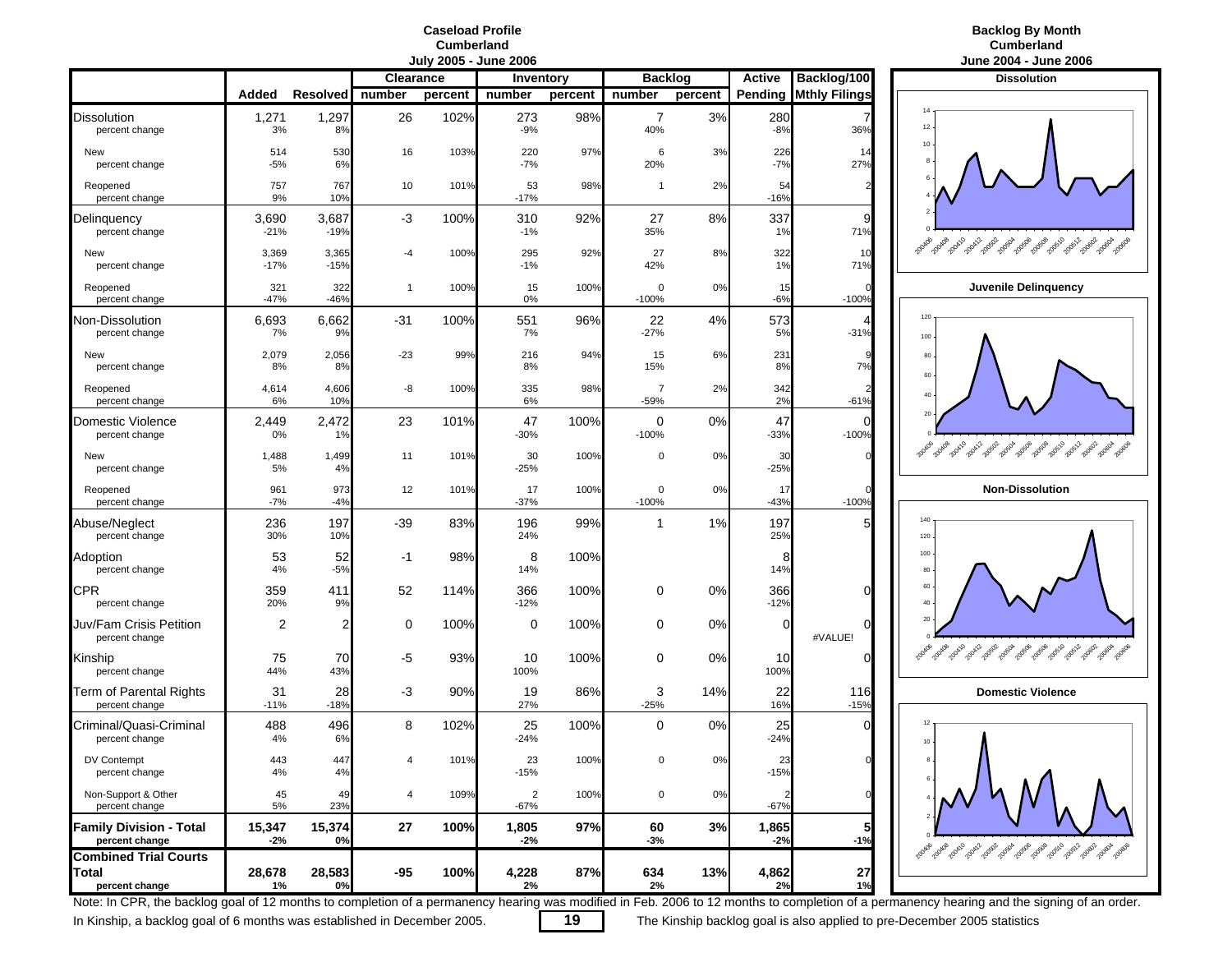# Caseload Profile
## Cumberland
### July 2005 - June 2006

| | Added | Resolved | Clearance | | Inventory | | Backlog | | Active | Backlog/100 |
|---|---|---|---|---|---|---|---|---|---|---|
| | | | number | percent | number | percent | number | percent | Pending | Mthly Filings |
| Dissolution | 1,271 | 1,297 | 26 | 102% | 273 | 98% | 7 | 3% | 280 | 7 |
| percent change | 3% | 8% | | | -9% | | 40% | | -8% | 36% |
| New | 514 | 530 | 16 | 103% | 220 | 97% | 6 | 3% | 226 | 14 |
| percent change | -5% | 6% | | | -7% | | 20% | | -7% | 27% |
| Reopened | 757 | 767 | 10 | 101% | 53 | 98% | 1 | 2% | 54 | 2 |
| percent change | 9% | 10% | | | -17% | | | | -16% | |
| Delinquency | 3,690 | 3,687 | -3 | 100% | 310 | 92% | 27 | 8% | 337 | 9 |
| percent change | -21% | -19% | | | -1% | | 35% | | 1% | 71% |
| New | 3,369 | 3,365 | -4 | 100% | 295 | 92% | 27 | 8% | 322 | 10 |
| percent change | -17% | -15% | | | -1% | | 42% | | 1% | 71% |
| Reopened | 321 | 322 | 1 | 100% | 15 | 100% | 0 | 0% | 15 | 0 |
| percent change | -47% | -46% | | | 0% | | -100% | | -6% | -100% |
| Non-Dissolution | 6,693 | 6,662 | -31 | 100% | 551 | 96% | 22 | 4% | 573 | 4 |
| percent change | 7% | 9% | | | 7% | | -27% | | 5% | -31% |
| New | 2,079 | 2,056 | -23 | 99% | 216 | 94% | 15 | 6% | 231 | 9 |
| percent change | 8% | 8% | | | 8% | | 15% | | 8% | 7% |
| Reopened | 4,614 | 4,606 | -8 | 100% | 335 | 98% | 7 | 2% | 342 | 2 |
| percent change | 6% | 10% | | | 6% | | -59% | | 2% | -61% |
| Domestic Violence | 2,449 | 2,472 | 23 | 101% | 47 | 100% | 0 | 0% | 47 | 0 |
| percent change | 0% | 1% | | | -30% | | -100% | | -33% | -100% |
| New | 1,488 | 1,499 | 11 | 101% | 30 | 100% | 0 | 0% | 30 | 0 |
| percent change | 5% | 4% | | | -25% | | | | -25% | |
| Reopened | 961 | 973 | 12 | 101% | 17 | 100% | 0 | 0% | 17 | 0 |
| percent change | -7% | -4% | | | -37% | | -100% | | -43% | -100% |
| Abuse/Neglect | 236 | 197 | -39 | 83% | 196 | 99% | 1 | 1% | 197 | 5 |
| percent change | 30% | 10% | | | 24% | | | | 25% | |
| Adoption | 53 | 52 | -1 | 98% | 8 | 100% | | | 8 | |
| percent change | 4% | -5% | | | 14% | | | | 14% | |
| CPR | 359 | 411 | 52 | 114% | 366 | 100% | 0 | 0% | 366 | 0 |
| percent change | 20% | 9% | | | -12% | | | | -12% | |
| Juv/Fam Crisis Petition | 2 | 2 | 0 | 100% | 0 | 100% | 0 | 0% | 0 | 0 |
| percent change | | | | | | | | | | #VALUE! |
| Kinship | 75 | 70 | -5 | 93% | 10 | 100% | 0 | 0% | 10 | 0 |
| percent change | 44% | 43% | | | 100% | | | | 100% | |
| Term of Parental Rights | 31 | 28 | -3 | 90% | 19 | 86% | 3 | 14% | 22 | 116 |
| percent change | -11% | -18% | | | 27% | | -25% | | 16% | -15% |
| Criminal/Quasi-Criminal | 488 | 496 | 8 | 102% | 25 | 100% | 0 | 0% | 25 | 0 |
| percent change | 4% | 6% | | | -24% | | | | -24% | |
| DV Contempt | 443 | 447 | 4 | 101% | 23 | 100% | 0 | 0% | 23 | 0 |
| percent change | 4% | 4% | | | -15% | | | | -15% | |
| Non-Support & Other | 45 | 49 | 4 | 109% | 2 | 100% | 0 | 0% | 2 | 0 |
| percent change | 5% | 23% | | | -67% | | | | -67% | |
| **Family Division - Total** | **15,347** | **15,374** | **27** | **100%** | **1,805** | **97%** | **60** | **3%** | **1,865** | **5** |
| **percent change** | **-2%** | **0%** | | | **-2%** | | **-3%** | | **-2%** | **-1%** |
| **Combined Trial Courts Total** | **28,678** | **28,583** | **-95** | **100%** | **4,228** | **87%** | **634** | **13%** | **4,862** | **27** |
| **percent change** | **1%** | **0%** | | | **2%** | | **2%** | | **2%** | **1%** |

# Backlog By Month
## Cumberland
### June 2004 - June 2006

**Dissolution**

**Juvenile Delinquency**

**Non-Dissolution**

**Domestic Violence**

Note: In CPR, the backlog goal of 12 months to completion of a permanency hearing was modified in Feb. 2006 to 12 months to completion of a permanency hearing and the signing of an order.

In Kinship, a backlog goal of 6 months was established in December 2005. The Kinship backlog goal is also applied to pre-December 2005 statistics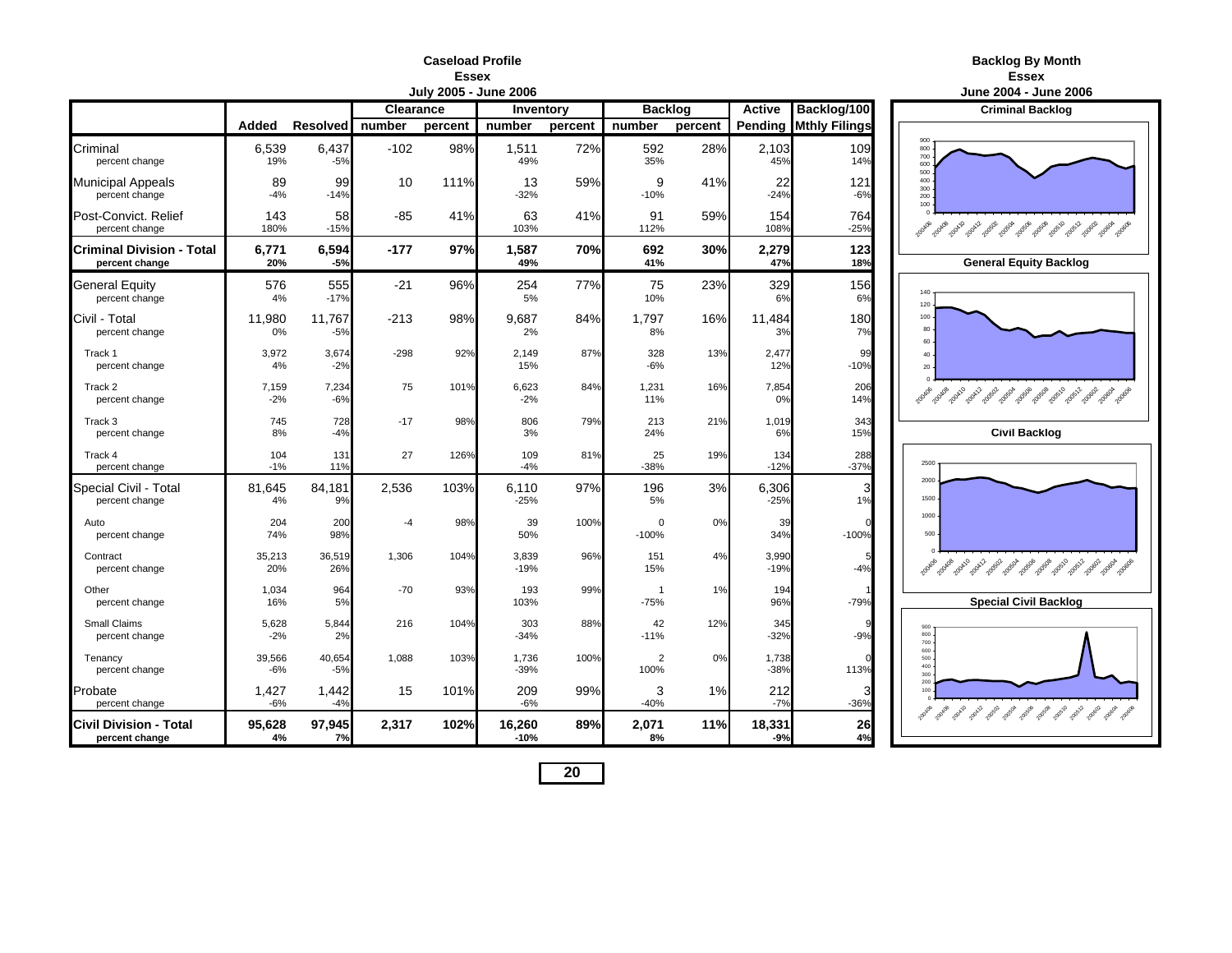## Caseload Profile
## Essex
### July 2005 - June 2006

| | Added | Resolved | Clearance number | Clearance percent | Inventory number | Inventory percent | Backlog number | Backlog percent | Active Pending | Backlog/100 Mthly Filings |
|---|---|---|---|---|---|---|---|---|---|---|
| Criminal | 6,539 | 6,437 | -102 | 98% | 1,511 | 72% | 592 | 28% | 2,103 | 109 |
| percent change | 19% | -5% | | | 49% | | 35% | | 45% | 14% |
| Municipal Appeals | 89 | 99 | 10 | 111% | 13 | 59% | 9 | 41% | 22 | 121 |
| percent change | -4% | -14% | | | -32% | | -10% | | -24% | -6% |
| Post-Convict. Relief | 143 | 58 | -85 | 41% | 63 | 41% | 91 | 59% | 154 | 764 |
| percent change | 180% | -15% | | | 103% | | 112% | | 108% | -25% |
| **Criminal Division - Total** | **6,771** | **6,594** | **-177** | **97%** | **1,587** | **70%** | **692** | **30%** | **2,279** | **123** |
| **percent change** | **20%** | **-5%** | | | **49%** | | **41%** | | **47%** | **18%** |
| General Equity | 576 | 555 | -21 | 96% | 254 | 77% | 75 | 23% | 329 | 156 |
| percent change | 4% | -17% | | | 5% | | 10% | | 6% | 6% |
| Civil - Total | 11,980 | 11,767 | -213 | 98% | 9,687 | 84% | 1,797 | 16% | 11,484 | 180 |
| percent change | 0% | -5% | | | 2% | | 8% | | 3% | 7% |
| Track 1 | 3,972 | 3,674 | -298 | 92% | 2,149 | 87% | 328 | 13% | 2,477 | 99 |
| percent change | 4% | -2% | | | 15% | | -6% | | 12% | -10% |
| Track 2 | 7,159 | 7,234 | 75 | 101% | 6,623 | 84% | 1,231 | 16% | 7,854 | 206 |
| percent change | -2% | -6% | | | -2% | | 11% | | 0% | 14% |
| Track 3 | 745 | 728 | -17 | 98% | 806 | 79% | 213 | 21% | 1,019 | 343 |
| percent change | 8% | -4% | | | 3% | | 24% | | 6% | 15% |
| Track 4 | 104 | 131 | 27 | 126% | 109 | 81% | 25 | 19% | 134 | 288 |
| percent change | -1% | 11% | | | -4% | | -38% | | -12% | -37% |
| Special Civil - Total | 81,645 | 84,181 | 2,536 | 103% | 6,110 | 97% | 196 | 3% | 6,306 | 3 |
| percent change | 4% | 9% | | | -25% | | 5% | | -25% | 1% |
| Auto | 204 | 200 | -4 | 98% | 39 | 100% | 0 | 0% | 39 | 0 |
| percent change | 74% | 98% | | | 50% | | -100% | | 34% | -100% |
| Contract | 35,213 | 36,519 | 1,306 | 104% | 3,839 | 96% | 151 | 4% | 3,990 | 5 |
| percent change | 20% | 26% | | | -19% | | 15% | | -19% | -4% |
| Other | 1,034 | 964 | -70 | 93% | 193 | 99% | 1 | 1% | 194 | 1 |
| percent change | 16% | 5% | | | 103% | | -75% | | 96% | -79% |
| Small Claims | 5,628 | 5,844 | 216 | 104% | 303 | 88% | 42 | 12% | 345 | 9 |
| percent change | -2% | 2% | | | -34% | | -11% | | -32% | -9% |
| Tenancy | 39,566 | 40,654 | 1,088 | 103% | 1,736 | 100% | 2 | 0% | 1,738 | 0 |
| percent change | -6% | -5% | | | -39% | | 100% | | -38% | 113% |
| Probate | 1,427 | 1,442 | 15 | 101% | 209 | 99% | 3 | 1% | 212 | 3 |
| percent change | -6% | -4% | | | -6% | | -40% | | -7% | -36% |
| **Civil Division - Total** | **95,628** | **97,945** | **2,317** | **102%** | **16,260** | **89%** | **2,071** | **11%** | **18,331** | **26** |
| **percent change** | **4%** | **7%** | | | **-10%** | | **8%** | | **-9%** | **4%** |

## Backlog By Month
## Essex
### June 2004 - June 2006

**Criminal Backlog**

**General Equity Backlog**

**Civil Backlog**

**Special Civil Backlog**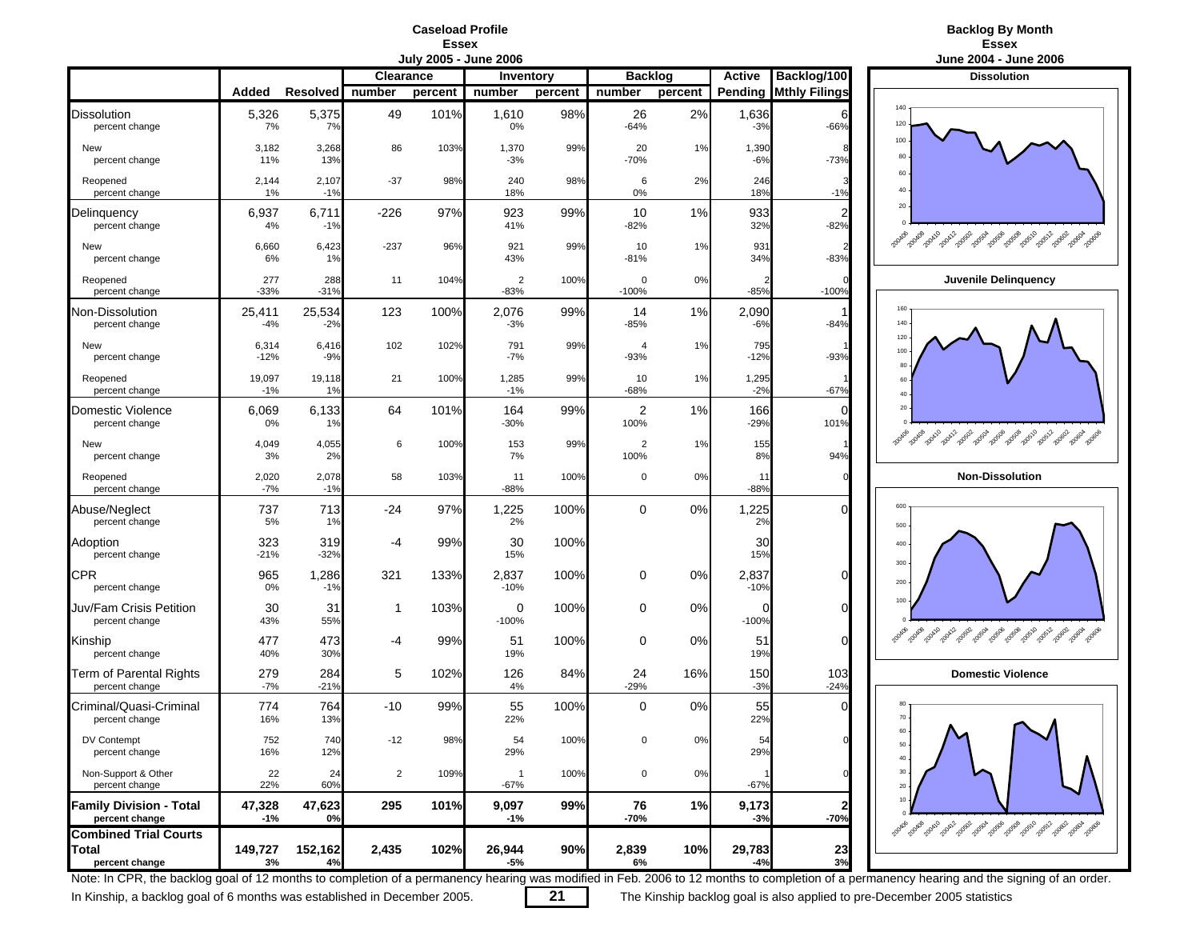## Caseload Profile
### Essex
### July 2005 - June 2006

| | Added | Resolved | Clearance | | Inventory | | Backlog | | Active | Backlog/100 |
|---|---|---|---|---|---|---|---|---|---|---|
| | | | number | percent | number | percent | number | percent | Pending | Mthly Filings |
| Dissolution | 5,326 | 5,375 | 49 | 101% | 1,610 | 98% | 26 | 2% | 1,636 | 6 |
| percent change | 7% | 7% | | | 0% | | -64% | | -3% | -66% |
| New | 3,182 | 3,268 | 86 | 103% | 1,370 | 99% | 20 | 1% | 1,390 | 8 |
| percent change | 11% | 13% | | | -3% | | -70% | | -6% | -73% |
| Reopened | 2,144 | 2,107 | -37 | 98% | 240 | 98% | 6 | 2% | 246 | 3 |
| percent change | 1% | -1% | | | 18% | | 0% | | 18% | -1% |
| Delinquency | 6,937 | 6,711 | -226 | 97% | 923 | 99% | 10 | 1% | 933 | 2 |
| percent change | 4% | -1% | | | 41% | | -82% | | 32% | -82% |
| New | 6,660 | 6,423 | -237 | 96% | 921 | 99% | 10 | 1% | 931 | 2 |
| percent change | 6% | 1% | | | 43% | | -81% | | 34% | -83% |
| Reopened | 277 | 288 | 11 | 104% | 2 | 100% | 0 | 0% | 2 | 0 |
| percent change | -33% | -31% | | | -83% | | -100% | | -85% | -100% |
| Non-Dissolution | 25,411 | 25,534 | 123 | 100% | 2,076 | 99% | 14 | 1% | 2,090 | 1 |
| percent change | -4% | -2% | | | -3% | | -85% | | -6% | -84% |
| New | 6,314 | 6,416 | 102 | 102% | 791 | 99% | 4 | 1% | 795 | 1 |
| percent change | -12% | -9% | | | -7% | | -93% | | -12% | -93% |
| Reopened | 19,097 | 19,118 | 21 | 100% | 1,285 | 99% | 10 | 1% | 1,295 | 1 |
| percent change | -1% | 1% | | | -1% | | -68% | | -2% | -67% |
| Domestic Violence | 6,069 | 6,133 | 64 | 101% | 164 | 99% | 2 | 1% | 166 | 0 |
| percent change | 0% | 1% | | | -30% | | 100% | | -29% | 101% |
| New | 4,049 | 4,055 | 6 | 100% | 153 | 99% | 2 | 1% | 155 | 1 |
| percent change | 3% | 2% | | | 7% | | 100% | | 8% | 94% |
| Reopened | 2,020 | 2,078 | 58 | 103% | 11 | 100% | 0 | 0% | 11 | 0 |
| percent change | -7% | -1% | | | -88% | | | | -88% | |
| Abuse/Neglect | 737 | 713 | -24 | 97% | 1,225 | 100% | 0 | 0% | 1,225 | 0 |
| percent change | 5% | 1% | | | 2% | | | | 2% | |
| Adoption | 323 | 319 | -4 | 99% | 30 | 100% | | | 30 | |
| percent change | -21% | -32% | | | 15% | | | | 15% | |
| CPR | 965 | 1,286 | 321 | 133% | 2,837 | 100% | 0 | 0% | 2,837 | 0 |
| percent change | 0% | -1% | | | -10% | | | | -10% | |
| Juv/Fam Crisis Petition | 30 | 31 | 1 | 103% | 0 | 100% | 0 | 0% | 0 | 0 |
| percent change | 43% | 55% | | | -100% | | | | -100% | |
| Kinship | 477 | 473 | -4 | 99% | 51 | 100% | 0 | 0% | 51 | 0 |
| percent change | 40% | 30% | | | 19% | | | | 19% | |
| Term of Parental Rights | 279 | 284 | 5 | 102% | 126 | 84% | 24 | 16% | 150 | 103 |
| percent change | -7% | -21% | | | 4% | | -29% | | -3% | -24% |
| Criminal/Quasi-Criminal | 774 | 764 | -10 | 99% | 55 | 100% | 0 | 0% | 55 | 0 |
| percent change | 16% | 13% | | | 22% | | | | 22% | |
| DV Contempt | 752 | 740 | -12 | 98% | 54 | 100% | 0 | 0% | 54 | 0 |
| percent change | 16% | 12% | | | 29% | | | | 29% | |
| Non-Support & Other | 22 | 24 | 2 | 109% | 1 | 100% | 0 | 0% | 1 | 0 |
| percent change | 22% | 60% | | | -67% | | | | -67% | |
| **Family Division - Total** | **47,328** | **47,623** | **295** | **101%** | **9,097** | **99%** | **76** | **1%** | **9,173** | **2** |
| **percent change** | **-1%** | **0%** | | | **-1%** | | **-70%** | | **-3%** | **-70%** |
| **Combined Trial Courts Total** | **149,727** | **152,162** | **2,435** | **102%** | **26,944** | **90%** | **2,839** | **10%** | **29,783** | **23** |
| **percent change** | **3%** | **4%** | | | **-5%** | | **6%** | | **-4%** | **3%** |

## Backlog By Month
### Essex
### June 2004 - June 2006

**Dissolution**

**Juvenile Delinquency**

**Non-Dissolution**

**Domestic Violence**

Note: In CPR, the backlog goal of 12 months to completion of a permanency hearing was modified in Feb. 2006 to 12 months to completion of a permanency hearing and the signing of an order.

In Kinship, a backlog goal of 6 months was established in December 2005. The Kinship backlog goal is also applied to pre-December 2005 statistics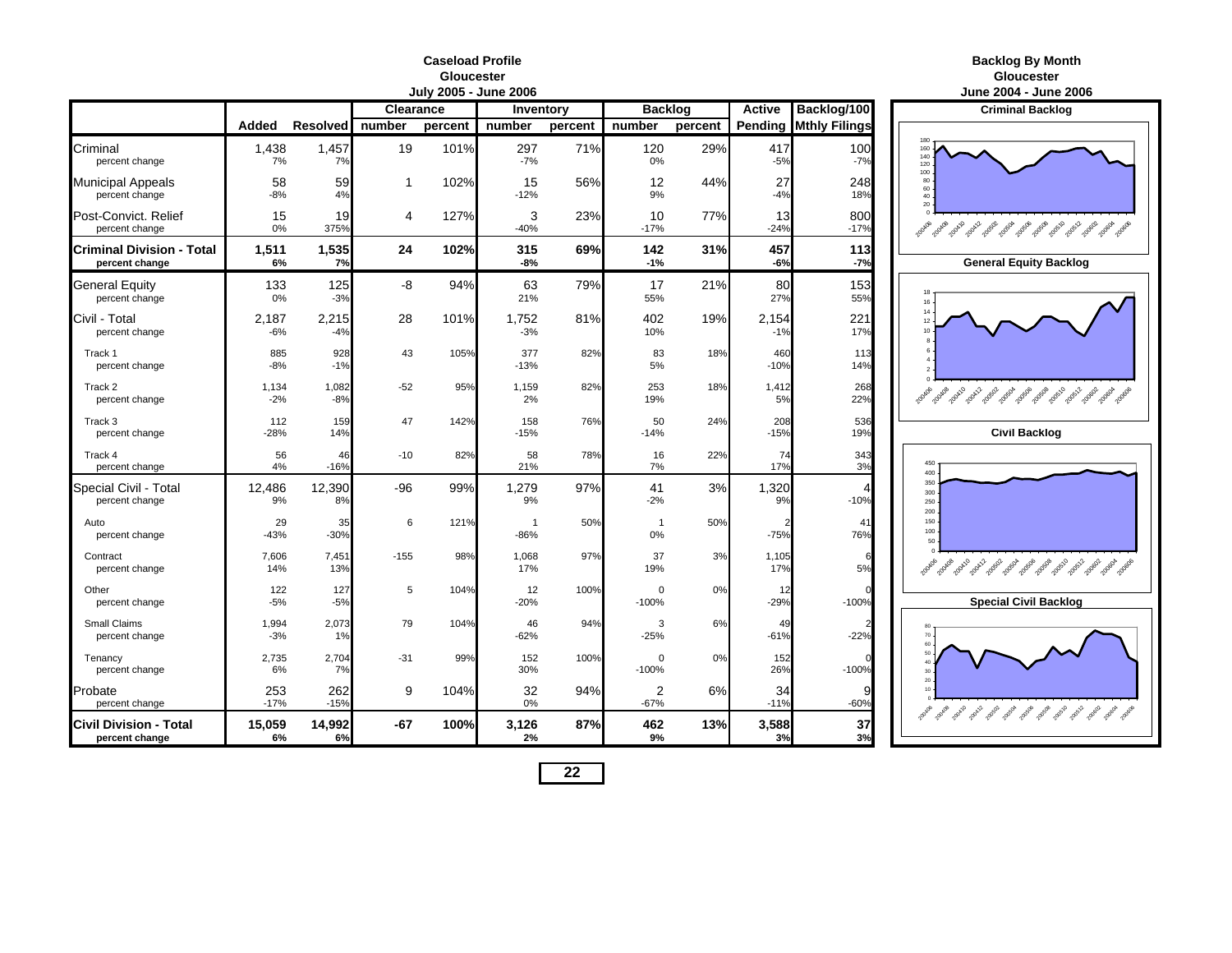# Caseload Profile
## Gloucester
### July 2005 - June 2006

| | Added | Resolved | Clearance number | Clearance percent | Inventory number | Inventory percent | Backlog number | Backlog percent | Active Pending | Backlog/100 Mthly Filings |
|---|---|---|---|---|---|---|---|---|---|---|
| Criminal | 1,438 | 1,457 | 19 | 101% | 297 | 71% | 120 | 29% | 417 | 100 |
| percent change | 7% | 7% | | | -7% | | 0% | | -5% | -7% |
| Municipal Appeals | 58 | 59 | 1 | 102% | 15 | 56% | 12 | 44% | 27 | 248 |
| percent change | -8% | 4% | | | -12% | | 9% | | -4% | 18% |
| Post-Convict. Relief | 15 | 19 | 4 | 127% | 3 | 23% | 10 | 77% | 13 | 800 |
| percent change | 0% | 375% | | | -40% | | -17% | | -24% | -17% |
| **Criminal Division - Total** | **1,511** | **1,535** | **24** | **102%** | **315** | **69%** | **142** | **31%** | **457** | **113** |
| **percent change** | **6%** | **7%** | | | **-8%** | | **-1%** | | **-6%** | **-7%** |
| General Equity | 133 | 125 | -8 | 94% | 63 | 79% | 17 | 21% | 80 | 153 |
| percent change | 0% | -3% | | | 21% | | 55% | | 27% | 55% |
| Civil - Total | 2,187 | 2,215 | 28 | 101% | 1,752 | 81% | 402 | 19% | 2,154 | 221 |
| percent change | -6% | -4% | | | -3% | | 10% | | -1% | 17% |
| Track 1 | 885 | 928 | 43 | 105% | 377 | 82% | 83 | 18% | 460 | 113 |
| percent change | -8% | -1% | | | -13% | | 5% | | -10% | 14% |
| Track 2 | 1,134 | 1,082 | -52 | 95% | 1,159 | 82% | 253 | 18% | 1,412 | 268 |
| percent change | -2% | -8% | | | 2% | | 19% | | 5% | 22% |
| Track 3 | 112 | 159 | 47 | 142% | 158 | 76% | 50 | 24% | 208 | 536 |
| percent change | -28% | 14% | | | -15% | | -14% | | -15% | 19% |
| Track 4 | 56 | 46 | -10 | 82% | 58 | 78% | 16 | 22% | 74 | 343 |
| percent change | 4% | -16% | | | 21% | | 7% | | 17% | 3% |
| Special Civil - Total | 12,486 | 12,390 | -96 | 99% | 1,279 | 97% | 41 | 3% | 1,320 | 4 |
| percent change | 9% | 8% | | | 9% | | -2% | | 9% | -10% |
| Auto | 29 | 35 | 6 | 121% | 1 | 50% | 1 | 50% | 2 | 41 |
| percent change | -43% | -30% | | | -86% | | 0% | | -75% | 76% |
| Contract | 7,606 | 7,451 | -155 | 98% | 1,068 | 97% | 37 | 3% | 1,105 | 6 |
| percent change | 14% | 13% | | | 17% | | 19% | | 17% | 5% |
| Other | 122 | 127 | 5 | 104% | 12 | 100% | 0 | 0% | 12 | 0 |
| percent change | -5% | -5% | | | -20% | | -100% | | -29% | -100% |
| Small Claims | 1,994 | 2,073 | 79 | 104% | 46 | 94% | 3 | 6% | 49 | 2 |
| percent change | -3% | 1% | | | -62% | | -25% | | -61% | -22% |
| Tenancy | 2,735 | 2,704 | -31 | 99% | 152 | 100% | 0 | 0% | 152 | 0 |
| percent change | 6% | 7% | | | 30% | | -100% | | 26% | -100% |
| Probate | 253 | 262 | 9 | 104% | 32 | 94% | 2 | 6% | 34 | 9 |
| percent change | -17% | -15% | | | 0% | | -67% | | -11% | -60% |
| **Civil Division - Total** | **15,059** | **14,992** | **-67** | **100%** | **3,126** | **87%** | **462** | **13%** | **3,588** | **37** |
| **percent change** | **6%** | **6%** | | | **2%** | | **9%** | | **3%** | **3%** |

# Backlog By Month
## Gloucester
### June 2004 - June 2006

**Criminal Backlog**

**General Equity Backlog**

**Civil Backlog**

**Special Civil Backlog**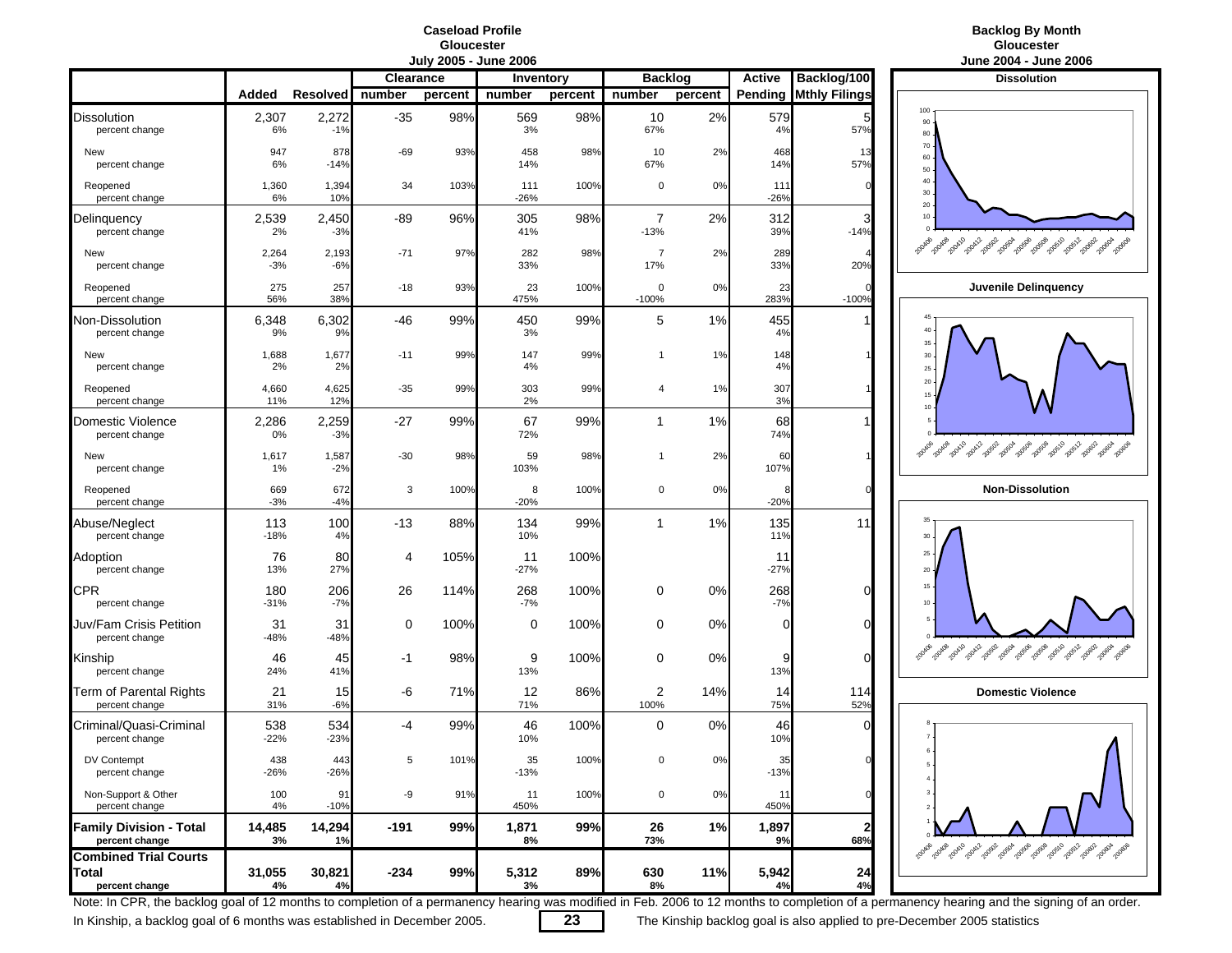**Caseload Profile**
**Gloucester**
**July 2005 - June 2006**

| | Added | Resolved | Clearance number | Clearance percent | Inventory number | Inventory percent | Backlog number | Backlog percent | Active Pending | Backlog/100 Mthly Filings |
|---|---|---|---|---|---|---|---|---|---|---|
| Dissolution | 2,307 | 2,272 | -35 | 98% | 569 | 98% | 10 | 2% | 579 | 5 |
| percent change | 6% | -1% | | | 3% | | 67% | | 4% | 57% |
| New | 947 | 878 | -69 | 93% | 458 | 98% | 10 | 2% | 468 | 13 |
| percent change | 6% | -14% | | | 14% | | 67% | | 14% | 57% |
| Reopened | 1,360 | 1,394 | 34 | 103% | 111 | 100% | 0 | 0% | 111 | 0 |
| percent change | 6% | 10% | | | -26% | | | | -26% | |
| Delinquency | 2,539 | 2,450 | -89 | 96% | 305 | 98% | 7 | 2% | 312 | 3 |
| percent change | 2% | -3% | | | 41% | | -13% | | 39% | -14% |
| New | 2,264 | 2,193 | -71 | 97% | 282 | 98% | 7 | 2% | 289 | 4 |
| percent change | -3% | -6% | | | 33% | | 17% | | 33% | 20% |
| Reopened | 275 | 257 | -18 | 93% | 23 | 100% | 0 | 0% | 23 | 0 |
| percent change | 56% | 38% | | | 475% | | -100% | | 283% | -100% |
| Non-Dissolution | 6,348 | 6,302 | -46 | 99% | 450 | 99% | 5 | 1% | 455 | 1 |
| percent change | 9% | 9% | | | 3% | | | | 4% | |
| New | 1,688 | 1,677 | -11 | 99% | 147 | 99% | 1 | 1% | 148 | 1 |
| percent change | 2% | 2% | | | 4% | | | | 4% | |
| Reopened | 4,660 | 4,625 | -35 | 99% | 303 | 99% | 4 | 1% | 307 | 1 |
| percent change | 11% | 12% | | | 2% | | | | 3% | |
| Domestic Violence | 2,286 | 2,259 | -27 | 99% | 67 | 99% | 1 | 1% | 68 | 1 |
| percent change | 0% | -3% | | | 72% | | | | 74% | |
| New | 1,617 | 1,587 | -30 | 98% | 59 | 98% | 1 | 2% | 60 | 1 |
| percent change | 1% | -2% | | | 103% | | | | 107% | |
| Reopened | 669 | 672 | 3 | 100% | 8 | 100% | 0 | 0% | 8 | 0 |
| percent change | -3% | -4% | | | -20% | | | | -20% | |
| Abuse/Neglect | 113 | 100 | -13 | 88% | 134 | 99% | 1 | 1% | 135 | 11 |
| percent change | -18% | 4% | | | 10% | | | | 11% | |
| Adoption | 76 | 80 | 4 | 105% | 11 | 100% | | | 11 | |
| percent change | 13% | 27% | | | -27% | | | | -27% | |
| CPR | 180 | 206 | 26 | 114% | 268 | 100% | 0 | 0% | 268 | 0 |
| percent change | -31% | -7% | | | -7% | | | | -7% | |
| Juv/Fam Crisis Petition | 31 | 31 | 0 | 100% | 0 | 100% | 0 | 0% | 0 | 0 |
| percent change | -48% | -48% | | | | | | | | |
| Kinship | 46 | 45 | -1 | 98% | 9 | 100% | 0 | 0% | 9 | 0 |
| percent change | 24% | 41% | | | 13% | | | | 13% | |
| Term of Parental Rights | 21 | 15 | -6 | 71% | 12 | 86% | 2 | 14% | 14 | 114 |
| percent change | 31% | -6% | | | 71% | | 100% | | 75% | 52% |
| Criminal/Quasi-Criminal | 538 | 534 | -4 | 99% | 46 | 100% | 0 | 0% | 46 | 0 |
| percent change | -22% | -23% | | | 10% | | | | 10% | |
| DV Contempt | 438 | 443 | 5 | 101% | 35 | 100% | 0 | 0% | 35 | 0 |
| percent change | -26% | -26% | | | -13% | | | | -13% | |
| Non-Support & Other | 100 | 91 | -9 | 91% | 11 | 100% | 0 | 0% | 11 | 0 |
| percent change | 4% | -10% | | | 450% | | | | 450% | |
| **Family Division - Total** | **14,485** | **14,294** | **-191** | **99%** | **1,871** | **99%** | **26** | **1%** | **1,897** | **2** |
| **percent change** | **3%** | **1%** | | | **8%** | | **73%** | | **9%** | **68%** |
| **Combined Trial Courts Total** | **31,055** | **30,821** | **-234** | **99%** | **5,312** | **89%** | **630** | **11%** | **5,942** | **24** |
| **percent change** | **4%** | **4%** | | | **3%** | | **8%** | | **4%** | **4%** |

**Backlog By Month**
**Gloucester**
**June 2004 - June 2006**

**Dissolution**

**Juvenile Delinquency**

**Non-Dissolution**

**Domestic Violence**

Note: In CPR, the backlog goal of 12 months to completion of a permanency hearing was modified in Feb. 2006 to 12 months to completion of a permanency hearing and the signing of an order.

In Kinship, a backlog goal of 6 months was established in December 2005. The Kinship backlog goal is also applied to pre-December 2005 statistics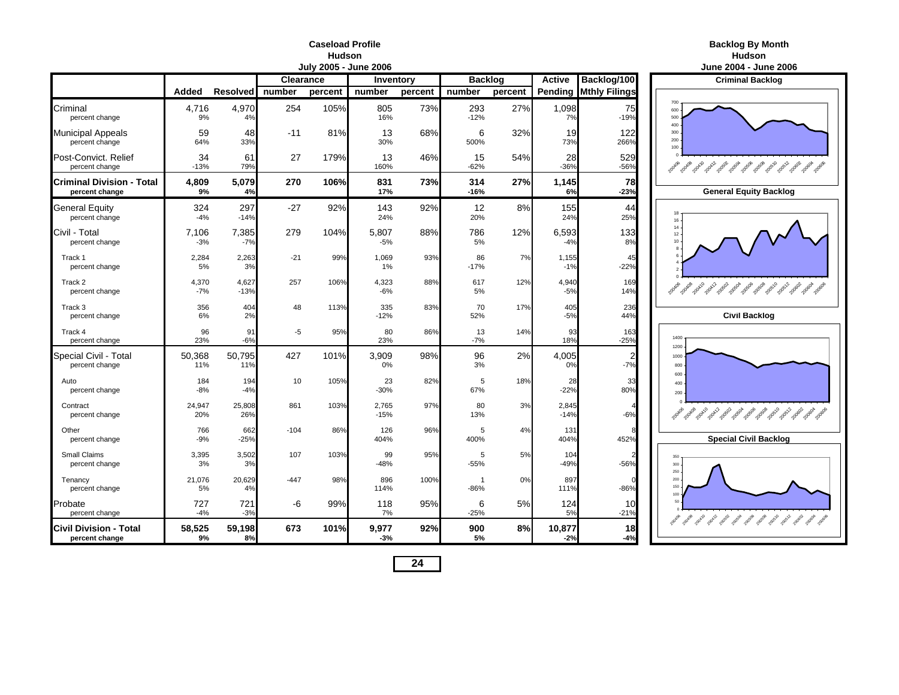# Caseload Profile
## Hudson
### July 2005 - June 2006

| | Added | Resolved | Clearance number | Clearance percent | Inventory number | Inventory percent | Backlog number | Backlog percent | Active Pending | Backlog/100 Mthly Filings |
|---|---|---|---|---|---|---|---|---|---|---|
| Criminal | 4,716 | 4,970 | 254 | 105% | 805 | 73% | 293 | 27% | 1,098 | 75 |
| percent change | 9% | 4% | | | 16% | | -12% | | 7% | -19% |
| Municipal Appeals | 59 | 48 | -11 | 81% | 13 | 68% | 6 | 32% | 19 | 122 |
| percent change | 64% | 33% | | | 30% | | 500% | | 73% | 266% |
| Post-Convict. Relief | 34 | 61 | 27 | 179% | 13 | 46% | 15 | 54% | 28 | 529 |
| percent change | -13% | 79% | | | 160% | | -62% | | -36% | -56% |
| **Criminal Division - Total** | **4,809** | **5,079** | **270** | **106%** | **831** | **73%** | **314** | **27%** | **1,145** | **78** |
| **percent change** | **9%** | **4%** | | | **17%** | | **-16%** | | **6%** | **-23%** |
| General Equity | 324 | 297 | -27 | 92% | 143 | 92% | 12 | 8% | 155 | 44 |
| percent change | -4% | -14% | | | 24% | | 20% | | 24% | 25% |
| Civil - Total | 7,106 | 7,385 | 279 | 104% | 5,807 | 88% | 786 | 12% | 6,593 | 133 |
| percent change | -3% | -7% | | | -5% | | 5% | | -4% | 8% |
| Track 1 | 2,284 | 2,263 | -21 | 99% | 1,069 | 93% | 86 | 7% | 1,155 | 45 |
| percent change | 5% | 3% | | | 1% | | -17% | | -1% | -22% |
| Track 2 | 4,370 | 4,627 | 257 | 106% | 4,323 | 88% | 617 | 12% | 4,940 | 169 |
| percent change | -7% | -13% | | | -6% | | 5% | | -5% | 14% |
| Track 3 | 356 | 404 | 48 | 113% | 335 | 83% | 70 | 17% | 405 | 236 |
| percent change | 6% | 2% | | | -12% | | 52% | | -5% | 44% |
| Track 4 | 96 | 91 | -5 | 95% | 80 | 86% | 13 | 14% | 93 | 163 |
| percent change | 23% | -6% | | | 23% | | -7% | | 18% | -25% |
| Special Civil - Total | 50,368 | 50,795 | 427 | 101% | 3,909 | 98% | 96 | 2% | 4,005 | 2 |
| percent change | 11% | 11% | | | 0% | | 3% | | 0% | -7% |
| Auto | 184 | 194 | 10 | 105% | 23 | 82% | 5 | 18% | 28 | 33 |
| percent change | -8% | -4% | | | -30% | | 67% | | -22% | 80% |
| Contract | 24,947 | 25,808 | 861 | 103% | 2,765 | 97% | 80 | 3% | 2,845 | 4 |
| percent change | 20% | 26% | | | -15% | | 13% | | -14% | -6% |
| Other | 766 | 662 | -104 | 86% | 126 | 96% | 5 | 4% | 131 | 8 |
| percent change | -9% | -25% | | | 404% | | 400% | | 404% | 452% |
| Small Claims | 3,395 | 3,502 | 107 | 103% | 99 | 95% | 5 | 5% | 104 | 2 |
| percent change | 3% | 3% | | | -48% | | -55% | | -49% | -56% |
| Tenancy | 21,076 | 20,629 | -447 | 98% | 896 | 100% | 1 | 0% | 897 | 0 |
| percent change | 5% | 4% | | | 114% | | -86% | | 111% | -86% |
| Probate | 727 | 721 | -6 | 99% | 118 | 95% | 6 | 5% | 124 | 10 |
| percent change | -4% | -3% | | | 7% | | -25% | | 5% | -21% |
| **Civil Division - Total** | **58,525** | **59,198** | **673** | **101%** | **9,977** | **92%** | **900** | **8%** | **10,877** | **18** |
| **percent change** | **9%** | **8%** | | | **-3%** | | **5%** | | **-2%** | **-4%** |

# Backlog By Month
## Hudson
### June 2004 - June 2006

**Criminal Backlog**

**General Equity Backlog**

**Civil Backlog**

**Special Civil Backlog**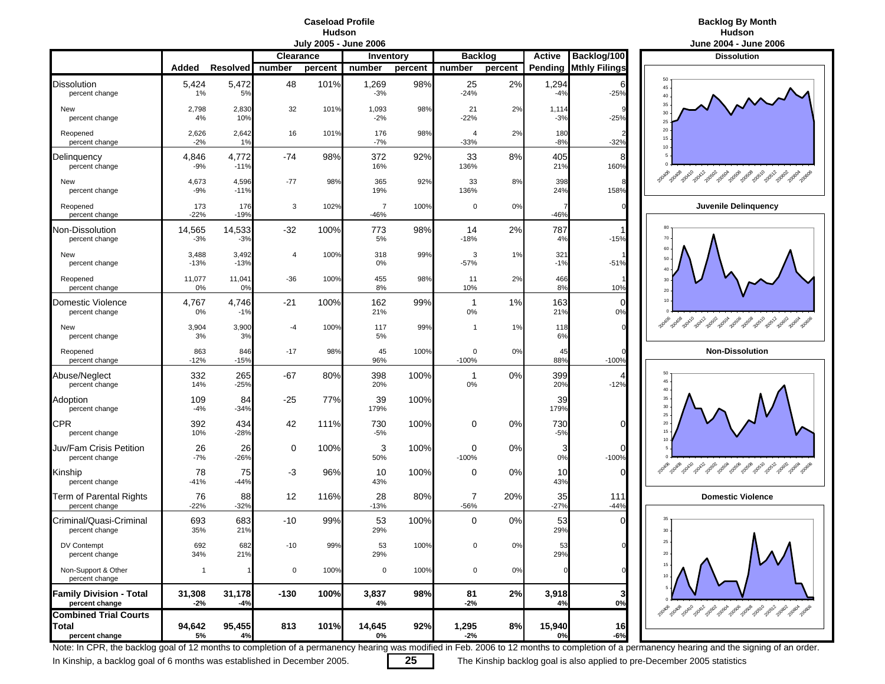# Caseload Profile
## Hudson
### July 2005 - June 2006

| | Added | Resolved | Clearance number | Clearance percent | Inventory number | Inventory percent | Backlog number | Backlog percent | Active Pending | Backlog/100 Mthly Filings |
|---|---|---|---|---|---|---|---|---|---|---|
| Dissolution | 5,424 | 5,472 | 48 | 101% | 1,269 | 98% | 25 | 2% | 1,294 | 6 |
| percent change | 1% | 5% | | | -3% | | -24% | | -4% | -25% |
| New | 2,798 | 2,830 | 32 | 101% | 1,093 | 98% | 21 | 2% | 1,114 | 9 |
| percent change | 4% | 10% | | | -2% | | -22% | | -3% | -25% |
| Reopened | 2,626 | 2,642 | 16 | 101% | 176 | 98% | 4 | 2% | 180 | 2 |
| percent change | -2% | 1% | | | -7% | | -33% | | -8% | -32% |
| Delinquency | 4,846 | 4,772 | -74 | 98% | 372 | 92% | 33 | 8% | 405 | 8 |
| percent change | -9% | -11% | | | 16% | | 136% | | 21% | 160% |
| New | 4,673 | 4,596 | -77 | 98% | 365 | 92% | 33 | 8% | 398 | 8 |
| percent change | -9% | -11% | | | 19% | | 136% | | 24% | 158% |
| Reopened | 173 | 176 | 3 | 102% | 7 | 100% | 0 | 0% | 7 | 0 |
| percent change | -22% | -19% | | | -46% | | | | -46% | |
| Non-Dissolution | 14,565 | 14,533 | -32 | 100% | 773 | 98% | 14 | 2% | 787 | 1 |
| percent change | -3% | -3% | | | 5% | | -18% | | 4% | -15% |
| New | 3,488 | 3,492 | 4 | 100% | 318 | 99% | 3 | 1% | 321 | 1 |
| percent change | -13% | -13% | | | 0% | | -57% | | -1% | -51% |
| Reopened | 11,077 | 11,041 | -36 | 100% | 455 | 98% | 11 | 2% | 466 | 1 |
| percent change | 0% | 0% | | | 8% | | 10% | | 8% | 10% |
| Domestic Violence | 4,767 | 4,746 | -21 | 100% | 162 | 99% | 1 | 1% | 163 | 0 |
| percent change | 0% | -1% | | | 21% | | 0% | | 21% | 0% |
| New | 3,904 | 3,900 | -4 | 100% | 117 | 99% | 1 | 1% | 118 | 0 |
| percent change | 3% | 3% | | | 5% | | | | 6% | |
| Reopened | 863 | 846 | -17 | 98% | 45 | 100% | 0 | 0% | 45 | 0 |
| percent change | -12% | -15% | | | 96% | | -100% | | 88% | -100% |
| Abuse/Neglect | 332 | 265 | -67 | 80% | 398 | 100% | 1 | 0% | 399 | 4 |
| percent change | 14% | -25% | | | 20% | | 0% | | 20% | -12% |
| Adoption | 109 | 84 | -25 | 77% | 39 | 100% | | | 39 | |
| percent change | -4% | -34% | | | 179% | | | | 179% | |
| CPR | 392 | 434 | 42 | 111% | 730 | 100% | 0 | 0% | 730 | 0 |
| percent change | 10% | -28% | | | -5% | | | | -5% | |
| Juv/Fam Crisis Petition | 26 | 26 | 0 | 100% | 3 | 100% | 0 | 0% | 3 | 0 |
| percent change | -7% | -26% | | | 50% | | -100% | | 0% | -100% |
| Kinship | 78 | 75 | -3 | 96% | 10 | 100% | 0 | 0% | 10 | 0 |
| percent change | -41% | -44% | | | 43% | | | | 43% | |
| Term of Parental Rights | 76 | 88 | 12 | 116% | 28 | 80% | 7 | 20% | 35 | 111 |
| percent change | -22% | -32% | | | -13% | | -56% | | -27% | -44% |
| Criminal/Quasi-Criminal | 693 | 683 | -10 | 99% | 53 | 100% | 0 | 0% | 53 | 0 |
| percent change | 35% | 21% | | | 29% | | | | 29% | |
| DV Contempt | 692 | 682 | -10 | 99% | 53 | 100% | 0 | 0% | 53 | 0 |
| percent change | 34% | 21% | | | 29% | | | | 29% | |
| Non-Support & Other | 1 | 1 | 0 | 100% | 0 | 100% | 0 | 0% | 0 | 0 |
| percent change | | | | | | | | | | |
| **Family Division - Total** | **31,308** | **31,178** | **-130** | **100%** | **3,837** | **98%** | **81** | **2%** | **3,918** | **3** |
| **percent change** | **-2%** | **-4%** | | | **4%** | | **-2%** | | **4%** | **0%** |
| **Combined Trial Courts Total** | **94,642** | **95,455** | **813** | **101%** | **14,645** | **92%** | **1,295** | **8%** | **15,940** | **16** |
| **percent change** | **5%** | **4%** | | | **0%** | | **-2%** | | **0%** | **-6%** |

## Backlog By Month
### Hudson
### June 2004 - June 2006

Dissolution

Juvenile Delinquency

Non-Dissolution

Domestic Violence

Note: In CPR, the backlog goal of 12 months to completion of a permanency hearing was modified in Feb. 2006 to 12 months to completion of a permanency hearing and the signing of an order.

In Kinship, a backlog goal of 6 months was established in December 2005. The Kinship backlog goal is also applied to pre-December 2005 statistics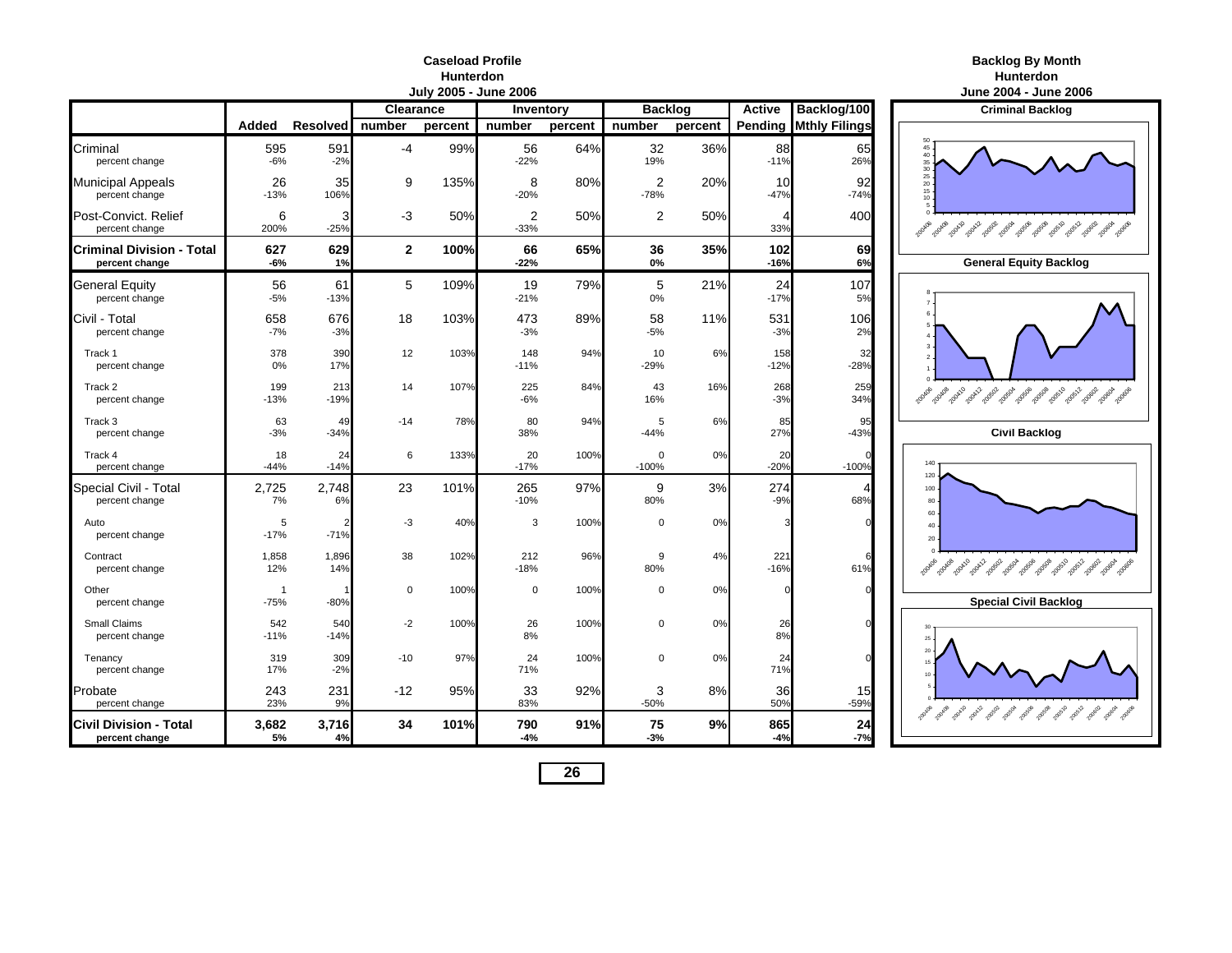## Caseload Profile
## Hunterdon
## July 2005 - June 2006

| | Added | Resolved | Clearance number | Clearance percent | Inventory number | Inventory percent | Backlog number | Backlog percent | Active Pending | Backlog/100 Mthly Filings |
|---|---|---|---|---|---|---|---|---|---|---|
| Criminal | 595 | 591 | -4 | 99% | 56 | 64% | 32 | 36% | 88 | 65 |
| percent change | -6% | -2% | | | -22% | | 19% | | -11% | 26% |
| Municipal Appeals | 26 | 35 | 9 | 135% | 8 | 80% | 2 | 20% | 10 | 92 |
| percent change | -13% | 106% | | | -20% | | -78% | | -47% | -74% |
| Post-Convict. Relief | 6 | 3 | -3 | 50% | 2 | 50% | 2 | 50% | 4 | 400 |
| percent change | 200% | -25% | | | -33% | | | | 33% | |
| **Criminal Division - Total** | **627** | **629** | **2** | **100%** | **66** | **65%** | **36** | **35%** | **102** | **69** |
| **percent change** | **-6%** | **1%** | | | **-22%** | | **0%** | | **-16%** | **6%** |
| General Equity | 56 | 61 | 5 | 109% | 19 | 79% | 5 | 21% | 24 | 107 |
| percent change | -5% | -13% | | | -21% | | 0% | | -17% | 5% |
| Civil - Total | 658 | 676 | 18 | 103% | 473 | 89% | 58 | 11% | 531 | 106 |
| percent change | -7% | -3% | | | -3% | | -5% | | -3% | 2% |
| Track 1 | 378 | 390 | 12 | 103% | 148 | 94% | 10 | 6% | 158 | 32 |
| percent change | 0% | 17% | | | -11% | | -29% | | -12% | -28% |
| Track 2 | 199 | 213 | 14 | 107% | 225 | 84% | 43 | 16% | 268 | 259 |
| percent change | -13% | -19% | | | -6% | | 16% | | -3% | 34% |
| Track 3 | 63 | 49 | -14 | 78% | 80 | 94% | 5 | 6% | 85 | 95 |
| percent change | -3% | -34% | | | 38% | | -44% | | 27% | -43% |
| Track 4 | 18 | 24 | 6 | 133% | 20 | 100% | 0 | 0% | 20 | 0 |
| percent change | -44% | -14% | | | -17% | | -100% | | -20% | -100% |
| Special Civil - Total | 2,725 | 2,748 | 23 | 101% | 265 | 97% | 9 | 3% | 274 | 4 |
| percent change | 7% | 6% | | | -10% | | 80% | | -9% | 68% |
| Auto | 5 | 2 | -3 | 40% | 3 | 100% | 0 | 0% | 3 | 0 |
| percent change | -17% | -71% | | | | | | | | |
| Contract | 1,858 | 1,896 | 38 | 102% | 212 | 96% | 9 | 4% | 221 | 6 |
| percent change | 12% | 14% | | | -18% | | 80% | | -16% | 61% |
| Other | 1 | 1 | 0 | 100% | 0 | 100% | 0 | 0% | 0 | 0 |
| percent change | -75% | -80% | | | | | | | | |
| Small Claims | 542 | 540 | -2 | 100% | 26 | 100% | 0 | 0% | 26 | 0 |
| percent change | -11% | -14% | | | 8% | | | | 8% | |
| Tenancy | 319 | 309 | -10 | 97% | 24 | 100% | 0 | 0% | 24 | 0 |
| percent change | 17% | -2% | | | 71% | | | | 71% | |
| Probate | 243 | 231 | -12 | 95% | 33 | 92% | 3 | 8% | 36 | 15 |
| percent change | 23% | 9% | | | 83% | | -50% | | 50% | -59% |
| **Civil Division - Total** | **3,682** | **3,716** | **34** | **101%** | **790** | **91%** | **75** | **9%** | **865** | **24** |
| **percent change** | **5%** | **4%** | | | **-4%** | | **-3%** | | **-4%** | **-7%** |

## Backlog By Month
## Hunterdon
## June 2004 - June 2006

**Criminal Backlog**

**General Equity Backlog**

**Civil Backlog**

**Special Civil Backlog**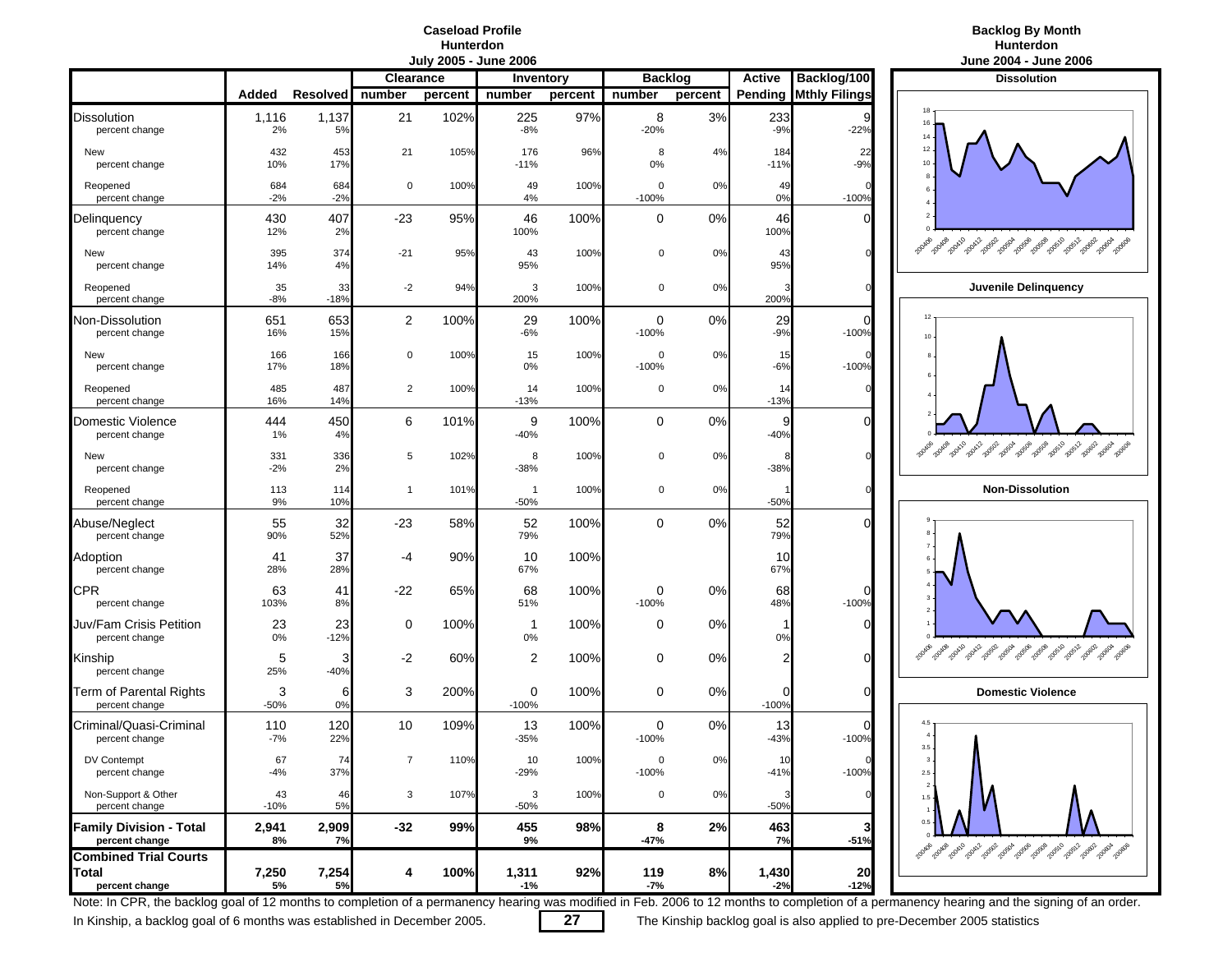## Caseload Profile
## Hunterdon
## July 2005 - June 2006

| | Added | Resolved | Clearance number | Clearance percent | Inventory number | Inventory percent | Backlog number | Backlog percent | Active Pending | Backlog/100 Mthly Filings |
|---|---|---|---|---|---|---|---|---|---|---|
| Dissolution | 1,116 | 1,137 | 21 | 102% | 225 | 97% | 8 | 3% | 233 | 9 |
| percent change | 2% | 5% | | | -8% | | -20% | | -9% | -22% |
| New | 432 | 453 | 21 | 105% | 176 | 96% | 8 | 4% | 184 | 22 |
| percent change | 10% | 17% | | | -11% | | 0% | | -11% | -9% |
| Reopened | 684 | 684 | 0 | 100% | 49 | 100% | 0 | 0% | 49 | 0 |
| percent change | -2% | -2% | | | 4% | | -100% | | 0% | -100% |
| Delinquency | 430 | 407 | -23 | 95% | 46 | 100% | 0 | 0% | 46 | 0 |
| percent change | 12% | 2% | | | 100% | | | | 100% | |
| New | 395 | 374 | -21 | 95% | 43 | 100% | 0 | 0% | 43 | 0 |
| percent change | 14% | 4% | | | 95% | | | | 95% | |
| Reopened | 35 | 33 | -2 | 94% | 3 | 100% | 0 | 0% | 3 | 0 |
| percent change | -8% | -18% | | | 200% | | | | 200% | |
| Non-Dissolution | 651 | 653 | 2 | 100% | 29 | 100% | 0 | 0% | 29 | 0 |
| percent change | 16% | 15% | | | -6% | | -100% | | -9% | -100% |
| New | 166 | 166 | 0 | 100% | 15 | 100% | 0 | 0% | 15 | 0 |
| percent change | 17% | 18% | | | 0% | | -100% | | -6% | -100% |
| Reopened | 485 | 487 | 2 | 100% | 14 | 100% | 0 | 0% | 14 | 0 |
| percent change | 16% | 14% | | | -13% | | | | -13% | |
| Domestic Violence | 444 | 450 | 6 | 101% | 9 | 100% | 0 | 0% | 9 | 0 |
| percent change | 1% | 4% | | | -40% | | | | -40% | |
| New | 331 | 336 | 5 | 102% | 8 | 100% | 0 | 0% | 8 | 0 |
| percent change | -2% | 2% | | | -38% | | | | -38% | |
| Reopened | 113 | 114 | 1 | 101% | 1 | 100% | 0 | 0% | 1 | 0 |
| percent change | 9% | 10% | | | -50% | | | | -50% | |
| Abuse/Neglect | 55 | 32 | -23 | 58% | 52 | 100% | 0 | 0% | 52 | 0 |
| percent change | 90% | 52% | | | 79% | | | | 79% | |
| Adoption | 41 | 37 | -4 | 90% | 10 | 100% | | | 10 | |
| percent change | 28% | 28% | | | 67% | | | | 67% | |
| CPR | 63 | 41 | -22 | 65% | 68 | 100% | 0 | 0% | 68 | 0 |
| percent change | 103% | 8% | | | 51% | | -100% | | 48% | -100% |
| Juv/Fam Crisis Petition | 23 | 23 | 0 | 100% | 1 | 100% | 0 | 0% | 1 | 0 |
| percent change | 0% | -12% | | | 0% | | | | 0% | |
| Kinship | 5 | 3 | -2 | 60% | 2 | 100% | 0 | 0% | 2 | 0 |
| percent change | 25% | -40% | | | | | | | | |
| Term of Parental Rights | 3 | 6 | 3 | 200% | 0 | 100% | 0 | 0% | 0 | 0 |
| percent change | -50% | 0% | | | -100% | | | | -100% | |
| Criminal/Quasi-Criminal | 110 | 120 | 10 | 109% | 13 | 100% | 0 | 0% | 13 | 0 |
| percent change | -7% | 22% | | | -35% | | -100% | | -43% | -100% |
| DV Contempt | 67 | 74 | 7 | 110% | 10 | 100% | 0 | 0% | 10 | 0 |
| percent change | -4% | 37% | | | -29% | | -100% | | -41% | -100% |
| Non-Support & Other | 43 | 46 | 3 | 107% | 3 | 100% | 0 | 0% | 3 | 0 |
| percent change | -10% | 5% | | | -50% | | | | -50% | |
| **Family Division - Total** | **2,941** | **2,909** | **-32** | **99%** | **455** | **98%** | **8** | **2%** | **463** | **3** |
| **percent change** | **8%** | **7%** | | | **9%** | | **-47%** | | **7%** | **-51%** |
| **Combined Trial Courts Total** | **7,250** | **7,254** | **4** | **100%** | **1,311** | **92%** | **119** | **8%** | **1,430** | **20** |
| **percent change** | **5%** | **5%** | | | **-1%** | | **-7%** | | **-2%** | **-12%** |

## Backlog By Month
## Hunterdon
## June 2004 - June 2006

**Dissolution**

**Juvenile Delinquency**

**Non-Dissolution**

**Domestic Violence**

Note: In CPR, the backlog goal of 12 months to completion of a permanency hearing was modified in Feb. 2006 to 12 months to completion of a permanency hearing and the signing of an order.

In Kinship, a backlog goal of 6 months was established in December 2005. The Kinship backlog goal is also applied to pre-December 2005 statistics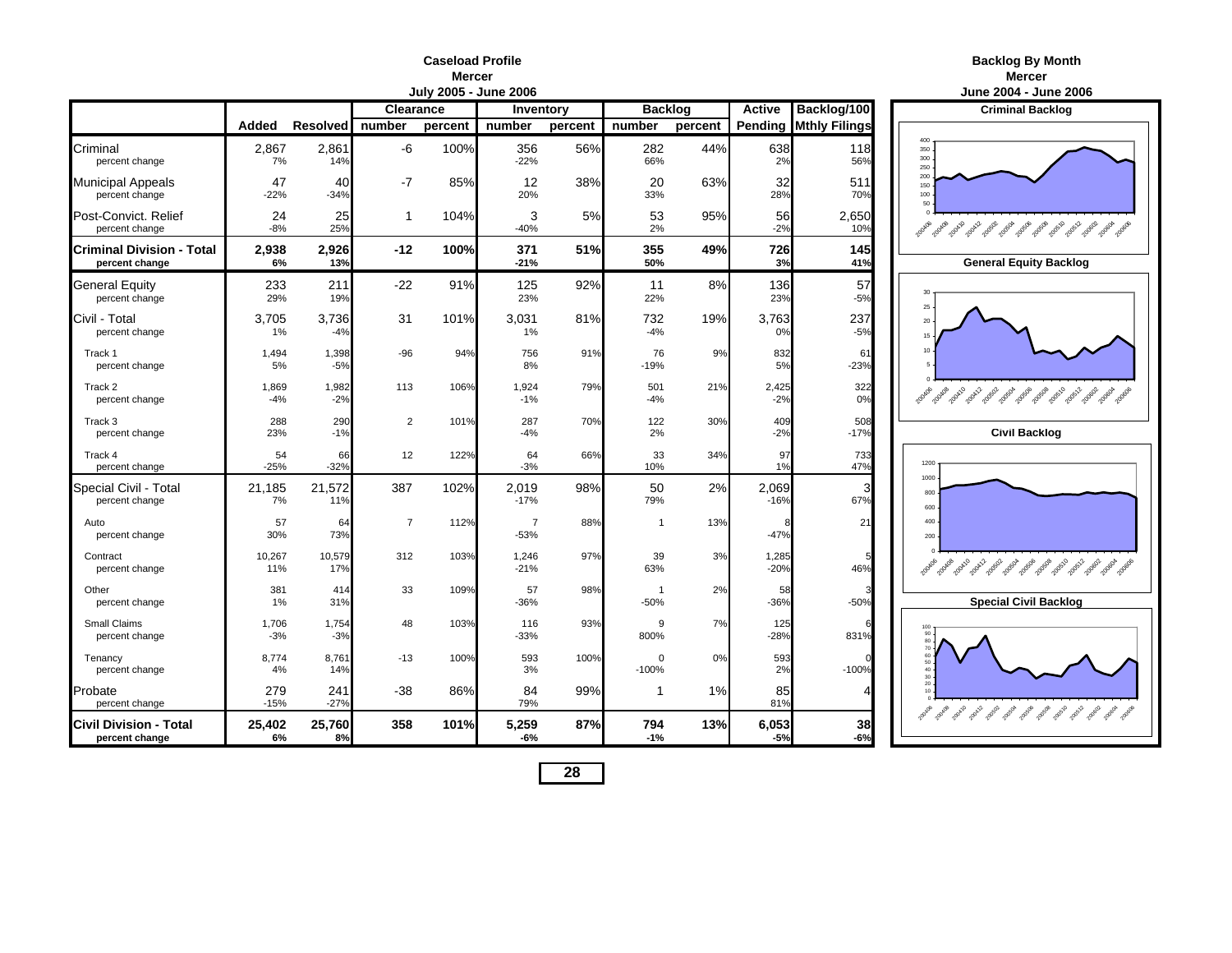## Caseload Profile
## Mercer
## July 2005 - June 2006

| | Added | Resolved | Clearance number | Clearance percent | Inventory number | Inventory percent | Backlog number | Backlog percent | Active Pending | Backlog/100 Mthly Filings |
|---|---|---|---|---|---|---|---|---|---|---|
| Criminal | 2,867 | 2,861 | -6 | 100% | 356 | 56% | 282 | 44% | 638 | 118 |
| percent change | 7% | 14% | | | -22% | | 66% | | 2% | 56% |
| Municipal Appeals | 47 | 40 | -7 | 85% | 12 | 38% | 20 | 63% | 32 | 511 |
| percent change | -22% | -34% | | | 20% | | 33% | | 28% | 70% |
| Post-Convict. Relief | 24 | 25 | 1 | 104% | 3 | 5% | 53 | 95% | 56 | 2,650 |
| percent change | -8% | 25% | | | -40% | | 2% | | -2% | 10% |
| **Criminal Division - Total** | **2,938** | **2,926** | **-12** | **100%** | **371** | **51%** | **355** | **49%** | **726** | **145** |
| **percent change** | **6%** | **13%** | | | **-21%** | | **50%** | | **3%** | **41%** |
| General Equity | 233 | 211 | -22 | 91% | 125 | 92% | 11 | 8% | 136 | 57 |
| percent change | 29% | 19% | | | 23% | | 22% | | 23% | -5% |
| Civil - Total | 3,705 | 3,736 | 31 | 101% | 3,031 | 81% | 732 | 19% | 3,763 | 237 |
| percent change | 1% | -4% | | | 1% | | -4% | | 0% | -5% |
| Track 1 | 1,494 | 1,398 | -96 | 94% | 756 | 91% | 76 | 9% | 832 | 61 |
| percent change | 5% | -5% | | | 8% | | -19% | | 5% | -23% |
| Track 2 | 1,869 | 1,982 | 113 | 106% | 1,924 | 79% | 501 | 21% | 2,425 | 322 |
| percent change | -4% | -2% | | | -1% | | -4% | | -2% | 0% |
| Track 3 | 288 | 290 | 2 | 101% | 287 | 70% | 122 | 30% | 409 | 508 |
| percent change | 23% | -1% | | | -4% | | 2% | | -2% | -17% |
| Track 4 | 54 | 66 | 12 | 122% | 64 | 66% | 33 | 34% | 97 | 733 |
| percent change | -25% | -32% | | | -3% | | 10% | | 1% | 47% |
| Special Civil - Total | 21,185 | 21,572 | 387 | 102% | 2,019 | 98% | 50 | 2% | 2,069 | 3 |
| percent change | 7% | 11% | | | -17% | | 79% | | -16% | 67% |
| Auto | 57 | 64 | 7 | 112% | 7 | 88% | 1 | 13% | 8 | 21 |
| percent change | 30% | 73% | | | -53% | | | | -47% | |
| Contract | 10,267 | 10,579 | 312 | 103% | 1,246 | 97% | 39 | 3% | 1,285 | 5 |
| percent change | 11% | 17% | | | -21% | | 63% | | -20% | 46% |
| Other | 381 | 414 | 33 | 109% | 57 | 98% | 1 | 2% | 58 | 3 |
| percent change | 1% | 31% | | | -36% | | -50% | | -36% | -50% |
| Small Claims | 1,706 | 1,754 | 48 | 103% | 116 | 93% | 9 | 7% | 125 | 6 |
| percent change | -3% | -3% | | | -33% | | 800% | | -28% | 831% |
| Tenancy | 8,774 | 8,761 | -13 | 100% | 593 | 100% | 0 | 0% | 593 | 0 |
| percent change | 4% | 14% | | | 3% | | -100% | | 2% | -100% |
| Probate | 279 | 241 | -38 | 86% | 84 | 99% | 1 | 1% | 85 | 4 |
| percent change | -15% | -27% | | | 79% | | | | 81% | |
| **Civil Division - Total** | **25,402** | **25,760** | **358** | **101%** | **5,259** | **87%** | **794** | **13%** | **6,053** | **38** |
| **percent change** | **6%** | **8%** | | | **-6%** | | **-1%** | | **-5%** | **-6%** |

## Backlog By Month
## Mercer
## June 2004 - June 2006

**Criminal Backlog**

**General Equity Backlog**

**Civil Backlog**

**Special Civil Backlog**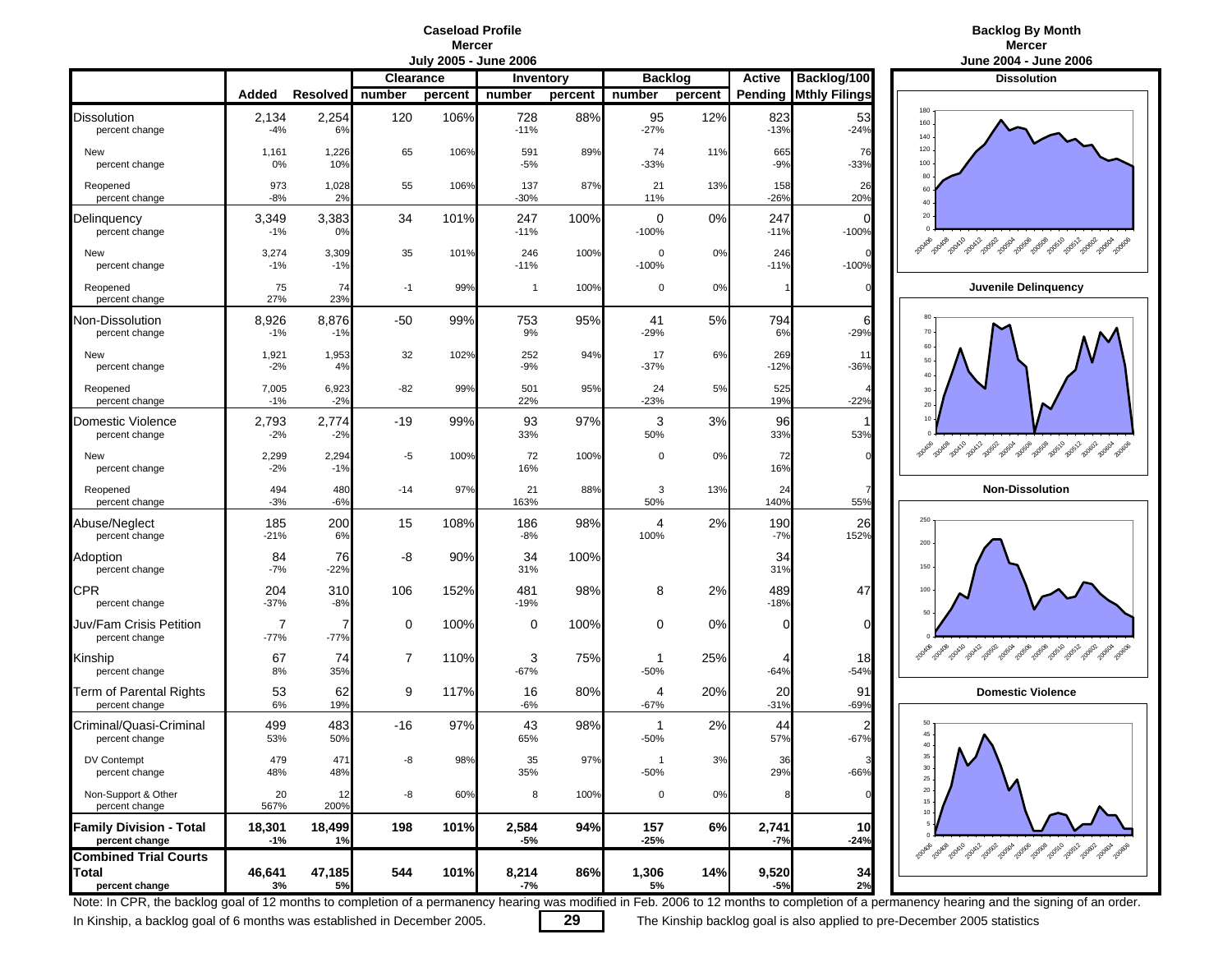# Caseload Profile
## Mercer
### July 2005 - June 2006

| | Added | Resolved | Clearance number | Clearance percent | Inventory number | Inventory percent | Backlog number | Backlog percent | Active Pending | Backlog/100 Mthly Filings |
|---|---|---|---|---|---|---|---|---|---|---|
| Dissolution | 2,134 | 2,254 | 120 | 106% | 728 | 88% | 95 | 12% | 823 | 53 |
| percent change | -4% | 6% | | | -11% | | -27% | | -13% | -24% |
| New | 1,161 | 1,226 | 65 | 106% | 591 | 89% | 74 | 11% | 665 | 76 |
| percent change | 0% | 10% | | | -5% | | -33% | | -9% | -33% |
| Reopened | 973 | 1,028 | 55 | 106% | 137 | 87% | 21 | 13% | 158 | 26 |
| percent change | -8% | 2% | | | -30% | | 11% | | -26% | 20% |
| Delinquency | 3,349 | 3,383 | 34 | 101% | 247 | 100% | 0 | 0% | 247 | 0 |
| percent change | -1% | 0% | | | -11% | | -100% | | -11% | -100% |
| New | 3,274 | 3,309 | 35 | 101% | 246 | 100% | 0 | 0% | 246 | 0 |
| percent change | -1% | -1% | | | -11% | | -100% | | -11% | -100% |
| Reopened | 75 | 74 | -1 | 99% | 1 | 100% | 0 | 0% | 1 | 0 |
| percent change | 27% | 23% | | | | | | | | |
| Non-Dissolution | 8,926 | 8,876 | -50 | 99% | 753 | 95% | 41 | 5% | 794 | 6 |
| percent change | -1% | -1% | | | 9% | | -29% | | 6% | -29% |
| New | 1,921 | 1,953 | 32 | 102% | 252 | 94% | 17 | 6% | 269 | 11 |
| percent change | -2% | 4% | | | -9% | | -37% | | -12% | -36% |
| Reopened | 7,005 | 6,923 | -82 | 99% | 501 | 95% | 24 | 5% | 525 | 4 |
| percent change | -1% | -2% | | | 22% | | -23% | | 19% | -22% |
| Domestic Violence | 2,793 | 2,774 | -19 | 99% | 93 | 97% | 3 | 3% | 96 | 1 |
| percent change | -2% | -2% | | | 33% | | 50% | | 33% | 53% |
| New | 2,299 | 2,294 | -5 | 100% | 72 | 100% | 0 | 0% | 72 | 0 |
| percent change | -2% | -1% | | | 16% | | | | 16% | |
| Reopened | 494 | 480 | -14 | 97% | 21 | 88% | 3 | 13% | 24 | 7 |
| percent change | -3% | -6% | | | 163% | | 50% | | 140% | 55% |
| Abuse/Neglect | 185 | 200 | 15 | 108% | 186 | 98% | 4 | 2% | 190 | 26 |
| percent change | -21% | 6% | | | -8% | | 100% | | -7% | 152% |
| Adoption | 84 | 76 | -8 | 90% | 34 | 100% | | | 34 | |
| percent change | -7% | -22% | | | 31% | | | | 31% | |
| CPR | 204 | 310 | 106 | 152% | 481 | 98% | 8 | 2% | 489 | 47 |
| percent change | -37% | -8% | | | -19% | | | | -18% | |
| Juv/Fam Crisis Petition | 7 | 7 | 0 | 100% | 0 | 100% | 0 | 0% | 0 | 0 |
| percent change | -77% | -77% | | | | | | | | |
| Kinship | 67 | 74 | 7 | 110% | 3 | 75% | 1 | 25% | 4 | 18 |
| percent change | 8% | 35% | | | -67% | | -50% | | -64% | -54% |
| Term of Parental Rights | 53 | 62 | 9 | 117% | 16 | 80% | 4 | 20% | 20 | 91 |
| percent change | 6% | 19% | | | -6% | | -67% | | -31% | -69% |
| Criminal/Quasi-Criminal | 499 | 483 | -16 | 97% | 43 | 98% | 1 | 2% | 44 | 2 |
| percent change | 53% | 50% | | | 65% | | -50% | | 57% | -67% |
| DV Contempt | 479 | 471 | -8 | 98% | 35 | 97% | 1 | 3% | 36 | 3 |
| percent change | 48% | 48% | | | 35% | | -50% | | 29% | -66% |
| Non-Support & Other | 20 | 12 | -8 | 60% | 8 | 100% | 0 | 0% | 8 | 0 |
| percent change | 567% | 200% | | | | | | | | |
| **Family Division - Total** | **18,301** | **18,499** | **198** | **101%** | **2,584** | **94%** | **157** | **6%** | **2,741** | **10** |
| **percent change** | **-1%** | **1%** | | | **-5%** | | **-25%** | | **-7%** | **-24%** |
| **Combined Trial Courts Total** | **46,641** | **47,185** | **544** | **101%** | **8,214** | **86%** | **1,306** | **14%** | **9,520** | **34** |
| **percent change** | **3%** | **5%** | | | **-7%** | | **5%** | | **-5%** | **2%** |

# Backlog By Month
## Mercer
### June 2004 - June 2006

Dissolution

Juvenile Delinquency

Non-Dissolution

Domestic Violence

Note: In CPR, the backlog goal of 12 months to completion of a permanency hearing was modified in Feb. 2006 to 12 months to completion of a permanency hearing and the signing of an order.

In Kinship, a backlog goal of 6 months was established in December 2005. The Kinship backlog goal is also applied to pre-December 2005 statistics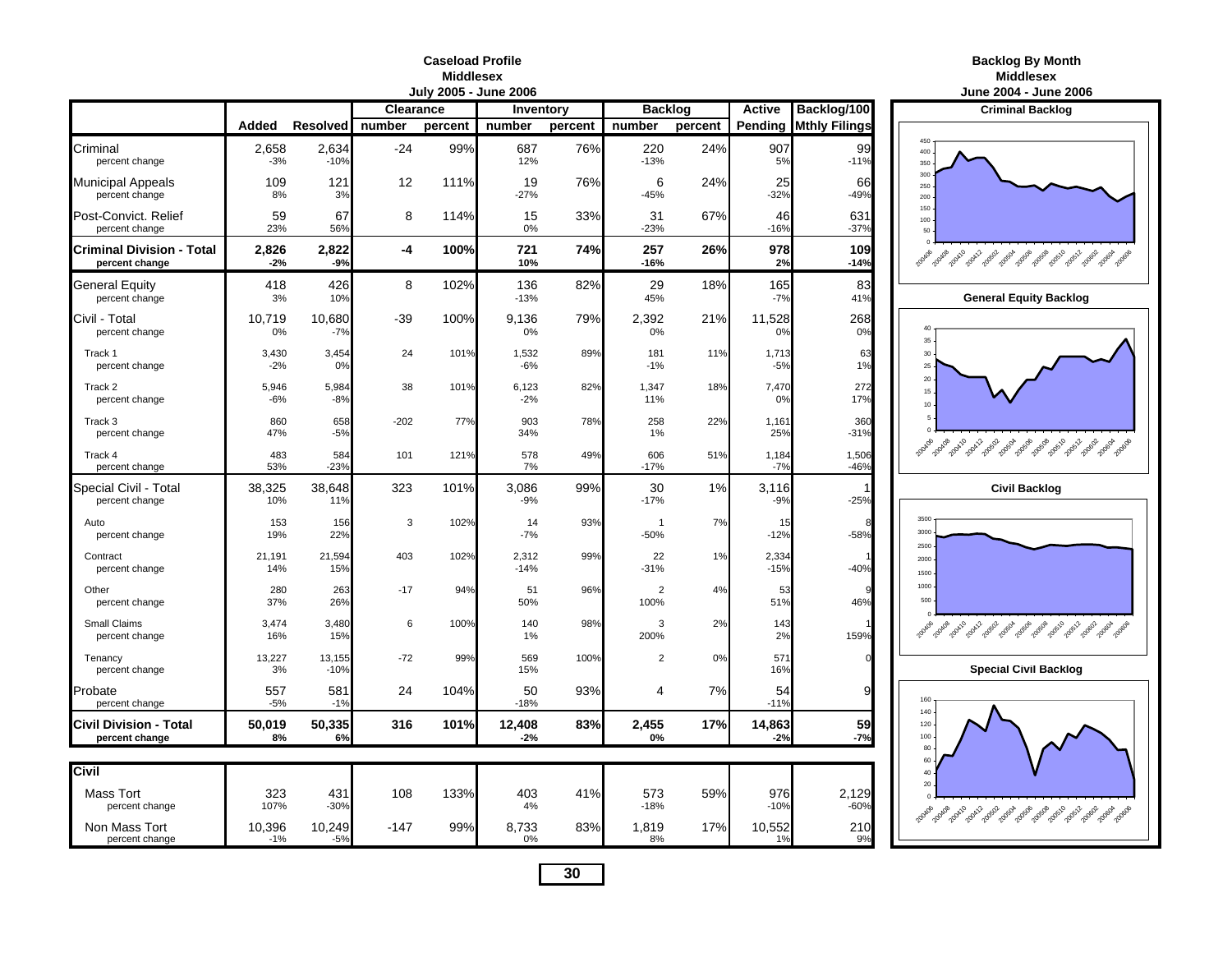# Caseload Profile
## Middlesex
### July 2005 - June 2006

| | Added | Resolved | Clearance number | Clearance percent | Inventory number | Inventory percent | Backlog number | Backlog percent | Active Pending | Backlog/100 Mthly Filings |
|---|---|---|---|---|---|---|---|---|---|---|
| Criminal | 2,658 | 2,634 | -24 | 99% | 687 | 76% | 220 | 24% | 907 | 99 |
| percent change | -3% | -10% | | | 12% | | -13% | | 5% | -11% |
| Municipal Appeals | 109 | 121 | 12 | 111% | 19 | 76% | 6 | 24% | 25 | 66 |
| percent change | 8% | 3% | | | -27% | | -45% | | -32% | -49% |
| Post-Convict. Relief | 59 | 67 | 8 | 114% | 15 | 33% | 31 | 67% | 46 | 631 |
| percent change | 23% | 56% | | | 0% | | -23% | | -16% | -37% |
| **Criminal Division - Total** | **2,826** | **2,822** | **-4** | **100%** | **721** | **74%** | **257** | **26%** | **978** | **109** |
| **percent change** | **-2%** | **-9%** | | | **10%** | | **-16%** | | **2%** | **-14%** |
| General Equity | 418 | 426 | 8 | 102% | 136 | 82% | 29 | 18% | 165 | 83 |
| percent change | 3% | 10% | | | -13% | | 45% | | -7% | 41% |
| Civil - Total | 10,719 | 10,680 | -39 | 100% | 9,136 | 79% | 2,392 | 21% | 11,528 | 268 |
| percent change | 0% | -7% | | | 0% | | 0% | | 0% | 0% |
| Track 1 | 3,430 | 3,454 | 24 | 101% | 1,532 | 89% | 181 | 11% | 1,713 | 63 |
| percent change | -2% | 0% | | | -6% | | -1% | | -5% | 1% |
| Track 2 | 5,946 | 5,984 | 38 | 101% | 6,123 | 82% | 1,347 | 18% | 7,470 | 272 |
| percent change | -6% | -8% | | | -2% | | 11% | | 0% | 17% |
| Track 3 | 860 | 658 | -202 | 77% | 903 | 78% | 258 | 22% | 1,161 | 360 |
| percent change | 47% | -5% | | | 34% | | 1% | | 25% | -31% |
| Track 4 | 483 | 584 | 101 | 121% | 578 | 49% | 606 | 51% | 1,184 | 1,506 |
| percent change | 53% | -23% | | | 7% | | -17% | | -7% | -46% |
| Special Civil - Total | 38,325 | 38,648 | 323 | 101% | 3,086 | 99% | 30 | 1% | 3,116 | 1 |
| percent change | 10% | 11% | | | -9% | | -17% | | -9% | -25% |
| Auto | 153 | 156 | 3 | 102% | 14 | 93% | 1 | 7% | 15 | 8 |
| percent change | 19% | 22% | | | -7% | | -50% | | -12% | -58% |
| Contract | 21,191 | 21,594 | 403 | 102% | 2,312 | 99% | 22 | 1% | 2,334 | 1 |
| percent change | 14% | 15% | | | -14% | | -31% | | -15% | -40% |
| Other | 280 | 263 | -17 | 94% | 51 | 96% | 2 | 4% | 53 | 9 |
| percent change | 37% | 26% | | | 50% | | 100% | | 51% | 46% |
| Small Claims | 3,474 | 3,480 | 6 | 100% | 140 | 98% | 3 | 2% | 143 | 1 |
| percent change | 16% | 15% | | | 1% | | 200% | | 2% | 159% |
| Tenancy | 13,227 | 13,155 | -72 | 99% | 569 | 100% | 2 | 0% | 571 | 0 |
| percent change | 3% | -10% | | | 15% | | | | 16% | |
| Probate | 557 | 581 | 24 | 104% | 50 | 93% | 4 | 7% | 54 | 9 |
| percent change | -5% | -1% | | | -18% | | | | -11% | |
| **Civil Division - Total** | **50,019** | **50,335** | **316** | **101%** | **12,408** | **83%** | **2,455** | **17%** | **14,863** | **59** |
| **percent change** | **8%** | **6%** | | | **-2%** | | **0%** | | **-2%** | **-7%** |

| **Civil** | Added | Resolved | Clearance number | Clearance percent | Inventory number | Inventory percent | Backlog number | Backlog percent | Active Pending | Backlog/100 Mthly Filings |
|---|---|---|---|---|---|---|---|---|---|---|
| Mass Tort | 323 | 431 | 108 | 133% | 403 | 41% | 573 | 59% | 976 | 2,129 |
| percent change | 107% | -30% | | | 4% | | -18% | | -10% | -60% |
| Non Mass Tort | 10,396 | 10,249 | -147 | 99% | 8,733 | 83% | 1,819 | 17% | 10,552 | 210 |
| percent change | -1% | -5% | | | 0% | | 8% | | 1% | 9% |

# Backlog By Month
## Middlesex
### June 2004 - June 2006

Criminal Backlog

General Equity Backlog

Civil Backlog

Special Civil Backlog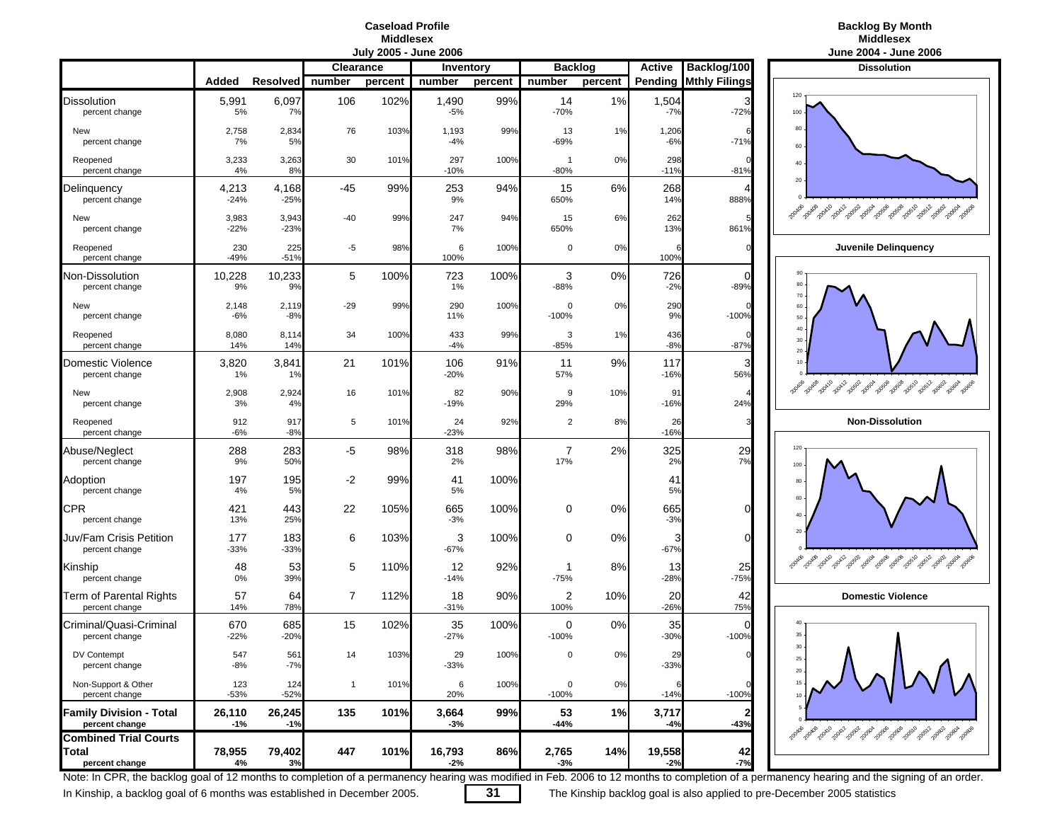## Caseload Profile
## Middlesex
### July 2005 - June 2006

| | Added | Resolved | Clearance | | Inventory | | Backlog | | Active | Backlog/100 |
|---|---|---|---|---|---|---|---|---|---|---|
| | | | number | percent | number | percent | number | percent | Pending | Mthly Filings |
| **Dissolution** | 5,991 | 6,097 | 106 | 102% | 1,490 | 99% | 14 | 1% | 1,504 | 3 |
| percent change | 5% | 7% | | | -5% | | -70% | | -7% | -72% |
| New | 2,758 | 2,834 | 76 | 103% | 1,193 | 99% | 13 | 1% | 1,206 | 6 |
| percent change | 7% | 5% | | | -4% | | -69% | | -6% | -71% |
| Reopened | 3,233 | 3,263 | 30 | 101% | 297 | 100% | 1 | 0% | 298 | 0 |
| percent change | 4% | 8% | | | -10% | | -80% | | -11% | -81% |
| **Delinquency** | 4,213 | 4,168 | -45 | 99% | 253 | 94% | 15 | 6% | 268 | 4 |
| percent change | -24% | -25% | | | 9% | | 650% | | 14% | 888% |
| New | 3,983 | 3,943 | -40 | 99% | 247 | 94% | 15 | 6% | 262 | 5 |
| percent change | -22% | -23% | | | 7% | | 650% | | 13% | 861% |
| Reopened | 230 | 225 | -5 | 98% | 6 | 100% | 0 | 0% | 6 | 0 |
| percent change | -49% | -51% | | | 100% | | | | 100% | |
| **Non-Dissolution** | 10,228 | 10,233 | 5 | 100% | 723 | 100% | 3 | 0% | 726 | 0 |
| percent change | 9% | 9% | | | 1% | | -88% | | -2% | -89% |
| New | 2,148 | 2,119 | -29 | 99% | 290 | 100% | 0 | 0% | 290 | 0 |
| percent change | -6% | -8% | | | 11% | | -100% | | 9% | -100% |
| Reopened | 8,080 | 8,114 | 34 | 100% | 433 | 99% | 3 | 1% | 436 | 0 |
| percent change | 14% | 14% | | | -4% | | -85% | | -8% | -87% |
| **Domestic Violence** | 3,820 | 3,841 | 21 | 101% | 106 | 91% | 11 | 9% | 117 | 3 |
| percent change | 1% | 1% | | | -20% | | 57% | | -16% | 56% |
| New | 2,908 | 2,924 | 16 | 101% | 82 | 90% | 9 | 10% | 91 | 4 |
| percent change | 3% | 4% | | | -19% | | 29% | | -16% | 24% |
| Reopened | 912 | 917 | 5 | 101% | 24 | 92% | 2 | 8% | 26 | 3 |
| percent change | -6% | -8% | | | -23% | | | | -16% | |
| **Abuse/Neglect** | 288 | 283 | -5 | 98% | 318 | 98% | 7 | 2% | 325 | 29 |
| percent change | 9% | 50% | | | 2% | | 17% | | 2% | 7% |
| **Adoption** | 197 | 195 | -2 | 99% | 41 | 100% | | | 41 | |
| percent change | 4% | 5% | | | 5% | | | | 5% | |
| **CPR** | 421 | 443 | 22 | 105% | 665 | 100% | 0 | 0% | 665 | 0 |
| percent change | 13% | 25% | | | -3% | | | | -3% | |
| **Juv/Fam Crisis Petition** | 177 | 183 | 6 | 103% | 3 | 100% | 0 | 0% | 3 | 0 |
| percent change | -33% | -33% | | | -67% | | | | -67% | |
| **Kinship** | 48 | 53 | 5 | 110% | 12 | 92% | 1 | 8% | 13 | 25 |
| percent change | 0% | 39% | | | -14% | | -75% | | -28% | -75% |
| **Term of Parental Rights** | 57 | 64 | 7 | 112% | 18 | 90% | 2 | 10% | 20 | 42 |
| percent change | 14% | 78% | | | -31% | | 100% | | -26% | 75% |
| **Criminal/Quasi-Criminal** | 670 | 685 | 15 | 102% | 35 | 100% | 0 | 0% | 35 | 0 |
| percent change | -22% | -20% | | | -27% | | -100% | | -30% | -100% |
| DV Contempt | 547 | 561 | 14 | 103% | 29 | 100% | 0 | 0% | 29 | 0 |
| percent change | -8% | -7% | | | -33% | | | | -33% | |
| Non-Support & Other | 123 | 124 | 1 | 101% | 6 | 100% | 0 | 0% | 6 | 0 |
| percent change | -53% | -52% | | | 20% | | -100% | | -14% | -100% |
| **Family Division - Total** | **26,110** | **26,245** | **135** | **101%** | **3,664** | **99%** | **53** | **1%** | **3,717** | **2** |
| **percent change** | **-1%** | **-1%** | | | **-3%** | | **-44%** | | **-4%** | **-43%** |
| **Combined Trial Courts Total** | **78,955** | **79,402** | **447** | **101%** | **16,793** | **86%** | **2,765** | **14%** | **19,558** | **42** |
| **percent change** | **4%** | **3%** | | | **-2%** | | **-3%** | | **-2%** | **-7%** |

## Backlog By Month
## Middlesex
### June 2004 - June 2006

**Dissolution**

**Juvenile Delinquency**

**Non-Dissolution**

**Domestic Violence**

Note: In CPR, the backlog goal of 12 months to completion of a permanency hearing was modified in Feb. 2006 to 12 months to completion of a permanency hearing and the signing of an order.

In Kinship, a backlog goal of 6 months was established in December 2005. The Kinship backlog goal is also applied to pre-December 2005 statistics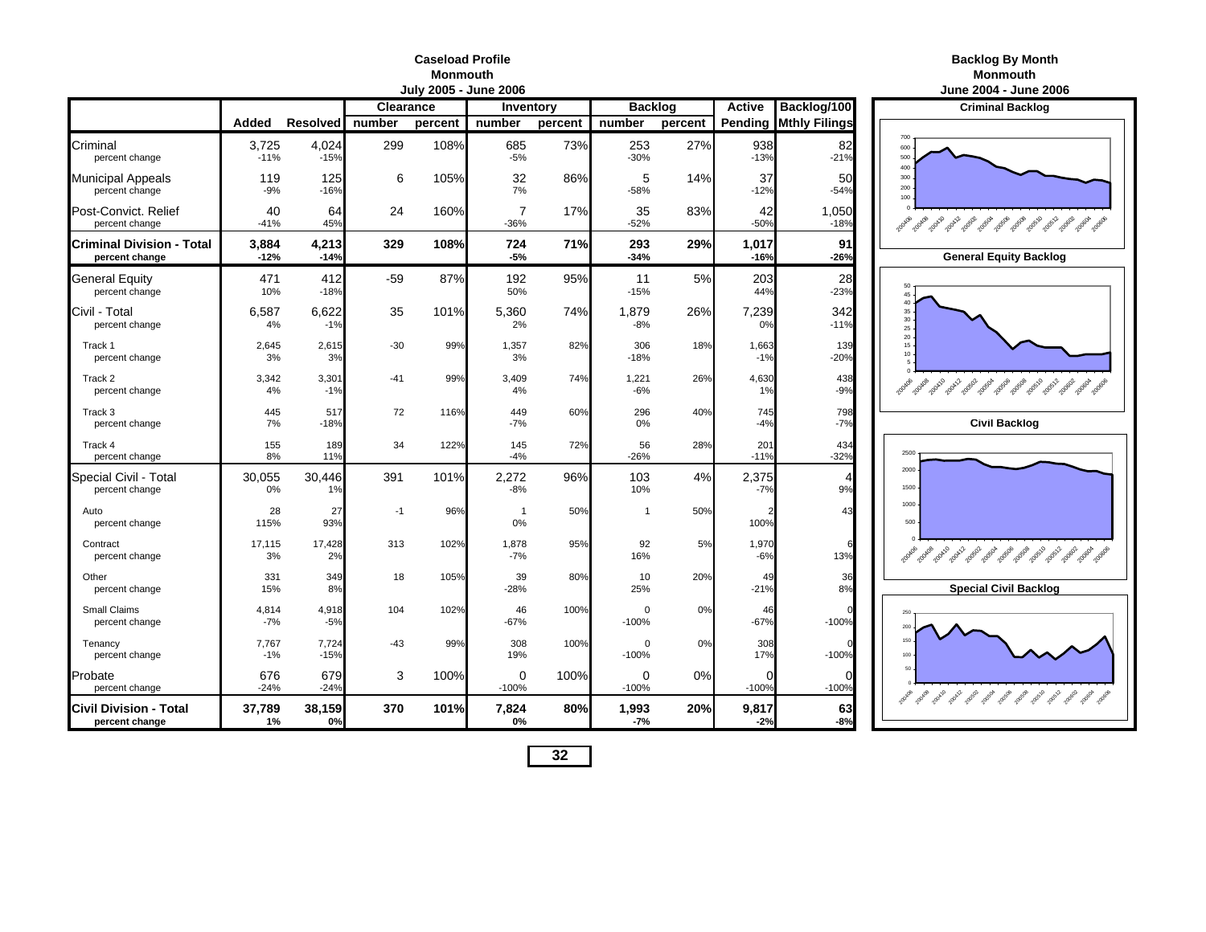# Caseload Profile
## Monmouth
### July 2005 - June 2006

| | Added | Resolved | Clearance number | Clearance percent | Inventory number | Inventory percent | Backlog number | Backlog percent | Active Pending | Backlog/100 Mthly Filings |
|---|---|---|---|---|---|---|---|---|---|---|
| Criminal | 3,725 | 4,024 | 299 | 108% | 685 | 73% | 253 | 27% | 938 | 82 |
| percent change | -11% | -15% | | | -5% | | -30% | | -13% | -21% |
| Municipal Appeals | 119 | 125 | 6 | 105% | 32 | 86% | 5 | 14% | 37 | 50 |
| percent change | -9% | -16% | | | 7% | | -58% | | -12% | -54% |
| Post-Convict. Relief | 40 | 64 | 24 | 160% | 7 | 17% | 35 | 83% | 42 | 1,050 |
| percent change | -41% | 45% | | | -36% | | -52% | | -50% | -18% |
| **Criminal Division - Total** | **3,884** | **4,213** | **329** | **108%** | **724** | **71%** | **293** | **29%** | **1,017** | **91** |
| **percent change** | **-12%** | **-14%** | | | **-5%** | | **-34%** | | **-16%** | **-26%** |
| General Equity | 471 | 412 | -59 | 87% | 192 | 95% | 11 | 5% | 203 | 28 |
| percent change | 10% | -18% | | | 50% | | -15% | | 44% | -23% |
| Civil - Total | 6,587 | 6,622 | 35 | 101% | 5,360 | 74% | 1,879 | 26% | 7,239 | 342 |
| percent change | 4% | -1% | | | 2% | | -8% | | 0% | -11% |
| Track 1 | 2,645 | 2,615 | -30 | 99% | 1,357 | 82% | 306 | 18% | 1,663 | 139 |
| percent change | 3% | 3% | | | 3% | | -18% | | -1% | -20% |
| Track 2 | 3,342 | 3,301 | -41 | 99% | 3,409 | 74% | 1,221 | 26% | 4,630 | 438 |
| percent change | 4% | -1% | | | 4% | | -6% | | 1% | -9% |
| Track 3 | 445 | 517 | 72 | 116% | 449 | 60% | 296 | 40% | 745 | 798 |
| percent change | 7% | -18% | | | -7% | | 0% | | -4% | -7% |
| Track 4 | 155 | 189 | 34 | 122% | 145 | 72% | 56 | 28% | 201 | 434 |
| percent change | 8% | 11% | | | -4% | | -26% | | -11% | -32% |
| Special Civil - Total | 30,055 | 30,446 | 391 | 101% | 2,272 | 96% | 103 | 4% | 2,375 | 4 |
| percent change | 0% | 1% | | | -8% | | 10% | | -7% | 9% |
| Auto | 28 | 27 | -1 | 96% | 1 | 50% | 1 | 50% | 2 | 43 |
| percent change | 115% | 93% | | | 0% | | | | 100% | |
| Contract | 17,115 | 17,428 | 313 | 102% | 1,878 | 95% | 92 | 5% | 1,970 | 6 |
| percent change | 3% | 2% | | | -7% | | 16% | | -6% | 13% |
| Other | 331 | 349 | 18 | 105% | 39 | 80% | 10 | 20% | 49 | 36 |
| percent change | 15% | 8% | | | -28% | | 25% | | -21% | 8% |
| Small Claims | 4,814 | 4,918 | 104 | 102% | 46 | 100% | 0 | 0% | 46 | 0 |
| percent change | -7% | -5% | | | -67% | | -100% | | -67% | -100% |
| Tenancy | 7,767 | 7,724 | -43 | 99% | 308 | 100% | 0 | 0% | 308 | 0 |
| percent change | -1% | -15% | | | 19% | | -100% | | 17% | -100% |
| Probate | 676 | 679 | 3 | 100% | 0 | 100% | 0 | 0% | 0 | 0 |
| percent change | -24% | -24% | | | -100% | | -100% | | -100% | -100% |
| **Civil Division - Total** | **37,789** | **38,159** | **370** | **101%** | **7,824** | **80%** | **1,993** | **20%** | **9,817** | **63** |
| **percent change** | **1%** | **0%** | | | **0%** | | **-7%** | | **-2%** | **-8%** |

# Backlog By Month
## Monmouth
### June 2004 - June 2006

**Criminal Backlog**

**General Equity Backlog**

**Civil Backlog**

**Special Civil Backlog**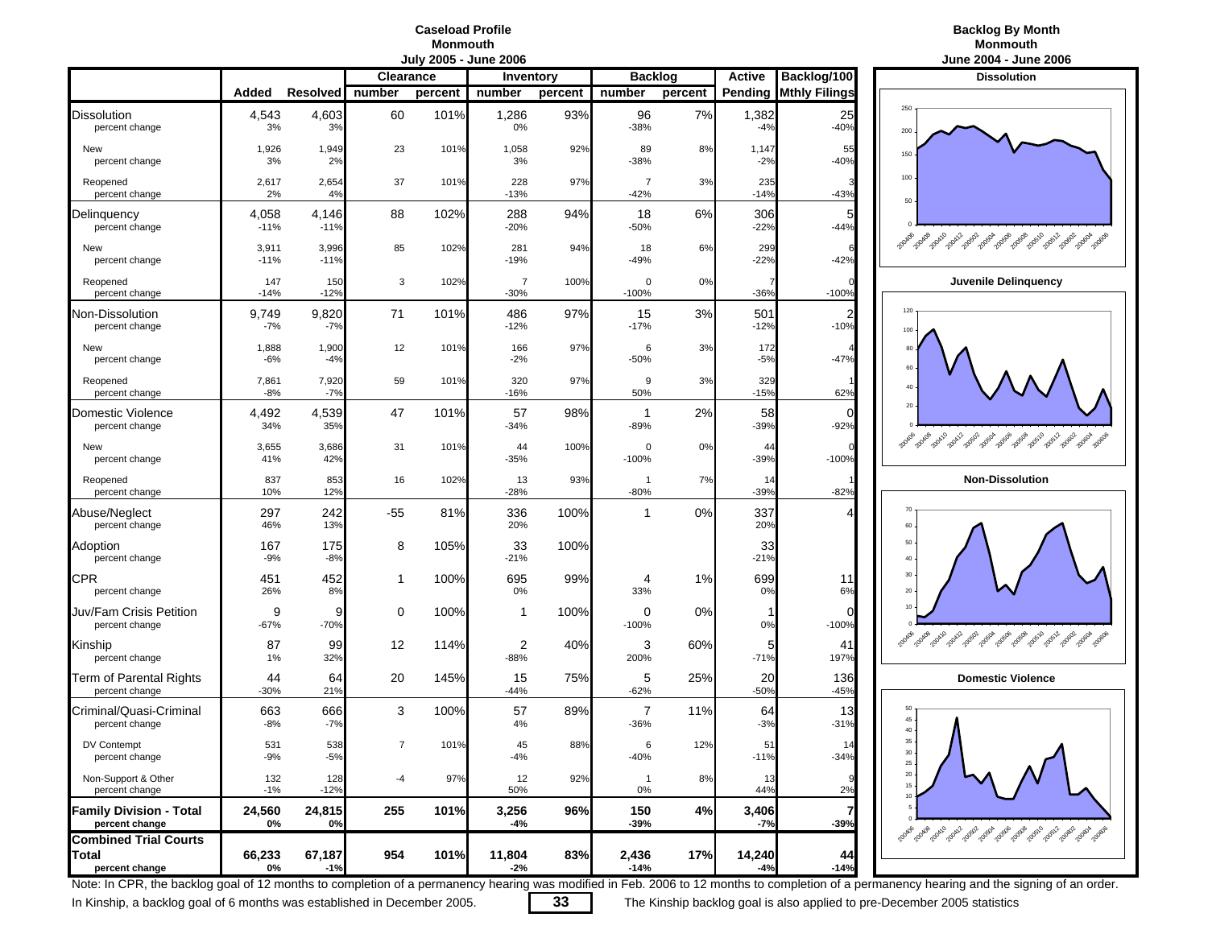**Caseload Profile**
**Monmouth**
**July 2005 - June 2006**

| | Added | Resolved | Clearance number | Clearance percent | Inventory number | Inventory percent | Backlog number | Backlog percent | Active Pending | Backlog/100 Mthly Filings |
|---|---|---|---|---|---|---|---|---|---|---|
| Dissolution | 4,543 | 4,603 | 60 | 101% | 1,286 | 93% | 96 | 7% | 1,382 | 25 |
| percent change | 3% | 3% | | | 0% | | -38% | | -4% | -40% |
| New | 1,926 | 1,949 | 23 | 101% | 1,058 | 92% | 89 | 8% | 1,147 | 55 |
| percent change | 3% | 2% | | | 3% | | -38% | | -2% | -40% |
| Reopened | 2,617 | 2,654 | 37 | 101% | 228 | 97% | 7 | 3% | 235 | 3 |
| percent change | 2% | 4% | | | -13% | | -42% | | -14% | -43% |
| Delinquency | 4,058 | 4,146 | 88 | 102% | 288 | 94% | 18 | 6% | 306 | 5 |
| percent change | -11% | -11% | | | -20% | | -50% | | -22% | -44% |
| New | 3,911 | 3,996 | 85 | 102% | 281 | 94% | 18 | 6% | 299 | 6 |
| percent change | -11% | -11% | | | -19% | | -49% | | -22% | -42% |
| Reopened | 147 | 150 | 3 | 102% | 7 | 100% | 0 | 0% | 7 | 0 |
| percent change | -14% | -12% | | | -30% | | -100% | | -36% | -100% |
| Non-Dissolution | 9,749 | 9,820 | 71 | 101% | 486 | 97% | 15 | 3% | 501 | 2 |
| percent change | -7% | -7% | | | -12% | | -17% | | -12% | -10% |
| New | 1,888 | 1,900 | 12 | 101% | 166 | 97% | 6 | 3% | 172 | 4 |
| percent change | -6% | -4% | | | -2% | | -50% | | -5% | -47% |
| Reopened | 7,861 | 7,920 | 59 | 101% | 320 | 97% | 9 | 3% | 329 | 1 |
| percent change | -8% | -7% | | | -16% | | 50% | | -15% | 62% |
| Domestic Violence | 4,492 | 4,539 | 47 | 101% | 57 | 98% | 1 | 2% | 58 | 0 |
| percent change | 34% | 35% | | | -34% | | -89% | | -39% | -92% |
| New | 3,655 | 3,686 | 31 | 101% | 44 | 100% | 0 | 0% | 44 | 0 |
| percent change | 41% | 42% | | | -35% | | -100% | | -39% | -100% |
| Reopened | 837 | 853 | 16 | 102% | 13 | 93% | 1 | 7% | 14 | 1 |
| percent change | 10% | 12% | | | -28% | | -80% | | -39% | -82% |
| Abuse/Neglect | 297 | 242 | -55 | 81% | 336 | 100% | 1 | 0% | 337 | 4 |
| percent change | 46% | 13% | | | 20% | | | | 20% | |
| Adoption | 167 | 175 | 8 | 105% | 33 | 100% | | | 33 | |
| percent change | -9% | -8% | | | -21% | | | | -21% | |
| CPR | 451 | 452 | 1 | 100% | 695 | 99% | 4 | 1% | 699 | 11 |
| percent change | 26% | 8% | | | 0% | | 33% | | 0% | 6% |
| Juv/Fam Crisis Petition | 9 | 9 | 0 | 100% | 1 | 100% | 0 | 0% | 1 | 0 |
| percent change | -67% | -70% | | | | | -100% | | 0% | -100% |
| Kinship | 87 | 99 | 12 | 114% | 2 | 40% | 3 | 60% | 5 | 41 |
| percent change | 1% | 32% | | | -88% | | 200% | | -71% | 197% |
| Term of Parental Rights | 44 | 64 | 20 | 145% | 15 | 75% | 5 | 25% | 20 | 136 |
| percent change | -30% | 21% | | | -44% | | -62% | | -50% | -45% |
| Criminal/Quasi-Criminal | 663 | 666 | 3 | 100% | 57 | 89% | 7 | 11% | 64 | 13 |
| percent change | -8% | -7% | | | 4% | | -36% | | -3% | -31% |
| DV Contempt | 531 | 538 | 7 | 101% | 45 | 88% | 6 | 12% | 51 | 14 |
| percent change | -9% | -5% | | | -4% | | -40% | | -11% | -34% |
| Non-Support & Other | 132 | 128 | -4 | 97% | 12 | 92% | 1 | 8% | 13 | 9 |
| percent change | -1% | -12% | | | 50% | | 0% | | 44% | 2% |
| **Family Division - Total** | **24,560** | **24,815** | **255** | **101%** | **3,256** | **96%** | **150** | **4%** | **3,406** | **7** |
| **percent change** | **0%** | **0%** | | | **-4%** | | **-39%** | | **-7%** | **-39%** |
| **Combined Trial Courts Total** | **66,233** | **67,187** | **954** | **101%** | **11,804** | **83%** | **2,436** | **17%** | **14,240** | **44** |
| **percent change** | **0%** | **-1%** | | | **-2%** | | **-14%** | | **-4%** | **-14%** |

**Backlog By Month**
**Monmouth**
**June 2004 - June 2006**

**Dissolution**

**Juvenile Delinquency**

**Non-Dissolution**

**Domestic Violence**

Note: In CPR, the backlog goal of 12 months to completion of a permanency hearing was modified in Feb. 2006 to 12 months to completion of a permanency hearing and the signing of an order.

In Kinship, a backlog goal of 6 months was established in December 2005. The Kinship backlog goal is also applied to pre-December 2005 statistics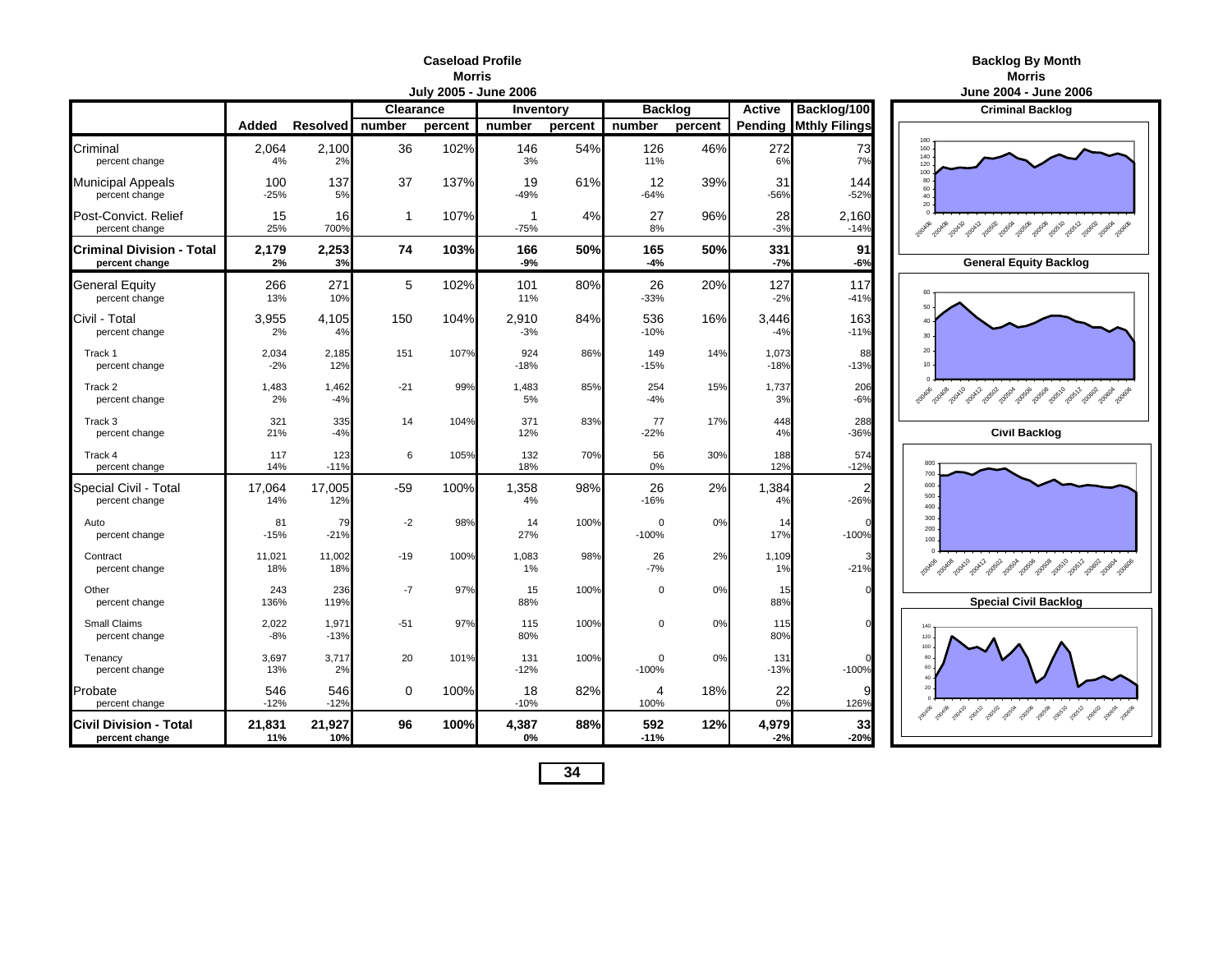**Caseload Profile**
**Morris**
**July 2005 - June 2006**

| | Added | Resolved | Clearance number | Clearance percent | Inventory number | Inventory percent | Backlog number | Backlog percent | Active Pending | Backlog/100 Mthly Filings |
|---|---|---|---|---|---|---|---|---|---|---|
| Criminal | 2,064 | 2,100 | 36 | 102% | 146 | 54% | 126 | 46% | 272 | 73 |
| percent change | 4% | 2% | | | 3% | | 11% | | 6% | 7% |
| Municipal Appeals | 100 | 137 | 37 | 137% | 19 | 61% | 12 | 39% | 31 | 144 |
| percent change | -25% | 5% | | | -49% | | -64% | | -56% | -52% |
| Post-Convict. Relief | 15 | 16 | 1 | 107% | 1 | 4% | 27 | 96% | 28 | 2,160 |
| percent change | 25% | 700% | | | -75% | | 8% | | -3% | -14% |
| **Criminal Division - Total** | **2,179** | **2,253** | **74** | **103%** | **166** | **50%** | **165** | **50%** | **331** | **91** |
| **percent change** | **2%** | **3%** | | | **-9%** | | **-4%** | | **-7%** | **-6%** |
| General Equity | 266 | 271 | 5 | 102% | 101 | 80% | 26 | 20% | 127 | 117 |
| percent change | 13% | 10% | | | 11% | | -33% | | -2% | -41% |
| Civil - Total | 3,955 | 4,105 | 150 | 104% | 2,910 | 84% | 536 | 16% | 3,446 | 163 |
| percent change | 2% | 4% | | | -3% | | -10% | | -4% | -11% |
| Track 1 | 2,034 | 2,185 | 151 | 107% | 924 | 86% | 149 | 14% | 1,073 | 88 |
| percent change | -2% | 12% | | | -18% | | -15% | | -18% | -13% |
| Track 2 | 1,483 | 1,462 | -21 | 99% | 1,483 | 85% | 254 | 15% | 1,737 | 206 |
| percent change | 2% | -4% | | | 5% | | -4% | | 3% | -6% |
| Track 3 | 321 | 335 | 14 | 104% | 371 | 83% | 77 | 17% | 448 | 288 |
| percent change | 21% | -4% | | | 12% | | -22% | | 4% | -36% |
| Track 4 | 117 | 123 | 6 | 105% | 132 | 70% | 56 | 30% | 188 | 574 |
| percent change | 14% | -11% | | | 18% | | 0% | | 12% | -12% |
| Special Civil - Total | 17,064 | 17,005 | -59 | 100% | 1,358 | 98% | 26 | 2% | 1,384 | 2 |
| percent change | 14% | 12% | | | 4% | | -16% | | 4% | -26% |
| Auto | 81 | 79 | -2 | 98% | 14 | 100% | 0 | 0% | 14 | 0 |
| percent change | -15% | -21% | | | 27% | | -100% | | 17% | -100% |
| Contract | 11,021 | 11,002 | -19 | 100% | 1,083 | 98% | 26 | 2% | 1,109 | 3 |
| percent change | 18% | 18% | | | 1% | | -7% | | 1% | -21% |
| Other | 243 | 236 | -7 | 97% | 15 | 100% | 0 | 0% | 15 | 0 |
| percent change | 136% | 119% | | | 88% | | | | 88% | |
| Small Claims | 2,022 | 1,971 | -51 | 97% | 115 | 100% | 0 | 0% | 115 | 0 |
| percent change | -8% | -13% | | | 80% | | | | 80% | |
| Tenancy | 3,697 | 3,717 | 20 | 101% | 131 | 100% | 0 | 0% | 131 | 0 |
| percent change | 13% | 2% | | | -12% | | -100% | | -13% | -100% |
| Probate | 546 | 546 | 0 | 100% | 18 | 82% | 4 | 18% | 22 | 9 |
| percent change | -12% | -12% | | | -10% | | 100% | | 0% | 126% |
| **Civil Division - Total** | **21,831** | **21,927** | **96** | **100%** | **4,387** | **88%** | **592** | **12%** | **4,979** | **33** |
| **percent change** | **11%** | **10%** | | | **0%** | | **-11%** | | **-2%** | **-20%** |

**Backlog By Month**
**Morris**
**June 2004 - June 2006**

**Criminal Backlog**

**General Equity Backlog**

**Civil Backlog**

**Special Civil Backlog**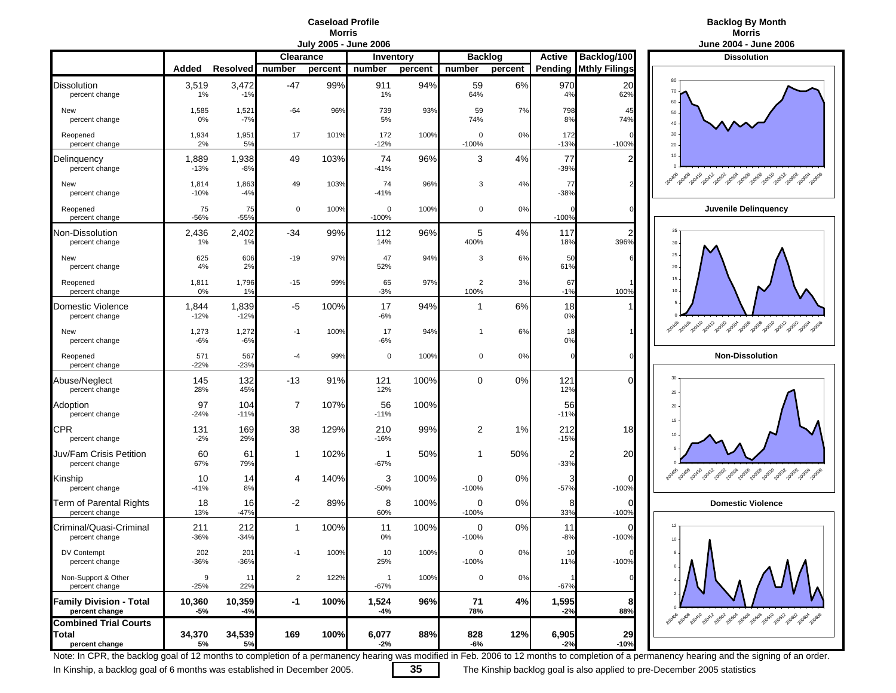# Caseload Profile
## Morris
### July 2005 - June 2006

| | Added | Resolved | Clearance | | Inventory | | Backlog | | Active | Backlog/100 |
|---|---|---|---|---|---|---|---|---|---|---|
| | | | number | percent | number | percent | number | percent | Pending | Mthly Filings |
| **Dissolution** | 3,519 | 3,472 | -47 | 99% | 911 | 94% | 59 | 6% | 970 | 20 |
| percent change | 1% | -1% | | | 1% | | 64% | | 4% | 62% |
| New | 1,585 | 1,521 | -64 | 96% | 739 | 93% | 59 | 7% | 798 | 45 |
| percent change | 0% | -7% | | | 5% | | 74% | | 8% | 74% |
| Reopened | 1,934 | 1,951 | 17 | 101% | 172 | 100% | 0 | 0% | 172 | 0 |
| percent change | 2% | 5% | | | -12% | | -100% | | -13% | -100% |
| **Delinquency** | 1,889 | 1,938 | 49 | 103% | 74 | 96% | 3 | 4% | 77 | 2 |
| percent change | -13% | -8% | | | -41% | | | | -39% | |
| New | 1,814 | 1,863 | 49 | 103% | 74 | 96% | 3 | 4% | 77 | 2 |
| percent change | -10% | -4% | | | -41% | | | | -38% | |
| Reopened | 75 | 75 | 0 | 100% | 0 | 100% | 0 | 0% | 0 | 0 |
| percent change | -56% | -55% | | | -100% | | | | -100% | |
| **Non-Dissolution** | 2,436 | 2,402 | -34 | 99% | 112 | 96% | 5 | 4% | 117 | 2 |
| percent change | 1% | 1% | | | 14% | | 400% | | 18% | 396% |
| New | 625 | 606 | -19 | 97% | 47 | 94% | 3 | 6% | 50 | 6 |
| percent change | 4% | 2% | | | 52% | | | | 61% | |
| Reopened | 1,811 | 1,796 | -15 | 99% | 65 | 97% | 2 | 3% | 67 | 1 |
| percent change | 0% | 1% | | | -3% | | 100% | | -1% | 100% |
| **Domestic Violence** | 1,844 | 1,839 | -5 | 100% | 17 | 94% | 1 | 6% | 18 | 1 |
| percent change | -12% | -12% | | | -6% | | | | 0% | |
| New | 1,273 | 1,272 | -1 | 100% | 17 | 94% | 1 | 6% | 18 | 1 |
| percent change | -6% | -6% | | | -6% | | | | 0% | |
| Reopened | 571 | 567 | -4 | 99% | 0 | 100% | 0 | 0% | 0 | 0 |
| percent change | -22% | -23% | | | | | | | | |
| **Abuse/Neglect** | 145 | 132 | -13 | 91% | 121 | 100% | 0 | 0% | 121 | 0 |
| percent change | 28% | 45% | | | 12% | | | | 12% | |
| **Adoption** | 97 | 104 | 7 | 107% | 56 | 100% | | | 56 | |
| percent change | -24% | -11% | | | -11% | | | | -11% | |
| **CPR** | 131 | 169 | 38 | 129% | 210 | 99% | 2 | 1% | 212 | 18 |
| percent change | -2% | 29% | | | -16% | | | | -15% | |
| **Juv/Fam Crisis Petition** | 60 | 61 | 1 | 102% | 1 | 50% | 1 | 50% | 2 | 20 |
| percent change | 67% | 79% | | | -67% | | | | -33% | |
| **Kinship** | 10 | 14 | 4 | 140% | 3 | 100% | 0 | 0% | 3 | 0 |
| percent change | -41% | 8% | | | -50% | | -100% | | -57% | -100% |
| **Term of Parental Rights** | 18 | 16 | -2 | 89% | 8 | 100% | 0 | 0% | 8 | 0 |
| percent change | 13% | -47% | | | 60% | | -100% | | 33% | -100% |
| **Criminal/Quasi-Criminal** | 211 | 212 | 1 | 100% | 11 | 100% | 0 | 0% | 11 | 0 |
| percent change | -36% | -34% | | | 0% | | -100% | | -8% | -100% |
| DV Contempt | 202 | 201 | -1 | 100% | 10 | 100% | 0 | 0% | 10 | 0 |
| percent change | -36% | -36% | | | 25% | | -100% | | 11% | -100% |
| Non-Support & Other | 9 | 11 | 2 | 122% | 1 | 100% | 0 | 0% | 1 | 0 |
| percent change | -25% | 22% | | | -67% | | | | -67% | |
| **Family Division - Total** | **10,360** | **10,359** | **-1** | **100%** | **1,524** | **96%** | **71** | **4%** | **1,595** | **8** |
| **percent change** | **-5%** | **-4%** | | | **-4%** | | **78%** | | **-2%** | **88%** |
| **Combined Trial Courts Total** | **34,370** | **34,539** | **169** | **100%** | **6,077** | **88%** | **828** | **12%** | **6,905** | **29** |
| **percent change** | **5%** | **5%** | | | **-2%** | | **-6%** | | **-2%** | **-10%** |

# Backlog By Month
## Morris
### June 2004 - June 2006

**Dissolution**

**Juvenile Delinquency**

**Non-Dissolution**

**Domestic Violence**

Note: In CPR, the backlog goal of 12 months to completion of a permanency hearing was modified in Feb. 2006 to 12 months to completion of a permanency hearing and the signing of an order.

In Kinship, a backlog goal of 6 months was established in December 2005. The Kinship backlog goal is also applied to pre-December 2005 statistics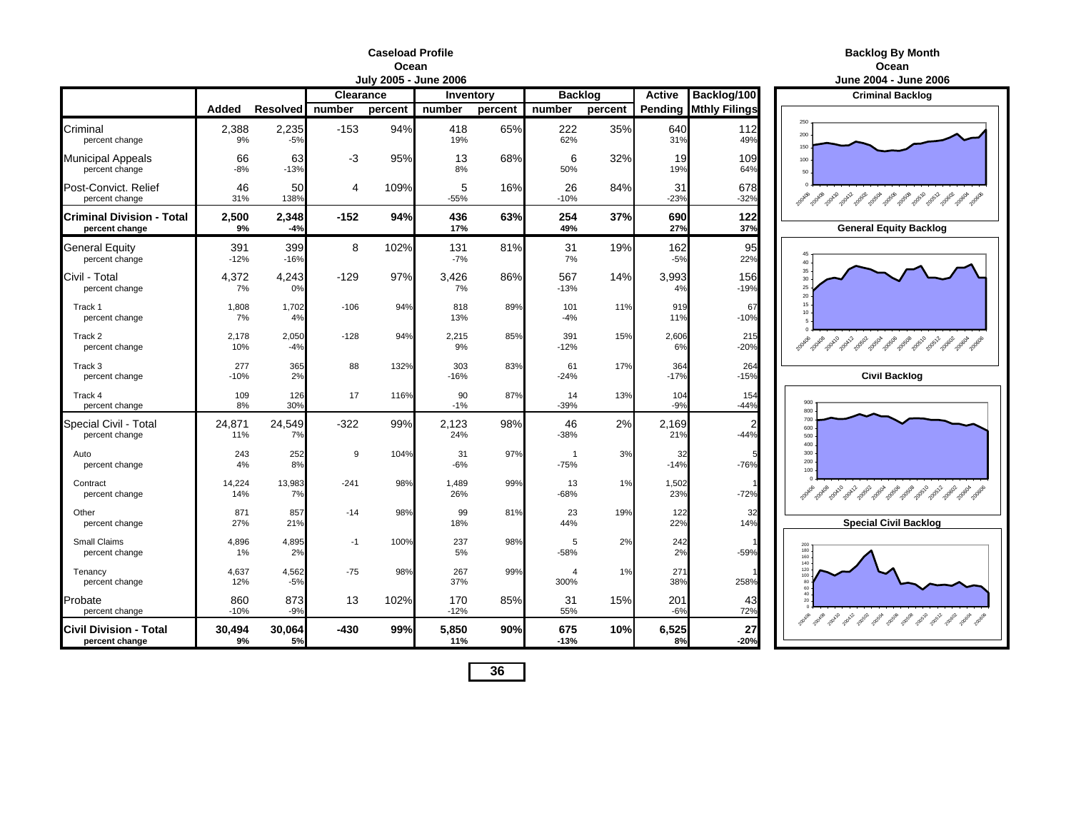# Caseload Profile
## Ocean
### July 2005 - June 2006

| | Added | Resolved | Clearance number | Clearance percent | Inventory number | Inventory percent | Backlog number | Backlog percent | Active Pending | Backlog/100 Mthly Filings |
|---|---|---|---|---|---|---|---|---|---|---|
| Criminal | 2,388 | 2,235 | -153 | 94% | 418 | 65% | 222 | 35% | 640 | 112 |
| percent change | 9% | -5% | | | 19% | | 62% | | 31% | 49% |
| Municipal Appeals | 66 | 63 | -3 | 95% | 13 | 68% | 6 | 32% | 19 | 109 |
| percent change | -8% | -13% | | | 8% | | 50% | | 19% | 64% |
| Post-Convict. Relief | 46 | 50 | 4 | 109% | 5 | 16% | 26 | 84% | 31 | 678 |
| percent change | 31% | 138% | | | -55% | | -10% | | -23% | -32% |
| **Criminal Division - Total** | **2,500** | **2,348** | **-152** | **94%** | **436** | **63%** | **254** | **37%** | **690** | **122** |
| **percent change** | **9%** | **-4%** | | | **17%** | | **49%** | | **27%** | **37%** |
| General Equity | 391 | 399 | 8 | 102% | 131 | 81% | 31 | 19% | 162 | 95 |
| percent change | -12% | -16% | | | -7% | | 7% | | -5% | 22% |
| Civil - Total | 4,372 | 4,243 | -129 | 97% | 3,426 | 86% | 567 | 14% | 3,993 | 156 |
| percent change | 7% | 0% | | | 7% | | -13% | | 4% | -19% |
| Track 1 | 1,808 | 1,702 | -106 | 94% | 818 | 89% | 101 | 11% | 919 | 67 |
| percent change | 7% | 4% | | | 13% | | -4% | | 11% | -10% |
| Track 2 | 2,178 | 2,050 | -128 | 94% | 2,215 | 85% | 391 | 15% | 2,606 | 215 |
| percent change | 10% | -4% | | | 9% | | -12% | | 6% | -20% |
| Track 3 | 277 | 365 | 88 | 132% | 303 | 83% | 61 | 17% | 364 | 264 |
| percent change | -10% | 2% | | | -16% | | -24% | | -17% | -15% |
| Track 4 | 109 | 126 | 17 | 116% | 90 | 87% | 14 | 13% | 104 | 154 |
| percent change | 8% | 30% | | | -1% | | -39% | | -9% | -44% |
| Special Civil - Total | 24,871 | 24,549 | -322 | 99% | 2,123 | 98% | 46 | 2% | 2,169 | 2 |
| percent change | 11% | 7% | | | 24% | | -38% | | 21% | -44% |
| Auto | 243 | 252 | 9 | 104% | 31 | 97% | 1 | 3% | 32 | 5 |
| percent change | 4% | 8% | | | -6% | | -75% | | -14% | -76% |
| Contract | 14,224 | 13,983 | -241 | 98% | 1,489 | 99% | 13 | 1% | 1,502 | 1 |
| percent change | 14% | 7% | | | 26% | | -68% | | 23% | -72% |
| Other | 871 | 857 | -14 | 98% | 99 | 81% | 23 | 19% | 122 | 32 |
| percent change | 27% | 21% | | | 18% | | 44% | | 22% | 14% |
| Small Claims | 4,896 | 4,895 | -1 | 100% | 237 | 98% | 5 | 2% | 242 | 1 |
| percent change | 1% | 2% | | | 5% | | -58% | | 2% | -59% |
| Tenancy | 4,637 | 4,562 | -75 | 98% | 267 | 99% | 4 | 1% | 271 | 1 |
| percent change | 12% | -5% | | | 37% | | 300% | | 38% | 258% |
| Probate | 860 | 873 | 13 | 102% | 170 | 85% | 31 | 15% | 201 | 43 |
| percent change | -10% | -9% | | | -12% | | 55% | | -6% | 72% |
| **Civil Division - Total** | **30,494** | **30,064** | **-430** | **99%** | **5,850** | **90%** | **675** | **10%** | **6,525** | **27** |
| **percent change** | **9%** | **5%** | | | **11%** | | **-13%** | | **8%** | **-20%** |

# Backlog By Month
## Ocean
### June 2004 - June 2006

**Criminal Backlog**

**General Equity Backlog**

**Civil Backlog**

**Special Civil Backlog**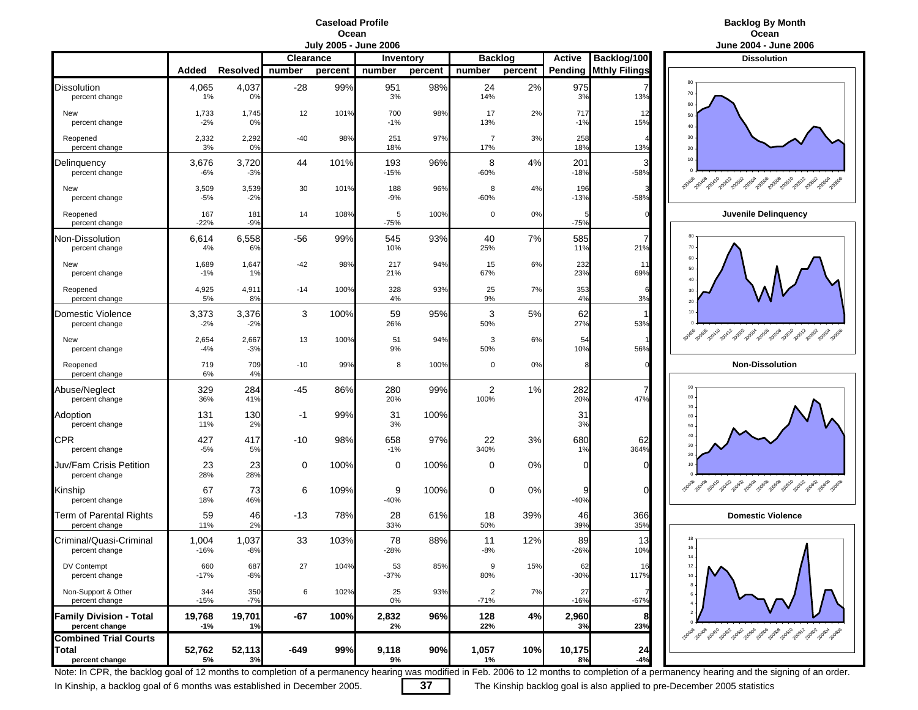# Caseload Profile
## Ocean
### July 2005 - June 2006

| | Added | Resolved | Clearance number | Clearance percent | Inventory number | Inventory percent | Backlog number | Backlog percent | Active Pending | Backlog/100 Mthly Filings |
|---|---|---|---|---|---|---|---|---|---|---|
| Dissolution | 4,065 | 4,037 | -28 | 99% | 951 | 98% | 24 | 2% | 975 | 7 |
| percent change | 1% | 0% | | | 3% | | 14% | | 3% | 13% |
| New | 1,733 | 1,745 | 12 | 101% | 700 | 98% | 17 | 2% | 717 | 12 |
| percent change | -2% | 0% | | | -1% | | 13% | | -1% | 15% |
| Reopened | 2,332 | 2,292 | -40 | 98% | 251 | 97% | 7 | 3% | 258 | 4 |
| percent change | 3% | 0% | | | 18% | | 17% | | 18% | 13% |
| Delinquency | 3,676 | 3,720 | 44 | 101% | 193 | 96% | 8 | 4% | 201 | 3 |
| percent change | -6% | -3% | | | -15% | | -60% | | -18% | -58% |
| New | 3,509 | 3,539 | 30 | 101% | 188 | 96% | 8 | 4% | 196 | 3 |
| percent change | -5% | -2% | | | -9% | | -60% | | -13% | -58% |
| Reopened | 167 | 181 | 14 | 108% | 5 | 100% | 0 | 0% | 5 | 0 |
| percent change | -22% | -9% | | | -75% | | | | -75% | |
| Non-Dissolution | 6,614 | 6,558 | -56 | 99% | 545 | 93% | 40 | 7% | 585 | 7 |
| percent change | 4% | 6% | | | 10% | | 25% | | 11% | 21% |
| New | 1,689 | 1,647 | -42 | 98% | 217 | 94% | 15 | 6% | 232 | 11 |
| percent change | -1% | 1% | | | 21% | | 67% | | 23% | 69% |
| Reopened | 4,925 | 4,911 | -14 | 100% | 328 | 93% | 25 | 7% | 353 | 6 |
| percent change | 5% | 8% | | | 4% | | 9% | | 4% | 3% |
| Domestic Violence | 3,373 | 3,376 | 3 | 100% | 59 | 95% | 3 | 5% | 62 | 1 |
| percent change | -2% | -2% | | | 26% | | 50% | | 27% | 53% |
| New | 2,654 | 2,667 | 13 | 100% | 51 | 94% | 3 | 6% | 54 | 1 |
| percent change | -4% | -3% | | | 9% | | 50% | | 10% | 56% |
| Reopened | 719 | 709 | -10 | 99% | 8 | 100% | 0 | 0% | 8 | 0 |
| percent change | 6% | 4% | | | | | | | | |
| Abuse/Neglect | 329 | 284 | -45 | 86% | 280 | 99% | 2 | 1% | 282 | 7 |
| percent change | 36% | 41% | | | 20% | | 100% | | 20% | 47% |
| Adoption | 131 | 130 | -1 | 99% | 31 | 100% | | | 31 | |
| percent change | 11% | 2% | | | 3% | | | | 3% | |
| CPR | 427 | 417 | -10 | 98% | 658 | 97% | 22 | 3% | 680 | 62 |
| percent change | -5% | 5% | | | -1% | | 340% | | 1% | 364% |
| Juv/Fam Crisis Petition | 23 | 23 | 0 | 100% | 0 | 100% | 0 | 0% | 0 | 0 |
| percent change | 28% | 28% | | | | | | | | |
| Kinship | 67 | 73 | 6 | 109% | 9 | 100% | 0 | 0% | 9 | 0 |
| percent change | 18% | 46% | | | -40% | | | | -40% | |
| Term of Parental Rights | 59 | 46 | -13 | 78% | 28 | 61% | 18 | 39% | 46 | 366 |
| percent change | 11% | 2% | | | 33% | | 50% | | 39% | 35% |
| Criminal/Quasi-Criminal | 1,004 | 1,037 | 33 | 103% | 78 | 88% | 11 | 12% | 89 | 13 |
| percent change | -16% | -8% | | | -28% | | -8% | | -26% | 10% |
| DV Contempt | 660 | 687 | 27 | 104% | 53 | 85% | 9 | 15% | 62 | 16 |
| percent change | -17% | -8% | | | -37% | | 80% | | -30% | 117% |
| Non-Support & Other | 344 | 350 | 6 | 102% | 25 | 93% | 2 | 7% | 27 | 7 |
| percent change | -15% | -7% | | | 0% | | -71% | | -16% | -67% |
| **Family Division - Total** | **19,768** | **19,701** | **-67** | **100%** | **2,832** | **96%** | **128** | **4%** | **2,960** | **8** |
| **percent change** | **-1%** | **1%** | | | **2%** | | **22%** | | **3%** | **23%** |
| **Combined Trial Courts Total** | **52,762** | **52,113** | **-649** | **99%** | **9,118** | **90%** | **1,057** | **10%** | **10,175** | **24** |
| **percent change** | **5%** | **3%** | | | **9%** | | **1%** | | **8%** | **-4%** |

# Backlog By Month
## Ocean
### June 2004 - June 2006

**Dissolution**

**Juvenile Delinquency**

**Non-Dissolution**

**Domestic Violence**

Note: In CPR, the backlog goal of 12 months to completion of a permanency hearing was modified in Feb. 2006 to 12 months to completion of a permanency hearing and the signing of an order.

In Kinship, a backlog goal of 6 months was established in December 2005. The Kinship backlog goal is also applied to pre-December 2005 statistics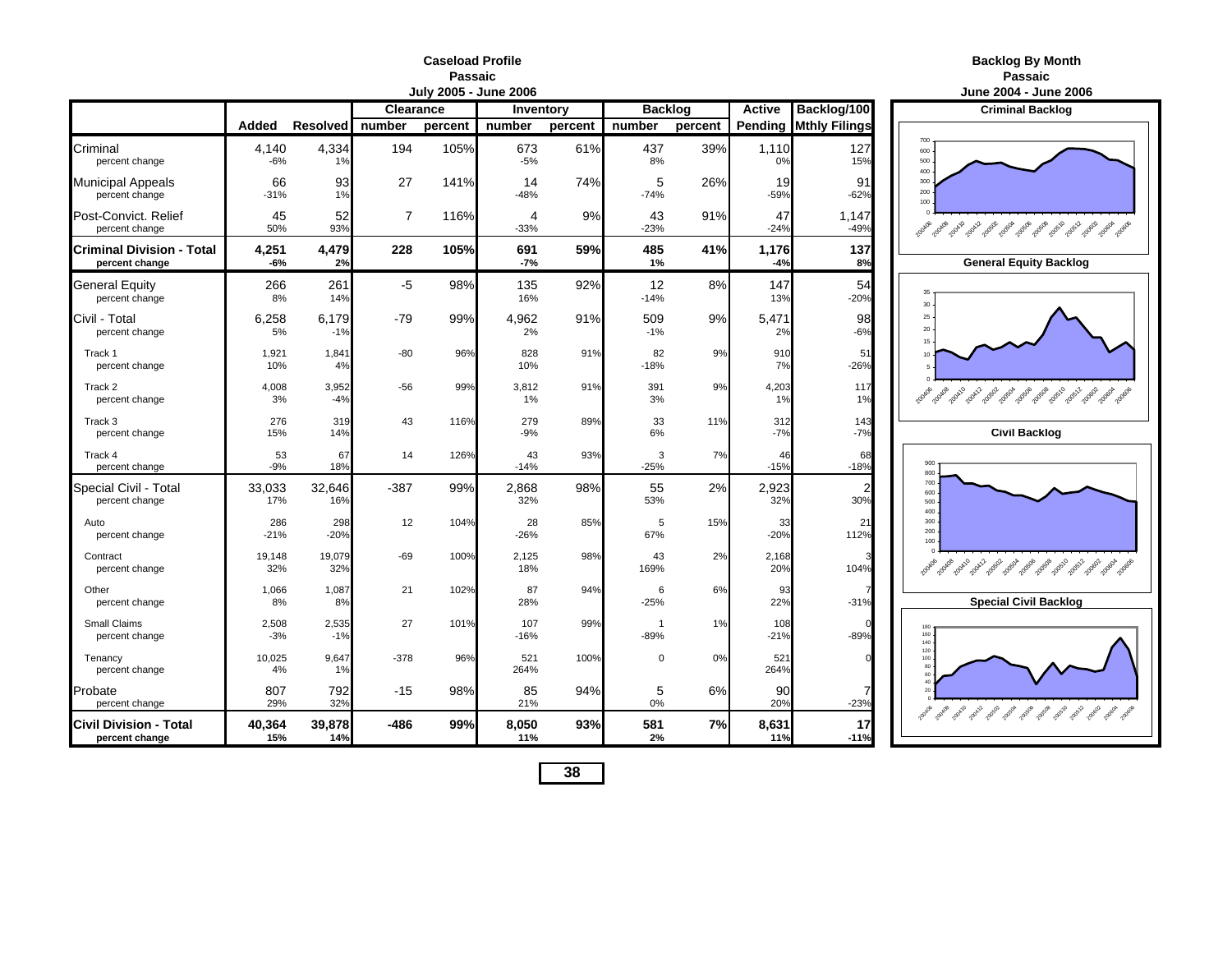# Caseload Profile
## Passaic
### July 2005 - June 2006

| | Added | Resolved | Clearance number | Clearance percent | Inventory number | Inventory percent | Backlog number | Backlog percent | Active Pending | Backlog/100 Mthly Filings |
|---|---|---|---|---|---|---|---|---|---|---|
| Criminal | 4,140 | 4,334 | 194 | 105% | 673 | 61% | 437 | 39% | 1,110 | 127 |
| percent change | -6% | 1% | | | -5% | | 8% | | 0% | 15% |
| Municipal Appeals | 66 | 93 | 27 | 141% | 14 | 74% | 5 | 26% | 19 | 91 |
| percent change | -31% | 1% | | | -48% | | -74% | | -59% | -62% |
| Post-Convict. Relief | 45 | 52 | 7 | 116% | 4 | 9% | 43 | 91% | 47 | 1,147 |
| percent change | 50% | 93% | | | -33% | | -23% | | -24% | -49% |
| **Criminal Division - Total** | **4,251** | **4,479** | **228** | **105%** | **691** | **59%** | **485** | **41%** | **1,176** | **137** |
| **percent change** | **-6%** | **2%** | | | **-7%** | | **1%** | | **-4%** | **8%** |
| General Equity | 266 | 261 | -5 | 98% | 135 | 92% | 12 | 8% | 147 | 54 |
| percent change | 8% | 14% | | | 16% | | -14% | | 13% | -20% |
| Civil - Total | 6,258 | 6,179 | -79 | 99% | 4,962 | 91% | 509 | 9% | 5,471 | 98 |
| percent change | 5% | -1% | | | 2% | | -1% | | 2% | -6% |
| Track 1 | 1,921 | 1,841 | -80 | 96% | 828 | 91% | 82 | 9% | 910 | 51 |
| percent change | 10% | 4% | | | 10% | | -18% | | 7% | -26% |
| Track 2 | 4,008 | 3,952 | -56 | 99% | 3,812 | 91% | 391 | 9% | 4,203 | 117 |
| percent change | 3% | -4% | | | 1% | | 3% | | 1% | 1% |
| Track 3 | 276 | 319 | 43 | 116% | 279 | 89% | 33 | 11% | 312 | 143 |
| percent change | 15% | 14% | | | -9% | | 6% | | -7% | -7% |
| Track 4 | 53 | 67 | 14 | 126% | 43 | 93% | 3 | 7% | 46 | 68 |
| percent change | -9% | 18% | | | -14% | | -25% | | -15% | -18% |
| Special Civil - Total | 33,033 | 32,646 | -387 | 99% | 2,868 | 98% | 55 | 2% | 2,923 | 2 |
| percent change | 17% | 16% | | | 32% | | 53% | | 32% | 30% |
| Auto | 286 | 298 | 12 | 104% | 28 | 85% | 5 | 15% | 33 | 21 |
| percent change | -21% | -20% | | | -26% | | 67% | | -20% | 112% |
| Contract | 19,148 | 19,079 | -69 | 100% | 2,125 | 98% | 43 | 2% | 2,168 | 3 |
| percent change | 32% | 32% | | | 18% | | 169% | | 20% | 104% |
| Other | 1,066 | 1,087 | 21 | 102% | 87 | 94% | 6 | 6% | 93 | 7 |
| percent change | 8% | 8% | | | 28% | | -25% | | 22% | -31% |
| Small Claims | 2,508 | 2,535 | 27 | 101% | 107 | 99% | 1 | 1% | 108 | 0 |
| percent change | -3% | -1% | | | -16% | | -89% | | -21% | -89% |
| Tenancy | 10,025 | 9,647 | -378 | 96% | 521 | 100% | 0 | 0% | 521 | 0 |
| percent change | 4% | 1% | | | 264% | | | | 264% | |
| Probate | 807 | 792 | -15 | 98% | 85 | 94% | 5 | 6% | 90 | 7 |
| percent change | 29% | 32% | | | 21% | | 0% | | 20% | -23% |
| **Civil Division - Total** | **40,364** | **39,878** | **-486** | **99%** | **8,050** | **93%** | **581** | **7%** | **8,631** | **17** |
| **percent change** | **15%** | **14%** | | | **11%** | | **2%** | | **11%** | **-11%** |

# Backlog By Month
## Passaic
### June 2004 - June 2006

**Criminal Backlog**

**General Equity Backlog**

**Civil Backlog**

**Special Civil Backlog**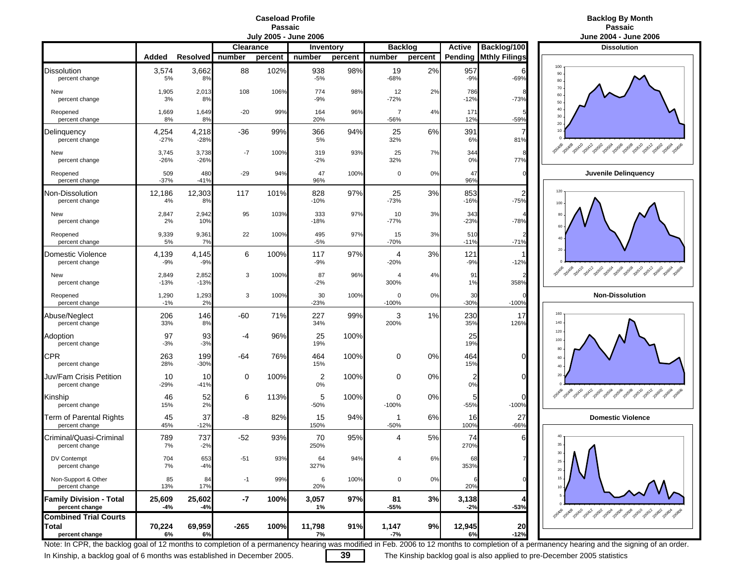# Caseload Profile
## Passaic
### July 2005 - June 2006

| | Added | Resolved | Clearance | | Inventory | | Backlog | | Active | Backlog/100 |
|---|---|---|---|---|---|---|---|---|---|---|
| | | | number | percent | number | percent | number | percent | Pending | Mthly Filings |
| Dissolution | 3,574 | 3,662 | 88 | 102% | 938 | 98% | 19 | 2% | 957 | 6 |
| percent change | 5% | 8% | | | -5% | | -68% | | -9% | -69% |
| New | 1,905 | 2,013 | 108 | 106% | 774 | 98% | 12 | 2% | 786 | 8 |
| percent change | 3% | 8% | | | -9% | | -72% | | -12% | -73% |
| Reopened | 1,669 | 1,649 | -20 | 99% | 164 | 96% | 7 | 4% | 171 | 5 |
| percent change | 8% | 8% | | | 20% | | -56% | | 12% | -59% |
| Delinquency | 4,254 | 4,218 | -36 | 99% | 366 | 94% | 25 | 6% | 391 | 7 |
| percent change | -27% | -28% | | | 5% | | 32% | | 6% | 81% |
| New | 3,745 | 3,738 | -7 | 100% | 319 | 93% | 25 | 7% | 344 | 8 |
| percent change | -26% | -26% | | | -2% | | 32% | | 0% | 77% |
| Reopened | 509 | 480 | -29 | 94% | 47 | 100% | 0 | 0% | 47 | 0 |
| percent change | -37% | -41% | | | 96% | | | | 96% | |
| Non-Dissolution | 12,186 | 12,303 | 117 | 101% | 828 | 97% | 25 | 3% | 853 | 2 |
| percent change | 4% | 8% | | | -10% | | -73% | | -16% | -75% |
| New | 2,847 | 2,942 | 95 | 103% | 333 | 97% | 10 | 3% | 343 | 4 |
| percent change | 2% | 10% | | | -18% | | -77% | | -23% | -78% |
| Reopened | 9,339 | 9,361 | 22 | 100% | 495 | 97% | 15 | 3% | 510 | 2 |
| percent change | 5% | 7% | | | -5% | | -70% | | -11% | -71% |
| Domestic Violence | 4,139 | 4,145 | 6 | 100% | 117 | 97% | 4 | 3% | 121 | 1 |
| percent change | -9% | -9% | | | -9% | | -20% | | -9% | -12% |
| New | 2,849 | 2,852 | 3 | 100% | 87 | 96% | 4 | 4% | 91 | 2 |
| percent change | -13% | -13% | | | -2% | | 300% | | 1% | 358% |
| Reopened | 1,290 | 1,293 | 3 | 100% | 30 | 100% | 0 | 0% | 30 | 0 |
| percent change | -1% | 2% | | | -23% | | -100% | | -30% | -100% |
| Abuse/Neglect | 206 | 146 | -60 | 71% | 227 | 99% | 3 | 1% | 230 | 17 |
| percent change | 33% | 8% | | | 34% | | 200% | | 35% | 126% |
| Adoption | 97 | 93 | -4 | 96% | 25 | 100% | | | 25 | |
| percent change | -3% | -3% | | | 19% | | | | 19% | |
| CPR | 263 | 199 | -64 | 76% | 464 | 100% | 0 | 0% | 464 | 0 |
| percent change | 28% | -30% | | | 15% | | | | 15% | |
| Juv/Fam Crisis Petition | 10 | 10 | 0 | 100% | 2 | 100% | 0 | 0% | 2 | 0 |
| percent change | -29% | -41% | | | 0% | | | | 0% | |
| Kinship | 46 | 52 | 6 | 113% | 5 | 100% | 0 | 0% | 5 | 0 |
| percent change | 15% | 2% | | | -50% | | -100% | | -55% | -100% |
| Term of Parental Rights | 45 | 37 | -8 | 82% | 15 | 94% | 1 | 6% | 16 | 27 |
| percent change | 45% | -12% | | | 150% | | -50% | | 100% | -66% |
| Criminal/Quasi-Criminal | 789 | 737 | -52 | 93% | 70 | 95% | 4 | 5% | 74 | 6 |
| percent change | 7% | -2% | | | 250% | | | | 270% | |
| DV Contempt | 704 | 653 | -51 | 93% | 64 | 94% | 4 | 6% | 68 | 7 |
| percent change | 7% | -4% | | | 327% | | | | 353% | |
| Non-Support & Other | 85 | 84 | -1 | 99% | 6 | 100% | 0 | 0% | 6 | 0 |
| percent change | 13% | 17% | | | 20% | | | | 20% | |
| **Family Division - Total** | **25,609** | **25,602** | **-7** | **100%** | **3,057** | **97%** | **81** | **3%** | **3,138** | **4** |
| **percent change** | **-4%** | **-4%** | | | **1%** | | **-55%** | | **-2%** | **-53%** |
| **Combined Trial Courts Total** | **70,224** | **69,959** | **-265** | **100%** | **11,798** | **91%** | **1,147** | **9%** | **12,945** | **20** |
| **percent change** | **6%** | **6%** | | | **7%** | | **-7%** | | **6%** | **-12%** |

# Backlog By Month
## Passaic
### June 2004 - June 2006

**Dissolution**

**Juvenile Delinquency**

**Non-Dissolution**

**Domestic Violence**

Note: In CPR, the backlog goal of 12 months to completion of a permanency hearing was modified in Feb. 2006 to 12 months to completion of a permanency hearing and the signing of an order.

In Kinship, a backlog goal of 6 months was established in December 2005. The Kinship backlog goal is also applied to pre-December 2005 statistics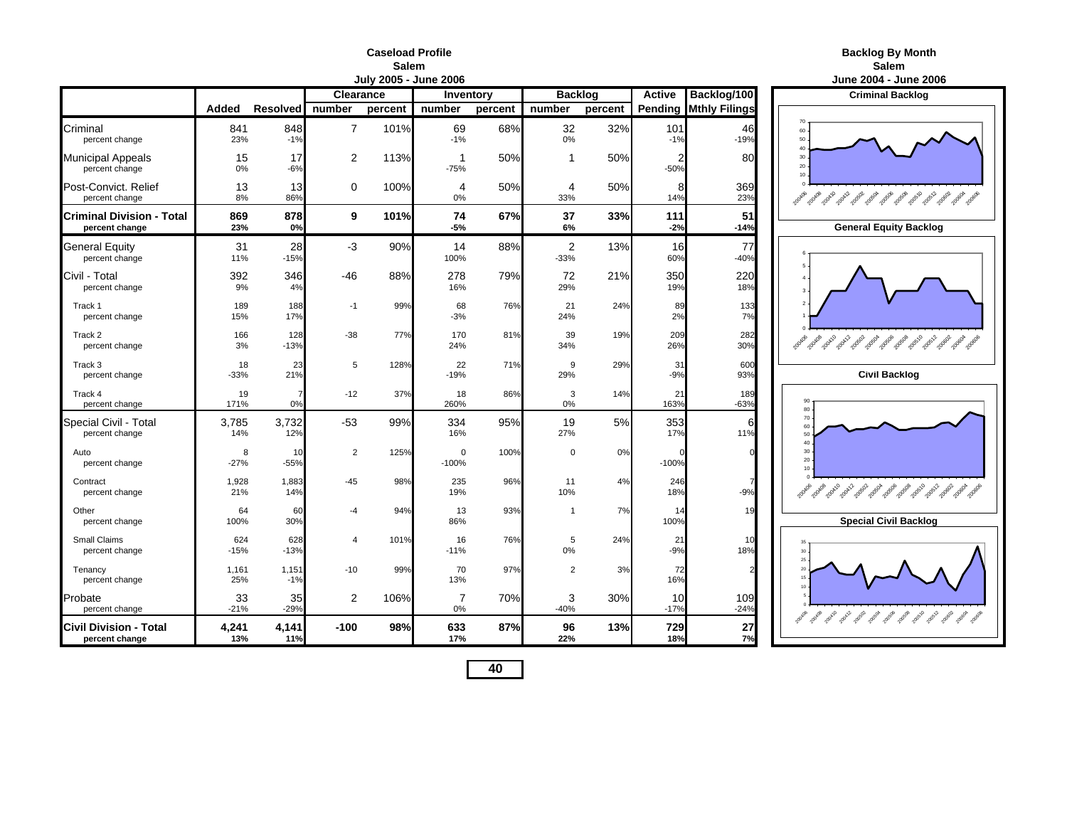# Caseload Profile
## Salem
### July 2005 - June 2006

| | Added | Resolved | Clearance number | Clearance percent | Inventory number | Inventory percent | Backlog number | Backlog percent | Active Pending | Backlog/100 Mthly Filings |
|---|---|---|---|---|---|---|---|---|---|---|
| Criminal | 841 | 848 | 7 | 101% | 69 | 68% | 32 | 32% | 101 | 46 |
| percent change | 23% | -1% | | | -1% | | 0% | | -1% | -19% |
| Municipal Appeals | 15 | 17 | 2 | 113% | 1 | 50% | 1 | 50% | 2 | 80 |
| percent change | 0% | -6% | | | -75% | | | | -50% | |
| Post-Convict. Relief | 13 | 13 | 0 | 100% | 4 | 50% | 4 | 50% | 8 | 369 |
| percent change | 8% | 86% | | | 0% | | 33% | | 14% | 23% |
| **Criminal Division - Total** | **869** | **878** | **9** | **101%** | **74** | **67%** | **37** | **33%** | **111** | **51** |
| **percent change** | **23%** | **0%** | | | **-5%** | | **6%** | | **-2%** | **-14%** |
| General Equity | 31 | 28 | -3 | 90% | 14 | 88% | 2 | 13% | 16 | 77 |
| percent change | 11% | -15% | | | 100% | | -33% | | 60% | -40% |
| Civil - Total | 392 | 346 | -46 | 88% | 278 | 79% | 72 | 21% | 350 | 220 |
| percent change | 9% | 4% | | | 16% | | 29% | | 19% | 18% |
| Track 1 | 189 | 188 | -1 | 99% | 68 | 76% | 21 | 24% | 89 | 133 |
| percent change | 15% | 17% | | | -3% | | 24% | | 2% | 7% |
| Track 2 | 166 | 128 | -38 | 77% | 170 | 81% | 39 | 19% | 209 | 282 |
| percent change | 3% | -13% | | | 24% | | 34% | | 26% | 30% |
| Track 3 | 18 | 23 | 5 | 128% | 22 | 71% | 9 | 29% | 31 | 600 |
| percent change | -33% | 21% | | | -19% | | 29% | | -9% | 93% |
| Track 4 | 19 | 7 | -12 | 37% | 18 | 86% | 3 | 14% | 21 | 189 |
| percent change | 171% | 0% | | | 260% | | 0% | | 163% | -63% |
| Special Civil - Total | 3,785 | 3,732 | -53 | 99% | 334 | 95% | 19 | 5% | 353 | 6 |
| percent change | 14% | 12% | | | 16% | | 27% | | 17% | 11% |
| Auto | 8 | 10 | 2 | 125% | 0 | 100% | 0 | 0% | 0 | 0 |
| percent change | -27% | -55% | | | -100% | | | | -100% | |
| Contract | 1,928 | 1,883 | -45 | 98% | 235 | 96% | 11 | 4% | 246 | 7 |
| percent change | 21% | 14% | | | 19% | | 10% | | 18% | -9% |
| Other | 64 | 60 | -4 | 94% | 13 | 93% | 1 | 7% | 14 | 19 |
| percent change | 100% | 30% | | | 86% | | | | 100% | |
| Small Claims | 624 | 628 | 4 | 101% | 16 | 76% | 5 | 24% | 21 | 10 |
| percent change | -15% | -13% | | | -11% | | 0% | | -9% | 18% |
| Tenancy | 1,161 | 1,151 | -10 | 99% | 70 | 97% | 2 | 3% | 72 | 2 |
| percent change | 25% | -1% | | | 13% | | | | 16% | |
| Probate | 33 | 35 | 2 | 106% | 7 | 70% | 3 | 30% | 10 | 109 |
| percent change | -21% | -29% | | | 0% | | -40% | | -17% | -24% |
| **Civil Division - Total** | **4,241** | **4,141** | **-100** | **98%** | **633** | **87%** | **96** | **13%** | **729** | **27** |
| **percent change** | **13%** | **11%** | | | **17%** | | **22%** | | **18%** | **7%** |

# Backlog By Month
## Salem
### June 2004 - June 2006

**Criminal Backlog**

**General Equity Backlog**

**Civil Backlog**

**Special Civil Backlog**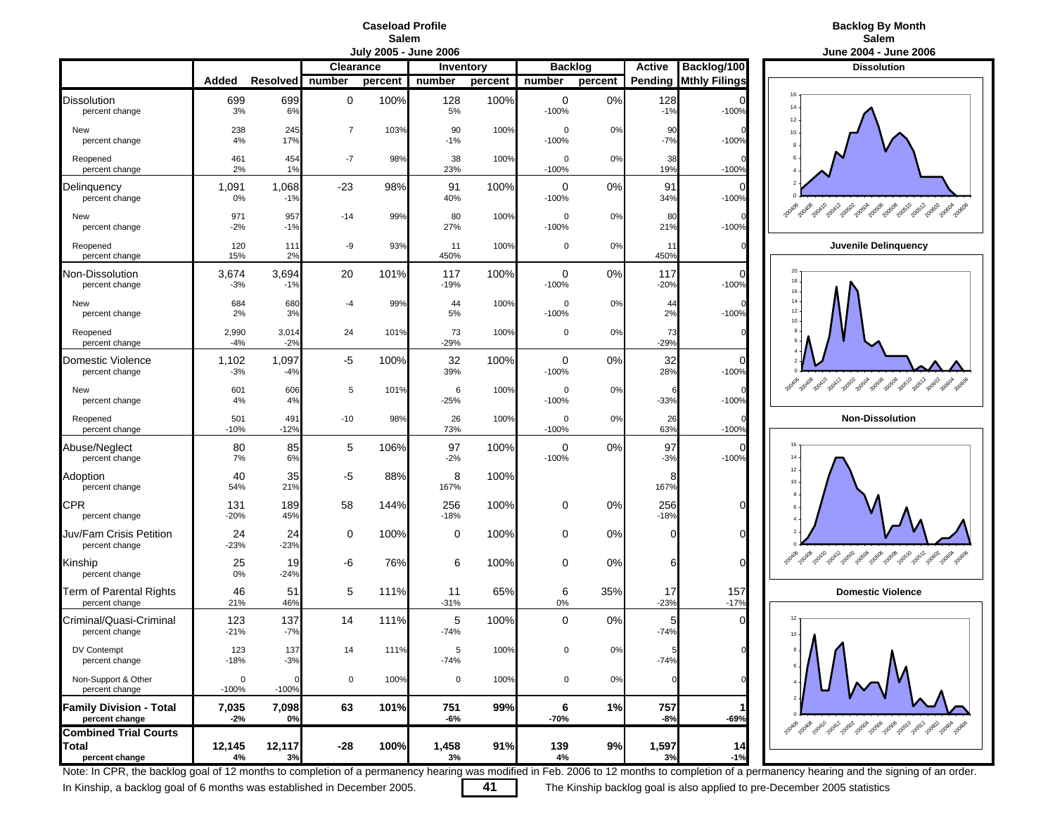# Caseload Profile
## Salem
### July 2005 - June 2006

| | Added | Resolved | Clearance number | Clearance percent | Inventory number | Inventory percent | Backlog number | Backlog percent | Active Pending | Backlog/100 Mthly Filings |
|---|---|---|---|---|---|---|---|---|---|---|
| Dissolution | 699 | 699 | 0 | 100% | 128 | 100% | 0 | 0% | 128 | 0 |
| percent change | 3% | 6% | | | 5% | | -100% | | -1% | -100% |
| New | 238 | 245 | 7 | 103% | 90 | 100% | 0 | 0% | 90 | 0 |
| percent change | 4% | 17% | | | -1% | | -100% | | -7% | -100% |
| Reopened | 461 | 454 | -7 | 98% | 38 | 100% | 0 | 0% | 38 | 0 |
| percent change | 2% | 1% | | | 23% | | -100% | | 19% | -100% |
| Delinquency | 1,091 | 1,068 | -23 | 98% | 91 | 100% | 0 | 0% | 91 | 0 |
| percent change | 0% | -1% | | | 40% | | -100% | | 34% | -100% |
| New | 971 | 957 | -14 | 99% | 80 | 100% | 0 | 0% | 80 | 0 |
| percent change | -2% | -1% | | | 27% | | -100% | | 21% | -100% |
| Reopened | 120 | 111 | -9 | 93% | 11 | 100% | 0 | 0% | 11 | 0 |
| percent change | 15% | 2% | | | 450% | | | | 450% | |
| Non-Dissolution | 3,674 | 3,694 | 20 | 101% | 117 | 100% | 0 | 0% | 117 | 0 |
| percent change | -3% | -1% | | | -19% | | -100% | | -20% | -100% |
| New | 684 | 680 | -4 | 99% | 44 | 100% | 0 | 0% | 44 | 0 |
| percent change | 2% | 3% | | | 5% | | -100% | | 2% | -100% |
| Reopened | 2,990 | 3,014 | 24 | 101% | 73 | 100% | 0 | 0% | 73 | 0 |
| percent change | -4% | -2% | | | -29% | | | | -29% | |
| Domestic Violence | 1,102 | 1,097 | -5 | 100% | 32 | 100% | 0 | 0% | 32 | 0 |
| percent change | -3% | -4% | | | 39% | | -100% | | 28% | -100% |
| New | 601 | 606 | 5 | 101% | 6 | 100% | 0 | 0% | 6 | 0 |
| percent change | 4% | 4% | | | -25% | | -100% | | -33% | -100% |
| Reopened | 501 | 491 | -10 | 98% | 26 | 100% | 0 | 0% | 26 | 0 |
| percent change | -10% | -12% | | | 73% | | -100% | | 63% | -100% |
| Abuse/Neglect | 80 | 85 | 5 | 106% | 97 | 100% | 0 | 0% | 97 | 0 |
| percent change | 7% | 6% | | | -2% | | -100% | | -3% | -100% |
| Adoption | 40 | 35 | -5 | 88% | 8 | 100% | | | 8 | |
| percent change | 54% | 21% | | | 167% | | | | 167% | |
| CPR | 131 | 189 | 58 | 144% | 256 | 100% | 0 | 0% | 256 | 0 |
| percent change | -20% | 45% | | | -18% | | | | -18% | |
| Juv/Fam Crisis Petition | 24 | 24 | 0 | 100% | 0 | 100% | 0 | 0% | 0 | 0 |
| percent change | -23% | -23% | | | | | | | | |
| Kinship | 25 | 19 | -6 | 76% | 6 | 100% | 0 | 0% | 6 | 0 |
| percent change | 0% | -24% | | | | | | | | |
| Term of Parental Rights | 46 | 51 | 5 | 111% | 11 | 65% | 6 | 35% | 17 | 157 |
| percent change | 21% | 46% | | | -31% | | 0% | | -23% | -17% |
| Criminal/Quasi-Criminal | 123 | 137 | 14 | 111% | 5 | 100% | 0 | 0% | 5 | 0 |
| percent change | -21% | -7% | | | -74% | | | | -74% | |
| DV Contempt | 123 | 137 | 14 | 111% | 5 | 100% | 0 | 0% | 5 | 0 |
| percent change | -18% | -3% | | | -74% | | | | -74% | |
| Non-Support & Other | 0 | 0 | 0 | 100% | 0 | 100% | 0 | 0% | 0 | 0 |
| percent change | -100% | -100% | | | | | | | | |
| **Family Division - Total** | **7,035** | **7,098** | **63** | **101%** | **751** | **99%** | **6** | **1%** | **757** | **1** |
| **percent change** | **-2%** | **0%** | | | **-6%** | | **-70%** | | **-8%** | **-69%** |
| **Combined Trial Courts Total** | **12,145** | **12,117** | **-28** | **100%** | **1,458** | **91%** | **139** | **9%** | **1,597** | **14** |
| **percent change** | **4%** | **3%** | | | **3%** | | **4%** | | **3%** | **-1%** |

# Backlog By Month
## Salem
### June 2004 - June 2006

**Dissolution**

**Juvenile Delinquency**

**Non-Dissolution**

**Domestic Violence**

Note: In CPR, the backlog goal of 12 months to completion of a permanency hearing was modified in Feb. 2006 to 12 months to completion of a permanency hearing and the signing of an order.

In Kinship, a backlog goal of 6 months was established in December 2005. The Kinship backlog goal is also applied to pre-December 2005 statistics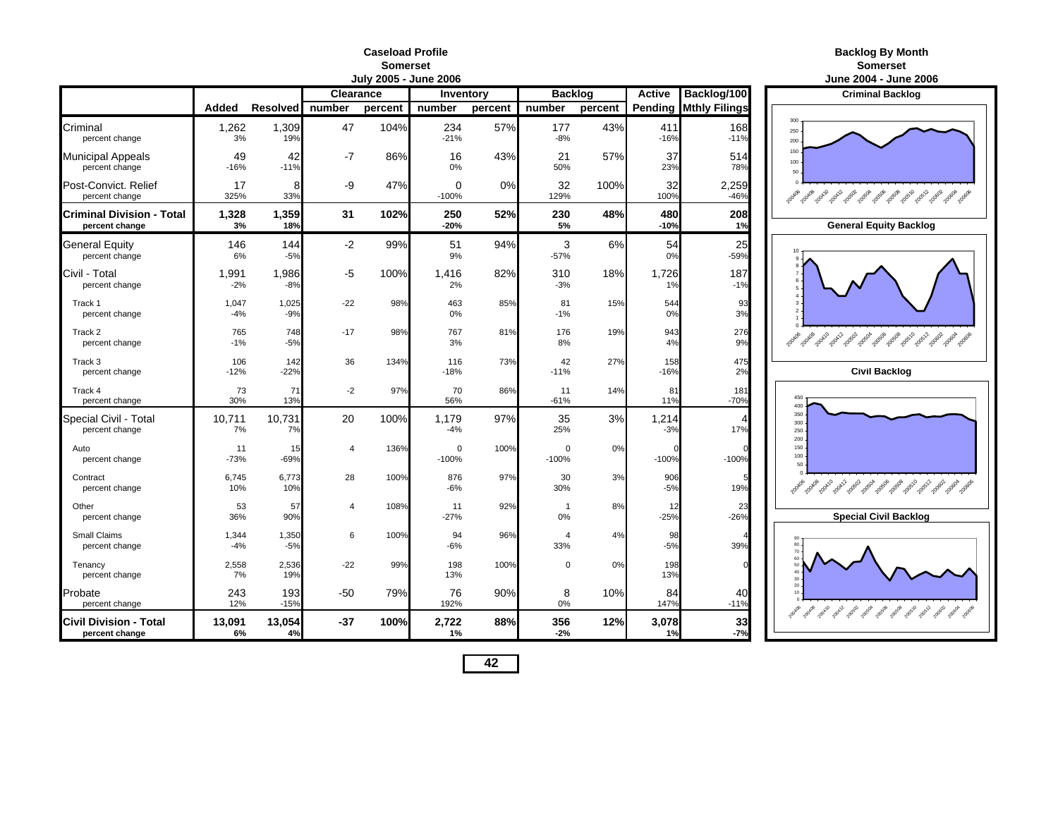# Caseload Profile
## Somerset
### July 2005 - June 2006

| | Added | Resolved | Clearance number | Clearance percent | Inventory number | Inventory percent | Backlog number | Backlog percent | Active Pending | Backlog/100 Mthly Filings |
|---|---|---|---|---|---|---|---|---|---|---|
| Criminal | 1,262 | 1,309 | 47 | 104% | 234 | 57% | 177 | 43% | 411 | 168 |
| percent change | 3% | 19% | | | -21% | | -8% | | -16% | -11% |
| Municipal Appeals | 49 | 42 | -7 | 86% | 16 | 43% | 21 | 57% | 37 | 514 |
| percent change | -16% | -11% | | | 0% | | 50% | | 23% | 78% |
| Post-Convict. Relief | 17 | 8 | -9 | 47% | 0 | 0% | 32 | 100% | 32 | 2,259 |
| percent change | 325% | 33% | | | -100% | | 129% | | 100% | -46% |
| **Criminal Division - Total** | **1,328** | **1,359** | **31** | **102%** | **250** | **52%** | **230** | **48%** | **480** | **208** |
| **percent change** | **3%** | **18%** | | | **-20%** | | **5%** | | **-10%** | **1%** |
| General Equity | 146 | 144 | -2 | 99% | 51 | 94% | 3 | 6% | 54 | 25 |
| percent change | 6% | -5% | | | 9% | | -57% | | 0% | -59% |
| Civil - Total | 1,991 | 1,986 | -5 | 100% | 1,416 | 82% | 310 | 18% | 1,726 | 187 |
| percent change | -2% | -8% | | | 2% | | -3% | | 1% | -1% |
| Track 1 | 1,047 | 1,025 | -22 | 98% | 463 | 85% | 81 | 15% | 544 | 93 |
| percent change | -4% | -9% | | | 0% | | -1% | | 0% | 3% |
| Track 2 | 765 | 748 | -17 | 98% | 767 | 81% | 176 | 19% | 943 | 276 |
| percent change | -1% | -5% | | | 3% | | 8% | | 4% | 9% |
| Track 3 | 106 | 142 | 36 | 134% | 116 | 73% | 42 | 27% | 158 | 475 |
| percent change | -12% | -22% | | | -18% | | -11% | | -16% | 2% |
| Track 4 | 73 | 71 | -2 | 97% | 70 | 86% | 11 | 14% | 81 | 181 |
| percent change | 30% | 13% | | | 56% | | -61% | | 11% | -70% |
| Special Civil - Total | 10,711 | 10,731 | 20 | 100% | 1,179 | 97% | 35 | 3% | 1,214 | 4 |
| percent change | 7% | 7% | | | -4% | | 25% | | -3% | 17% |
| Auto | 11 | 15 | 4 | 136% | 0 | 100% | 0 | 0% | 0 | 0 |
| percent change | -73% | -69% | | | -100% | | -100% | | -100% | -100% |
| Contract | 6,745 | 6,773 | 28 | 100% | 876 | 97% | 30 | 3% | 906 | 5 |
| percent change | 10% | 10% | | | -6% | | 30% | | -5% | 19% |
| Other | 53 | 57 | 4 | 108% | 11 | 92% | 1 | 8% | 12 | 23 |
| percent change | 36% | 90% | | | -27% | | 0% | | -25% | -26% |
| Small Claims | 1,344 | 1,350 | 6 | 100% | 94 | 96% | 4 | 4% | 98 | 4 |
| percent change | -4% | -5% | | | -6% | | 33% | | -5% | 39% |
| Tenancy | 2,558 | 2,536 | -22 | 99% | 198 | 100% | 0 | 0% | 198 | 0 |
| percent change | 7% | 19% | | | 13% | | | | 13% | |
| Probate | 243 | 193 | -50 | 79% | 76 | 90% | 8 | 10% | 84 | 40 |
| percent change | 12% | -15% | | | 192% | | 0% | | 147% | -11% |
| **Civil Division - Total** | **13,091** | **13,054** | **-37** | **100%** | **2,722** | **88%** | **356** | **12%** | **3,078** | **33** |
| **percent change** | **6%** | **4%** | | | **1%** | | **-2%** | | **1%** | **-7%** |

# Backlog By Month
## Somerset
### June 2004 - June 2006

**Criminal Backlog**

**General Equity Backlog**

**Civil Backlog**

**Special Civil Backlog**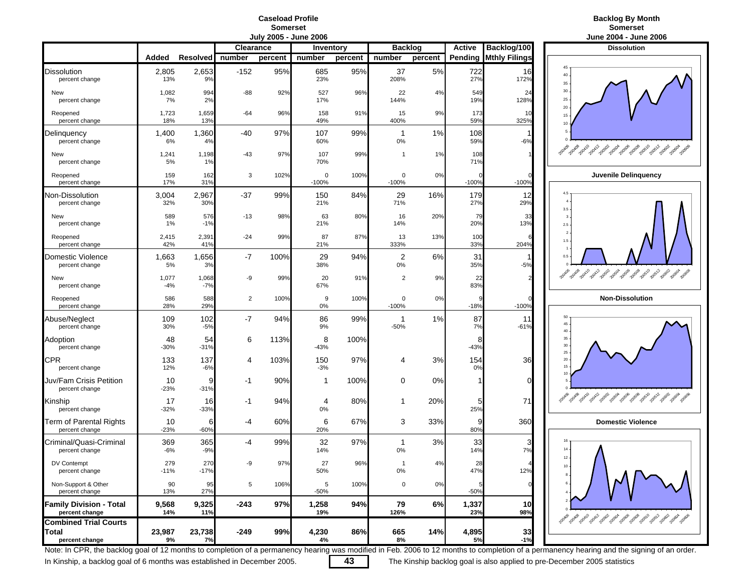# Caseload Profile
## Somerset
### July 2005 - June 2006

| | Added | Resolved | Clearance | | Inventory | | Backlog | | Active | Backlog/100 |
|---|---|---|---|---|---|---|---|---|---|---|
| | | | number | percent | number | percent | number | percent | Pending | Mthly Filings |
| Dissolution | 2,805 | 2,653 | -152 | 95% | 685 | 95% | 37 | 5% | 722 | 16 |
| percent change | 13% | 9% | | | 23% | | 208% | | 27% | 172% |
| New | 1,082 | 994 | -88 | 92% | 527 | 96% | 22 | 4% | 549 | 24 |
| percent change | 7% | 2% | | | 17% | | 144% | | 19% | 128% |
| Reopened | 1,723 | 1,659 | -64 | 96% | 158 | 91% | 15 | 9% | 173 | 10 |
| percent change | 18% | 13% | | | 49% | | 400% | | 59% | 325% |
| Delinquency | 1,400 | 1,360 | -40 | 97% | 107 | 99% | 1 | 1% | 108 | 1 |
| percent change | 6% | 4% | | | 60% | | 0% | | 59% | -6% |
| New | 1,241 | 1,198 | -43 | 97% | 107 | 99% | 1 | 1% | 108 | 1 |
| percent change | 5% | 1% | | | 70% | | | | 71% | |
| Reopened | 159 | 162 | 3 | 102% | 0 | 100% | 0 | 0% | 0 | 0 |
| percent change | 17% | 31% | | | -100% | | -100% | | -100% | -100% |
| Non-Dissolution | 3,004 | 2,967 | -37 | 99% | 150 | 84% | 29 | 16% | 179 | 12 |
| percent change | 32% | 30% | | | 21% | | 71% | | 27% | 29% |
| New | 589 | 576 | -13 | 98% | 63 | 80% | 16 | 20% | 79 | 33 |
| percent change | 1% | -1% | | | 21% | | 14% | | 20% | 13% |
| Reopened | 2,415 | 2,391 | -24 | 99% | 87 | 87% | 13 | 13% | 100 | 6 |
| percent change | 42% | 41% | | | 21% | | 333% | | 33% | 204% |
| Domestic Violence | 1,663 | 1,656 | -7 | 100% | 29 | 94% | 2 | 6% | 31 | 1 |
| percent change | 5% | 3% | | | 38% | | 0% | | 35% | -5% |
| New | 1,077 | 1,068 | -9 | 99% | 20 | 91% | 2 | 9% | 22 | 2 |
| percent change | -4% | -7% | | | 67% | | | | 83% | |
| Reopened | 586 | 588 | 2 | 100% | 9 | 100% | 0 | 0% | 9 | 0 |
| percent change | 28% | 29% | | | 0% | | -100% | | -18% | -100% |
| Abuse/Neglect | 109 | 102 | -7 | 94% | 86 | 99% | 1 | 1% | 87 | 11 |
| percent change | 30% | -5% | | | 9% | | -50% | | 7% | -61% |
| Adoption | 48 | 54 | 6 | 113% | 8 | 100% | | | 8 | |
| percent change | -30% | -31% | | | -43% | | | | -43% | |
| CPR | 133 | 137 | 4 | 103% | 150 | 97% | 4 | 3% | 154 | 36 |
| percent change | 12% | -6% | | | -3% | | | | 0% | |
| Juv/Fam Crisis Petition | 10 | 9 | -1 | 90% | 1 | 100% | 0 | 0% | 1 | 0 |
| percent change | -23% | -31% | | | | | | | | |
| Kinship | 17 | 16 | -1 | 94% | 4 | 80% | 1 | 20% | 5 | 71 |
| percent change | -32% | -33% | | | 0% | | | | 25% | |
| Term of Parental Rights | 10 | 6 | -4 | 60% | 6 | 67% | 3 | 33% | 9 | 360 |
| percent change | -23% | -60% | | | 20% | | | | 80% | |
| Criminal/Quasi-Criminal | 369 | 365 | -4 | 99% | 32 | 97% | 1 | 3% | 33 | 3 |
| percent change | -6% | -9% | | | 14% | | 0% | | 14% | 7% |
| DV Contempt | 279 | 270 | -9 | 97% | 27 | 96% | 1 | 4% | 28 | 4 |
| percent change | -11% | -17% | | | 50% | | 0% | | 47% | 12% |
| Non-Support & Other | 90 | 95 | 5 | 106% | 5 | 100% | 0 | 0% | 5 | 0 |
| percent change | 13% | 27% | | | -50% | | | | -50% | |
| **Family Division - Total** | **9,568** | **9,325** | **-243** | **97%** | **1,258** | **94%** | **79** | **6%** | **1,337** | **10** |
| **percent change** | **14%** | **11%** | | | **19%** | | **126%** | | **23%** | **98%** |
| **Combined Trial Courts Total** | **23,987** | **23,738** | **-249** | **99%** | **4,230** | **86%** | **665** | **14%** | **4,895** | **33** |
| **percent change** | **9%** | **7%** | | | **4%** | | **8%** | | **5%** | **-1%** |

# Backlog By Month
## Somerset
### June 2004 - June 2006

Dissolution

Juvenile Delinquency

Non-Dissolution

Domestic Violence

Note: In CPR, the backlog goal of 12 months to completion of a permanency hearing was modified in Feb. 2006 to 12 months to completion of a permanency hearing and the signing of an order.

In Kinship, a backlog goal of 6 months was established in December 2005. The Kinship backlog goal is also applied to pre-December 2005 statistics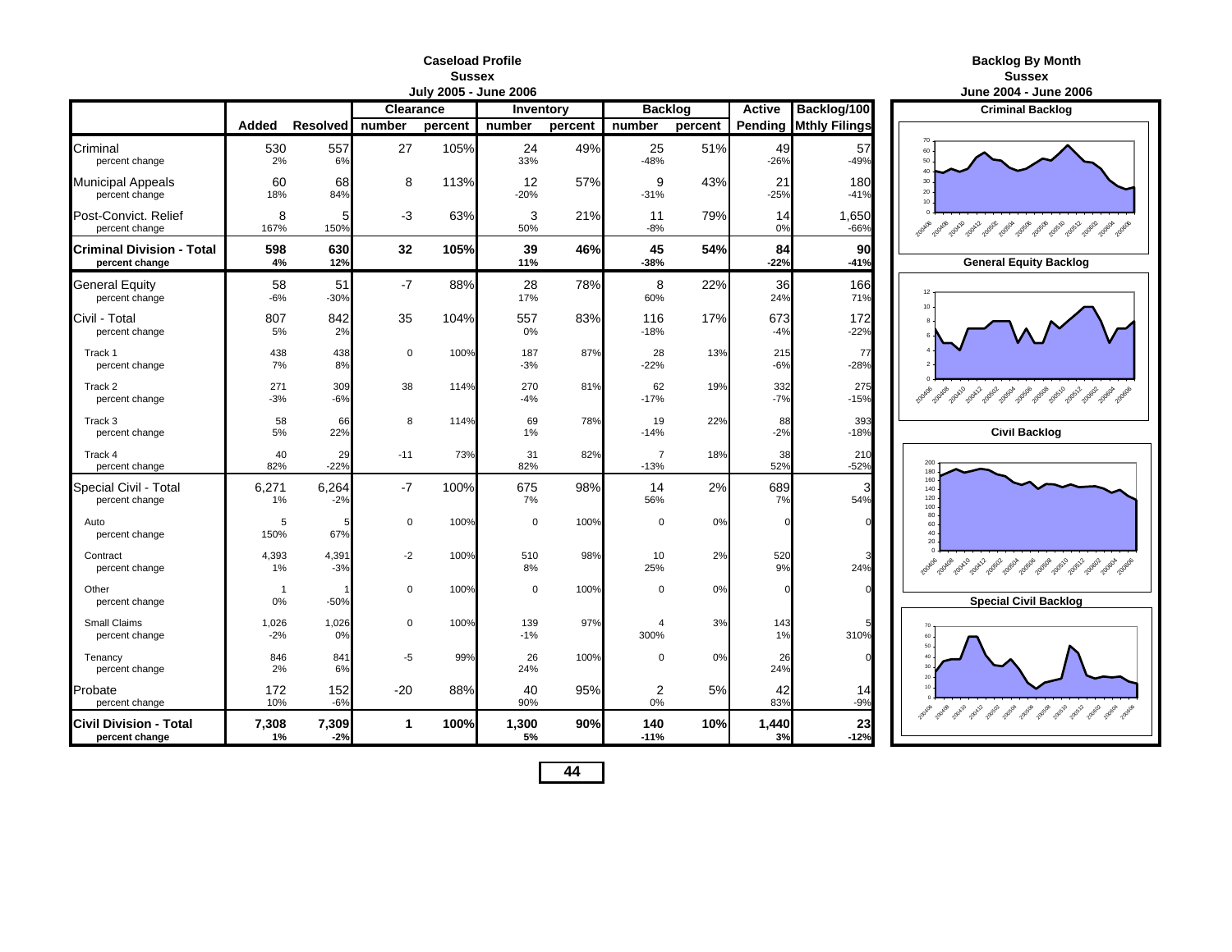# Caseload Profile
## Sussex
### July 2005 - June 2006

| | Added | Resolved | Clearance number | Clearance percent | Inventory number | Inventory percent | Backlog number | Backlog percent | Active Pending | Backlog/100 Mthly Filings |
|---|---|---|---|---|---|---|---|---|---|---|
| Criminal | 530 | 557 | 27 | 105% | 24 | 49% | 25 | 51% | 49 | 57 |
| percent change | 2% | 6% | | | 33% | | -48% | | -26% | -49% |
| Municipal Appeals | 60 | 68 | 8 | 113% | 12 | 57% | 9 | 43% | 21 | 180 |
| percent change | 18% | 84% | | | -20% | | -31% | | -25% | -41% |
| Post-Convict. Relief | 8 | 5 | -3 | 63% | 3 | 21% | 11 | 79% | 14 | 1,650 |
| percent change | 167% | 150% | | | 50% | | -8% | | 0% | -66% |
| **Criminal Division - Total** | **598** | **630** | **32** | **105%** | **39** | **46%** | **45** | **54%** | **84** | **90** |
| **percent change** | **4%** | **12%** | | | **11%** | | **-38%** | | **-22%** | **-41%** |
| General Equity | 58 | 51 | -7 | 88% | 28 | 78% | 8 | 22% | 36 | 166 |
| percent change | -6% | -30% | | | 17% | | 60% | | 24% | 71% |
| Civil - Total | 807 | 842 | 35 | 104% | 557 | 83% | 116 | 17% | 673 | 172 |
| percent change | 5% | 2% | | | 0% | | -18% | | -4% | -22% |
| Track 1 | 438 | 438 | 0 | 100% | 187 | 87% | 28 | 13% | 215 | 77 |
| percent change | 7% | 8% | | | -3% | | -22% | | -6% | -28% |
| Track 2 | 271 | 309 | 38 | 114% | 270 | 81% | 62 | 19% | 332 | 275 |
| percent change | -3% | -6% | | | -4% | | -17% | | -7% | -15% |
| Track 3 | 58 | 66 | 8 | 114% | 69 | 78% | 19 | 22% | 88 | 393 |
| percent change | 5% | 22% | | | 1% | | -14% | | -2% | -18% |
| Track 4 | 40 | 29 | -11 | 73% | 31 | 82% | 7 | 18% | 38 | 210 |
| percent change | 82% | -22% | | | 82% | | -13% | | 52% | -52% |
| Special Civil - Total | 6,271 | 6,264 | -7 | 100% | 675 | 98% | 14 | 2% | 689 | 3 |
| percent change | 1% | -2% | | | 7% | | 56% | | 7% | 54% |
| Auto | 5 | 5 | 0 | 100% | 0 | 100% | 0 | 0% | 0 | 0 |
| percent change | 150% | 67% | | | | | | | | |
| Contract | 4,393 | 4,391 | -2 | 100% | 510 | 98% | 10 | 2% | 520 | 3 |
| percent change | 1% | -3% | | | 8% | | 25% | | 9% | 24% |
| Other | 1 | 1 | 0 | 100% | 0 | 100% | 0 | 0% | 0 | 0 |
| percent change | 0% | -50% | | | | | | | | |
| Small Claims | 1,026 | 1,026 | 0 | 100% | 139 | 97% | 4 | 3% | 143 | 5 |
| percent change | -2% | 0% | | | -1% | | 300% | | 1% | 310% |
| Tenancy | 846 | 841 | -5 | 99% | 26 | 100% | 0 | 0% | 26 | 0 |
| percent change | 2% | 6% | | | 24% | | | | 24% | |
| Probate | 172 | 152 | -20 | 88% | 40 | 95% | 2 | 5% | 42 | 14 |
| percent change | 10% | -6% | | | 90% | | 0% | | 83% | -9% |
| **Civil Division - Total** | **7,308** | **7,309** | **1** | **100%** | **1,300** | **90%** | **140** | **10%** | **1,440** | **23** |
| **percent change** | **1%** | **-2%** | | | **5%** | | **-11%** | | **3%** | **-12%** |

# Backlog By Month
## Sussex
### June 2004 - June 2006

**Criminal Backlog**

**General Equity Backlog**

**Civil Backlog**

**Special Civil Backlog**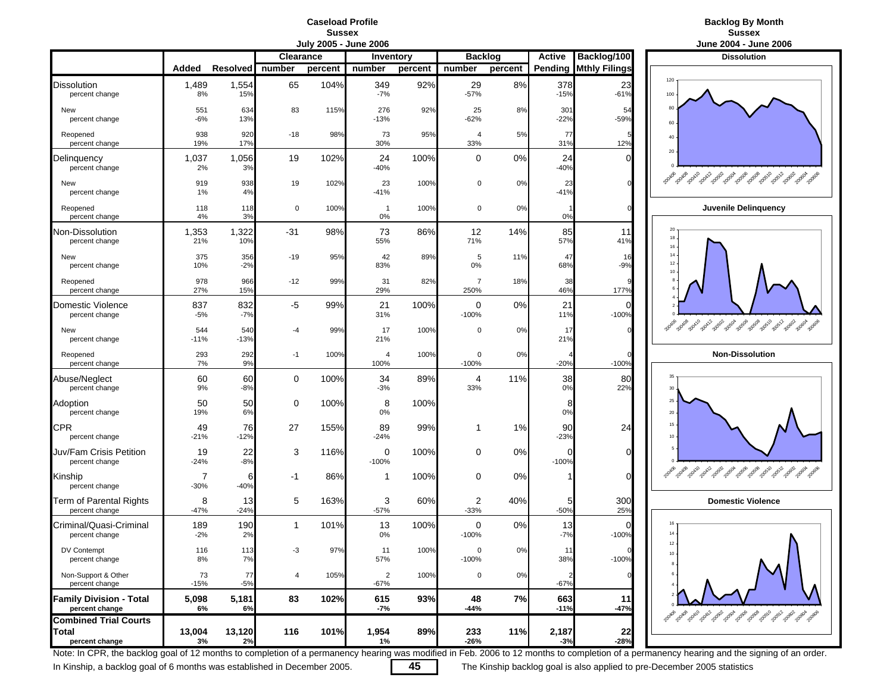# Caseload Profile
## Sussex
### July 2005 - June 2006

| | Added | Resolved | Clearance number | Clearance percent | Inventory number | Inventory percent | Backlog number | Backlog percent | Active Pending | Backlog/100 Mthly Filings |
|---|---|---|---|---|---|---|---|---|---|---|
| Dissolution | 1,489 | 1,554 | 65 | 104% | 349 | 92% | 29 | 8% | 378 | 23 |
| percent change | 8% | 15% | | | -7% | | -57% | | -15% | -61% |
| New | 551 | 634 | 83 | 115% | 276 | 92% | 25 | 8% | 301 | 54 |
| percent change | -6% | 13% | | | -13% | | -62% | | -22% | -59% |
| Reopened | 938 | 920 | -18 | 98% | 73 | 95% | 4 | 5% | 77 | 5 |
| percent change | 19% | 17% | | | 30% | | 33% | | 31% | 12% |
| Delinquency | 1,037 | 1,056 | 19 | 102% | 24 | 100% | 0 | 0% | 24 | 0 |
| percent change | 2% | 3% | | | -40% | | | | -40% | |
| New | 919 | 938 | 19 | 102% | 23 | 100% | 0 | 0% | 23 | 0 |
| percent change | 1% | 4% | | | -41% | | | | -41% | |
| Reopened | 118 | 118 | 0 | 100% | 1 | 100% | 0 | 0% | 1 | 0 |
| percent change | 4% | 3% | | | 0% | | | | 0% | |
| Non-Dissolution | 1,353 | 1,322 | -31 | 98% | 73 | 86% | 12 | 14% | 85 | 11 |
| percent change | 21% | 10% | | | 55% | | 71% | | 57% | 41% |
| New | 375 | 356 | -19 | 95% | 42 | 89% | 5 | 11% | 47 | 16 |
| percent change | 10% | -2% | | | 83% | | 0% | | 68% | -9% |
| Reopened | 978 | 966 | -12 | 99% | 31 | 82% | 7 | 18% | 38 | 9 |
| percent change | 27% | 15% | | | 29% | | 250% | | 46% | 177% |
| Domestic Violence | 837 | 832 | -5 | 99% | 21 | 100% | 0 | 0% | 21 | 0 |
| percent change | -5% | -7% | | | 31% | | -100% | | 11% | -100% |
| New | 544 | 540 | -4 | 99% | 17 | 100% | 0 | 0% | 17 | 0 |
| percent change | -11% | -13% | | | 21% | | | | 21% | |
| Reopened | 293 | 292 | -1 | 100% | 4 | 100% | 0 | 0% | 4 | 0 |
| percent change | 7% | 9% | | | 100% | | -100% | | -20% | -100% |
| Abuse/Neglect | 60 | 60 | 0 | 100% | 34 | 89% | 4 | 11% | 38 | 80 |
| percent change | 9% | -8% | | | -3% | | 33% | | 0% | 22% |
| Adoption | 50 | 50 | 0 | 100% | 8 | 100% | | | 8 | |
| percent change | 19% | 6% | | | 0% | | | | 0% | |
| CPR | 49 | 76 | 27 | 155% | 89 | 99% | 1 | 1% | 90 | 24 |
| percent change | -21% | -12% | | | -24% | | | | -23% | |
| Juv/Fam Crisis Petition | 19 | 22 | 3 | 116% | 0 | 100% | 0 | 0% | 0 | 0 |
| percent change | -24% | -8% | | | -100% | | | | -100% | |
| Kinship | 7 | 6 | -1 | 86% | 1 | 100% | 0 | 0% | 1 | 0 |
| percent change | -30% | -40% | | | | | | | | |
| Term of Parental Rights | 8 | 13 | 5 | 163% | 3 | 60% | 2 | 40% | 5 | 300 |
| percent change | -47% | -24% | | | -57% | | -33% | | -50% | 25% |
| Criminal/Quasi-Criminal | 189 | 190 | 1 | 101% | 13 | 100% | 0 | 0% | 13 | 0 |
| percent change | -2% | 2% | | | 0% | | -100% | | -7% | -100% |
| DV Contempt | 116 | 113 | -3 | 97% | 11 | 100% | 0 | 0% | 11 | 0 |
| percent change | 8% | 7% | | | 57% | | -100% | | 38% | -100% |
| Non-Support & Other | 73 | 77 | 4 | 105% | 2 | 100% | 0 | 0% | 2 | 0 |
| percent change | -15% | -5% | | | -67% | | | | -67% | |
| **Family Division - Total** | **5,098** | **5,181** | **83** | **102%** | **615** | **93%** | **48** | **7%** | **663** | **11** |
| **percent change** | **6%** | **6%** | | | **-7%** | | **-44%** | | **-11%** | **-47%** |
| **Combined Trial Courts Total** | **13,004** | **13,120** | **116** | **101%** | **1,954** | **89%** | **233** | **11%** | **2,187** | **22** |
| **percent change** | **3%** | **2%** | | | **1%** | | **-26%** | | **-3%** | **-28%** |

# Backlog By Month
## Sussex
### June 2004 - June 2006

Dissolution

Juvenile Delinquency

Non-Dissolution

Domestic Violence

Note: In CPR, the backlog goal of 12 months to completion of a permanency hearing was modified in Feb. 2006 to 12 months to completion of a permanency hearing and the signing of an order.

In Kinship, a backlog goal of 6 months was established in December 2005. The Kinship backlog goal is also applied to pre-December 2005 statistics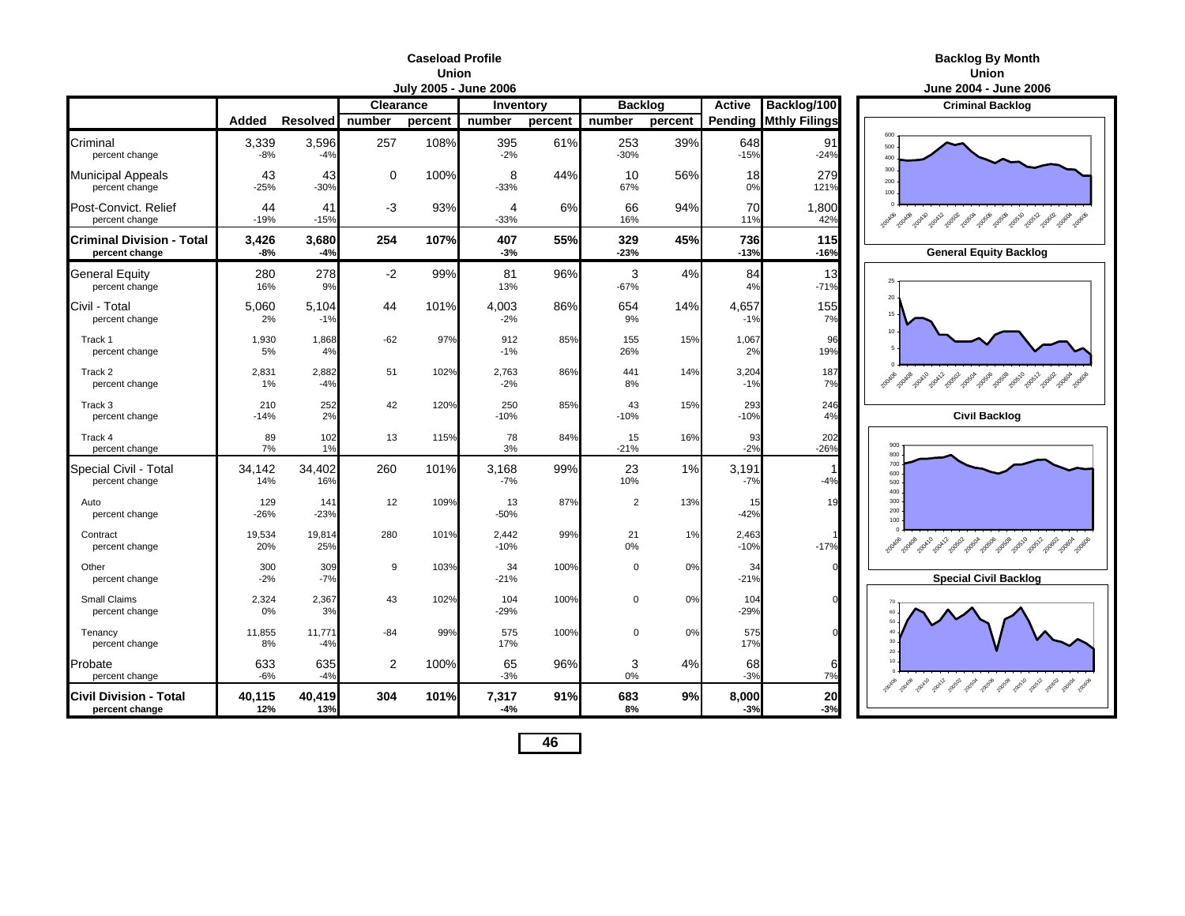# Caseload Profile
## Union
### July 2005 - June 2006

| | Added | Resolved | Clearance number | Clearance percent | Inventory number | Inventory percent | Backlog number | Backlog percent | Active Pending | Backlog/100 Mthly Filings |
|---|---|---|---|---|---|---|---|---|---|---|
| Criminal | 3,339 | 3,596 | 257 | 108% | 395 | 61% | 253 | 39% | 648 | 91 |
| percent change | -8% | -4% | | | -2% | | -30% | | -15% | -24% |
| Municipal Appeals | 43 | 43 | 0 | 100% | 8 | 44% | 10 | 56% | 18 | 279 |
| percent change | -25% | -30% | | | -33% | | 67% | | 0% | 121% |
| Post-Convict. Relief | 44 | 41 | -3 | 93% | 4 | 6% | 66 | 94% | 70 | 1,800 |
| percent change | -19% | -15% | | | -33% | | 16% | | 11% | 42% |
| **Criminal Division - Total** | **3,426** | **3,680** | **254** | **107%** | **407** | **55%** | **329** | **45%** | **736** | **115** |
| **percent change** | **-8%** | **-4%** | | | **-3%** | | **-23%** | | **-13%** | **-16%** |
| General Equity | 280 | 278 | -2 | 99% | 81 | 96% | 3 | 4% | 84 | 13 |
| percent change | 16% | 9% | | | 13% | | -67% | | 4% | -71% |
| Civil - Total | 5,060 | 5,104 | 44 | 101% | 4,003 | 86% | 654 | 14% | 4,657 | 155 |
| percent change | 2% | -1% | | | -2% | | 9% | | -1% | 7% |
| Track 1 | 1,930 | 1,868 | -62 | 97% | 912 | 85% | 155 | 15% | 1,067 | 96 |
| percent change | 5% | 4% | | | -1% | | 26% | | 2% | 19% |
| Track 2 | 2,831 | 2,882 | 51 | 102% | 2,763 | 86% | 441 | 14% | 3,204 | 187 |
| percent change | 1% | -4% | | | -2% | | 8% | | -1% | 7% |
| Track 3 | 210 | 252 | 42 | 120% | 250 | 85% | 43 | 15% | 293 | 246 |
| percent change | -14% | 2% | | | -10% | | -10% | | -10% | 4% |
| Track 4 | 89 | 102 | 13 | 115% | 78 | 84% | 15 | 16% | 93 | 202 |
| percent change | 7% | 1% | | | 3% | | -21% | | -2% | -26% |
| Special Civil - Total | 34,142 | 34,402 | 260 | 101% | 3,168 | 99% | 23 | 1% | 3,191 | 1 |
| percent change | 14% | 16% | | | -7% | | 10% | | -7% | -4% |
| Auto | 129 | 141 | 12 | 109% | 13 | 87% | 2 | 13% | 15 | 19 |
| percent change | -26% | -23% | | | -50% | | | | -42% | |
| Contract | 19,534 | 19,814 | 280 | 101% | 2,442 | 99% | 21 | 1% | 2,463 | 1 |
| percent change | 20% | 25% | | | -10% | | 0% | | -10% | -17% |
| Other | 300 | 309 | 9 | 103% | 34 | 100% | 0 | 0% | 34 | 0 |
| percent change | -2% | -7% | | | -21% | | | | -21% | |
| Small Claims | 2,324 | 2,367 | 43 | 102% | 104 | 100% | 0 | 0% | 104 | 0 |
| percent change | 0% | 3% | | | -29% | | | | -29% | |
| Tenancy | 11,855 | 11,771 | -84 | 99% | 575 | 100% | 0 | 0% | 575 | 0 |
| percent change | 8% | -4% | | | 17% | | | | 17% | |
| Probate | 633 | 635 | 2 | 100% | 65 | 96% | 3 | 4% | 68 | 6 |
| percent change | -6% | -4% | | | -3% | | 0% | | -3% | 7% |
| **Civil Division - Total** | **40,115** | **40,419** | **304** | **101%** | **7,317** | **91%** | **683** | **9%** | **8,000** | **20** |
| **percent change** | **12%** | **13%** | | | **-4%** | | **8%** | | **-3%** | **-3%** |

# Backlog By Month
## Union
### June 2004 - June 2006

**Criminal Backlog**

**General Equity Backlog**

**Civil Backlog**

**Special Civil Backlog**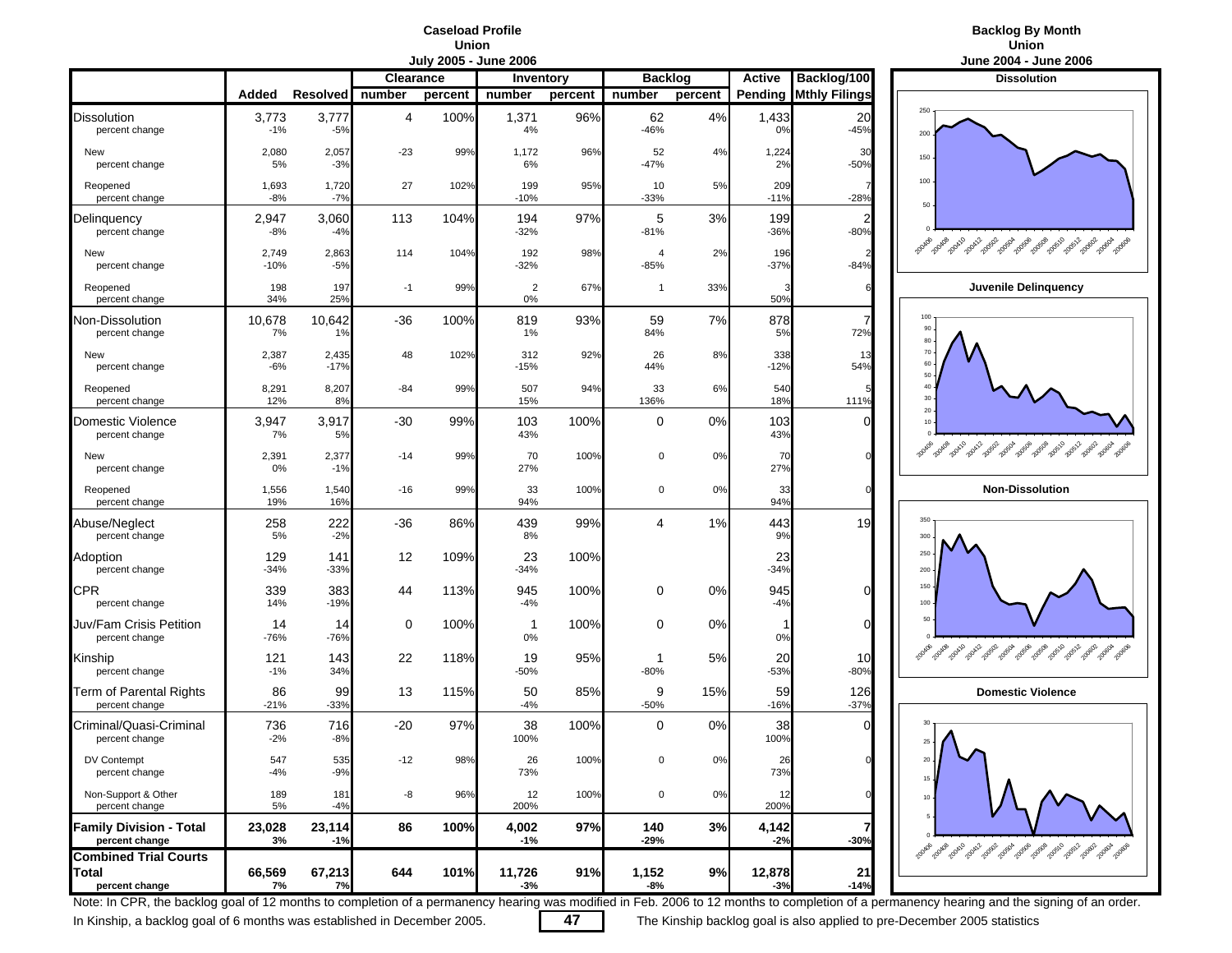# Caseload Profile
## Union
### July 2005 - June 2006

| | Added | Resolved | Clearance | | Inventory | | Backlog | | Active | Backlog/100 |
|---|---|---|---|---|---|---|---|---|---|---|
| | | | number | percent | number | percent | number | percent | Pending | Mthly Filings |
| Dissolution | 3,773 | 3,777 | 4 | 100% | 1,371 | 96% | 62 | 4% | 1,433 | 20 |
| percent change | -1% | -5% | | | 4% | | -46% | | 0% | -45% |
| New | 2,080 | 2,057 | -23 | 99% | 1,172 | 96% | 52 | 4% | 1,224 | 30 |
| percent change | 5% | -3% | | | 6% | | -47% | | 2% | -50% |
| Reopened | 1,693 | 1,720 | 27 | 102% | 199 | 95% | 10 | 5% | 209 | 7 |
| percent change | -8% | -7% | | | -10% | | -33% | | -11% | -28% |
| Delinquency | 2,947 | 3,060 | 113 | 104% | 194 | 97% | 5 | 3% | 199 | 2 |
| percent change | -8% | -4% | | | -32% | | -81% | | -36% | -80% |
| New | 2,749 | 2,863 | 114 | 104% | 192 | 98% | 4 | 2% | 196 | 2 |
| percent change | -10% | -5% | | | -32% | | -85% | | -37% | -84% |
| Reopened | 198 | 197 | -1 | 99% | 2 | 67% | 1 | 33% | 3 | 6 |
| percent change | 34% | 25% | | | 0% | | | | 50% | |
| Non-Dissolution | 10,678 | 10,642 | -36 | 100% | 819 | 93% | 59 | 7% | 878 | 7 |
| percent change | 7% | 1% | | | 1% | | 84% | | 5% | 72% |
| New | 2,387 | 2,435 | 48 | 102% | 312 | 92% | 26 | 8% | 338 | 13 |
| percent change | -6% | -17% | | | -15% | | 44% | | -12% | 54% |
| Reopened | 8,291 | 8,207 | -84 | 99% | 507 | 94% | 33 | 6% | 540 | 5 |
| percent change | 12% | 8% | | | 15% | | 136% | | 18% | 111% |
| Domestic Violence | 3,947 | 3,917 | -30 | 99% | 103 | 100% | 0 | 0% | 103 | 0 |
| percent change | 7% | 5% | | | 43% | | | | 43% | |
| New | 2,391 | 2,377 | -14 | 99% | 70 | 100% | 0 | 0% | 70 | 0 |
| percent change | 0% | -1% | | | 27% | | | | 27% | |
| Reopened | 1,556 | 1,540 | -16 | 99% | 33 | 100% | 0 | 0% | 33 | 0 |
| percent change | 19% | 16% | | | 94% | | | | 94% | |
| Abuse/Neglect | 258 | 222 | -36 | 86% | 439 | 99% | 4 | 1% | 443 | 19 |
| percent change | 5% | -2% | | | 8% | | | | 9% | |
| Adoption | 129 | 141 | 12 | 109% | 23 | 100% | | | 23 | |
| percent change | -34% | -33% | | | -34% | | | | -34% | |
| CPR | 339 | 383 | 44 | 113% | 945 | 100% | 0 | 0% | 945 | 0 |
| percent change | 14% | -19% | | | -4% | | | | -4% | |
| Juv/Fam Crisis Petition | 14 | 14 | 0 | 100% | 1 | 100% | 0 | 0% | 1 | 0 |
| percent change | -76% | -76% | | | 0% | | | | 0% | |
| Kinship | 121 | 143 | 22 | 118% | 19 | 95% | 1 | 5% | 20 | 10 |
| percent change | -1% | 34% | | | -50% | | -80% | | -53% | -80% |
| Term of Parental Rights | 86 | 99 | 13 | 115% | 50 | 85% | 9 | 15% | 59 | 126 |
| percent change | -21% | -33% | | | -4% | | -50% | | -16% | -37% |
| Criminal/Quasi-Criminal | 736 | 716 | -20 | 97% | 38 | 100% | 0 | 0% | 38 | 0 |
| percent change | -2% | -8% | | | 100% | | | | 100% | |
| DV Contempt | 547 | 535 | -12 | 98% | 26 | 100% | 0 | 0% | 26 | 0 |
| percent change | -4% | -9% | | | 73% | | | | 73% | |
| Non-Support & Other | 189 | 181 | -8 | 96% | 12 | 100% | 0 | 0% | 12 | 0 |
| percent change | 5% | -4% | | | 200% | | | | 200% | |
| **Family Division - Total** | **23,028** | **23,114** | **86** | **100%** | **4,002** | **97%** | **140** | **3%** | **4,142** | **7** |
| **percent change** | **3%** | **-1%** | | | **-1%** | | **-29%** | | **-2%** | **-30%** |
| **Combined Trial Courts Total** | **66,569** | **67,213** | **644** | **101%** | **11,726** | **91%** | **1,152** | **9%** | **12,878** | **21** |
| **percent change** | **7%** | **7%** | | | **-3%** | | **-8%** | | **-3%** | **-14%** |

# Backlog By Month
## Union
### June 2004 - June 2006

Dissolution

Juvenile Delinquency

Non-Dissolution

Domestic Violence

Note: In CPR, the backlog goal of 12 months to completion of a permanency hearing was modified in Feb. 2006 to 12 months to completion of a permanency hearing and the signing of an order.

In Kinship, a backlog goal of 6 months was established in December 2005. The Kinship backlog goal is also applied to pre-December 2005 statistics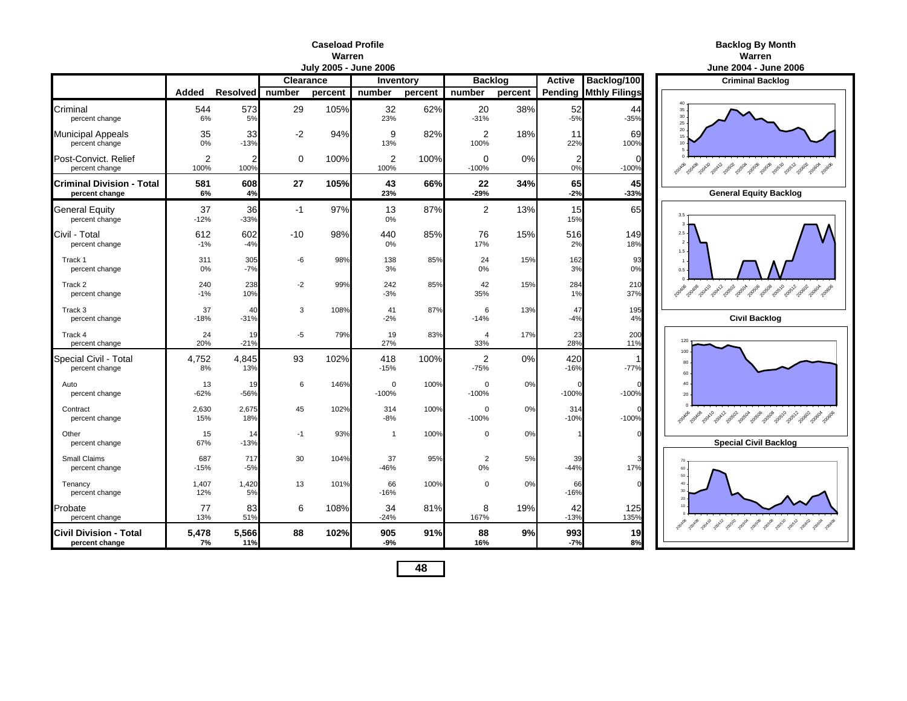## Caseload Profile
## Warren
### July 2005 - June 2006

| | Added | Resolved | Clearance number | Clearance percent | Inventory number | Inventory percent | Backlog number | Backlog percent | Active Pending | Backlog/100 Mthly Filings |
|---|---|---|---|---|---|---|---|---|---|---|
| Criminal | 544 | 573 | 29 | 105% | 32 | 62% | 20 | 38% | 52 | 44 |
| percent change | 6% | 5% | | | 23% | | -31% | | -5% | -35% |
| Municipal Appeals | 35 | 33 | -2 | 94% | 9 | 82% | 2 | 18% | 11 | 69 |
| percent change | 0% | -13% | | | 13% | | 100% | | 22% | 100% |
| Post-Convict. Relief | 2 | 2 | 0 | 100% | 2 | 100% | 0 | 0% | 2 | 0 |
| percent change | 100% | 100% | | | 100% | | -100% | | 0% | -100% |
| **Criminal Division - Total** | **581** | **608** | **27** | **105%** | **43** | **66%** | **22** | **34%** | **65** | **45** |
| **percent change** | **6%** | **4%** | | | **23%** | | **-29%** | | **-2%** | **-33%** |
| General Equity | 37 | 36 | -1 | 97% | 13 | 87% | 2 | 13% | 15 | 65 |
| percent change | -12% | -33% | | | 0% | | | | 15% | |
| Civil - Total | 612 | 602 | -10 | 98% | 440 | 85% | 76 | 15% | 516 | 149 |
| percent change | -1% | -4% | | | 0% | | 17% | | 2% | 18% |
| Track 1 | 311 | 305 | -6 | 98% | 138 | 85% | 24 | 15% | 162 | 93 |
| percent change | 0% | -7% | | | 3% | | 0% | | 3% | 0% |
| Track 2 | 240 | 238 | -2 | 99% | 242 | 85% | 42 | 15% | 284 | 210 |
| percent change | -1% | 10% | | | -3% | | 35% | | 1% | 37% |
| Track 3 | 37 | 40 | 3 | 108% | 41 | 87% | 6 | 13% | 47 | 195 |
| percent change | -18% | -31% | | | -2% | | -14% | | -4% | 4% |
| Track 4 | 24 | 19 | -5 | 79% | 19 | 83% | 4 | 17% | 23 | 200 |
| percent change | 20% | -21% | | | 27% | | 33% | | 28% | 11% |
| Special Civil - Total | 4,752 | 4,845 | 93 | 102% | 418 | 100% | 2 | 0% | 420 | 1 |
| percent change | 8% | 13% | | | -15% | | -75% | | -16% | -77% |
| Auto | 13 | 19 | 6 | 146% | 0 | 100% | 0 | 0% | 0 | 0 |
| percent change | -62% | -56% | | | -100% | | -100% | | -100% | -100% |
| Contract | 2,630 | 2,675 | 45 | 102% | 314 | 100% | 0 | 0% | 314 | 0 |
| percent change | 15% | 18% | | | -8% | | -100% | | -10% | -100% |
| Other | 15 | 14 | -1 | 93% | 1 | 100% | 0 | 0% | 1 | 0 |
| percent change | 67% | -13% | | | | | | | | |
| Small Claims | 687 | 717 | 30 | 104% | 37 | 95% | 2 | 5% | 39 | 3 |
| percent change | -15% | -5% | | | -46% | | 0% | | -44% | 17% |
| Tenancy | 1,407 | 1,420 | 13 | 101% | 66 | 100% | 0 | 0% | 66 | 0 |
| percent change | 12% | 5% | | | -16% | | | | -16% | |
| Probate | 77 | 83 | 6 | 108% | 34 | 81% | 8 | 19% | 42 | 125 |
| percent change | 13% | 51% | | | -24% | | 167% | | -13% | 135% |
| **Civil Division - Total** | **5,478** | **5,566** | **88** | **102%** | **905** | **91%** | **88** | **9%** | **993** | **19** |
| **percent change** | **7%** | **11%** | | | **-9%** | | **16%** | | **-7%** | **8%** |

## Backlog By Month
## Warren
### June 2004 - June 2006

**Criminal Backlog**

**General Equity Backlog**

**Civil Backlog**

**Special Civil Backlog**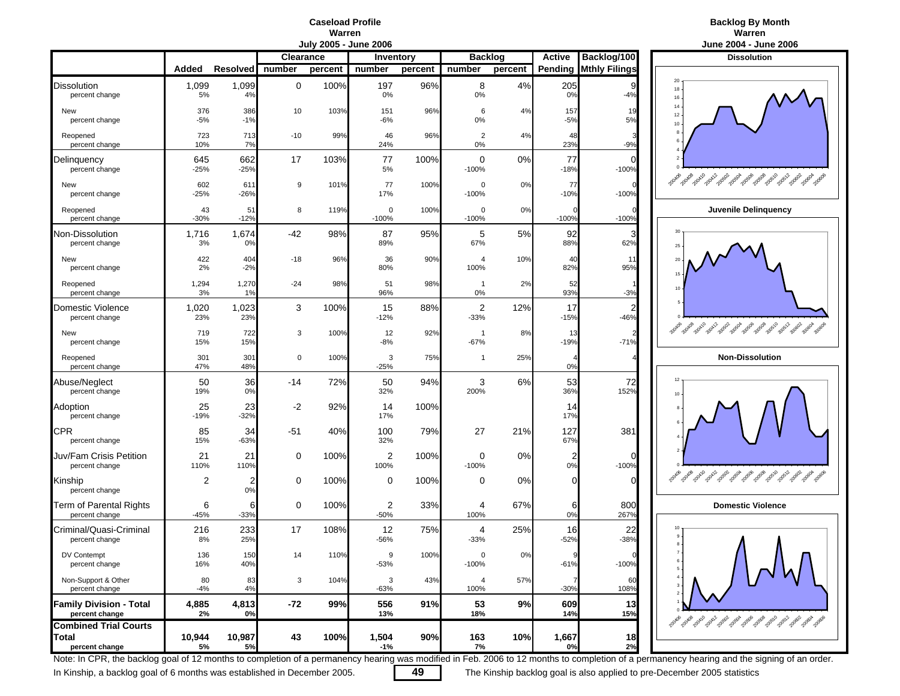# Caseload Profile
## Warren
### July 2005 - June 2006

| | Added | Resolved | Clearance number | Clearance percent | Inventory number | Inventory percent | Backlog number | Backlog percent | Active Pending | Backlog/100 Mthly Filings |
|---|---|---|---|---|---|---|---|---|---|---|
| Dissolution | 1,099 | 1,099 | 0 | 100% | 197 | 96% | 8 | 4% | 205 | 9 |
| percent change | 5% | 4% | | | 0% | | 0% | | 0% | -4% |
| New | 376 | 386 | 10 | 103% | 151 | 96% | 6 | 4% | 157 | 19 |
| percent change | -5% | -1% | | | -6% | | 0% | | -5% | 5% |
| Reopened | 723 | 713 | -10 | 99% | 46 | 96% | 2 | 4% | 48 | 3 |
| percent change | 10% | 7% | | | 24% | | 0% | | 23% | -9% |
| Delinquency | 645 | 662 | 17 | 103% | 77 | 100% | 0 | 0% | 77 | 0 |
| percent change | -25% | -25% | | | 5% | | -100% | | -18% | -100% |
| New | 602 | 611 | 9 | 101% | 77 | 100% | 0 | 0% | 77 | 0 |
| percent change | -25% | -26% | | | 17% | | -100% | | -10% | -100% |
| Reopened | 43 | 51 | 8 | 119% | 0 | 100% | 0 | 0% | 0 | 0 |
| percent change | -30% | -12% | | | -100% | | -100% | | -100% | -100% |
| Non-Dissolution | 1,716 | 1,674 | -42 | 98% | 87 | 95% | 5 | 5% | 92 | 3 |
| percent change | 3% | 0% | | | 89% | | 67% | | 88% | 62% |
| New | 422 | 404 | -18 | 96% | 36 | 90% | 4 | 10% | 40 | 11 |
| percent change | 2% | -2% | | | 80% | | 100% | | 82% | 95% |
| Reopened | 1,294 | 1,270 | -24 | 98% | 51 | 98% | 1 | 2% | 52 | 1 |
| percent change | 3% | 1% | | | 96% | | 0% | | 93% | -3% |
| Domestic Violence | 1,020 | 1,023 | 3 | 100% | 15 | 88% | 2 | 12% | 17 | 2 |
| percent change | 23% | 23% | | | -12% | | -33% | | -15% | -46% |
| New | 719 | 722 | 3 | 100% | 12 | 92% | 1 | 8% | 13 | 2 |
| percent change | 15% | 15% | | | -8% | | -67% | | -19% | -71% |
| Reopened | 301 | 301 | 0 | 100% | 3 | 75% | 1 | 25% | 4 | 4 |
| percent change | 47% | 48% | | | -25% | | | | 0% | |
| Abuse/Neglect | 50 | 36 | -14 | 72% | 50 | 94% | 3 | 6% | 53 | 72 |
| percent change | 19% | 0% | | | 32% | | 200% | | 36% | 152% |
| Adoption | 25 | 23 | -2 | 92% | 14 | 100% | | | 14 | |
| percent change | -19% | -32% | | | 17% | | | | 17% | |
| CPR | 85 | 34 | -51 | 40% | 100 | 79% | 27 | 21% | 127 | 381 |
| percent change | 15% | -63% | | | 32% | | | | 67% | |
| Juv/Fam Crisis Petition | 21 | 21 | 0 | 100% | 2 | 100% | 0 | 0% | 2 | 0 |
| percent change | 110% | 110% | | | 100% | | -100% | | 0% | -100% |
| Kinship | 2 | 2 | 0 | 100% | 0 | 100% | 0 | 0% | 0 | 0 |
| percent change | | 0% | | | | | | | | |
| Term of Parental Rights | 6 | 6 | 0 | 100% | 2 | 33% | 4 | 67% | 6 | 800 |
| percent change | -45% | -33% | | | -50% | | 100% | | 0% | 267% |
| Criminal/Quasi-Criminal | 216 | 233 | 17 | 108% | 12 | 75% | 4 | 25% | 16 | 22 |
| percent change | 8% | 25% | | | -56% | | -33% | | -52% | -38% |
| DV Contempt | 136 | 150 | 14 | 110% | 9 | 100% | 0 | 0% | 9 | 0 |
| percent change | 16% | 40% | | | -53% | | -100% | | -61% | -100% |
| Non-Support & Other | 80 | 83 | 3 | 104% | 3 | 43% | 4 | 57% | 7 | 60 |
| percent change | -4% | 4% | | | -63% | | 100% | | -30% | 108% |
| **Family Division - Total** | **4,885** | **4,813** | **-72** | **99%** | **556** | **91%** | **53** | **9%** | **609** | **13** |
| **percent change** | **2%** | **0%** | | | **13%** | | **18%** | | **14%** | **15%** |
| **Combined Trial Courts Total** | **10,944** | **10,987** | **43** | **100%** | **1,504** | **90%** | **163** | **10%** | **1,667** | **18** |
| **percent change** | **5%** | **5%** | | | **-1%** | | **7%** | | **0%** | **2%** |

# Backlog By Month
## Warren
### June 2004 - June 2006

**Dissolution**

**Juvenile Delinquency**

**Non-Dissolution**

**Domestic Violence**

Note: In CPR, the backlog goal of 12 months to completion of a permanency hearing was modified in Feb. 2006 to 12 months to completion of a permanency hearing and the signing of an order.

In Kinship, a backlog goal of 6 months was established in December 2005. The Kinship backlog goal is also applied to pre-December 2005 statistics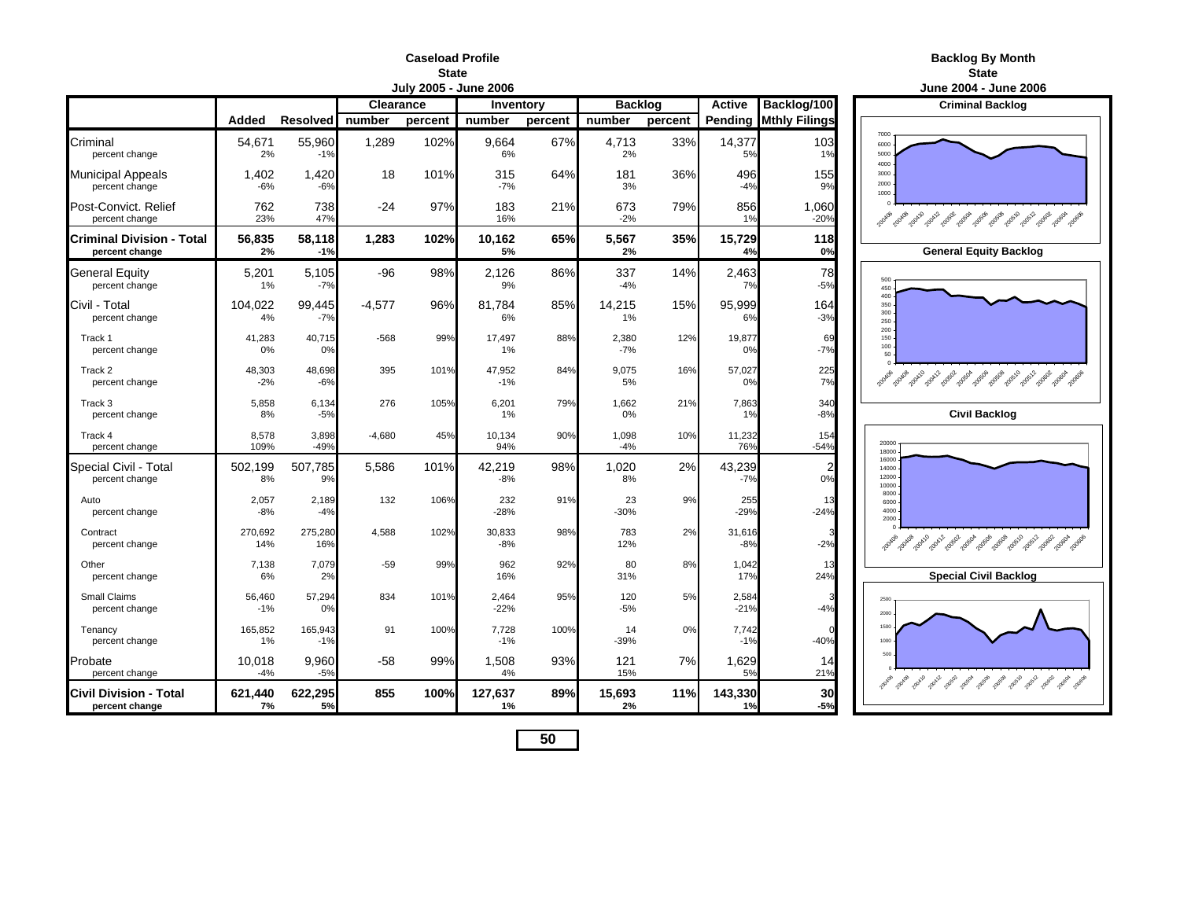# Caseload Profile
## State
### July 2005 - June 2006

| | Added | Resolved | Clearance | | Inventory | | Backlog | | Active | Backlog/100 |
|---|---|---|---|---|---|---|---|---|---|---|
| | | | number | percent | number | percent | number | percent | Pending | Mthly Filings |
| Criminal | 54,671 | 55,960 | 1,289 | 102% | 9,664 | 67% | 4,713 | 33% | 14,377 | 103 |
| percent change | 2% | -1% | | | 6% | | 2% | | 5% | 1% |
| Municipal Appeals | 1,402 | 1,420 | 18 | 101% | 315 | 64% | 181 | 36% | 496 | 155 |
| percent change | -6% | -6% | | | -7% | | 3% | | -4% | 9% |
| Post-Convict. Relief | 762 | 738 | -24 | 97% | 183 | 21% | 673 | 79% | 856 | 1,060 |
| percent change | 23% | 47% | | | 16% | | -2% | | 1% | -20% |
| **Criminal Division - Total** | **56,835** | **58,118** | **1,283** | **102%** | **10,162** | **65%** | **5,567** | **35%** | **15,729** | **118** |
| **percent change** | **2%** | **-1%** | | | **5%** | | **2%** | | **4%** | **0%** |
| General Equity | 5,201 | 5,105 | -96 | 98% | 2,126 | 86% | 337 | 14% | 2,463 | 78 |
| percent change | 1% | -7% | | | 9% | | -4% | | 7% | -5% |
| Civil - Total | 104,022 | 99,445 | -4,577 | 96% | 81,784 | 85% | 14,215 | 15% | 95,999 | 164 |
| percent change | 4% | -7% | | | 6% | | 1% | | 6% | -3% |
| Track 1 | 41,283 | 40,715 | -568 | 99% | 17,497 | 88% | 2,380 | 12% | 19,877 | 69 |
| percent change | 0% | 0% | | | 1% | | -7% | | 0% | -7% |
| Track 2 | 48,303 | 48,698 | 395 | 101% | 47,952 | 84% | 9,075 | 16% | 57,027 | 225 |
| percent change | -2% | -6% | | | -1% | | 5% | | 0% | 7% |
| Track 3 | 5,858 | 6,134 | 276 | 105% | 6,201 | 79% | 1,662 | 21% | 7,863 | 340 |
| percent change | 8% | -5% | | | 1% | | 0% | | 1% | -8% |
| Track 4 | 8,578 | 3,898 | -4,680 | 45% | 10,134 | 90% | 1,098 | 10% | 11,232 | 154 |
| percent change | 109% | -49% | | | 94% | | -4% | | 76% | -54% |
| Special Civil - Total | 502,199 | 507,785 | 5,586 | 101% | 42,219 | 98% | 1,020 | 2% | 43,239 | 2 |
| percent change | 8% | 9% | | | -8% | | 8% | | -7% | 0% |
| Auto | 2,057 | 2,189 | 132 | 106% | 232 | 91% | 23 | 9% | 255 | 13 |
| percent change | -8% | -4% | | | -28% | | -30% | | -29% | -24% |
| Contract | 270,692 | 275,280 | 4,588 | 102% | 30,833 | 98% | 783 | 2% | 31,616 | 3 |
| percent change | 14% | 16% | | | -8% | | 12% | | -8% | -2% |
| Other | 7,138 | 7,079 | -59 | 99% | 962 | 92% | 80 | 8% | 1,042 | 13 |
| percent change | 6% | 2% | | | 16% | | 31% | | 17% | 24% |
| Small Claims | 56,460 | 57,294 | 834 | 101% | 2,464 | 95% | 120 | 5% | 2,584 | 3 |
| percent change | -1% | 0% | | | -22% | | -5% | | -21% | -4% |
| Tenancy | 165,852 | 165,943 | 91 | 100% | 7,728 | 100% | 14 | 0% | 7,742 | 0 |
| percent change | 1% | -1% | | | -1% | | -39% | | -1% | -40% |
| Probate | 10,018 | 9,960 | -58 | 99% | 1,508 | 93% | 121 | 7% | 1,629 | 14 |
| percent change | -4% | -5% | | | 4% | | 15% | | 5% | 21% |
| **Civil Division - Total** | **621,440** | **622,295** | **855** | **100%** | **127,637** | **89%** | **15,693** | **11%** | **143,330** | **30** |
| **percent change** | **7%** | **5%** | | | **1%** | | **2%** | | **1%** | **-5%** |

# Backlog By Month
## State
### June 2004 - June 2006

**Criminal Backlog**

**General Equity Backlog**

**Civil Backlog**

**Special Civil Backlog**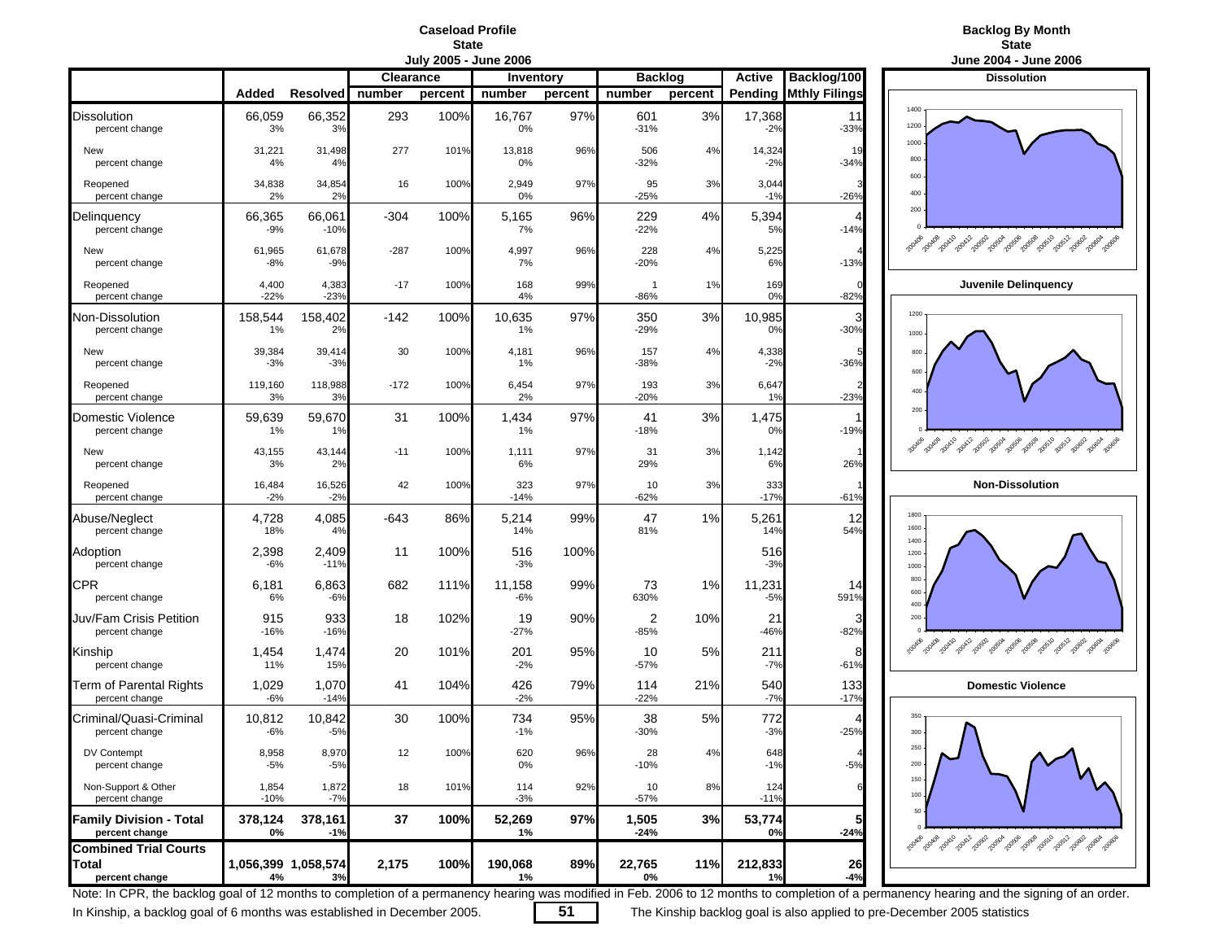# Caseload Profile
## State
### July 2005 - June 2006

| | Added | Resolved | Clearance | | Inventory | | Backlog | | Active | Backlog/100 |
|---|---|---|---|---|---|---|---|---|---|---|
| | | | number | percent | number | percent | number | percent | Pending | Mthly Filings |
| Dissolution | 66,059 | 66,352 | 293 | 100% | 16,767 | 97% | 601 | 3% | 17,368 | 11 |
| percent change | 3% | 3% | | | 0% | | -31% | | -2% | -33% |
| New | 31,221 | 31,498 | 277 | 101% | 13,818 | 96% | 506 | 4% | 14,324 | 19 |
| percent change | 4% | 4% | | | 0% | | -32% | | -2% | -34% |
| Reopened | 34,838 | 34,854 | 16 | 100% | 2,949 | 97% | 95 | 3% | 3,044 | 3 |
| percent change | 2% | 2% | | | 0% | | -25% | | -1% | -26% |
| Delinquency | 66,365 | 66,061 | -304 | 100% | 5,165 | 96% | 229 | 4% | 5,394 | 4 |
| percent change | -9% | -10% | | | 7% | | -22% | | 5% | -14% |
| New | 61,965 | 61,678 | -287 | 100% | 4,997 | 96% | 228 | 4% | 5,225 | 4 |
| percent change | -8% | -9% | | | 7% | | -20% | | 6% | -13% |
| Reopened | 4,400 | 4,383 | -17 | 100% | 168 | 99% | 1 | 1% | 169 | 0 |
| percent change | -22% | -23% | | | 4% | | -86% | | 0% | -82% |
| Non-Dissolution | 158,544 | 158,402 | -142 | 100% | 10,635 | 97% | 350 | 3% | 10,985 | 3 |
| percent change | 1% | 2% | | | 1% | | -29% | | 0% | -30% |
| New | 39,384 | 39,414 | 30 | 100% | 4,181 | 96% | 157 | 4% | 4,338 | 5 |
| percent change | -3% | -3% | | | 1% | | -38% | | -2% | -36% |
| Reopened | 119,160 | 118,988 | -172 | 100% | 6,454 | 97% | 193 | 3% | 6,647 | 2 |
| percent change | 3% | 3% | | | 2% | | -20% | | 1% | -23% |
| Domestic Violence | 59,639 | 59,670 | 31 | 100% | 1,434 | 97% | 41 | 3% | 1,475 | 1 |
| percent change | 1% | 1% | | | 1% | | -18% | | 0% | -19% |
| New | 43,155 | 43,144 | -11 | 100% | 1,111 | 97% | 31 | 3% | 1,142 | 1 |
| percent change | 3% | 2% | | | 6% | | 29% | | 6% | 26% |
| Reopened | 16,484 | 16,526 | 42 | 100% | 323 | 97% | 10 | 3% | 333 | 1 |
| percent change | -2% | -2% | | | -14% | | -62% | | -17% | -61% |
| Abuse/Neglect | 4,728 | 4,085 | -643 | 86% | 5,214 | 99% | 47 | 1% | 5,261 | 12 |
| percent change | 18% | 4% | | | 14% | | 81% | | 14% | 54% |
| Adoption | 2,398 | 2,409 | 11 | 100% | 516 | 100% | | | 516 | |
| percent change | -6% | -11% | | | -3% | | | | -3% | |
| CPR | 6,181 | 6,863 | 682 | 111% | 11,158 | 99% | 73 | 1% | 11,231 | 14 |
| percent change | 6% | -6% | | | -6% | | 630% | | -5% | 591% |
| Juv/Fam Crisis Petition | 915 | 933 | 18 | 102% | 19 | 90% | 2 | 10% | 21 | 3 |
| percent change | -16% | -16% | | | -27% | | -85% | | -46% | -82% |
| Kinship | 1,454 | 1,474 | 20 | 101% | 201 | 95% | 10 | 5% | 211 | 8 |
| percent change | 11% | 15% | | | -2% | | -57% | | -7% | -61% |
| Term of Parental Rights | 1,029 | 1,070 | 41 | 104% | 426 | 79% | 114 | 21% | 540 | 133 |
| percent change | -6% | -14% | | | -2% | | -22% | | -7% | -17% |
| Criminal/Quasi-Criminal | 10,812 | 10,842 | 30 | 100% | 734 | 95% | 38 | 5% | 772 | 4 |
| percent change | -6% | -5% | | | -1% | | -30% | | -3% | -25% |
| DV Contempt | 8,958 | 8,970 | 12 | 100% | 620 | 96% | 28 | 4% | 648 | 4 |
| percent change | -5% | -5% | | | 0% | | -10% | | -1% | -5% |
| Non-Support & Other | 1,854 | 1,872 | 18 | 101% | 114 | 92% | 10 | 8% | 124 | 6 |
| percent change | -10% | -7% | | | -3% | | -57% | | -11% | |
| **Family Division - Total** | **378,124** | **378,161** | **37** | **100%** | **52,269** | **97%** | **1,505** | **3%** | **53,774** | **5** |
| **percent change** | **0%** | **-1%** | | | **1%** | | **-24%** | | **0%** | **-24%** |
| **Combined Trial Courts Total** | **1,056,399** | **1,058,574** | **2,175** | **100%** | **190,068** | **89%** | **22,765** | **11%** | **212,833** | **26** |
| **percent change** | **4%** | **3%** | | | **1%** | | **0%** | | **1%** | **-4%** |

# Backlog By Month
## State
### June 2004 - June 2006

Dissolution

Juvenile Delinquency

Non-Dissolution

Domestic Violence

Note: In CPR, the backlog goal of 12 months to completion of a permanency hearing was modified in Feb. 2006 to 12 months to completion of a permanency hearing and the signing of an order.

In Kinship, a backlog goal of 6 months was established in December 2005. The Kinship backlog goal is also applied to pre-December 2005 statistics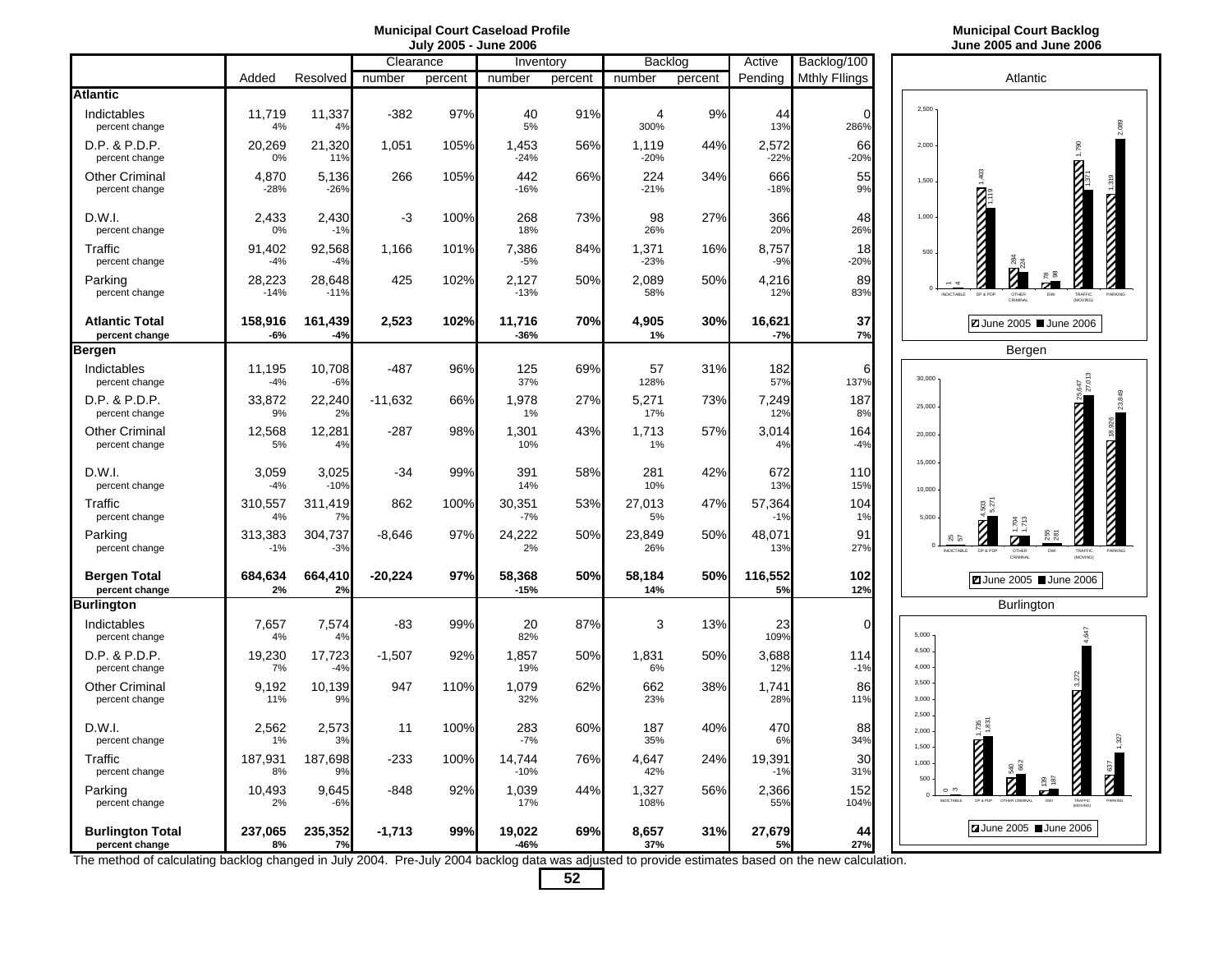# Municipal Court Caseload Profile
## July 2005 - June 2006

| | Added | Resolved | Clearance number | Clearance percent | Inventory number | Inventory percent | Backlog number | Backlog percent | Active Pending | Backlog/100 Mthly FIlings |
|---|---|---|---|---|---|---|---|---|---|---|
| **Atlantic** | | | | | | | | | | |
| Indictables | 11,719 | 11,337 | -382 | 97% | 40 | 91% | 4 | 9% | 44 | 0 |
| percent change | 4% | 4% | | | 5% | | 300% | | 13% | 286% |
| D.P. & P.D.P. | 20,269 | 21,320 | 1,051 | 105% | 1,453 | 56% | 1,119 | 44% | 2,572 | 66 |
| percent change | 0% | 11% | | | -24% | | -20% | | -22% | -20% |
| Other Criminal | 4,870 | 5,136 | 266 | 105% | 442 | 66% | 224 | 34% | 666 | 55 |
| percent change | -28% | -26% | | | -16% | | -21% | | -18% | 9% |
| D.W.I. | 2,433 | 2,430 | -3 | 100% | 268 | 73% | 98 | 27% | 366 | 48 |
| percent change | 0% | -1% | | | 18% | | 26% | | 20% | 26% |
| Traffic | 91,402 | 92,568 | 1,166 | 101% | 7,386 | 84% | 1,371 | 16% | 8,757 | 18 |
| percent change | -4% | -4% | | | -5% | | -23% | | -9% | -20% |
| Parking | 28,223 | 28,648 | 425 | 102% | 2,127 | 50% | 2,089 | 50% | 4,216 | 89 |
| percent change | -14% | -11% | | | -13% | | 58% | | 12% | 83% |
| **Atlantic Total** | **158,916** | **161,439** | **2,523** | **102%** | **11,716** | **70%** | **4,905** | **30%** | **16,621** | **37** |
| **percent change** | **-6%** | **-4%** | | | **-36%** | | **1%** | | **-7%** | **7%** |
| **Bergen** | | | | | | | | | | |
| Indictables | 11,195 | 10,708 | -487 | 96% | 125 | 69% | 57 | 31% | 182 | 6 |
| percent change | -4% | -6% | | | 37% | | 128% | | 57% | 137% |
| D.P. & P.D.P. | 33,872 | 22,240 | -11,632 | 66% | 1,978 | 27% | 5,271 | 73% | 7,249 | 187 |
| percent change | 9% | 2% | | | 1% | | 17% | | 12% | 8% |
| Other Criminal | 12,568 | 12,281 | -287 | 98% | 1,301 | 43% | 1,713 | 57% | 3,014 | 164 |
| percent change | 5% | 4% | | | 10% | | 1% | | 4% | -4% |
| D.W.I. | 3,059 | 3,025 | -34 | 99% | 391 | 58% | 281 | 42% | 672 | 110 |
| percent change | -4% | -10% | | | 14% | | 10% | | 13% | 15% |
| Traffic | 310,557 | 311,419 | 862 | 100% | 30,351 | 53% | 27,013 | 47% | 57,364 | 104 |
| percent change | 4% | 7% | | | -7% | | 5% | | -1% | 1% |
| Parking | 313,383 | 304,737 | -8,646 | 97% | 24,222 | 50% | 23,849 | 50% | 48,071 | 91 |
| percent change | -1% | -3% | | | 2% | | 26% | | 13% | 27% |
| **Bergen Total** | **684,634** | **664,410** | **-20,224** | **97%** | **58,368** | **50%** | **58,184** | **50%** | **116,552** | **102** |
| **percent change** | **2%** | **2%** | | | **-15%** | | **14%** | | **5%** | **12%** |
| **Burlington** | | | | | | | | | | |
| Indictables | 7,657 | 7,574 | -83 | 99% | 20 | 87% | 3 | 13% | 23 | 0 |
| percent change | 4% | 4% | | | 82% | | | | 109% | |
| D.P. & P.D.P. | 19,230 | 17,723 | -1,507 | 92% | 1,857 | 50% | 1,831 | 50% | 3,688 | 114 |
| percent change | 7% | -4% | | | 19% | | 6% | | 12% | -1% |
| Other Criminal | 9,192 | 10,139 | 947 | 110% | 1,079 | 62% | 662 | 38% | 1,741 | 86 |
| percent change | 11% | 9% | | | 32% | | 23% | | 28% | 11% |
| D.W.I. | 2,562 | 2,573 | 11 | 100% | 283 | 60% | 187 | 40% | 470 | 88 |
| percent change | 1% | 3% | | | -7% | | 35% | | 6% | 34% |
| Traffic | 187,931 | 187,698 | -233 | 100% | 14,744 | 76% | 4,647 | 24% | 19,391 | 30 |
| percent change | 8% | 9% | | | -10% | | 42% | | -1% | 31% |
| Parking | 10,493 | 9,645 | -848 | 92% | 1,039 | 44% | 1,327 | 56% | 2,366 | 152 |
| percent change | 2% | -6% | | | 17% | | 108% | | 55% | 104% |
| **Burlington Total** | **237,065** | **235,352** | **-1,713** | **99%** | **19,022** | **69%** | **8,657** | **31%** | **27,679** | **44** |
| **percent change** | **8%** | **7%** | | | **-46%** | | **37%** | | **5%** | **27%** |

The method of calculating backlog changed in July 2004. Pre-July 2004 backlog data was adjusted to provide estimates based on the new calculation.

# Municipal Court Backlog
## June 2005 and June 2006

**Atlantic**

| | June 2005 | June 2006 |
|---|---|---|
| Indictable | 1 | 4 |
| DP & PDP | 1,403 | 1,119 |
| Other Criminal | 284 | 224 |
| DWI | 78 | 98 |
| Traffic (Moving) | 1,790 | 1,371 |
| Parking | 1,319 | 2,089 |

**Bergen**

| | June 2005 | June 2006 |
|---|---|---|
| Indictable | 25 | 57 |
| DP & PDP | 4,503 | 5,271 |
| Other Criminal | 1,704 | 1,713 |
| DWI | 255 | 281 |
| Traffic (Moving) | 25,647 | 27,013 |
| Parking | 18,926 | 23,849 |

**Burlington**

| | June 2005 | June 2006 |
|---|---|---|
| Indictable | 0 | 3 |
| DP & PDP | 1,735 | 1,831 |
| Other Criminal | 540 | 662 |
| DWI | 139 | 187 |
| Traffic (Moving) | 3,272 | 4,647 |
| Parking | 637 | 1,327 |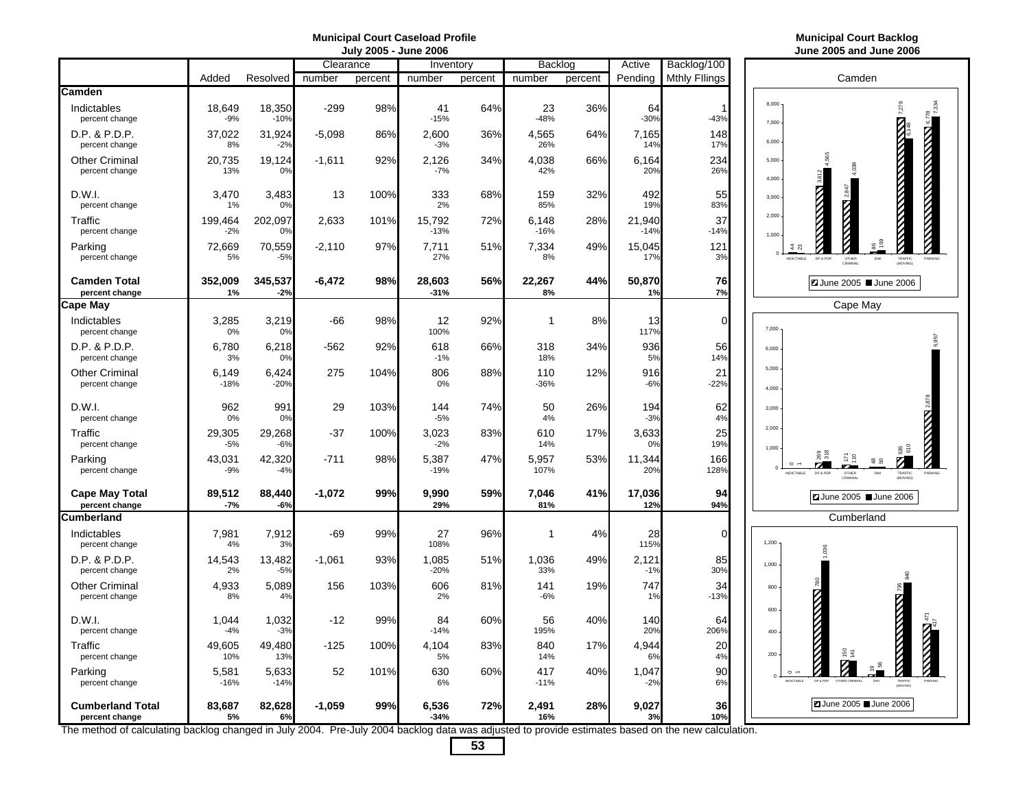## Municipal Court Caseload Profile
### July 2005 - June 2006

| | Added | Resolved | Clearance number | Clearance percent | Inventory number | Inventory percent | Backlog number | Backlog percent | Active Pending | Backlog/100 Mthly FIlings |
|---|---|---|---|---|---|---|---|---|---|---|
| **Camden** | | | | | | | | | | |
| Indictables | 18,649 | 18,350 | -299 | 98% | 41 | 64% | 23 | 36% | 64 | 1 |
| percent change | -9% | -10% | | | -15% | | -48% | | -30% | -43% |
| D.P. & P.D.P. | 37,022 | 31,924 | -5,098 | 86% | 2,600 | 36% | 4,565 | 64% | 7,165 | 148 |
| percent change | 8% | -2% | | | -3% | | 26% | | 14% | 17% |
| Other Criminal | 20,735 | 19,124 | -1,611 | 92% | 2,126 | 34% | 4,038 | 66% | 6,164 | 234 |
| percent change | 13% | 0% | | | -7% | | 42% | | 20% | 26% |
| D.W.I. | 3,470 | 3,483 | 13 | 100% | 333 | 68% | 159 | 32% | 492 | 55 |
| percent change | 1% | 0% | | | 2% | | 85% | | 19% | 83% |
| Traffic | 199,464 | 202,097 | 2,633 | 101% | 15,792 | 72% | 6,148 | 28% | 21,940 | 37 |
| percent change | -2% | 0% | | | -13% | | -16% | | -14% | -14% |
| Parking | 72,669 | 70,559 | -2,110 | 97% | 7,711 | 51% | 7,334 | 49% | 15,045 | 121 |
| percent change | 5% | -5% | | | 27% | | 8% | | 17% | 3% |
| **Camden Total** | **352,009** | **345,537** | **-6,472** | **98%** | **28,603** | **56%** | **22,267** | **44%** | **50,870** | **76** |
| **percent change** | **1%** | **-2%** | | | **-31%** | | **8%** | | **1%** | **7%** |
| **Cape May** | | | | | | | | | | |
| Indictables | 3,285 | 3,219 | -66 | 98% | 12 | 92% | 1 | 8% | 13 | 0 |
| percent change | 0% | 0% | | | 100% | | | | 117% | |
| D.P. & P.D.P. | 6,780 | 6,218 | -562 | 92% | 618 | 66% | 318 | 34% | 936 | 56 |
| percent change | 3% | 0% | | | -1% | | 18% | | 5% | 14% |
| Other Criminal | 6,149 | 6,424 | 275 | 104% | 806 | 88% | 110 | 12% | 916 | 21 |
| percent change | -18% | -20% | | | 0% | | -36% | | -6% | -22% |
| D.W.I. | 962 | 991 | 29 | 103% | 144 | 74% | 50 | 26% | 194 | 62 |
| percent change | 0% | 0% | | | -5% | | 4% | | -3% | 4% |
| Traffic | 29,305 | 29,268 | -37 | 100% | 3,023 | 83% | 610 | 17% | 3,633 | 25 |
| percent change | -5% | -6% | | | -2% | | 14% | | 0% | 19% |
| Parking | 43,031 | 42,320 | -711 | 98% | 5,387 | 47% | 5,957 | 53% | 11,344 | 166 |
| percent change | -9% | -4% | | | -19% | | 107% | | 20% | 128% |
| **Cape May Total** | **89,512** | **88,440** | **-1,072** | **99%** | **9,990** | **59%** | **7,046** | **41%** | **17,036** | **94** |
| **percent change** | **-7%** | **-6%** | | | **29%** | | **81%** | | **12%** | **94%** |
| **Cumberland** | | | | | | | | | | |
| Indictables | 7,981 | 7,912 | -69 | 99% | 27 | 96% | 1 | 4% | 28 | 0 |
| percent change | 4% | 3% | | | 108% | | | | 115% | |
| D.P. & P.D.P. | 14,543 | 13,482 | -1,061 | 93% | 1,085 | 51% | 1,036 | 49% | 2,121 | 85 |
| percent change | 2% | -5% | | | -20% | | 33% | | -1% | 30% |
| Other Criminal | 4,933 | 5,089 | 156 | 103% | 606 | 81% | 141 | 19% | 747 | 34 |
| percent change | 8% | 4% | | | 2% | | -6% | | 1% | -13% |
| D.W.I. | 1,044 | 1,032 | -12 | 99% | 84 | 60% | 56 | 40% | 140 | 64 |
| percent change | -4% | -3% | | | -14% | | 195% | | 20% | 206% |
| Traffic | 49,605 | 49,480 | -125 | 100% | 4,104 | 83% | 840 | 17% | 4,944 | 20 |
| percent change | 10% | 13% | | | 5% | | 14% | | 6% | 4% |
| Parking | 5,581 | 5,633 | 52 | 101% | 630 | 60% | 417 | 40% | 1,047 | 90 |
| percent change | -16% | -14% | | | 6% | | -11% | | -2% | 6% |
| **Cumberland Total** | **83,687** | **82,628** | **-1,059** | **99%** | **6,536** | **72%** | **2,491** | **28%** | **9,027** | **36** |
| **percent change** | **5%** | **6%** | | | **-34%** | | **16%** | | **3%** | **10%** |

The method of calculating backlog changed in July 2004. Pre-July 2004 backlog data was adjusted to provide estimates based on the new calculation.

## Municipal Court Backlog
### June 2005 and June 2006

**Camden**

| | June 2005 | June 2006 |
|---|---|---|
| INDICTABLE | 44 | 23 |
| DP & PDP | 3,612 | 4,565 |
| OTHER CRIMINAL | 2,847 | 4,038 |
| DWI | 86 | 159 |
| TRAFFIC (MOVING) | 7,279 | 6,148 |
| PARKING | 6,778 | 7,334 |

**Cape May**

| | June 2005 | June 2006 |
|---|---|---|
| INDICTABLE | 0 | 1 |
| DP & PDP | 269 | 318 |
| OTHER CRIMINAL | 171 | 110 |
| DWI | 48 | 50 |
| TRAFFIC (MOVING) | 535 | 610 |
| PARKING | 2,878 | 5,957 |

**Cumberland**

| | June 2005 | June 2006 |
|---|---|---|
| INDICTABLE | 0 | 1 |
| DP & PDP | 780 | 1,036 |
| OTHER CRIMINAL | 150 | 141 |
| DWI | 19 | 56 |
| TRAFFIC (MOVING) | 736 | 840 |
| PARKING | 471 | 417 |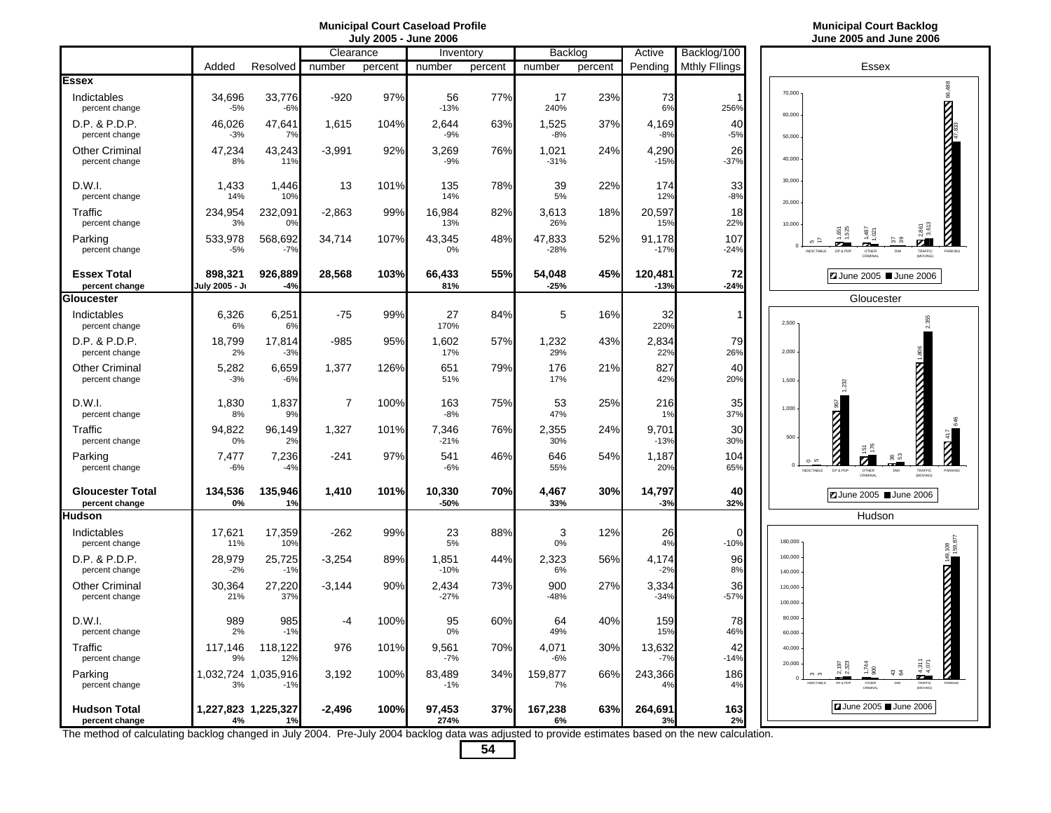# Municipal Court Caseload Profile
## July 2005 - June 2006

| | Added | Resolved | Clearance number | Clearance percent | Inventory number | Inventory percent | Backlog number | Backlog percent | Active Pending | Backlog/100 Mthly FIlings |
|---|---|---|---|---|---|---|---|---|---|---|
| **Essex** | | | | | | | | | | |
| Indictables | 34,696 | 33,776 | -920 | 97% | 56 | 77% | 17 | 23% | 73 | 1 |
| percent change | -5% | -6% | | | -13% | | 240% | | 6% | 256% |
| D.P. & P.D.P. | 46,026 | 47,641 | 1,615 | 104% | 2,644 | 63% | 1,525 | 37% | 4,169 | 40 |
| percent change | -3% | 7% | | | -9% | | -8% | | -8% | -5% |
| Other Criminal | 47,234 | 43,243 | -3,991 | 92% | 3,269 | 76% | 1,021 | 24% | 4,290 | 26 |
| percent change | 8% | 11% | | | -9% | | -31% | | -15% | -37% |
| D.W.I. | 1,433 | 1,446 | 13 | 101% | 135 | 78% | 39 | 22% | 174 | 33 |
| percent change | 14% | 10% | | | 14% | | 5% | | 12% | -8% |
| Traffic | 234,954 | 232,091 | -2,863 | 99% | 16,984 | 82% | 3,613 | 18% | 20,597 | 18 |
| percent change | 3% | 0% | | | 13% | | 26% | | 15% | 22% |
| Parking | 533,978 | 568,692 | 34,714 | 107% | 43,345 | 48% | 47,833 | 52% | 91,178 | 107 |
| percent change | -5% | -7% | | | 0% | | -28% | | -17% | -24% |
| **Essex Total** | **898,321** | **926,889** | **28,568** | **103%** | **66,433** | **55%** | **54,048** | **45%** | **120,481** | **72** |
| **percent change** | **July 2005 - Ju** | **-4%** | | | **81%** | | **-25%** | | **-13%** | **-24%** |
| **Gloucester** | | | | | | | | | | |
| Indictables | 6,326 | 6,251 | -75 | 99% | 27 | 84% | 5 | 16% | 32 | 1 |
| percent change | 6% | 6% | | | 170% | | | | 220% | |
| D.P. & P.D.P. | 18,799 | 17,814 | -985 | 95% | 1,602 | 57% | 1,232 | 43% | 2,834 | 79 |
| percent change | 2% | -3% | | | 17% | | 29% | | 22% | 26% |
| Other Criminal | 5,282 | 6,659 | 1,377 | 126% | 651 | 79% | 176 | 21% | 827 | 40 |
| percent change | -3% | -6% | | | 51% | | 17% | | 42% | 20% |
| D.W.I. | 1,830 | 1,837 | 7 | 100% | 163 | 75% | 53 | 25% | 216 | 35 |
| percent change | 8% | 9% | | | -8% | | 47% | | 1% | 37% |
| Traffic | 94,822 | 96,149 | 1,327 | 101% | 7,346 | 76% | 2,355 | 24% | 9,701 | 30 |
| percent change | 0% | 2% | | | -21% | | 30% | | -13% | 30% |
| Parking | 7,477 | 7,236 | -241 | 97% | 541 | 46% | 646 | 54% | 1,187 | 104 |
| percent change | -6% | -4% | | | -6% | | 55% | | 20% | 65% |
| **Gloucester Total** | **134,536** | **135,946** | **1,410** | **101%** | **10,330** | **70%** | **4,467** | **30%** | **14,797** | **40** |
| **percent change** | **0%** | **1%** | | | **-50%** | | **33%** | | **-3%** | **32%** |
| **Hudson** | | | | | | | | | | |
| Indictables | 17,621 | 17,359 | -262 | 99% | 23 | 88% | 3 | 12% | 26 | 0 |
| percent change | 11% | 10% | | | 5% | | 0% | | 4% | -10% |
| D.P. & P.D.P. | 28,979 | 25,725 | -3,254 | 89% | 1,851 | 44% | 2,323 | 56% | 4,174 | 96 |
| percent change | -2% | -1% | | | -10% | | 6% | | -2% | 8% |
| Other Criminal | 30,364 | 27,220 | -3,144 | 90% | 2,434 | 73% | 900 | 27% | 3,334 | 36 |
| percent change | 21% | 37% | | | -27% | | -48% | | -34% | -57% |
| D.W.I. | 989 | 985 | -4 | 100% | 95 | 60% | 64 | 40% | 159 | 78 |
| percent change | 2% | -1% | | | 0% | | 49% | | 15% | 46% |
| Traffic | 117,146 | 118,122 | 976 | 101% | 9,561 | 70% | 4,071 | 30% | 13,632 | 42 |
| percent change | 9% | 12% | | | -7% | | -6% | | -7% | -14% |
| Parking | 1,032,724 | 1,035,916 | 3,192 | 100% | 83,489 | 34% | 159,877 | 66% | 243,366 | 186 |
| percent change | 3% | -1% | | | -1% | | 7% | | 4% | 4% |
| **Hudson Total** | **1,227,823** | **1,225,327** | **-2,496** | **100%** | **97,453** | **37%** | **167,238** | **63%** | **264,691** | **163** |
| **percent change** | **4%** | **1%** | | | **274%** | | **6%** | | **3%** | **2%** |

The method of calculating backlog changed in July 2004. Pre-July 2004 backlog data was adjusted to provide estimates based on the new calculation.

# Municipal Court Backlog
## June 2005 and June 2006

**Essex**

| | June 2005 | June 2006 |
|---|---|---|
| INDICTABLE | 5 | 17 |
| DP & PDP | 1,651 | 1,525 |
| OTHER CRIMINAL | 1,487 | 1,021 |
| DWI | 37 | 39 |
| TRAFFIC (MOVING) | 2,861 | 3,613 |
| PARKING | 66,488 | 47,833 |

**Gloucester**

| | June 2005 | June 2006 |
|---|---|---|
| INDICTABLE | 0 | 5 |
| DP & PDP | 957 | 1,232 |
| OTHER CRIMINAL | 151 | 176 |
| DWI | 36 | 53 |
| TRAFFIC (MOVING) | 1,806 | 2,355 |
| PARKING | 417 | 646 |

**Hudson**

| | June 2005 | June 2006 |
|---|---|---|
| INDICTABLE | 3 | 3 |
| DP & PDP | 2,197 | 2,323 |
| OTHER CRIMINAL | 1,744 | 900 |
| DWI | 43 | 64 |
| TRAFFIC (MOVING) | 4,311 | 4,071 |
| PARKING | 149,108 | 159,877 |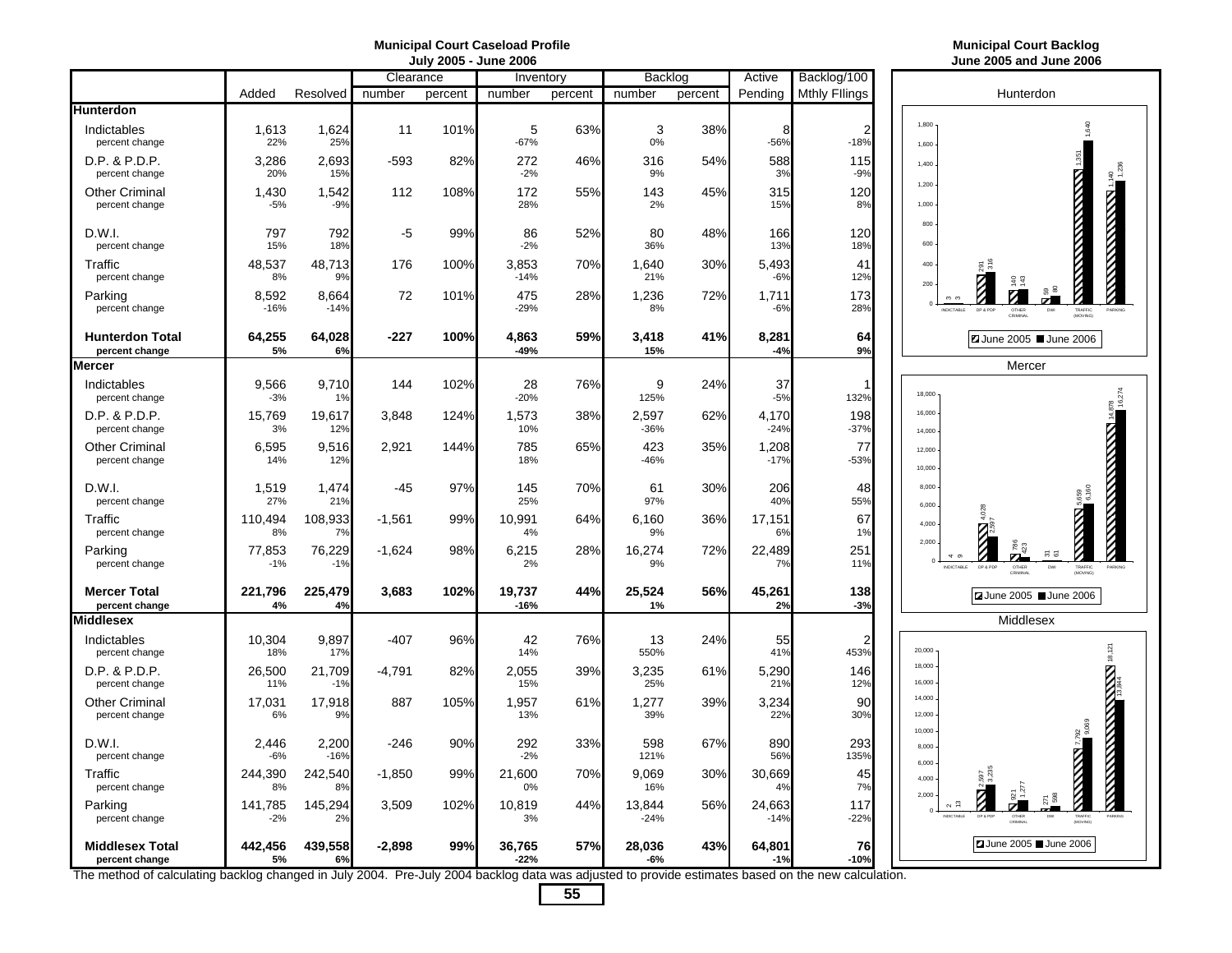## Municipal Court Caseload Profile
### July 2005 - June 2006

| | Added | Resolved | Clearance number | Clearance percent | Inventory number | Inventory percent | Backlog number | Backlog percent | Active Pending | Backlog/100 Mthly FIlings |
|---|---|---|---|---|---|---|---|---|---|---|
| **Hunterdon** | | | | | | | | | | |
| Indictables | 1,613 | 1,624 | 11 | 101% | 5 | 63% | 3 | 38% | 8 | 2 |
| percent change | 22% | 25% | | | -67% | | 0% | | -56% | -18% |
| D.P. & P.D.P. | 3,286 | 2,693 | -593 | 82% | 272 | 46% | 316 | 54% | 588 | 115 |
| percent change | 20% | 15% | | | -2% | | 9% | | 3% | -9% |
| Other Criminal | 1,430 | 1,542 | 112 | 108% | 172 | 55% | 143 | 45% | 315 | 120 |
| percent change | -5% | -9% | | | 28% | | 2% | | 15% | 8% |
| D.W.I. | 797 | 792 | -5 | 99% | 86 | 52% | 80 | 48% | 166 | 120 |
| percent change | 15% | 18% | | | -2% | | 36% | | 13% | 18% |
| Traffic | 48,537 | 48,713 | 176 | 100% | 3,853 | 70% | 1,640 | 30% | 5,493 | 41 |
| percent change | 8% | 9% | | | -14% | | 21% | | -6% | 12% |
| Parking | 8,592 | 8,664 | 72 | 101% | 475 | 28% | 1,236 | 72% | 1,711 | 173 |
| percent change | -16% | -14% | | | -29% | | 8% | | -6% | 28% |
| **Hunterdon Total** | **64,255** | **64,028** | **-227** | **100%** | **4,863** | **59%** | **3,418** | **41%** | **8,281** | **64** |
| **percent change** | **5%** | **6%** | | | **-49%** | | **15%** | | **-4%** | **9%** |
| **Mercer** | | | | | | | | | | |
| Indictables | 9,566 | 9,710 | 144 | 102% | 28 | 76% | 9 | 24% | 37 | 1 |
| percent change | -3% | 1% | | | -20% | | 125% | | -5% | 132% |
| D.P. & P.D.P. | 15,769 | 19,617 | 3,848 | 124% | 1,573 | 38% | 2,597 | 62% | 4,170 | 198 |
| percent change | 3% | 12% | | | 10% | | -36% | | -24% | -37% |
| Other Criminal | 6,595 | 9,516 | 2,921 | 144% | 785 | 65% | 423 | 35% | 1,208 | 77 |
| percent change | 14% | 12% | | | 18% | | -46% | | -17% | -53% |
| D.W.I. | 1,519 | 1,474 | -45 | 97% | 145 | 70% | 61 | 30% | 206 | 48 |
| percent change | 27% | 21% | | | 25% | | 97% | | 40% | 55% |
| Traffic | 110,494 | 108,933 | -1,561 | 99% | 10,991 | 64% | 6,160 | 36% | 17,151 | 67 |
| percent change | 8% | 7% | | | 4% | | 9% | | 6% | 1% |
| Parking | 77,853 | 76,229 | -1,624 | 98% | 6,215 | 28% | 16,274 | 72% | 22,489 | 251 |
| percent change | -1% | -1% | | | 2% | | 9% | | 7% | 11% |
| **Mercer Total** | **221,796** | **225,479** | **3,683** | **102%** | **19,737** | **44%** | **25,524** | **56%** | **45,261** | **138** |
| **percent change** | **4%** | **4%** | | | **-16%** | | **1%** | | **2%** | **-3%** |
| **Middlesex** | | | | | | | | | | |
| Indictables | 10,304 | 9,897 | -407 | 96% | 42 | 76% | 13 | 24% | 55 | 2 |
| percent change | 18% | 17% | | | 14% | | 550% | | 41% | 453% |
| D.P. & P.D.P. | 26,500 | 21,709 | -4,791 | 82% | 2,055 | 39% | 3,235 | 61% | 5,290 | 146 |
| percent change | 11% | -1% | | | 15% | | 25% | | 21% | 12% |
| Other Criminal | 17,031 | 17,918 | 887 | 105% | 1,957 | 61% | 1,277 | 39% | 3,234 | 90 |
| percent change | 6% | 9% | | | 13% | | 39% | | 22% | 30% |
| D.W.I. | 2,446 | 2,200 | -246 | 90% | 292 | 33% | 598 | 67% | 890 | 293 |
| percent change | -6% | -16% | | | -2% | | 121% | | 56% | 135% |
| Traffic | 244,390 | 242,540 | -1,850 | 99% | 21,600 | 70% | 9,069 | 30% | 30,669 | 45 |
| percent change | 8% | 8% | | | 0% | | 16% | | 4% | 7% |
| Parking | 141,785 | 145,294 | 3,509 | 102% | 10,819 | 44% | 13,844 | 56% | 24,663 | 117 |
| percent change | -2% | 2% | | | 3% | | -24% | | -14% | -22% |
| **Middlesex Total** | **442,456** | **439,558** | **-2,898** | **99%** | **36,765** | **57%** | **28,036** | **43%** | **64,801** | **76** |
| **percent change** | **5%** | **6%** | | | **-22%** | | **-6%** | | **-1%** | **-10%** |

The method of calculating backlog changed in July 2004. Pre-July 2004 backlog data was adjusted to provide estimates based on the new calculation.

## Municipal Court Backlog
### June 2005 and June 2006

**Hunterdon**

| | Indictable | DP & PDP | Other Criminal | DWI | Traffic (Moving) | Parking |
|---|---|---|---|---|---|---|
| June 2005 | 3 | 291 | 140 | 59 | 1,351 | 1,140 |
| June 2006 | 3 | 316 | 143 | 80 | 1,640 | 1,236 |

**Mercer**

| | Indictable | DP & PDP | Other Criminal | DWI | Traffic (Moving) | Parking |
|---|---|---|---|---|---|---|
| June 2005 | 4 | 4,028 | 786 | 31 | 5,659 | 14,878 |
| June 2006 | 9 | 2,597 | 423 | 61 | 6,160 | 16,274 |

**Middlesex**

| | Indictable | DP & PDP | Other Criminal | DWI | Traffic (Moving) | Parking |
|---|---|---|---|---|---|---|
| June 2005 | 2 | 2,597 | 921 | 271 | 7,792 | 18,121 |
| June 2006 | 13 | 3,235 | 1,277 | 598 | 9,069 | 13,844 |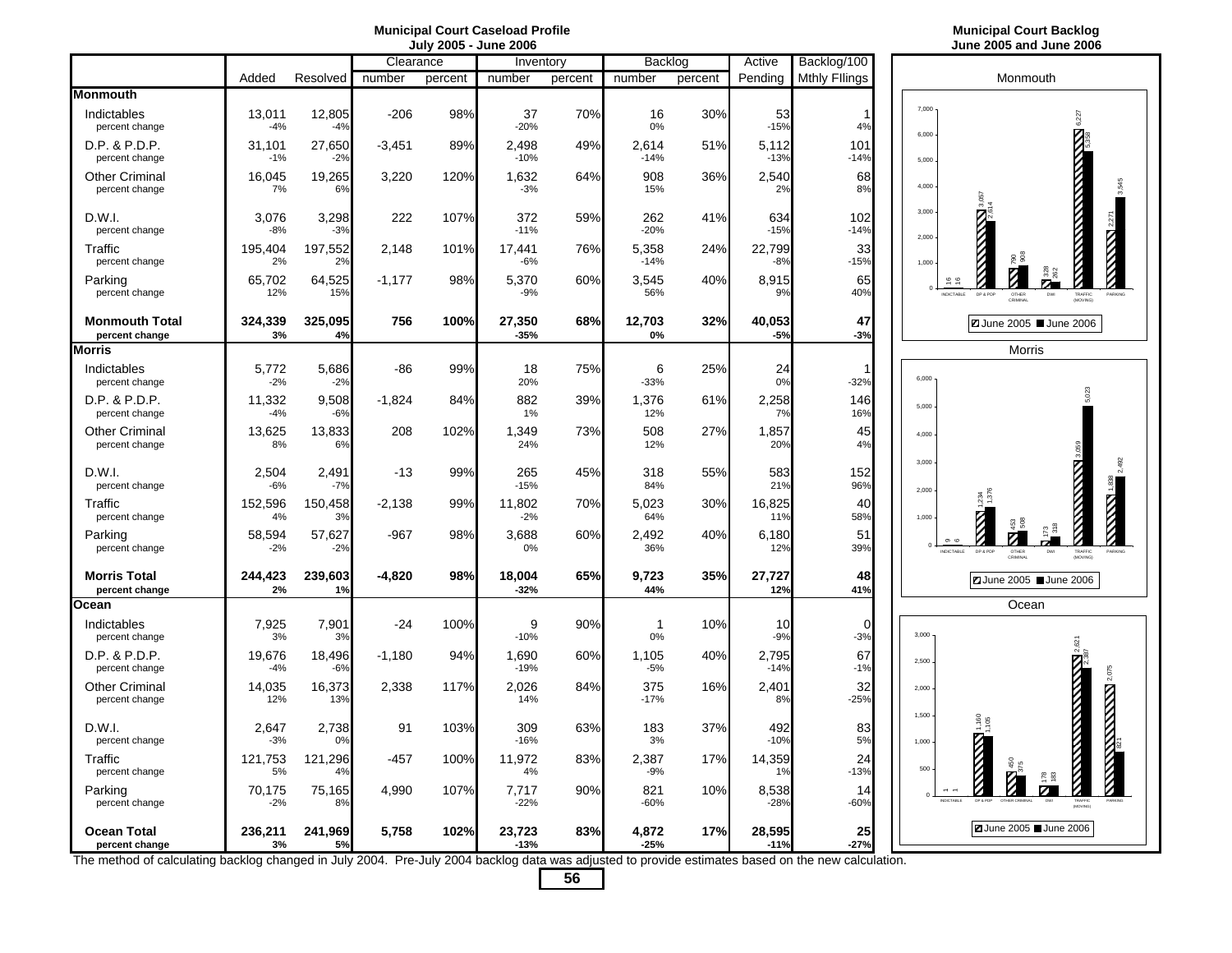# Municipal Court Caseload Profile
## July 2005 - June 2006

| | Added | Resolved | Clearance number | Clearance percent | Inventory number | Inventory percent | Backlog number | Backlog percent | Active Pending | Backlog/100 Mthly FIlings |
|---|---|---|---|---|---|---|---|---|---|---|
| **Monmouth** | | | | | | | | | | |
| Indictables | 13,011 | 12,805 | -206 | 98% | 37 | 70% | 16 | 30% | 53 | 1 |
| percent change | -4% | -4% | | | -20% | | 0% | | -15% | 4% |
| D.P. & P.D.P. | 31,101 | 27,650 | -3,451 | 89% | 2,498 | 49% | 2,614 | 51% | 5,112 | 101 |
| percent change | -1% | -2% | | | -10% | | -14% | | -13% | -14% |
| Other Criminal | 16,045 | 19,265 | 3,220 | 120% | 1,632 | 64% | 908 | 36% | 2,540 | 68 |
| percent change | 7% | 6% | | | -3% | | 15% | | 2% | 8% |
| D.W.I. | 3,076 | 3,298 | 222 | 107% | 372 | 59% | 262 | 41% | 634 | 102 |
| percent change | -8% | -3% | | | -11% | | -20% | | -15% | -14% |
| Traffic | 195,404 | 197,552 | 2,148 | 101% | 17,441 | 76% | 5,358 | 24% | 22,799 | 33 |
| percent change | 2% | 2% | | | -6% | | -14% | | -8% | -15% |
| Parking | 65,702 | 64,525 | -1,177 | 98% | 5,370 | 60% | 3,545 | 40% | 8,915 | 65 |
| percent change | 12% | 15% | | | -9% | | 56% | | 9% | 40% |
| **Monmouth Total** | **324,339** | **325,095** | **756** | **100%** | **27,350** | **68%** | **12,703** | **32%** | **40,053** | **47** |
| **percent change** | **3%** | **4%** | | | **-35%** | | **0%** | | **-5%** | **-3%** |
| **Morris** | | | | | | | | | | |
| Indictables | 5,772 | 5,686 | -86 | 99% | 18 | 75% | 6 | 25% | 24 | 1 |
| percent change | -2% | -2% | | | 20% | | -33% | | 0% | -32% |
| D.P. & P.D.P. | 11,332 | 9,508 | -1,824 | 84% | 882 | 39% | 1,376 | 61% | 2,258 | 146 |
| percent change | -4% | -6% | | | 1% | | 12% | | 7% | 16% |
| Other Criminal | 13,625 | 13,833 | 208 | 102% | 1,349 | 73% | 508 | 27% | 1,857 | 45 |
| percent change | 8% | 6% | | | 24% | | 12% | | 20% | 4% |
| D.W.I. | 2,504 | 2,491 | -13 | 99% | 265 | 45% | 318 | 55% | 583 | 152 |
| percent change | -6% | -7% | | | -15% | | 84% | | 21% | 96% |
| Traffic | 152,596 | 150,458 | -2,138 | 99% | 11,802 | 70% | 5,023 | 30% | 16,825 | 40 |
| percent change | 4% | 3% | | | -2% | | 64% | | 11% | 58% |
| Parking | 58,594 | 57,627 | -967 | 98% | 3,688 | 60% | 2,492 | 40% | 6,180 | 51 |
| percent change | -2% | -2% | | | 0% | | 36% | | 12% | 39% |
| **Morris Total** | **244,423** | **239,603** | **-4,820** | **98%** | **18,004** | **65%** | **9,723** | **35%** | **27,727** | **48** |
| **percent change** | **2%** | **1%** | | | **-32%** | | **44%** | | **12%** | **41%** |
| **Ocean** | | | | | | | | | | |
| Indictables | 7,925 | 7,901 | -24 | 100% | 9 | 90% | 1 | 10% | 10 | 0 |
| percent change | 3% | 3% | | | -10% | | 0% | | -9% | -3% |
| D.P. & P.D.P. | 19,676 | 18,496 | -1,180 | 94% | 1,690 | 60% | 1,105 | 40% | 2,795 | 67 |
| percent change | -4% | -6% | | | -19% | | -5% | | -14% | -1% |
| Other Criminal | 14,035 | 16,373 | 2,338 | 117% | 2,026 | 84% | 375 | 16% | 2,401 | 32 |
| percent change | 12% | 13% | | | 14% | | -17% | | 8% | -25% |
| D.W.I. | 2,647 | 2,738 | 91 | 103% | 309 | 63% | 183 | 37% | 492 | 83 |
| percent change | -3% | 0% | | | -16% | | 3% | | -10% | 5% |
| Traffic | 121,753 | 121,296 | -457 | 100% | 11,972 | 83% | 2,387 | 17% | 14,359 | 24 |
| percent change | 5% | 4% | | | 4% | | -9% | | 1% | -13% |
| Parking | 70,175 | 75,165 | 4,990 | 107% | 7,717 | 90% | 821 | 10% | 8,538 | 14 |
| percent change | -2% | 8% | | | -22% | | -60% | | -28% | -60% |
| **Ocean Total** | **236,211** | **241,969** | **5,758** | **102%** | **23,723** | **83%** | **4,872** | **17%** | **28,595** | **25** |
| **percent change** | **3%** | **5%** | | | **-13%** | | **-25%** | | **-11%** | **-27%** |

The method of calculating backlog changed in July 2004. Pre-July 2004 backlog data was adjusted to provide estimates based on the new calculation.

# Municipal Court Backlog
## June 2005 and June 2006

### Monmouth

| | June 2005 | June 2006 |
|---|---|---|
| INDICTABLE | 16 | 16 |
| DP & PDP | 3,057 | 2,614 |
| OTHER CRIMINAL | 790 | 908 |
| DWI | 328 | 262 |
| TRAFFIC (MOVING) | 6,227 | 5,358 |
| PARKING | 2,271 | 3,545 |

### Morris

| | June 2005 | June 2006 |
|---|---|---|
| INDICTABLE | 9 | 6 |
| DP & PDP | 1,234 | 1,376 |
| OTHER CRIMINAL | 453 | 508 |
| DWI | 173 | 318 |
| TRAFFIC (MOVING) | 3,059 | 5,023 |
| PARKING | 1,838 | 2,492 |

### Ocean

| | June 2005 | June 2006 |
|---|---|---|
| INDICTABLE | 1 | 1 |
| DP & PDP | 1,160 | 1,105 |
| OTHER CRIMINAL | 450 | 375 |
| DWI | 178 | 183 |
| TRAFFIC (MOVING) | 2,621 | 2,387 |
| PARKING | 2,075 | 821 |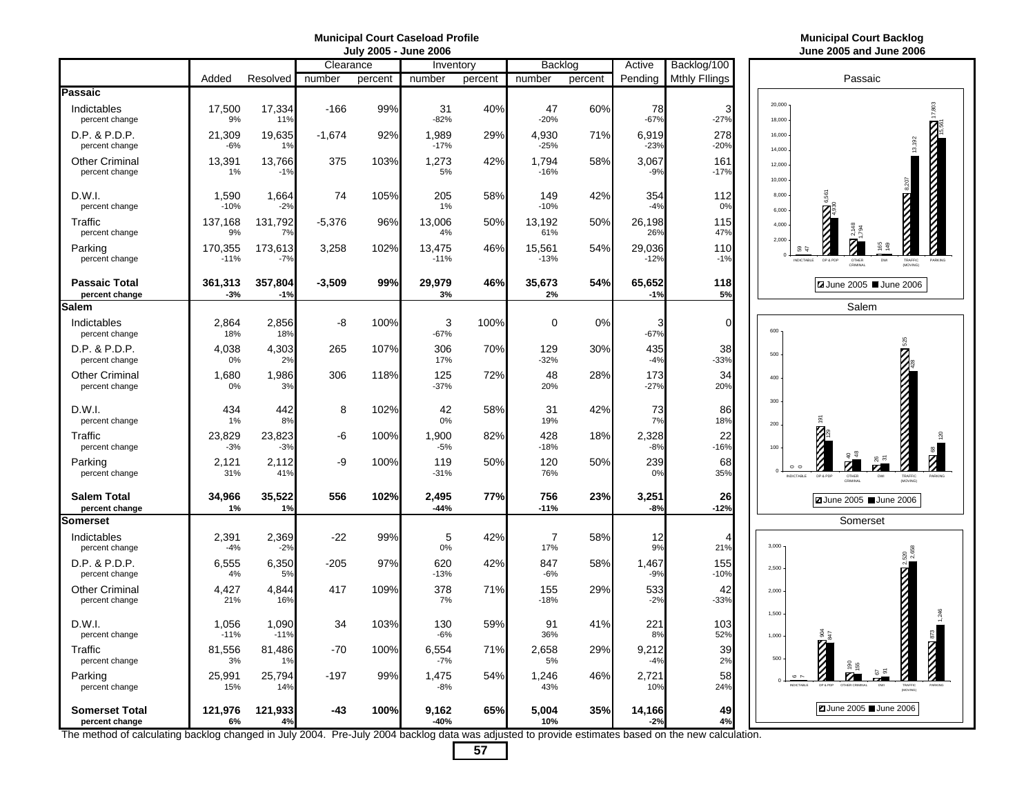## Municipal Court Caseload Profile
### July 2005 - June 2006

| | Added | Resolved | Clearance number | Clearance percent | Inventory number | Inventory percent | Backlog number | Backlog percent | Active Pending | Backlog/100 Mthly FIlings |
|---|---|---|---|---|---|---|---|---|---|---|
| **Passaic** | | | | | | | | | | |
| Indictables | 17,500 | 17,334 | -166 | 99% | 31 | 40% | 47 | 60% | 78 | 3 |
| percent change | 9% | 11% | | | -82% | | -20% | | -67% | -27% |
| D.P. & P.D.P. | 21,309 | 19,635 | -1,674 | 92% | 1,989 | 29% | 4,930 | 71% | 6,919 | 278 |
| percent change | -6% | 1% | | | -17% | | -25% | | -23% | -20% |
| Other Criminal | 13,391 | 13,766 | 375 | 103% | 1,273 | 42% | 1,794 | 58% | 3,067 | 161 |
| percent change | 1% | -1% | | | 5% | | -16% | | -9% | -17% |
| D.W.I. | 1,590 | 1,664 | 74 | 105% | 205 | 58% | 149 | 42% | 354 | 112 |
| percent change | -10% | -2% | | | 1% | | -10% | | -4% | 0% |
| Traffic | 137,168 | 131,792 | -5,376 | 96% | 13,006 | 50% | 13,192 | 50% | 26,198 | 115 |
| percent change | 9% | 7% | | | 4% | | 61% | | 26% | 47% |
| Parking | 170,355 | 173,613 | 3,258 | 102% | 13,475 | 46% | 15,561 | 54% | 29,036 | 110 |
| percent change | -11% | -7% | | | -11% | | -13% | | -12% | -1% |
| **Passaic Total** | **361,313** | **357,804** | **-3,509** | **99%** | **29,979** | **46%** | **35,673** | **54%** | **65,652** | **118** |
| **percent change** | **-3%** | **-1%** | | | **3%** | | **2%** | | **-1%** | **5%** |
| **Salem** | | | | | | | | | | |
| Indictables | 2,864 | 2,856 | -8 | 100% | 3 | 100% | 0 | 0% | 3 | 0 |
| percent change | 18% | 18% | | | -67% | | | | -67% | |
| D.P. & P.D.P. | 4,038 | 4,303 | 265 | 107% | 306 | 70% | 129 | 30% | 435 | 38 |
| percent change | 0% | 2% | | | 17% | | -32% | | -4% | -33% |
| Other Criminal | 1,680 | 1,986 | 306 | 118% | 125 | 72% | 48 | 28% | 173 | 34 |
| percent change | 0% | 3% | | | -37% | | 20% | | -27% | 20% |
| D.W.I. | 434 | 442 | 8 | 102% | 42 | 58% | 31 | 42% | 73 | 86 |
| percent change | 1% | 8% | | | 0% | | 19% | | 7% | 18% |
| Traffic | 23,829 | 23,823 | -6 | 100% | 1,900 | 82% | 428 | 18% | 2,328 | 22 |
| percent change | -3% | -3% | | | -5% | | -18% | | -8% | -16% |
| Parking | 2,121 | 2,112 | -9 | 100% | 119 | 50% | 120 | 50% | 239 | 68 |
| percent change | 31% | 41% | | | -31% | | 76% | | 0% | 35% |
| **Salem Total** | **34,966** | **35,522** | **556** | **102%** | **2,495** | **77%** | **756** | **23%** | **3,251** | **26** |
| **percent change** | **1%** | **1%** | | | **-44%** | | **-11%** | | **-8%** | **-12%** |
| **Somerset** | | | | | | | | | | |
| Indictables | 2,391 | 2,369 | -22 | 99% | 5 | 42% | 7 | 58% | 12 | 4 |
| percent change | -4% | -2% | | | 0% | | 17% | | 9% | 21% |
| D.P. & P.D.P. | 6,555 | 6,350 | -205 | 97% | 620 | 42% | 847 | 58% | 1,467 | 155 |
| percent change | 4% | 5% | | | -13% | | -6% | | -9% | -10% |
| Other Criminal | 4,427 | 4,844 | 417 | 109% | 378 | 71% | 155 | 29% | 533 | 42 |
| percent change | 21% | 16% | | | 7% | | -18% | | -2% | -33% |
| D.W.I. | 1,056 | 1,090 | 34 | 103% | 130 | 59% | 91 | 41% | 221 | 103 |
| percent change | -11% | -11% | | | -6% | | 36% | | 8% | 52% |
| Traffic | 81,556 | 81,486 | -70 | 100% | 6,554 | 71% | 2,658 | 29% | 9,212 | 39 |
| percent change | 3% | 1% | | | -7% | | 5% | | -4% | 2% |
| Parking | 25,991 | 25,794 | -197 | 99% | 1,475 | 54% | 1,246 | 46% | 2,721 | 58 |
| percent change | 15% | 14% | | | -8% | | 43% | | 10% | 24% |
| **Somerset Total** | **121,976** | **121,933** | **-43** | **100%** | **9,162** | **65%** | **5,004** | **35%** | **14,166** | **49** |
| **percent change** | **6%** | **4%** | | | **-40%** | | **10%** | | **-2%** | **4%** |

The method of calculating backlog changed in July 2004. Pre-July 2004 backlog data was adjusted to provide estimates based on the new calculation.

## Municipal Court Backlog
### June 2005 and June 2006

**Passaic**

| | Indictable | DP & PDP | Other Criminal | DWI | Traffic (Moving) | Parking |
|---|---|---|---|---|---|---|
| June 2005 | 59 | 6,561 | 2,148 | 165 | 8,207 | 17,803 |
| June 2006 | 47 | 4,930 | 1,794 | 149 | 13,192 | 15,561 |

**Salem**

| | Indictable | DP & PDP | Other Criminal | DWI | Traffic (Moving) | Parking |
|---|---|---|---|---|---|---|
| June 2005 | 0 | 191 | 40 | 26 | 525 | 68 |
| June 2006 | 0 | 129 | 48 | 31 | 428 | 120 |

**Somerset**

| | Indictable | DP & PDP | Other Criminal | DWI | Traffic (Moving) | Parking |
|---|---|---|---|---|---|---|
| June 2005 | 6 | 904 | 190 | 67 | 2,520 | 873 |
| June 2006 | 7 | 847 | 155 | 91 | 2,658 | 1,246 |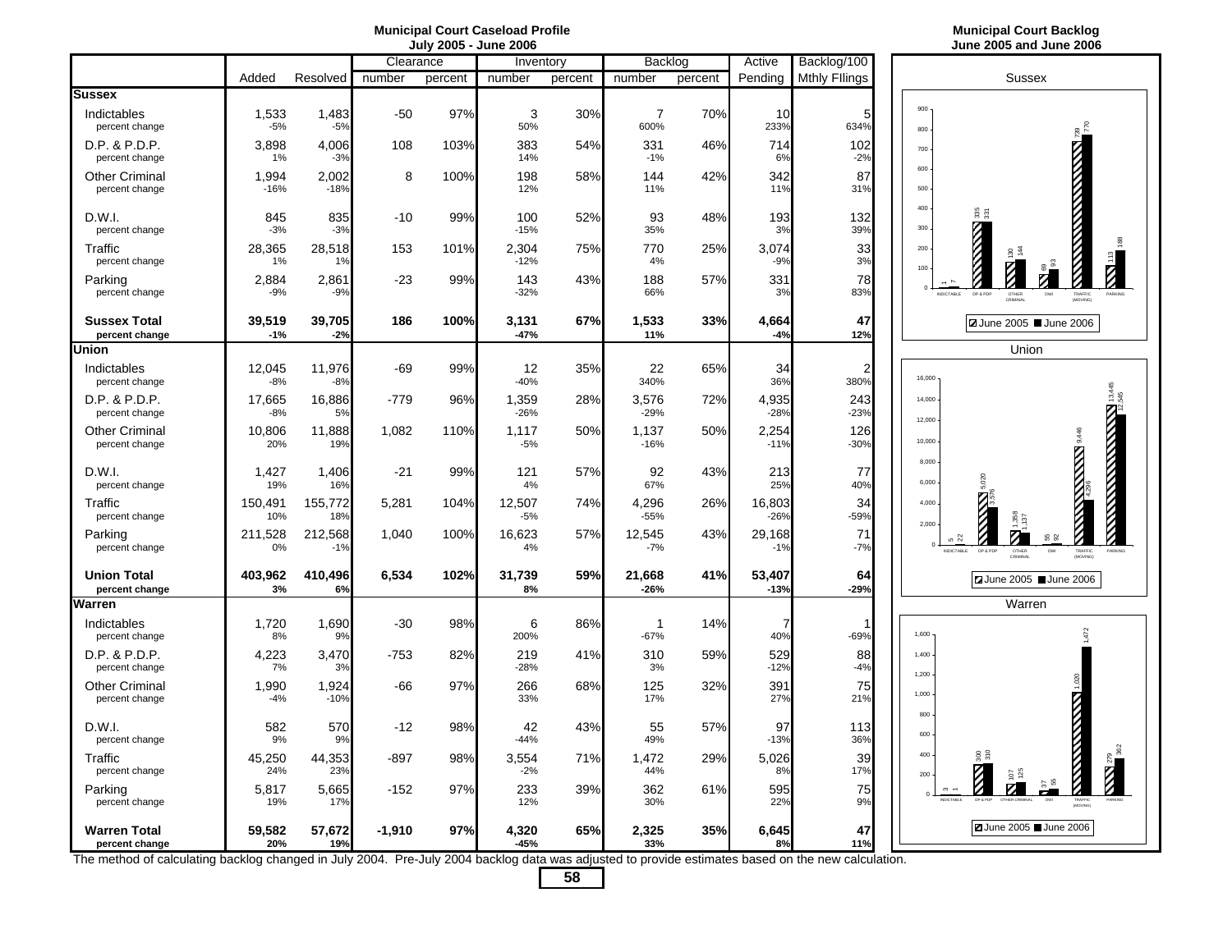## Municipal Court Caseload Profile
### July 2005 - June 2006

| | Added | Resolved | Clearance number | Clearance percent | Inventory number | Inventory percent | Backlog number | Backlog percent | Active Pending | Backlog/100 Mthly FIlings |
|---|---|---|---|---|---|---|---|---|---|---|
| **Sussex** | | | | | | | | | | |
| Indictables | 1,533 | 1,483 | -50 | 97% | 3 | 30% | 7 | 70% | 10 | 5 |
| percent change | -5% | -5% | | | 50% | | 600% | | 233% | 634% |
| D.P. & P.D.P. | 3,898 | 4,006 | 108 | 103% | 383 | 54% | 331 | 46% | 714 | 102 |
| percent change | 1% | -3% | | | 14% | | -1% | | 6% | -2% |
| Other Criminal | 1,994 | 2,002 | 8 | 100% | 198 | 58% | 144 | 42% | 342 | 87 |
| percent change | -16% | -18% | | | 12% | | 11% | | 11% | 31% |
| D.W.I. | 845 | 835 | -10 | 99% | 100 | 52% | 93 | 48% | 193 | 132 |
| percent change | -3% | -3% | | | -15% | | 35% | | 3% | 39% |
| Traffic | 28,365 | 28,518 | 153 | 101% | 2,304 | 75% | 770 | 25% | 3,074 | 33 |
| percent change | 1% | 1% | | | -12% | | 4% | | -9% | 3% |
| Parking | 2,884 | 2,861 | -23 | 99% | 143 | 43% | 188 | 57% | 331 | 78 |
| percent change | -9% | -9% | | | -32% | | 66% | | 3% | 83% |
| **Sussex Total** | **39,519** | **39,705** | **186** | **100%** | **3,131** | **67%** | **1,533** | **33%** | **4,664** | **47** |
| **percent change** | **-1%** | **-2%** | | | **-47%** | | **11%** | | **-4%** | **12%** |
| **Union** | | | | | | | | | | |
| Indictables | 12,045 | 11,976 | -69 | 99% | 12 | 35% | 22 | 65% | 34 | 2 |
| percent change | -8% | -8% | | | -40% | | 340% | | 36% | 380% |
| D.P. & P.D.P. | 17,665 | 16,886 | -779 | 96% | 1,359 | 28% | 3,576 | 72% | 4,935 | 243 |
| percent change | -8% | 5% | | | -26% | | -29% | | -28% | -23% |
| Other Criminal | 10,806 | 11,888 | 1,082 | 110% | 1,117 | 50% | 1,137 | 50% | 2,254 | 126 |
| percent change | 20% | 19% | | | -5% | | -16% | | -11% | -30% |
| D.W.I. | 1,427 | 1,406 | -21 | 99% | 121 | 57% | 92 | 43% | 213 | 77 |
| percent change | 19% | 16% | | | 4% | | 67% | | 25% | 40% |
| Traffic | 150,491 | 155,772 | 5,281 | 104% | 12,507 | 74% | 4,296 | 26% | 16,803 | 34 |
| percent change | 10% | 18% | | | -5% | | -55% | | -26% | -59% |
| Parking | 211,528 | 212,568 | 1,040 | 100% | 16,623 | 57% | 12,545 | 43% | 29,168 | 71 |
| percent change | 0% | -1% | | | 4% | | -7% | | -1% | -7% |
| **Union Total** | **403,962** | **410,496** | **6,534** | **102%** | **31,739** | **59%** | **21,668** | **41%** | **53,407** | **64** |
| **percent change** | **3%** | **6%** | | | **8%** | | **-26%** | | **-13%** | **-29%** |
| **Warren** | | | | | | | | | | |
| Indictables | 1,720 | 1,690 | -30 | 98% | 6 | 86% | 1 | 14% | 7 | 1 |
| percent change | 8% | 9% | | | 200% | | -67% | | 40% | -69% |
| D.P. & P.D.P. | 4,223 | 3,470 | -753 | 82% | 219 | 41% | 310 | 59% | 529 | 88 |
| percent change | 7% | 3% | | | -28% | | 3% | | -12% | -4% |
| Other Criminal | 1,990 | 1,924 | -66 | 97% | 266 | 68% | 125 | 32% | 391 | 75 |
| percent change | -4% | -10% | | | 33% | | 17% | | 27% | 21% |
| D.W.I. | 582 | 570 | -12 | 98% | 42 | 43% | 55 | 57% | 97 | 113 |
| percent change | 9% | 9% | | | -44% | | 49% | | -13% | 36% |
| Traffic | 45,250 | 44,353 | -897 | 98% | 3,554 | 71% | 1,472 | 29% | 5,026 | 39 |
| percent change | 24% | 23% | | | -2% | | 44% | | 8% | 17% |
| Parking | 5,817 | 5,665 | -152 | 97% | 233 | 39% | 362 | 61% | 595 | 75 |
| percent change | 19% | 17% | | | 12% | | 30% | | 22% | 9% |
| **Warren Total** | **59,582** | **57,672** | **-1,910** | **97%** | **4,320** | **65%** | **2,325** | **35%** | **6,645** | **47** |
| **percent change** | **20%** | **19%** | | | **-45%** | | **33%** | | **8%** | **11%** |

The method of calculating backlog changed in July 2004. Pre-July 2004 backlog data was adjusted to provide estimates based on the new calculation.

## Municipal Court Backlog
### June 2005 and June 2006

**Sussex**

| | June 2005 | June 2006 |
|---|---|---|
| Indictable | 1 | 7 |
| DP & PDP | 335 | 331 |
| Other Criminal | 130 | 144 |
| DWI | 69 | 93 |
| Traffic (Moving) | 739 | 770 |
| Parking | 113 | 188 |

**Union**

| | June 2005 | June 2006 |
|---|---|---|
| Indictable | 5 | 22 |
| DP & PDP | 5,020 | 3,576 |
| Other Criminal | 1,358 | 1,137 |
| DWI | 55 | 92 |
| Traffic (Moving) | 9,446 | 4,296 |
| Parking | 13,445 | 12,545 |

**Warren**

| | June 2005 | June 2006 |
|---|---|---|
| Indictable | 3 | 1 |
| DP & PDP | 300 | 310 |
| Other Criminal | 107 | 125 |
| DWI | 37 | 55 |
| Traffic (Moving) | 1,020 | 1,472 |
| Parking | 279 | 362 |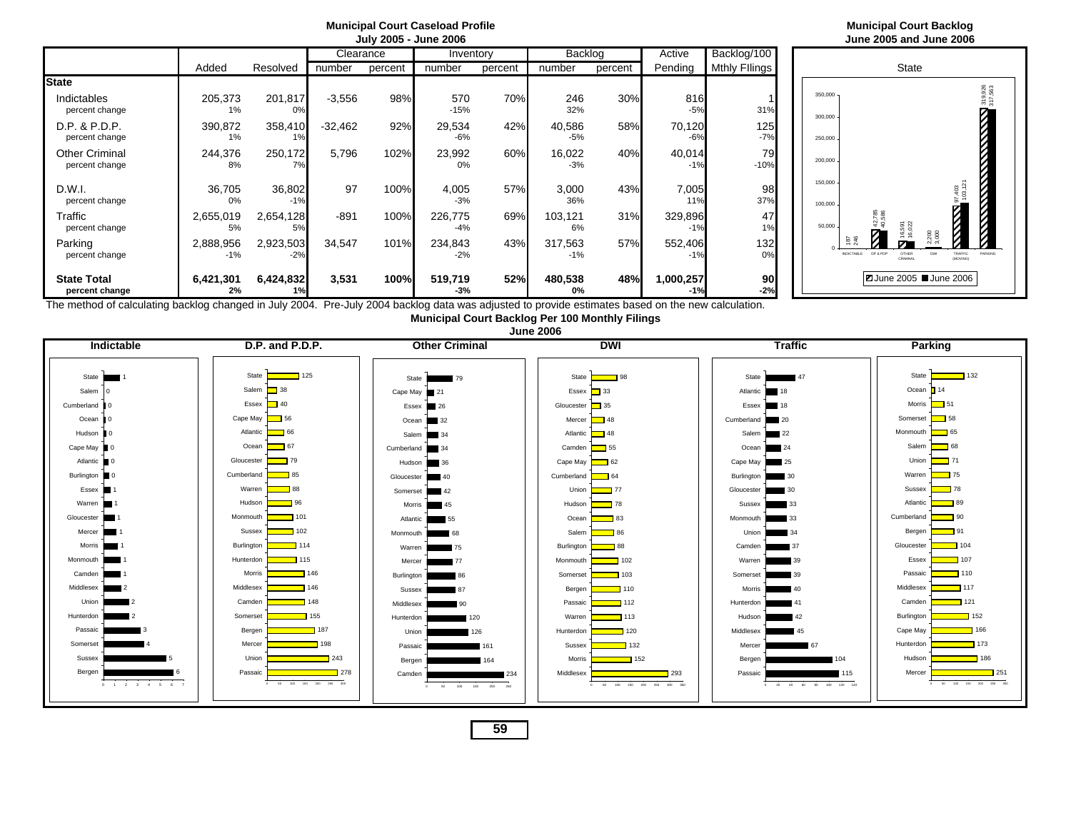## Municipal Court Caseload Profile
### July 2005 - June 2006

| | Added | Resolved | Clearance number | Clearance percent | Inventory number | Inventory percent | Backlog number | Backlog percent | Active Pending | Backlog/100 Mthly FIlings |
|---|---|---|---|---|---|---|---|---|---|---|
| **State** | | | | | | | | | | |
| Indictables | 205,373 | 201,817 | -3,556 | 98% | 570 | 70% | 246 | 30% | 816 | 1 |
| percent change | 1% | 0% | | | -15% | | 32% | | -5% | 31% |
| D.P. & P.D.P. | 390,872 | 358,410 | -32,462 | 92% | 29,534 | 42% | 40,586 | 58% | 70,120 | 125 |
| percent change | 1% | 1% | | | -6% | | -5% | | -6% | -7% |
| Other Criminal | 244,376 | 250,172 | 5,796 | 102% | 23,992 | 60% | 16,022 | 40% | 40,014 | 79 |
| percent change | 8% | 7% | | | 0% | | -3% | | -1% | -10% |
| D.W.I. | 36,705 | 36,802 | 97 | 100% | 4,005 | 57% | 3,000 | 43% | 7,005 | 98 |
| percent change | 0% | -1% | | | -3% | | 36% | | 11% | 37% |
| Traffic | 2,655,019 | 2,654,128 | -891 | 100% | 226,775 | 69% | 103,121 | 31% | 329,896 | 47 |
| percent change | 5% | 5% | | | -4% | | 6% | | -1% | 1% |
| Parking | 2,888,956 | 2,923,503 | 34,547 | 101% | 234,843 | 43% | 317,563 | 57% | 552,406 | 132 |
| percent change | -1% | -2% | | | -2% | | -1% | | -1% | 0% |
| **State Total** | **6,421,301** | **6,424,832** | **3,531** | **100%** | **519,719** | **52%** | **480,538** | **48%** | **1,000,257** | **90** |
| **percent change** | **2%** | **1%** | | | **-3%** | | **0%** | | **-1%** | **-2%** |

The method of calculating backlog changed in July 2004. Pre-July 2004 backlog data was adjusted to provide estimates based on the new calculation.

## Municipal Court Backlog
### June 2005 and June 2006

State

| | June 2005 | June 2006 |
|---|---|---|
| Indictable | 187 | 246 |
| DP & PDP | 42,785 | 40,586 |
| Other Criminal | 16,591 | 16,022 |
| DWI | 2,200 | 3,000 |
| Traffic (Moving) | 97,403 | 103,121 |
| Parking | 319,926 | 317,563 |

## Municipal Court Backlog Per 100 Monthly Filings
### June 2006

**Indictable**

| County | Value |
|---|---|
| State | 1 |
| Salem | 0 |
| Cumberland | 0 |
| Ocean | 0 |
| Hudson | 0 |
| Cape May | 0 |
| Atlantic | 0 |
| Burlington | 0 |
| Essex | 1 |
| Warren | 1 |
| Gloucester | 1 |
| Mercer | 1 |
| Morris | 1 |
| Monmouth | 1 |
| Camden | 1 |
| Middlesex | 2 |
| Union | 2 |
| Hunterdon | 2 |
| Passaic | 3 |
| Somerset | 4 |
| Sussex | 5 |
| Bergen | 6 |

**D.P. and P.D.P.**

| County | Value |
|---|---|
| State | 125 |
| Salem | 38 |
| Essex | 40 |
| Cape May | 56 |
| Atlantic | 66 |
| Ocean | 67 |
| Gloucester | 79 |
| Cumberland | 85 |
| Warren | 88 |
| Hudson | 96 |
| Monmouth | 101 |
| Sussex | 102 |
| Burlington | 114 |
| Hunterdon | 115 |
| Morris | 146 |
| Middlesex | 146 |
| Camden | 148 |
| Somerset | 155 |
| Bergen | 187 |
| Mercer | 198 |
| Union | 243 |
| Passaic | 278 |

**Other Criminal**

| County | Value |
|---|---|
| State | 79 |
| Cape May | 21 |
| Essex | 26 |
| Ocean | 32 |
| Salem | 34 |
| Cumberland | 34 |
| Hudson | 36 |
| Gloucester | 40 |
| Somerset | 42 |
| Morris | 45 |
| Atlantic | 55 |
| Monmouth | 68 |
| Warren | 75 |
| Mercer | 77 |
| Burlington | 86 |
| Sussex | 87 |
| Middlesex | 90 |
| Hunterdon | 120 |
| Union | 126 |
| Passaic | 161 |
| Bergen | 164 |
| Camden | 234 |

**DWI**

| County | Value |
|---|---|
| State | 98 |
| Essex | 33 |
| Gloucester | 35 |
| Mercer | 48 |
| Atlantic | 48 |
| Camden | 55 |
| Cape May | 62 |
| Cumberland | 64 |
| Union | 77 |
| Hudson | 78 |
| Ocean | 83 |
| Salem | 86 |
| Burlington | 88 |
| Monmouth | 102 |
| Somerset | 103 |
| Bergen | 110 |
| Passaic | 112 |
| Warren | 113 |
| Hunterdon | 120 |
| Sussex | 132 |
| Morris | 152 |
| Middlesex | 293 |

**Traffic**

| County | Value |
|---|---|
| State | 47 |
| Atlantic | 18 |
| Essex | 18 |
| Cumberland | 20 |
| Salem | 22 |
| Ocean | 24 |
| Cape May | 25 |
| Burlington | 30 |
| Gloucester | 30 |
| Sussex | 33 |
| Monmouth | 33 |
| Union | 34 |
| Camden | 37 |
| Warren | 39 |
| Somerset | 39 |
| Morris | 40 |
| Hunterdon | 41 |
| Hudson | 42 |
| Middlesex | 45 |
| Mercer | 67 |
| Bergen | 104 |
| Passaic | 115 |

**Parking**

| County | Value |
|---|---|
| State | 132 |
| Ocean | 14 |
| Morris | 51 |
| Somerset | 58 |
| Monmouth | 65 |
| Salem | 68 |
| Union | 71 |
| Warren | 75 |
| Sussex | 78 |
| Atlantic | 89 |
| Cumberland | 90 |
| Bergen | 91 |
| Gloucester | 104 |
| Essex | 107 |
| Passaic | 110 |
| Middlesex | 117 |
| Camden | 121 |
| Burlington | 152 |
| Cape May | 166 |
| Hunterdon | 173 |
| Hudson | 186 |
| Mercer | 251 |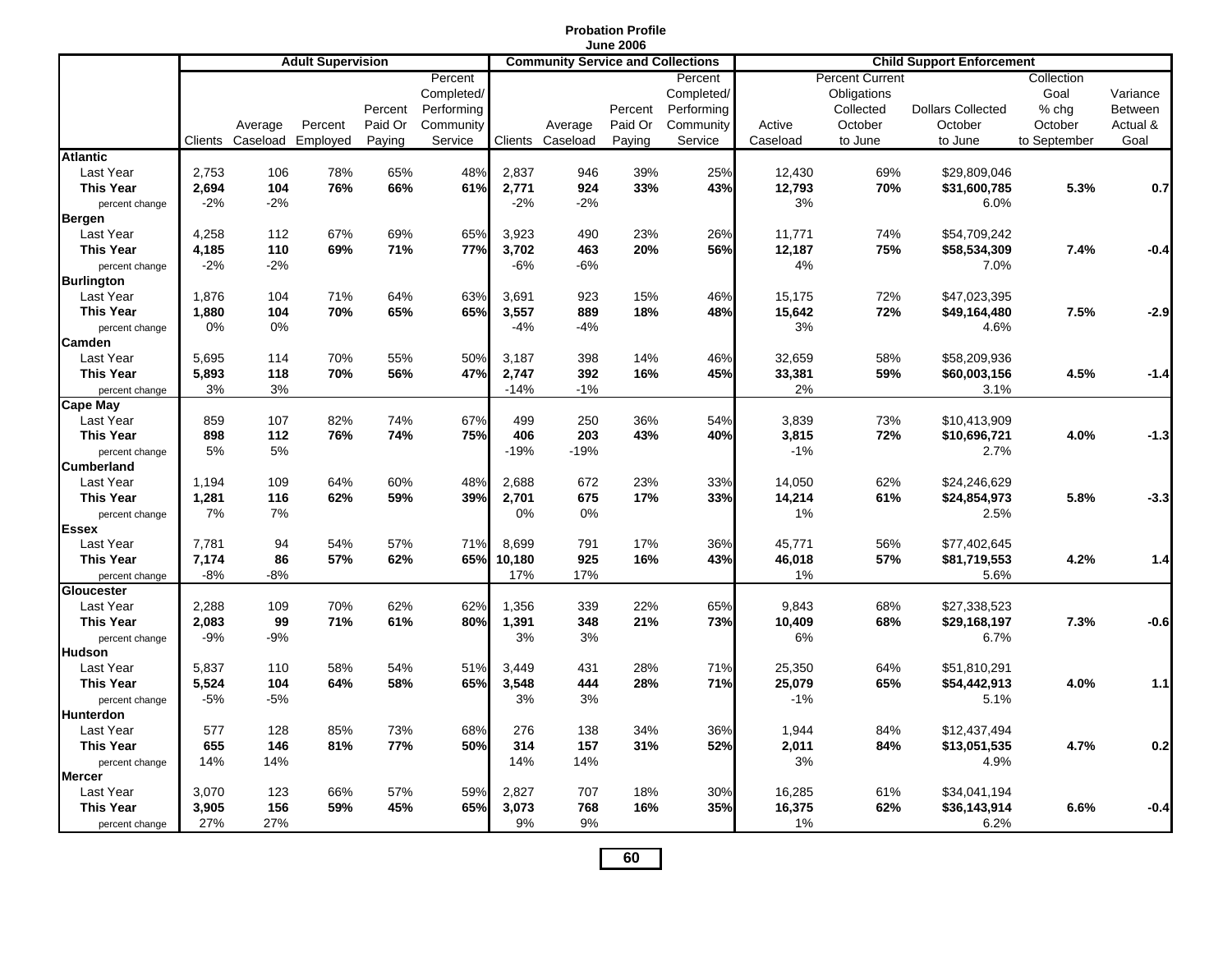# Probation Profile

## June 2006

| | Adult Supervision | | | | | Community Service and Collections | | | | Child Support Enforcement | | | | |
|---|---|---|---|---|---|---|---|---|---|---|---|---|---|---|
| | Clients | Average Caseload | Percent Employed | Percent Paid Or Paying | Percent Completed/ Performing Community Service | Clients | Average Caseload | Percent Paid Or Paying | Percent Completed/ Performing Community Service | Active Caseload | Percent Current Obligations Collected October to June | Dollars Collected October to June | Collection Goal % chg October to September | Variance Between Actual & Goal |
| **Atlantic** | | | | | | | | | | | | | | |
| Last Year | 2,753 | 106 | 78% | 65% | 48% | 2,837 | 946 | 39% | 25% | 12,430 | 69% | $29,809,046 | | |
| **This Year** | **2,694** | **104** | **76%** | **66%** | **61%** | **2,771** | **924** | **33%** | **43%** | **12,793** | **70%** | **$31,600,785** | **5.3%** | **0.7** |
| percent change | -2% | -2% | | | | -2% | -2% | | | 3% | | 6.0% | | |
| **Bergen** | | | | | | | | | | | | | | |
| Last Year | 4,258 | 112 | 67% | 69% | 65% | 3,923 | 490 | 23% | 26% | 11,771 | 74% | $54,709,242 | | |
| **This Year** | **4,185** | **110** | **69%** | **71%** | **77%** | **3,702** | **463** | **20%** | **56%** | **12,187** | **75%** | **$58,534,309** | **7.4%** | **-0.4** |
| percent change | -2% | -2% | | | | -6% | -6% | | | 4% | | 7.0% | | |
| **Burlington** | | | | | | | | | | | | | | |
| Last Year | 1,876 | 104 | 71% | 64% | 63% | 3,691 | 923 | 15% | 46% | 15,175 | 72% | $47,023,395 | | |
| **This Year** | **1,880** | **104** | **70%** | **65%** | **65%** | **3,557** | **889** | **18%** | **48%** | **15,642** | **72%** | **$49,164,480** | **7.5%** | **-2.9** |
| percent change | 0% | 0% | | | | -4% | -4% | | | 3% | | 4.6% | | |
| **Camden** | | | | | | | | | | | | | | |
| Last Year | 5,695 | 114 | 70% | 55% | 50% | 3,187 | 398 | 14% | 46% | 32,659 | 58% | $58,209,936 | | |
| **This Year** | **5,893** | **118** | **70%** | **56%** | **47%** | **2,747** | **392** | **16%** | **45%** | **33,381** | **59%** | **$60,003,156** | **4.5%** | **-1.4** |
| percent change | 3% | 3% | | | | -14% | -1% | | | 2% | | 3.1% | | |
| **Cape May** | | | | | | | | | | | | | | |
| Last Year | 859 | 107 | 82% | 74% | 67% | 499 | 250 | 36% | 54% | 3,839 | 73% | $10,413,909 | | |
| **This Year** | **898** | **112** | **76%** | **74%** | **75%** | **406** | **203** | **43%** | **40%** | **3,815** | **72%** | **$10,696,721** | **4.0%** | **-1.3** |
| percent change | 5% | 5% | | | | -19% | -19% | | | -1% | | 2.7% | | |
| **Cumberland** | | | | | | | | | | | | | | |
| Last Year | 1,194 | 109 | 64% | 60% | 48% | 2,688 | 672 | 23% | 33% | 14,050 | 62% | $24,246,629 | | |
| **This Year** | **1,281** | **116** | **62%** | **59%** | **39%** | **2,701** | **675** | **17%** | **33%** | **14,214** | **61%** | **$24,854,973** | **5.8%** | **-3.3** |
| percent change | 7% | 7% | | | | 0% | 0% | | | 1% | | 2.5% | | |
| **Essex** | | | | | | | | | | | | | | |
| Last Year | 7,781 | 94 | 54% | 57% | 71% | 8,699 | 791 | 17% | 36% | 45,771 | 56% | $77,402,645 | | |
| **This Year** | **7,174** | **86** | **57%** | **62%** | **65%** | **10,180** | **925** | **16%** | **43%** | **46,018** | **57%** | **$81,719,553** | **4.2%** | **1.4** |
| percent change | -8% | -8% | | | | 17% | 17% | | | 1% | | 5.6% | | |
| **Gloucester** | | | | | | | | | | | | | | |
| Last Year | 2,288 | 109 | 70% | 62% | 62% | 1,356 | 339 | 22% | 65% | 9,843 | 68% | $27,338,523 | | |
| **This Year** | **2,083** | **99** | **71%** | **61%** | **80%** | **1,391** | **348** | **21%** | **73%** | **10,409** | **68%** | **$29,168,197** | **7.3%** | **-0.6** |
| percent change | -9% | -9% | | | | 3% | 3% | | | 6% | | 6.7% | | |
| **Hudson** | | | | | | | | | | | | | | |
| Last Year | 5,837 | 110 | 58% | 54% | 51% | 3,449 | 431 | 28% | 71% | 25,350 | 64% | $51,810,291 | | |
| **This Year** | **5,524** | **104** | **64%** | **58%** | **65%** | **3,548** | **444** | **28%** | **71%** | **25,079** | **65%** | **$54,442,913** | **4.0%** | **1.1** |
| percent change | -5% | -5% | | | | 3% | 3% | | | -1% | | 5.1% | | |
| **Hunterdon** | | | | | | | | | | | | | | |
| Last Year | 577 | 128 | 85% | 73% | 68% | 276 | 138 | 34% | 36% | 1,944 | 84% | $12,437,494 | | |
| **This Year** | **655** | **146** | **81%** | **77%** | **50%** | **314** | **157** | **31%** | **52%** | **2,011** | **84%** | **$13,051,535** | **4.7%** | **0.2** |
| percent change | 14% | 14% | | | | 14% | 14% | | | 3% | | 4.9% | | |
| **Mercer** | | | | | | | | | | | | | | |
| Last Year | 3,070 | 123 | 66% | 57% | 59% | 2,827 | 707 | 18% | 30% | 16,285 | 61% | $34,041,194 | | |
| **This Year** | **3,905** | **156** | **59%** | **45%** | **65%** | **3,073** | **768** | **16%** | **35%** | **16,375** | **62%** | **$36,143,914** | **6.6%** | **-0.4** |
| percent change | 27% | 27% | | | | 9% | 9% | | | 1% | | 6.2% | | |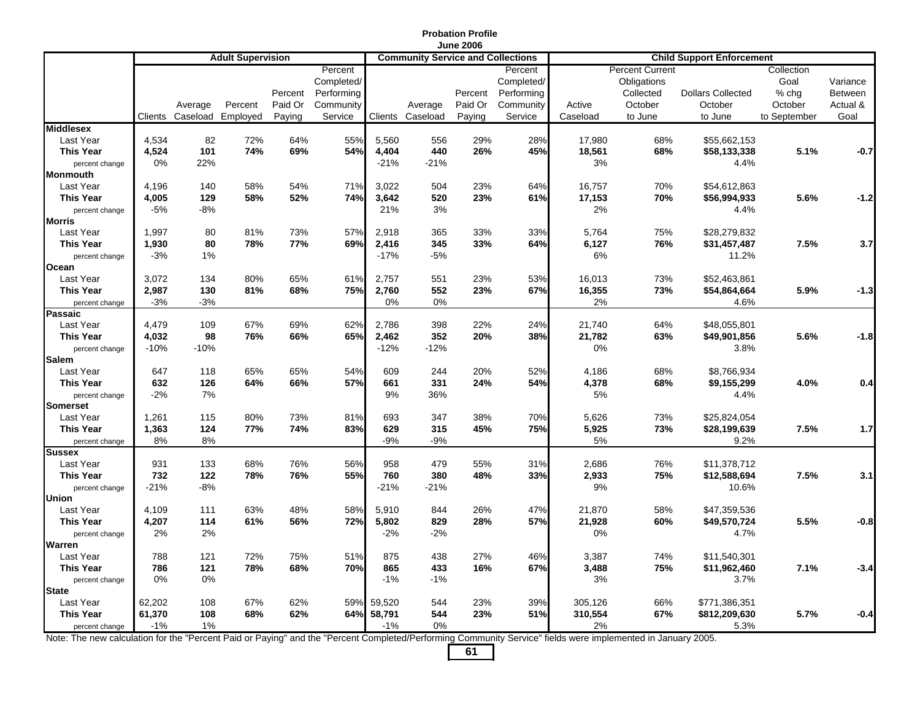# Probation Profile
## June 2006

| | Adult Supervision | | | | | Community Service and Collections | | | | Child Support Enforcement | | | | |
|---|---|---|---|---|---|---|---|---|---|---|---|---|---|---|
| | Clients | Average Caseload | Percent Employed | Percent Paid Or Paying | Percent Completed/ Performing Community Service | Clients | Average Caseload | Percent Paid Or Paying | Percent Completed/ Performing Service | Active Caseload | Percent Current Obligations Collected October to June | Dollars Collected October to June | Collection Goal % chg October to September | Variance Between Actual & Goal |
| **Middlesex** | | | | | | | | | | | | | | |
| Last Year | 4,534 | 82 | 72% | 64% | 55% | 5,560 | 556 | 29% | 28% | 17,980 | 68% | $55,662,153 | | |
| **This Year** | **4,524** | **101** | **74%** | **69%** | **54%** | **4,404** | **440** | **26%** | **45%** | **18,561** | **68%** | **$58,133,338** | **5.1%** | **-0.7** |
| percent change | 0% | 22% | | | | -21% | -21% | | | 3% | | 4.4% | | |
| **Monmouth** | | | | | | | | | | | | | | |
| Last Year | 4,196 | 140 | 58% | 54% | 71% | 3,022 | 504 | 23% | 64% | 16,757 | 70% | $54,612,863 | | |
| **This Year** | **4,005** | **129** | **58%** | **52%** | **74%** | **3,642** | **520** | **23%** | **61%** | **17,153** | **70%** | **$56,994,933** | **5.6%** | **-1.2** |
| percent change | -5% | -8% | | | | 21% | 3% | | | 2% | | 4.4% | | |
| **Morris** | | | | | | | | | | | | | | |
| Last Year | 1,997 | 80 | 81% | 73% | 57% | 2,918 | 365 | 33% | 33% | 5,764 | 75% | $28,279,832 | | |
| **This Year** | **1,930** | **80** | **78%** | **77%** | **69%** | **2,416** | **345** | **33%** | **64%** | **6,127** | **76%** | **$31,457,487** | **7.5%** | **3.7** |
| percent change | -3% | 1% | | | | -17% | -5% | | | 6% | | 11.2% | | |
| **Ocean** | | | | | | | | | | | | | | |
| Last Year | 3,072 | 134 | 80% | 65% | 61% | 2,757 | 551 | 23% | 53% | 16,013 | 73% | $52,463,861 | | |
| **This Year** | **2,987** | **130** | **81%** | **68%** | **75%** | **2,760** | **552** | **23%** | **67%** | **16,355** | **73%** | **$54,864,664** | **5.9%** | **-1.3** |
| percent change | -3% | -3% | | | | 0% | 0% | | | 2% | | 4.6% | | |
| **Passaic** | | | | | | | | | | | | | | |
| Last Year | 4,479 | 109 | 67% | 69% | 62% | 2,786 | 398 | 22% | 24% | 21,740 | 64% | $48,055,801 | | |
| **This Year** | **4,032** | **98** | **76%** | **66%** | **65%** | **2,462** | **352** | **20%** | **38%** | **21,782** | **63%** | **$49,901,856** | **5.6%** | **-1.8** |
| percent change | -10% | -10% | | | | -12% | -12% | | | 0% | | 3.8% | | |
| **Salem** | | | | | | | | | | | | | | |
| Last Year | 647 | 118 | 65% | 65% | 54% | 609 | 244 | 20% | 52% | 4,186 | 68% | $8,766,934 | | |
| **This Year** | **632** | **126** | **64%** | **66%** | **57%** | **661** | **331** | **24%** | **54%** | **4,378** | **68%** | **$9,155,299** | **4.0%** | **0.4** |
| percent change | -2% | 7% | | | | 9% | 36% | | | 5% | | 4.4% | | |
| **Somerset** | | | | | | | | | | | | | | |
| Last Year | 1,261 | 115 | 80% | 73% | 81% | 693 | 347 | 38% | 70% | 5,626 | 73% | $25,824,054 | | |
| **This Year** | **1,363** | **124** | **77%** | **74%** | **83%** | **629** | **315** | **45%** | **75%** | **5,925** | **73%** | **$28,199,639** | **7.5%** | **1.7** |
| percent change | 8% | 8% | | | | -9% | -9% | | | 5% | | 9.2% | | |
| **Sussex** | | | | | | | | | | | | | | |
| Last Year | 931 | 133 | 68% | 76% | 56% | 958 | 479 | 55% | 31% | 2,686 | 76% | $11,378,712 | | |
| **This Year** | **732** | **122** | **78%** | **76%** | **55%** | **760** | **380** | **48%** | **33%** | **2,933** | **75%** | **$12,588,694** | **7.5%** | **3.1** |
| percent change | -21% | -8% | | | | -21% | -21% | | | 9% | | 10.6% | | |
| **Union** | | | | | | | | | | | | | | |
| Last Year | 4,109 | 111 | 63% | 48% | 58% | 5,910 | 844 | 26% | 47% | 21,870 | 58% | $47,359,536 | | |
| **This Year** | **4,207** | **114** | **61%** | **56%** | **72%** | **5,802** | **829** | **28%** | **57%** | **21,928** | **60%** | **$49,570,724** | **5.5%** | **-0.8** |
| percent change | 2% | 2% | | | | -2% | -2% | | | 0% | | 4.7% | | |
| **Warren** | | | | | | | | | | | | | | |
| Last Year | 788 | 121 | 72% | 75% | 51% | 875 | 438 | 27% | 46% | 3,387 | 74% | $11,540,301 | | |
| **This Year** | **786** | **121** | **78%** | **68%** | **70%** | **865** | **433** | **16%** | **67%** | **3,488** | **75%** | **$11,962,460** | **7.1%** | **-3.4** |
| percent change | 0% | 0% | | | | -1% | -1% | | | 3% | | 3.7% | | |
| **State** | | | | | | | | | | | | | | |
| Last Year | 62,202 | 108 | 67% | 62% | 59% | 59,520 | 544 | 23% | 39% | 305,126 | 66% | $771,386,351 | | |
| **This Year** | **61,370** | **108** | **68%** | **62%** | **64%** | **58,791** | **544** | **23%** | **51%** | **310,554** | **67%** | **$812,209,630** | **5.7%** | **-0.4** |
| percent change | -1% | 1% | | | | -1% | 0% | | | 2% | | 5.3% | | |

Note: The new calculation for the "Percent Paid or Paying" and the "Percent Completed/Performing Community Service" fields were implemented in January 2005.